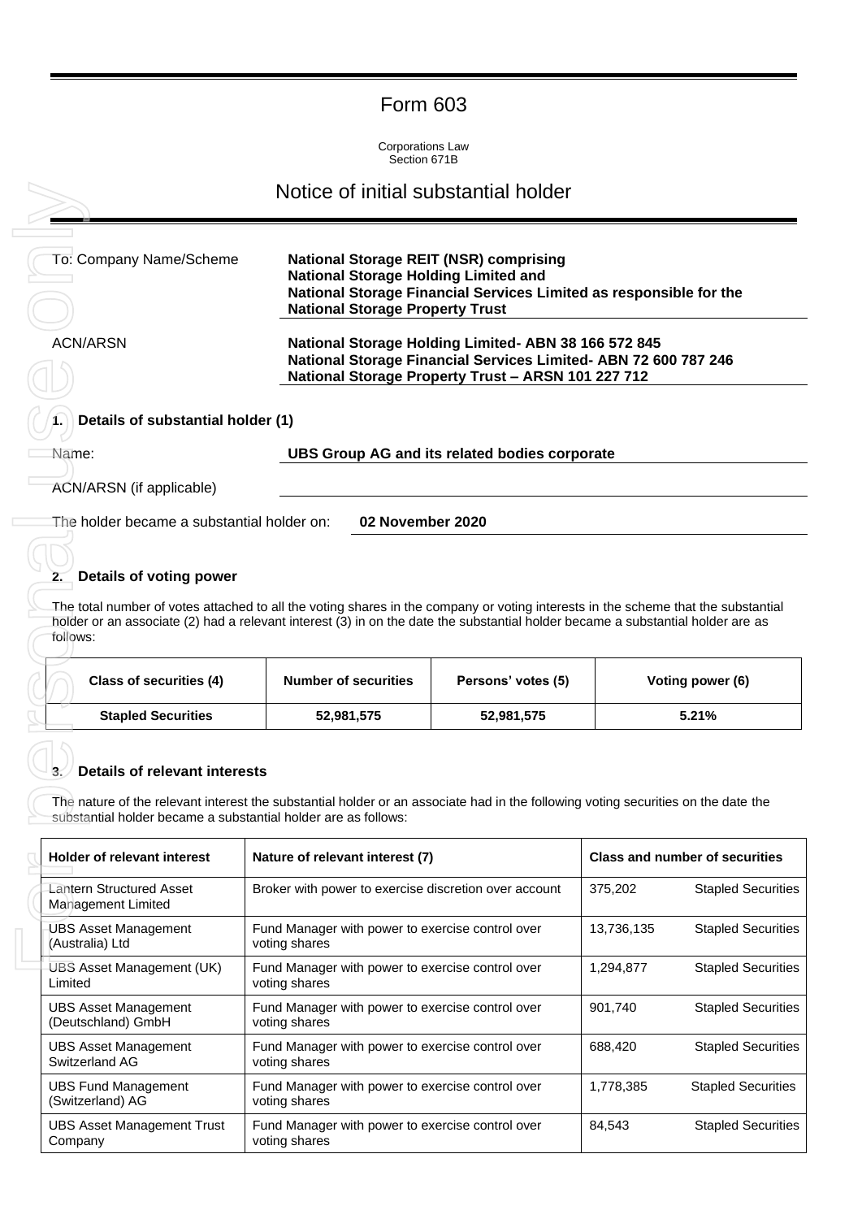# Form 603

Corporations Law
Section 671B

## Notice of initial substantial holder

| | |
|---|---|
| To: Company Name/Scheme | **National Storage REIT (NSR) comprising National Storage Holding Limited and National Storage Financial Services Limited as responsible for the National Storage Property Trust** |
| ACN/ARSN | **National Storage Holding Limited- ABN 38 166 572 845**<br>**National Storage Financial Services Limited- ABN 72 600 787 246**<br>**National Storage Property Trust – ARSN 101 227 712** |

### 1. Details of substantial holder (1)

Name: **UBS Group AG and its related bodies corporate**

ACN/ARSN (if applicable)

The holder became a substantial holder on: **02 November 2020**

### 2. Details of voting power

The total number of votes attached to all the voting shares in the company or voting interests in the scheme that the substantial holder or an associate (2) had a relevant interest (3) in on the date the substantial holder became a substantial holder are as follows:

| Class of securities (4) | Number of securities | Persons' votes (5) | Voting power (6) |
|---|---|---|---|
| **Stapled Securities** | **52,981,575** | **52,981,575** | **5.21%** |

### 3. Details of relevant interests

The nature of the relevant interest the substantial holder or an associate had in the following voting securities on the date the substantial holder became a substantial holder are as follows:

| Holder of relevant interest | Nature of relevant interest (7) | Class and number of securities | |
|---|---|---|---|
| Lantern Structured Asset Management Limited | Broker with power to exercise discretion over account | 375,202 | Stapled Securities |
| UBS Asset Management (Australia) Ltd | Fund Manager with power to exercise control over voting shares | 13,736,135 | Stapled Securities |
| UBS Asset Management (UK) Limited | Fund Manager with power to exercise control over voting shares | 1,294,877 | Stapled Securities |
| UBS Asset Management (Deutschland) GmbH | Fund Manager with power to exercise control over voting shares | 901,740 | Stapled Securities |
| UBS Asset Management Switzerland AG | Fund Manager with power to exercise control over voting shares | 688,420 | Stapled Securities |
| UBS Fund Management (Switzerland) AG | Fund Manager with power to exercise control over voting shares | 1,778,385 | Stapled Securities |
| UBS Asset Management Trust Company | Fund Manager with power to exercise control over voting shares | 84,543 | Stapled Securities |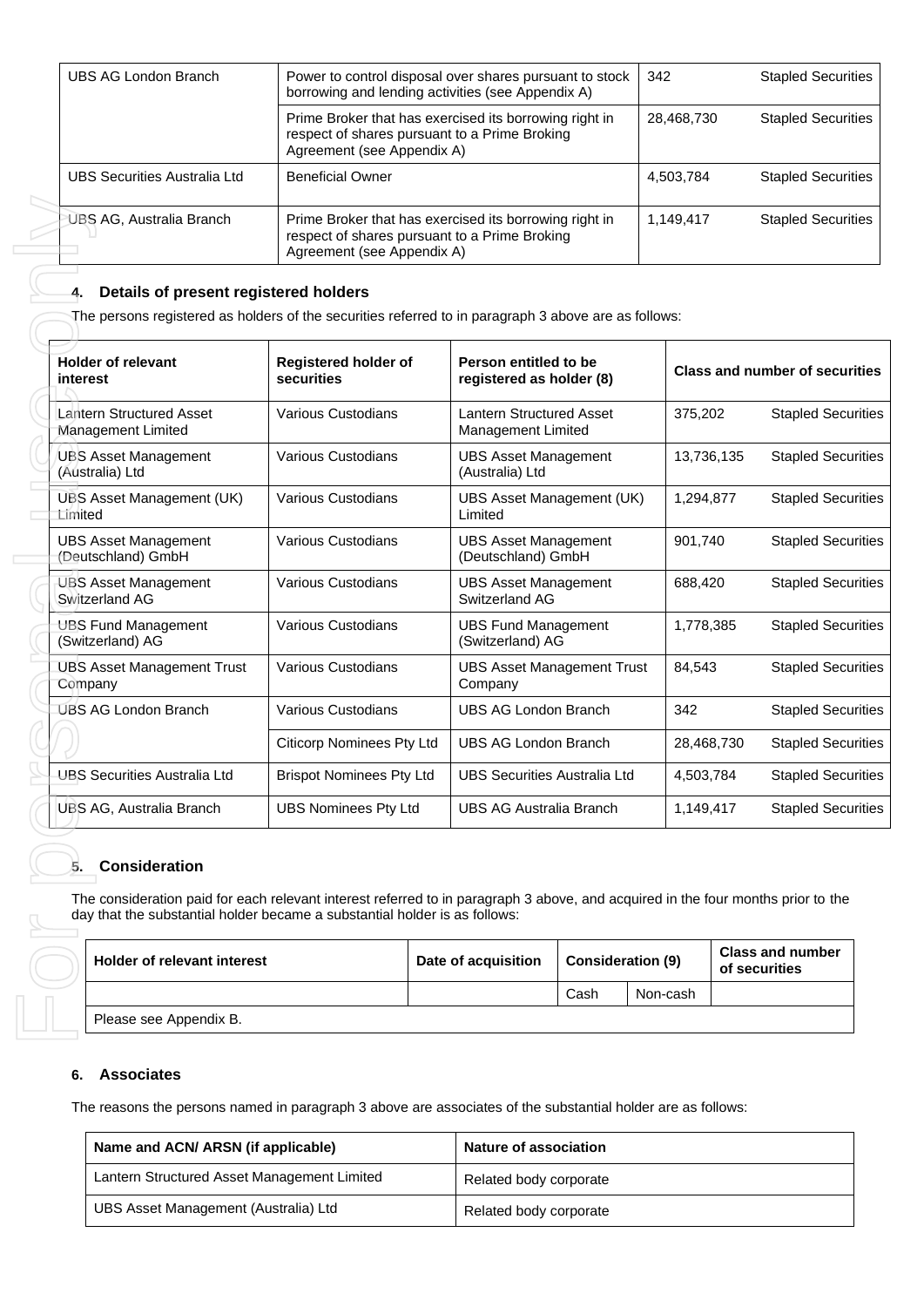| | | | |
|---|---|---|---|
| UBS AG London Branch | Power to control disposal over shares pursuant to stock borrowing and lending activities (see Appendix A) | 342 | Stapled Securities |
| | Prime Broker that has exercised its borrowing right in respect of shares pursuant to a Prime Broking Agreement (see Appendix A) | 28,468,730 | Stapled Securities |
| UBS Securities Australia Ltd | Beneficial Owner | 4,503,784 | Stapled Securities |
| UBS AG, Australia Branch | Prime Broker that has exercised its borrowing right in respect of shares pursuant to a Prime Broking Agreement (see Appendix A) | 1,149,417 | Stapled Securities |

## 4. Details of present registered holders

The persons registered as holders of the securities referred to in paragraph 3 above are as follows:

| Holder of relevant interest | Registered holder of securities | Person entitled to be registered as holder (8) | Class and number of securities | |
|---|---|---|---|---|
| Lantern Structured Asset Management Limited | Various Custodians | Lantern Structured Asset Management Limited | 375,202 | Stapled Securities |
| UBS Asset Management (Australia) Ltd | Various Custodians | UBS Asset Management (Australia) Ltd | 13,736,135 | Stapled Securities |
| UBS Asset Management (UK) Limited | Various Custodians | UBS Asset Management (UK) Limited | 1,294,877 | Stapled Securities |
| UBS Asset Management (Deutschland) GmbH | Various Custodians | UBS Asset Management (Deutschland) GmbH | 901,740 | Stapled Securities |
| UBS Asset Management Switzerland AG | Various Custodians | UBS Asset Management Switzerland AG | 688,420 | Stapled Securities |
| UBS Fund Management (Switzerland) AG | Various Custodians | UBS Fund Management (Switzerland) AG | 1,778,385 | Stapled Securities |
| UBS Asset Management Trust Company | Various Custodians | UBS Asset Management Trust Company | 84,543 | Stapled Securities |
| UBS AG London Branch | Various Custodians | UBS AG London Branch | 342 | Stapled Securities |
| | Citicorp Nominees Pty Ltd | UBS AG London Branch | 28,468,730 | Stapled Securities |
| UBS Securities Australia Ltd | Brispot Nominees Pty Ltd | UBS Securities Australia Ltd | 4,503,784 | Stapled Securities |
| UBS AG, Australia Branch | UBS Nominees Pty Ltd | UBS AG Australia Branch | 1,149,417 | Stapled Securities |

## 5. Consideration

The consideration paid for each relevant interest referred to in paragraph 3 above, and acquired in the four months prior to the day that the substantial holder became a substantial holder is as follows:

| Holder of relevant interest | Date of acquisition | Consideration (9) | | Class and number of securities |
|---|---|---|---|---|
| | | Cash | Non-cash | |
| Please see Appendix B. | | | | |

## 6. Associates

The reasons the persons named in paragraph 3 above are associates of the substantial holder are as follows:

| Name and ACN/ ARSN (if applicable) | Nature of association |
|---|---|
| Lantern Structured Asset Management Limited | Related body corporate |
| UBS Asset Management (Australia) Ltd | Related body corporate |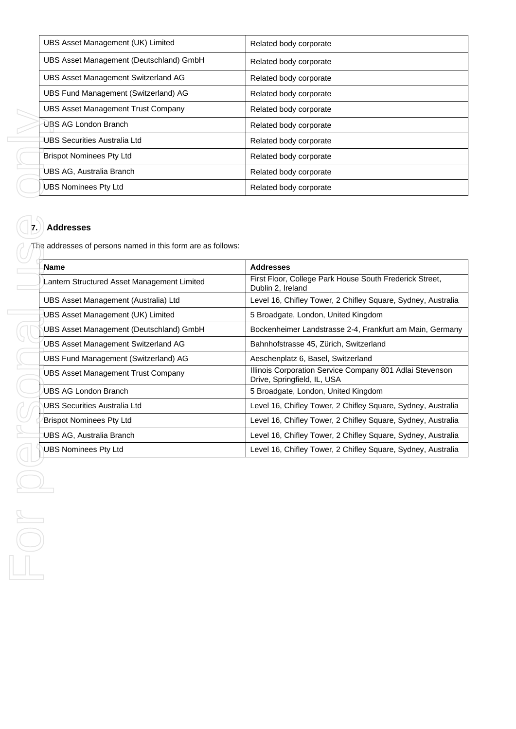| UBS Asset Management (UK) Limited | Related body corporate |
|---|---|
| UBS Asset Management (Deutschland) GmbH | Related body corporate |
| UBS Asset Management Switzerland AG | Related body corporate |
| UBS Fund Management (Switzerland) AG | Related body corporate |
| UBS Asset Management Trust Company | Related body corporate |
| UBS AG London Branch | Related body corporate |
| UBS Securities Australia Ltd | Related body corporate |
| Brispot Nominees Pty Ltd | Related body corporate |
| UBS AG, Australia Branch | Related body corporate |
| UBS Nominees Pty Ltd | Related body corporate |

## 7. Addresses

The addresses of persons named in this form are as follows:

| Name | Addresses |
|---|---|
| Lantern Structured Asset Management Limited | First Floor, College Park House South Frederick Street, Dublin 2, Ireland |
| UBS Asset Management (Australia) Ltd | Level 16, Chifley Tower, 2 Chifley Square, Sydney, Australia |
| UBS Asset Management (UK) Limited | 5 Broadgate, London, United Kingdom |
| UBS Asset Management (Deutschland) GmbH | Bockenheimer Landstrasse 2-4, Frankfurt am Main, Germany |
| UBS Asset Management Switzerland AG | Bahnhofstrasse 45, Zürich, Switzerland |
| UBS Fund Management (Switzerland) AG | Aeschenplatz 6, Basel, Switzerland |
| UBS Asset Management Trust Company | Illinois Corporation Service Company 801 Adlai Stevenson Drive, Springfield, IL, USA |
| UBS AG London Branch | 5 Broadgate, London, United Kingdom |
| UBS Securities Australia Ltd | Level 16, Chifley Tower, 2 Chifley Square, Sydney, Australia |
| Brispot Nominees Pty Ltd | Level 16, Chifley Tower, 2 Chifley Square, Sydney, Australia |
| UBS AG, Australia Branch | Level 16, Chifley Tower, 2 Chifley Square, Sydney, Australia |
| UBS Nominees Pty Ltd | Level 16, Chifley Tower, 2 Chifley Square, Sydney, Australia |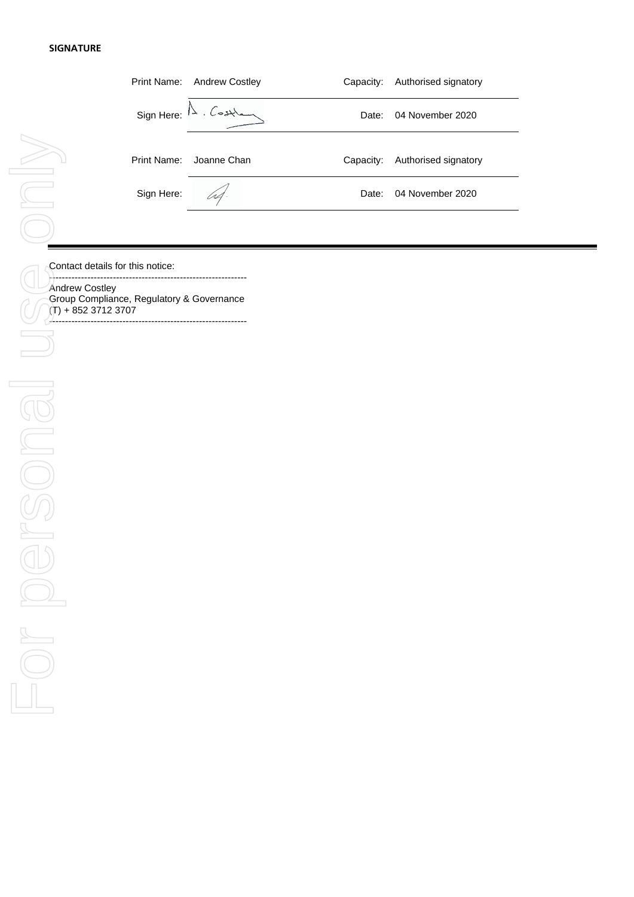**SIGNATURE**

| Print Name: | Andrew Costley | Capacity: | Authorised signatory |
|---|---|---|---|
| Sign Here: | A. Costley | Date: | 04 November 2020 |
| Print Name: | Joanne Chan | Capacity: | Authorised signatory |
| Sign Here: | | Date: | 04 November 2020 |

Contact details for this notice:

---

Andrew Costley
Group Compliance, Regulatory & Governance
(T) + 852 3712 3707

---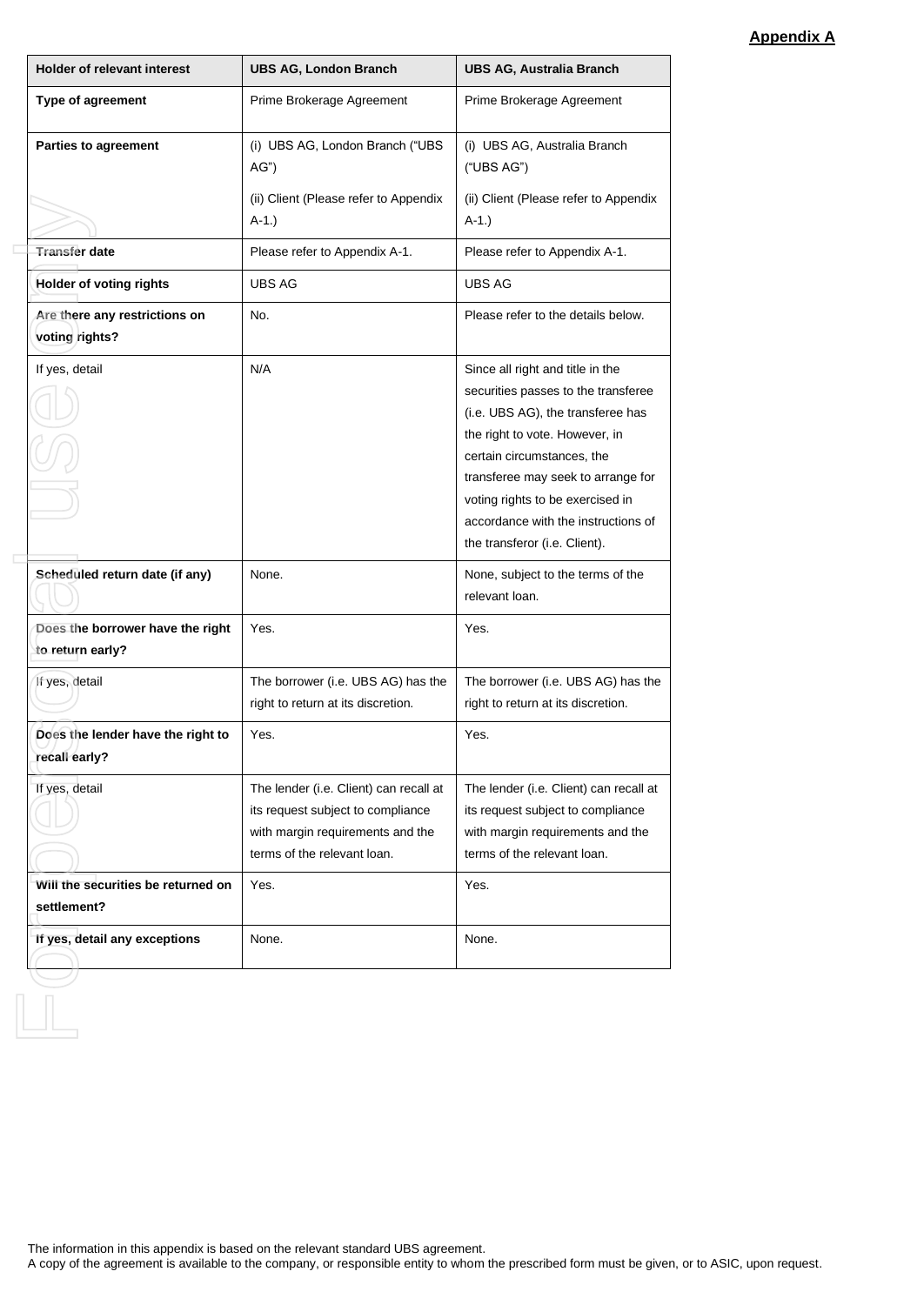**Appendix A**

| Holder of relevant interest | UBS AG, London Branch | UBS AG, Australia Branch |
| --- | --- | --- |
| **Type of agreement** | Prime Brokerage Agreement | Prime Brokerage Agreement |
| **Parties to agreement** | (i) UBS AG, London Branch ("UBS AG")<br>(ii) Client (Please refer to Appendix A-1.) | (i) UBS AG, Australia Branch ("UBS AG")<br>(ii) Client (Please refer to Appendix A-1.) |
| **Transfer date** | Please refer to Appendix A-1. | Please refer to Appendix A-1. |
| **Holder of voting rights** | UBS AG | UBS AG |
| **Are there any restrictions on voting rights?** | No. | Please refer to the details below. |
| If yes, detail | N/A | Since all right and title in the securities passes to the transferee (i.e. UBS AG), the transferee has the right to vote. However, in certain circumstances, the transferee may seek to arrange for voting rights to be exercised in accordance with the instructions of the transferor (i.e. Client). |
| **Scheduled return date (if any)** | None. | None, subject to the terms of the relevant loan. |
| **Does the borrower have the right to return early?** | Yes. | Yes. |
| If yes, detail | The borrower (i.e. UBS AG) has the right to return at its discretion. | The borrower (i.e. UBS AG) has the right to return at its discretion. |
| **Does the lender have the right to recall early?** | Yes. | Yes. |
| If yes, detail | The lender (i.e. Client) can recall at its request subject to compliance with margin requirements and the terms of the relevant loan. | The lender (i.e. Client) can recall at its request subject to compliance with margin requirements and the terms of the relevant loan. |
| **Will the securities be returned on settlement?** | Yes. | Yes. |
| **If yes, detail any exceptions** | None. | None. |

The information in this appendix is based on the relevant standard UBS agreement.
A copy of the agreement is available to the company, or responsible entity to whom the prescribed form must be given, or to ASIC, upon request.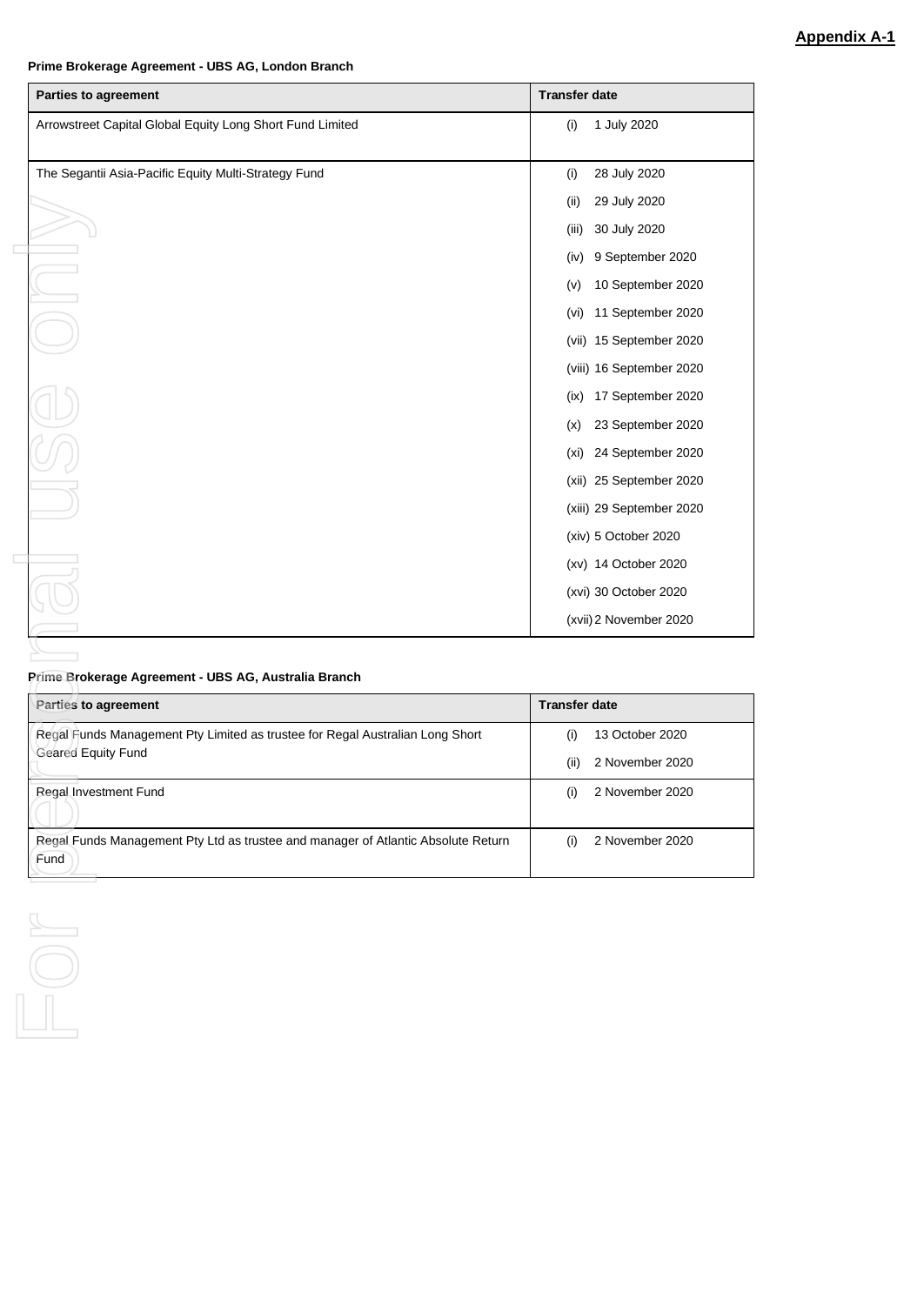**Appendix A-1**

**Prime Brokerage Agreement - UBS AG, London Branch**

| Parties to agreement | Transfer date |
|---|---|
| Arrowstreet Capital Global Equity Long Short Fund Limited | (i) 1 July 2020 |
| The Segantii Asia-Pacific Equity Multi-Strategy Fund | (i) 28 July 2020<br>(ii) 29 July 2020<br>(iii) 30 July 2020<br>(iv) 9 September 2020<br>(v) 10 September 2020<br>(vi) 11 September 2020<br>(vii) 15 September 2020<br>(viii) 16 September 2020<br>(ix) 17 September 2020<br>(x) 23 September 2020<br>(xi) 24 September 2020<br>(xii) 25 September 2020<br>(xiii) 29 September 2020<br>(xiv) 5 October 2020<br>(xv) 14 October 2020<br>(xvi) 30 October 2020<br>(xvii) 2 November 2020 |

**Prime Brokerage Agreement - UBS AG, Australia Branch**

| Parties to agreement | Transfer date |
|---|---|
| Regal Funds Management Pty Limited as trustee for Regal Australian Long Short Geared Equity Fund | (i) 13 October 2020<br>(ii) 2 November 2020 |
| Regal Investment Fund | (i) 2 November 2020 |
| Regal Funds Management Pty Ltd as trustee and manager of Atlantic Absolute Return Fund | (i) 2 November 2020 |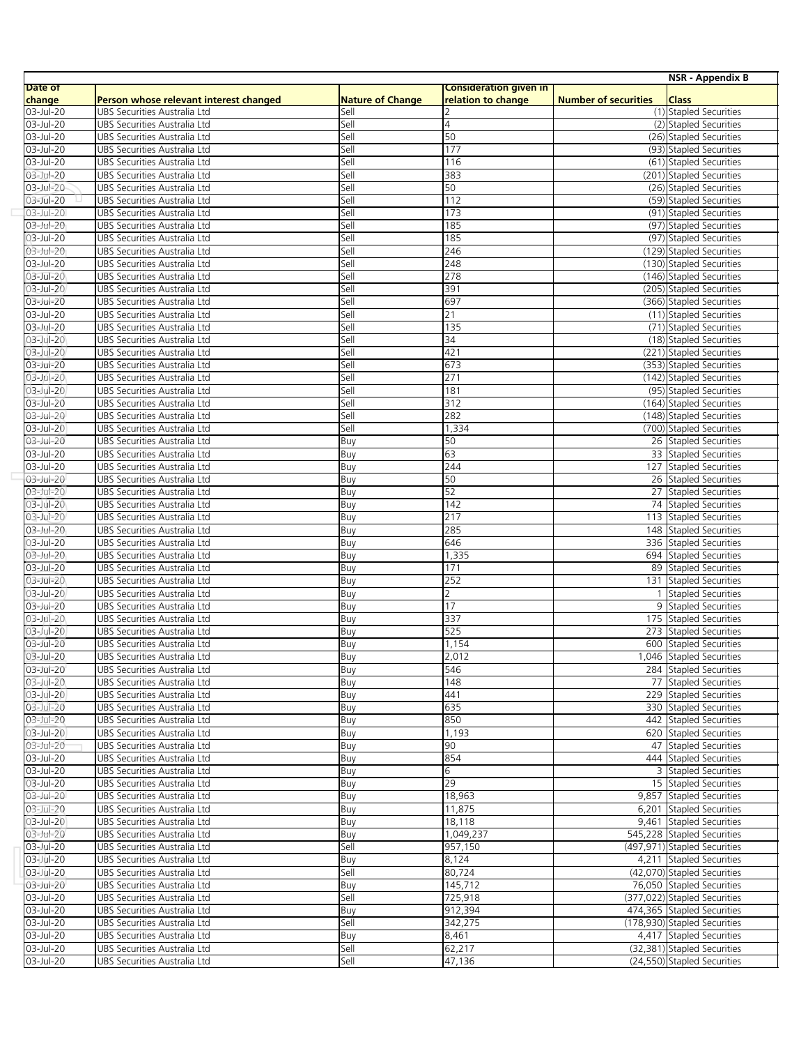| Date of change | Person whose relevant interest changed | Nature of Change | Consideration given in relation to change | Number of securities | Class |
|---|---|---|---|---|---|
| 03-Jul-20 | UBS Securities Australia Ltd | Sell | 2 | (1) | Stapled Securities |
| 03-Jul-20 | UBS Securities Australia Ltd | Sell | 4 | (2) | Stapled Securities |
| 03-Jul-20 | UBS Securities Australia Ltd | Sell | 50 | (26) | Stapled Securities |
| 03-Jul-20 | UBS Securities Australia Ltd | Sell | 177 | (93) | Stapled Securities |
| 03-Jul-20 | UBS Securities Australia Ltd | Sell | 116 | (61) | Stapled Securities |
| 03-Jul-20 | UBS Securities Australia Ltd | Sell | 383 | (201) | Stapled Securities |
| 03-Jul-20 | UBS Securities Australia Ltd | Sell | 50 | (26) | Stapled Securities |
| 03-Jul-20 | UBS Securities Australia Ltd | Sell | 112 | (59) | Stapled Securities |
| 03-Jul-20 | UBS Securities Australia Ltd | Sell | 173 | (91) | Stapled Securities |
| 03-Jul-20 | UBS Securities Australia Ltd | Sell | 185 | (97) | Stapled Securities |
| 03-Jul-20 | UBS Securities Australia Ltd | Sell | 185 | (97) | Stapled Securities |
| 03-Jul-20 | UBS Securities Australia Ltd | Sell | 246 | (129) | Stapled Securities |
| 03-Jul-20 | UBS Securities Australia Ltd | Sell | 248 | (130) | Stapled Securities |
| 03-Jul-20 | UBS Securities Australia Ltd | Sell | 278 | (146) | Stapled Securities |
| 03-Jul-20 | UBS Securities Australia Ltd | Sell | 391 | (205) | Stapled Securities |
| 03-Jul-20 | UBS Securities Australia Ltd | Sell | 697 | (366) | Stapled Securities |
| 03-Jul-20 | UBS Securities Australia Ltd | Sell | 21 | (11) | Stapled Securities |
| 03-Jul-20 | UBS Securities Australia Ltd | Sell | 135 | (71) | Stapled Securities |
| 03-Jul-20 | UBS Securities Australia Ltd | Sell | 34 | (18) | Stapled Securities |
| 03-Jul-20 | UBS Securities Australia Ltd | Sell | 421 | (221) | Stapled Securities |
| 03-Jul-20 | UBS Securities Australia Ltd | Sell | 673 | (353) | Stapled Securities |
| 03-Jul-20 | UBS Securities Australia Ltd | Sell | 271 | (142) | Stapled Securities |
| 03-Jul-20 | UBS Securities Australia Ltd | Sell | 181 | (95) | Stapled Securities |
| 03-Jul-20 | UBS Securities Australia Ltd | Sell | 312 | (164) | Stapled Securities |
| 03-Jul-20 | UBS Securities Australia Ltd | Sell | 282 | (148) | Stapled Securities |
| 03-Jul-20 | UBS Securities Australia Ltd | Sell | 1,334 | (700) | Stapled Securities |
| 03-Jul-20 | UBS Securities Australia Ltd | Buy | 50 | 26 | Stapled Securities |
| 03-Jul-20 | UBS Securities Australia Ltd | Buy | 63 | 33 | Stapled Securities |
| 03-Jul-20 | UBS Securities Australia Ltd | Buy | 244 | 127 | Stapled Securities |
| 03-Jul-20 | UBS Securities Australia Ltd | Buy | 50 | 26 | Stapled Securities |
| 03-Jul-20 | UBS Securities Australia Ltd | Buy | 52 | 27 | Stapled Securities |
| 03-Jul-20 | UBS Securities Australia Ltd | Buy | 142 | 74 | Stapled Securities |
| 03-Jul-20 | UBS Securities Australia Ltd | Buy | 217 | 113 | Stapled Securities |
| 03-Jul-20 | UBS Securities Australia Ltd | Buy | 285 | 148 | Stapled Securities |
| 03-Jul-20 | UBS Securities Australia Ltd | Buy | 646 | 336 | Stapled Securities |
| 03-Jul-20 | UBS Securities Australia Ltd | Buy | 1,335 | 694 | Stapled Securities |
| 03-Jul-20 | UBS Securities Australia Ltd | Buy | 171 | 89 | Stapled Securities |
| 03-Jul-20 | UBS Securities Australia Ltd | Buy | 252 | 131 | Stapled Securities |
| 03-Jul-20 | UBS Securities Australia Ltd | Buy | 2 | 1 | Stapled Securities |
| 03-Jul-20 | UBS Securities Australia Ltd | Buy | 17 | 9 | Stapled Securities |
| 03-Jul-20 | UBS Securities Australia Ltd | Buy | 337 | 175 | Stapled Securities |
| 03-Jul-20 | UBS Securities Australia Ltd | Buy | 525 | 273 | Stapled Securities |
| 03-Jul-20 | UBS Securities Australia Ltd | Buy | 1,154 | 600 | Stapled Securities |
| 03-Jul-20 | UBS Securities Australia Ltd | Buy | 2,012 | 1,046 | Stapled Securities |
| 03-Jul-20 | UBS Securities Australia Ltd | Buy | 546 | 284 | Stapled Securities |
| 03-Jul-20 | UBS Securities Australia Ltd | Buy | 148 | 77 | Stapled Securities |
| 03-Jul-20 | UBS Securities Australia Ltd | Buy | 441 | 229 | Stapled Securities |
| 03-Jul-20 | UBS Securities Australia Ltd | Buy | 635 | 330 | Stapled Securities |
| 03-Jul-20 | UBS Securities Australia Ltd | Buy | 850 | 442 | Stapled Securities |
| 03-Jul-20 | UBS Securities Australia Ltd | Buy | 1,193 | 620 | Stapled Securities |
| 03-Jul-20 | UBS Securities Australia Ltd | Buy | 90 | 47 | Stapled Securities |
| 03-Jul-20 | UBS Securities Australia Ltd | Buy | 854 | 444 | Stapled Securities |
| 03-Jul-20 | UBS Securities Australia Ltd | Buy | 6 | 3 | Stapled Securities |
| 03-Jul-20 | UBS Securities Australia Ltd | Buy | 29 | 15 | Stapled Securities |
| 03-Jul-20 | UBS Securities Australia Ltd | Buy | 18,963 | 9,857 | Stapled Securities |
| 03-Jul-20 | UBS Securities Australia Ltd | Buy | 11,875 | 6,201 | Stapled Securities |
| 03-Jul-20 | UBS Securities Australia Ltd | Buy | 18,118 | 9,461 | Stapled Securities |
| 03-Jul-20 | UBS Securities Australia Ltd | Buy | 1,049,237 | 545,228 | Stapled Securities |
| 03-Jul-20 | UBS Securities Australia Ltd | Sell | 957,150 | (497,971) | Stapled Securities |
| 03-Jul-20 | UBS Securities Australia Ltd | Buy | 8,124 | 4,211 | Stapled Securities |
| 03-Jul-20 | UBS Securities Australia Ltd | Sell | 80,724 | (42,070) | Stapled Securities |
| 03-Jul-20 | UBS Securities Australia Ltd | Buy | 145,712 | 76,050 | Stapled Securities |
| 03-Jul-20 | UBS Securities Australia Ltd | Sell | 725,918 | (377,022) | Stapled Securities |
| 03-Jul-20 | UBS Securities Australia Ltd | Buy | 912,394 | 474,365 | Stapled Securities |
| 03-Jul-20 | UBS Securities Australia Ltd | Sell | 342,275 | (178,930) | Stapled Securities |
| 03-Jul-20 | UBS Securities Australia Ltd | Buy | 8,461 | 4,417 | Stapled Securities |
| 03-Jul-20 | UBS Securities Australia Ltd | Sell | 62,217 | (32,381) | Stapled Securities |
| 03-Jul-20 | UBS Securities Australia Ltd | Sell | 47,136 | (24,550) | Stapled Securities |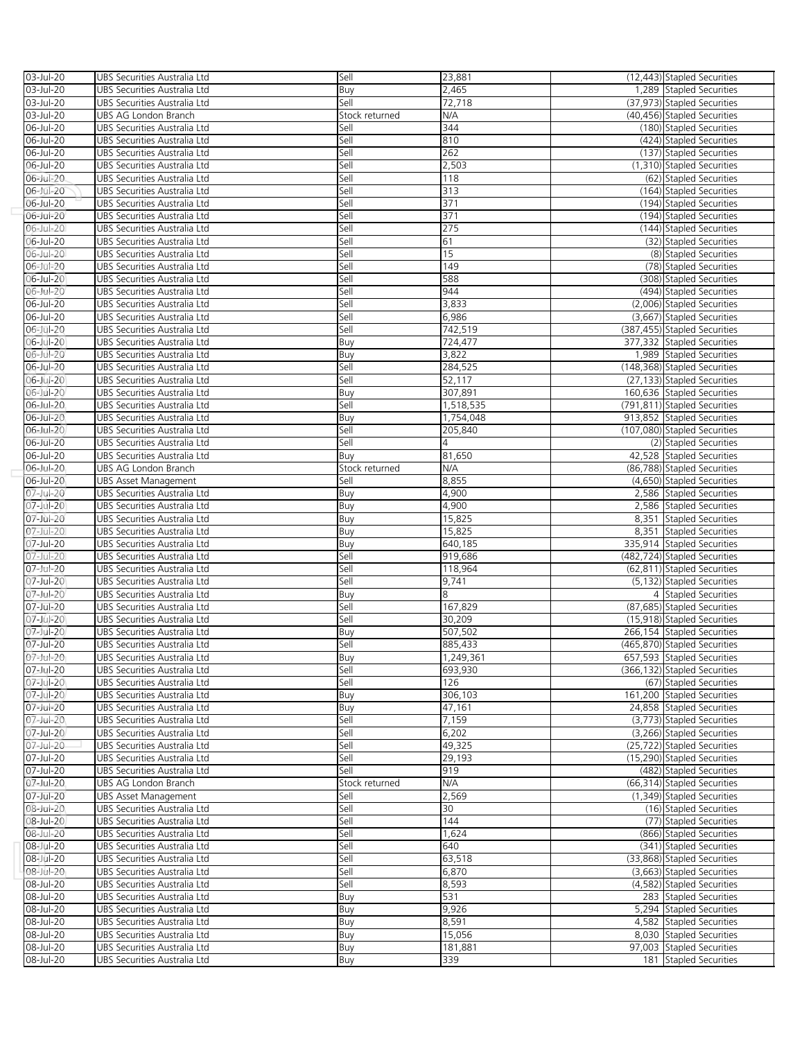| | | | | | |
|---|---|---|---|---|---|
| 03-Jul-20 | UBS Securities Australia Ltd | Sell | 23,881 | (12,443) | Stapled Securities |
| 03-Jul-20 | UBS Securities Australia Ltd | Buy | 2,465 | 1,289 | Stapled Securities |
| 03-Jul-20 | UBS Securities Australia Ltd | Sell | 72,718 | (37,973) | Stapled Securities |
| 03-Jul-20 | UBS AG London Branch | Stock returned | N/A | (40,456) | Stapled Securities |
| 06-Jul-20 | UBS Securities Australia Ltd | Sell | 344 | (180) | Stapled Securities |
| 06-Jul-20 | UBS Securities Australia Ltd | Sell | 810 | (424) | Stapled Securities |
| 06-Jul-20 | UBS Securities Australia Ltd | Sell | 262 | (137) | Stapled Securities |
| 06-Jul-20 | UBS Securities Australia Ltd | Sell | 2,503 | (1,310) | Stapled Securities |
| 06-Jul-20 | UBS Securities Australia Ltd | Sell | 118 | (62) | Stapled Securities |
| 06-Jul-20 | UBS Securities Australia Ltd | Sell | 313 | (164) | Stapled Securities |
| 06-Jul-20 | UBS Securities Australia Ltd | Sell | 371 | (194) | Stapled Securities |
| 06-Jul-20 | UBS Securities Australia Ltd | Sell | 371 | (194) | Stapled Securities |
| 06-Jul-20 | UBS Securities Australia Ltd | Sell | 275 | (144) | Stapled Securities |
| 06-Jul-20 | UBS Securities Australia Ltd | Sell | 61 | (32) | Stapled Securities |
| 06-Jul-20 | UBS Securities Australia Ltd | Sell | 15 | (8) | Stapled Securities |
| 06-Jul-20 | UBS Securities Australia Ltd | Sell | 149 | (78) | Stapled Securities |
| 06-Jul-20 | UBS Securities Australia Ltd | Sell | 588 | (308) | Stapled Securities |
| 06-Jul-20 | UBS Securities Australia Ltd | Sell | 944 | (494) | Stapled Securities |
| 06-Jul-20 | UBS Securities Australia Ltd | Sell | 3,833 | (2,006) | Stapled Securities |
| 06-Jul-20 | UBS Securities Australia Ltd | Sell | 6,986 | (3,667) | Stapled Securities |
| 06-Jul-20 | UBS Securities Australia Ltd | Sell | 742,519 | (387,455) | Stapled Securities |
| 06-Jul-20 | UBS Securities Australia Ltd | Buy | 724,477 | 377,332 | Stapled Securities |
| 06-Jul-20 | UBS Securities Australia Ltd | Buy | 3,822 | 1,989 | Stapled Securities |
| 06-Jul-20 | UBS Securities Australia Ltd | Sell | 284,525 | (148,368) | Stapled Securities |
| 06-Jul-20 | UBS Securities Australia Ltd | Sell | 52,117 | (27,133) | Stapled Securities |
| 06-Jul-20 | UBS Securities Australia Ltd | Buy | 307,891 | 160,636 | Stapled Securities |
| 06-Jul-20 | UBS Securities Australia Ltd | Sell | 1,518,535 | (791,811) | Stapled Securities |
| 06-Jul-20 | UBS Securities Australia Ltd | Buy | 1,754,048 | 913,852 | Stapled Securities |
| 06-Jul-20 | UBS Securities Australia Ltd | Sell | 205,840 | (107,080) | Stapled Securities |
| 06-Jul-20 | UBS Securities Australia Ltd | Sell | 4 | (2) | Stapled Securities |
| 06-Jul-20 | UBS Securities Australia Ltd | Buy | 81,650 | 42,528 | Stapled Securities |
| 06-Jul-20 | UBS AG London Branch | Stock returned | N/A | (86,788) | Stapled Securities |
| 06-Jul-20 | UBS Asset Management | Sell | 8,855 | (4,650) | Stapled Securities |
| 07-Jul-20 | UBS Securities Australia Ltd | Buy | 4,900 | 2,586 | Stapled Securities |
| 07-Jul-20 | UBS Securities Australia Ltd | Buy | 4,900 | 2,586 | Stapled Securities |
| 07-Jul-20 | UBS Securities Australia Ltd | Buy | 15,825 | 8,351 | Stapled Securities |
| 07-Jul-20 | UBS Securities Australia Ltd | Buy | 15,825 | 8,351 | Stapled Securities |
| 07-Jul-20 | UBS Securities Australia Ltd | Buy | 640,185 | 335,914 | Stapled Securities |
| 07-Jul-20 | UBS Securities Australia Ltd | Sell | 919,686 | (482,724) | Stapled Securities |
| 07-Jul-20 | UBS Securities Australia Ltd | Sell | 118,964 | (62,811) | Stapled Securities |
| 07-Jul-20 | UBS Securities Australia Ltd | Sell | 9,741 | (5,132) | Stapled Securities |
| 07-Jul-20 | UBS Securities Australia Ltd | Buy | 8 | 4 | Stapled Securities |
| 07-Jul-20 | UBS Securities Australia Ltd | Sell | 167,829 | (87,685) | Stapled Securities |
| 07-Jul-20 | UBS Securities Australia Ltd | Sell | 30,209 | (15,918) | Stapled Securities |
| 07-Jul-20 | UBS Securities Australia Ltd | Buy | 507,502 | 266,154 | Stapled Securities |
| 07-Jul-20 | UBS Securities Australia Ltd | Sell | 885,433 | (465,870) | Stapled Securities |
| 07-Jul-20 | UBS Securities Australia Ltd | Buy | 1,249,361 | 657,593 | Stapled Securities |
| 07-Jul-20 | UBS Securities Australia Ltd | Sell | 693,930 | (366,132) | Stapled Securities |
| 07-Jul-20 | UBS Securities Australia Ltd | Sell | 126 | (67) | Stapled Securities |
| 07-Jul-20 | UBS Securities Australia Ltd | Buy | 306,103 | 161,200 | Stapled Securities |
| 07-Jul-20 | UBS Securities Australia Ltd | Buy | 47,161 | 24,858 | Stapled Securities |
| 07-Jul-20 | UBS Securities Australia Ltd | Sell | 7,159 | (3,773) | Stapled Securities |
| 07-Jul-20 | UBS Securities Australia Ltd | Sell | 6,202 | (3,266) | Stapled Securities |
| 07-Jul-20 | UBS Securities Australia Ltd | Sell | 49,325 | (25,722) | Stapled Securities |
| 07-Jul-20 | UBS Securities Australia Ltd | Sell | 29,193 | (15,290) | Stapled Securities |
| 07-Jul-20 | UBS Securities Australia Ltd | Sell | 919 | (482) | Stapled Securities |
| 07-Jul-20 | UBS AG London Branch | Stock returned | N/A | (66,314) | Stapled Securities |
| 07-Jul-20 | UBS Asset Management | Sell | 2,569 | (1,349) | Stapled Securities |
| 08-Jul-20 | UBS Securities Australia Ltd | Sell | 30 | (16) | Stapled Securities |
| 08-Jul-20 | UBS Securities Australia Ltd | Sell | 144 | (77) | Stapled Securities |
| 08-Jul-20 | UBS Securities Australia Ltd | Sell | 1,624 | (866) | Stapled Securities |
| 08-Jul-20 | UBS Securities Australia Ltd | Sell | 640 | (341) | Stapled Securities |
| 08-Jul-20 | UBS Securities Australia Ltd | Sell | 63,518 | (33,868) | Stapled Securities |
| 08-Jul-20 | UBS Securities Australia Ltd | Sell | 6,870 | (3,663) | Stapled Securities |
| 08-Jul-20 | UBS Securities Australia Ltd | Sell | 8,593 | (4,582) | Stapled Securities |
| 08-Jul-20 | UBS Securities Australia Ltd | Buy | 531 | 283 | Stapled Securities |
| 08-Jul-20 | UBS Securities Australia Ltd | Buy | 9,926 | 5,294 | Stapled Securities |
| 08-Jul-20 | UBS Securities Australia Ltd | Buy | 8,591 | 4,582 | Stapled Securities |
| 08-Jul-20 | UBS Securities Australia Ltd | Buy | 15,056 | 8,030 | Stapled Securities |
| 08-Jul-20 | UBS Securities Australia Ltd | Buy | 181,881 | 97,003 | Stapled Securities |
| 08-Jul-20 | UBS Securities Australia Ltd | Buy | 339 | 181 | Stapled Securities |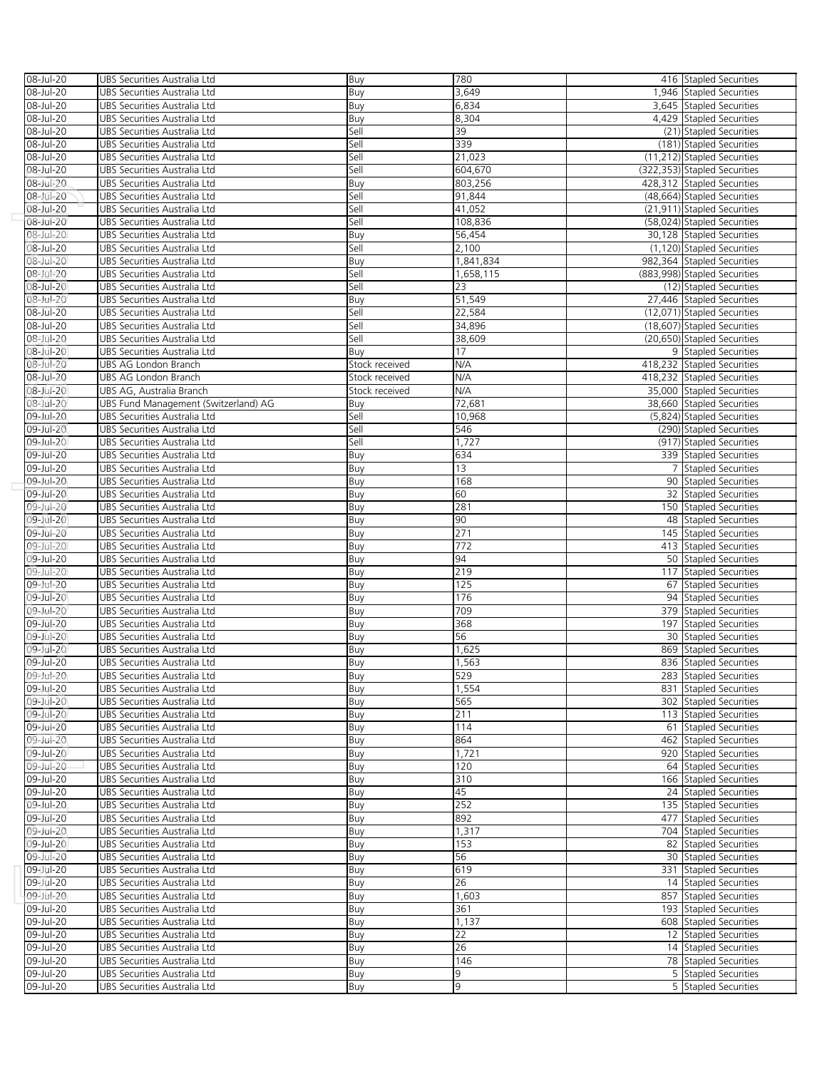| | | | | | |
|---|---|---|---|---|---|
| 08-Jul-20 | UBS Securities Australia Ltd | Buy | 780 | 416 | Stapled Securities |
| 08-Jul-20 | UBS Securities Australia Ltd | Buy | 3,649 | 1,946 | Stapled Securities |
| 08-Jul-20 | UBS Securities Australia Ltd | Buy | 6,834 | 3,645 | Stapled Securities |
| 08-Jul-20 | UBS Securities Australia Ltd | Buy | 8,304 | 4,429 | Stapled Securities |
| 08-Jul-20 | UBS Securities Australia Ltd | Sell | 39 | (21) | Stapled Securities |
| 08-Jul-20 | UBS Securities Australia Ltd | Sell | 339 | (181) | Stapled Securities |
| 08-Jul-20 | UBS Securities Australia Ltd | Sell | 21,023 | (11,212) | Stapled Securities |
| 08-Jul-20 | UBS Securities Australia Ltd | Sell | 604,670 | (322,353) | Stapled Securities |
| 08-Jul-20 | UBS Securities Australia Ltd | Buy | 803,256 | 428,312 | Stapled Securities |
| 08-Jul-20 | UBS Securities Australia Ltd | Sell | 91,844 | (48,664) | Stapled Securities |
| 08-Jul-20 | UBS Securities Australia Ltd | Sell | 41,052 | (21,911) | Stapled Securities |
| 08-Jul-20 | UBS Securities Australia Ltd | Sell | 108,836 | (58,024) | Stapled Securities |
| 08-Jul-20 | UBS Securities Australia Ltd | Buy | 56,454 | 30,128 | Stapled Securities |
| 08-Jul-20 | UBS Securities Australia Ltd | Sell | 2,100 | (1,120) | Stapled Securities |
| 08-Jul-20 | UBS Securities Australia Ltd | Buy | 1,841,834 | 982,364 | Stapled Securities |
| 08-Jul-20 | UBS Securities Australia Ltd | Sell | 1,658,115 | (883,998) | Stapled Securities |
| 08-Jul-20 | UBS Securities Australia Ltd | Sell | 23 | (12) | Stapled Securities |
| 08-Jul-20 | UBS Securities Australia Ltd | Buy | 51,549 | 27,446 | Stapled Securities |
| 08-Jul-20 | UBS Securities Australia Ltd | Sell | 22,584 | (12,071) | Stapled Securities |
| 08-Jul-20 | UBS Securities Australia Ltd | Sell | 34,896 | (18,607) | Stapled Securities |
| 08-Jul-20 | UBS Securities Australia Ltd | Sell | 38,609 | (20,650) | Stapled Securities |
| 08-Jul-20 | UBS Securities Australia Ltd | Buy | 17 | 9 | Stapled Securities |
| 08-Jul-20 | UBS AG London Branch | Stock received | N/A | 418,232 | Stapled Securities |
| 08-Jul-20 | UBS AG London Branch | Stock received | N/A | 418,232 | Stapled Securities |
| 08-Jul-20 | UBS AG, Australia Branch | Stock received | N/A | 35,000 | Stapled Securities |
| 08-Jul-20 | UBS Fund Management (Switzerland) AG | Buy | 72,681 | 38,660 | Stapled Securities |
| 09-Jul-20 | UBS Securities Australia Ltd | Sell | 10,968 | (5,824) | Stapled Securities |
| 09-Jul-20 | UBS Securities Australia Ltd | Sell | 546 | (290) | Stapled Securities |
| 09-Jul-20 | UBS Securities Australia Ltd | Sell | 1,727 | (917) | Stapled Securities |
| 09-Jul-20 | UBS Securities Australia Ltd | Buy | 634 | 339 | Stapled Securities |
| 09-Jul-20 | UBS Securities Australia Ltd | Buy | 13 | 7 | Stapled Securities |
| 09-Jul-20 | UBS Securities Australia Ltd | Buy | 168 | 90 | Stapled Securities |
| 09-Jul-20 | UBS Securities Australia Ltd | Buy | 60 | 32 | Stapled Securities |
| 09-Jul-20 | UBS Securities Australia Ltd | Buy | 281 | 150 | Stapled Securities |
| 09-Jul-20 | UBS Securities Australia Ltd | Buy | 90 | 48 | Stapled Securities |
| 09-Jul-20 | UBS Securities Australia Ltd | Buy | 271 | 145 | Stapled Securities |
| 09-Jul-20 | UBS Securities Australia Ltd | Buy | 772 | 413 | Stapled Securities |
| 09-Jul-20 | UBS Securities Australia Ltd | Buy | 94 | 50 | Stapled Securities |
| 09-Jul-20 | UBS Securities Australia Ltd | Buy | 219 | 117 | Stapled Securities |
| 09-Jul-20 | UBS Securities Australia Ltd | Buy | 125 | 67 | Stapled Securities |
| 09-Jul-20 | UBS Securities Australia Ltd | Buy | 176 | 94 | Stapled Securities |
| 09-Jul-20 | UBS Securities Australia Ltd | Buy | 709 | 379 | Stapled Securities |
| 09-Jul-20 | UBS Securities Australia Ltd | Buy | 368 | 197 | Stapled Securities |
| 09-Jul-20 | UBS Securities Australia Ltd | Buy | 56 | 30 | Stapled Securities |
| 09-Jul-20 | UBS Securities Australia Ltd | Buy | 1,625 | 869 | Stapled Securities |
| 09-Jul-20 | UBS Securities Australia Ltd | Buy | 1,563 | 836 | Stapled Securities |
| 09-Jul-20 | UBS Securities Australia Ltd | Buy | 529 | 283 | Stapled Securities |
| 09-Jul-20 | UBS Securities Australia Ltd | Buy | 1,554 | 831 | Stapled Securities |
| 09-Jul-20 | UBS Securities Australia Ltd | Buy | 565 | 302 | Stapled Securities |
| 09-Jul-20 | UBS Securities Australia Ltd | Buy | 211 | 113 | Stapled Securities |
| 09-Jul-20 | UBS Securities Australia Ltd | Buy | 114 | 61 | Stapled Securities |
| 09-Jul-20 | UBS Securities Australia Ltd | Buy | 864 | 462 | Stapled Securities |
| 09-Jul-20 | UBS Securities Australia Ltd | Buy | 1,721 | 920 | Stapled Securities |
| 09-Jul-20 | UBS Securities Australia Ltd | Buy | 120 | 64 | Stapled Securities |
| 09-Jul-20 | UBS Securities Australia Ltd | Buy | 310 | 166 | Stapled Securities |
| 09-Jul-20 | UBS Securities Australia Ltd | Buy | 45 | 24 | Stapled Securities |
| 09-Jul-20 | UBS Securities Australia Ltd | Buy | 252 | 135 | Stapled Securities |
| 09-Jul-20 | UBS Securities Australia Ltd | Buy | 892 | 477 | Stapled Securities |
| 09-Jul-20 | UBS Securities Australia Ltd | Buy | 1,317 | 704 | Stapled Securities |
| 09-Jul-20 | UBS Securities Australia Ltd | Buy | 153 | 82 | Stapled Securities |
| 09-Jul-20 | UBS Securities Australia Ltd | Buy | 56 | 30 | Stapled Securities |
| 09-Jul-20 | UBS Securities Australia Ltd | Buy | 619 | 331 | Stapled Securities |
| 09-Jul-20 | UBS Securities Australia Ltd | Buy | 26 | 14 | Stapled Securities |
| 09-Jul-20 | UBS Securities Australia Ltd | Buy | 1,603 | 857 | Stapled Securities |
| 09-Jul-20 | UBS Securities Australia Ltd | Buy | 361 | 193 | Stapled Securities |
| 09-Jul-20 | UBS Securities Australia Ltd | Buy | 1,137 | 608 | Stapled Securities |
| 09-Jul-20 | UBS Securities Australia Ltd | Buy | 22 | 12 | Stapled Securities |
| 09-Jul-20 | UBS Securities Australia Ltd | Buy | 26 | 14 | Stapled Securities |
| 09-Jul-20 | UBS Securities Australia Ltd | Buy | 146 | 78 | Stapled Securities |
| 09-Jul-20 | UBS Securities Australia Ltd | Buy | 9 | 5 | Stapled Securities |
| 09-Jul-20 | UBS Securities Australia Ltd | Buy | 9 | 5 | Stapled Securities |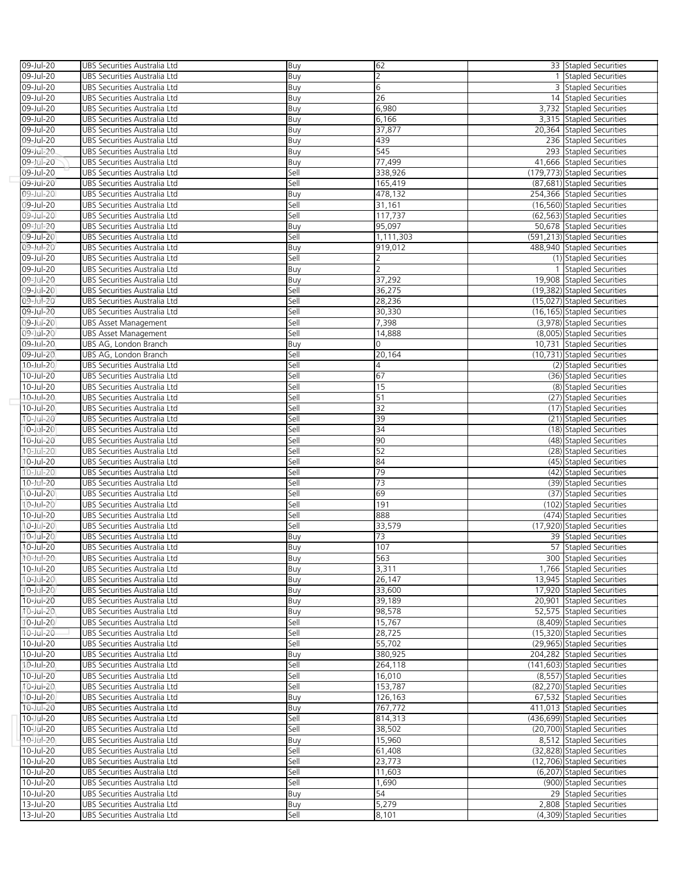| | | | | | |
|---|---|---|---|---|---|
| 09-Jul-20 | UBS Securities Australia Ltd | Buy | 62 | 33 | Stapled Securities |
| 09-Jul-20 | UBS Securities Australia Ltd | Buy | 2 | 1 | Stapled Securities |
| 09-Jul-20 | UBS Securities Australia Ltd | Buy | 6 | 3 | Stapled Securities |
| 09-Jul-20 | UBS Securities Australia Ltd | Buy | 26 | 14 | Stapled Securities |
| 09-Jul-20 | UBS Securities Australia Ltd | Buy | 6,980 | 3,732 | Stapled Securities |
| 09-Jul-20 | UBS Securities Australia Ltd | Buy | 6,166 | 3,315 | Stapled Securities |
| 09-Jul-20 | UBS Securities Australia Ltd | Buy | 37,877 | 20,364 | Stapled Securities |
| 09-Jul-20 | UBS Securities Australia Ltd | Buy | 439 | 236 | Stapled Securities |
| 09-Jul-20 | UBS Securities Australia Ltd | Buy | 545 | 293 | Stapled Securities |
| 09-Jul-20 | UBS Securities Australia Ltd | Buy | 77,499 | 41,666 | Stapled Securities |
| 09-Jul-20 | UBS Securities Australia Ltd | Sell | 338,926 | (179,773) | Stapled Securities |
| 09-Jul-20 | UBS Securities Australia Ltd | Sell | 165,419 | (87,681) | Stapled Securities |
| 09-Jul-20 | UBS Securities Australia Ltd | Buy | 478,132 | 254,366 | Stapled Securities |
| 09-Jul-20 | UBS Securities Australia Ltd | Sell | 31,161 | (16,560) | Stapled Securities |
| 09-Jul-20 | UBS Securities Australia Ltd | Sell | 117,737 | (62,563) | Stapled Securities |
| 09-Jul-20 | UBS Securities Australia Ltd | Buy | 95,097 | 50,678 | Stapled Securities |
| 09-Jul-20 | UBS Securities Australia Ltd | Sell | 1,111,303 | (591,213) | Stapled Securities |
| 09-Jul-20 | UBS Securities Australia Ltd | Buy | 919,012 | 488,940 | Stapled Securities |
| 09-Jul-20 | UBS Securities Australia Ltd | Sell | 2 | (1) | Stapled Securities |
| 09-Jul-20 | UBS Securities Australia Ltd | Buy | 2 | 1 | Stapled Securities |
| 09-Jul-20 | UBS Securities Australia Ltd | Buy | 37,292 | 19,908 | Stapled Securities |
| 09-Jul-20 | UBS Securities Australia Ltd | Sell | 36,275 | (19,382) | Stapled Securities |
| 09-Jul-20 | UBS Securities Australia Ltd | Sell | 28,236 | (15,027) | Stapled Securities |
| 09-Jul-20 | UBS Securities Australia Ltd | Sell | 30,330 | (16,165) | Stapled Securities |
| 09-Jul-20 | UBS Asset Management | Sell | 7,398 | (3,978) | Stapled Securities |
| 09-Jul-20 | UBS Asset Management | Sell | 14,888 | (8,005) | Stapled Securities |
| 09-Jul-20 | UBS AG, London Branch | Buy | 0 | 10,731 | Stapled Securities |
| 09-Jul-20 | UBS AG, London Branch | Sell | 20,164 | (10,731) | Stapled Securities |
| 10-Jul-20 | UBS Securities Australia Ltd | Sell | 4 | (2) | Stapled Securities |
| 10-Jul-20 | UBS Securities Australia Ltd | Sell | 67 | (36) | Stapled Securities |
| 10-Jul-20 | UBS Securities Australia Ltd | Sell | 15 | (8) | Stapled Securities |
| 10-Jul-20 | UBS Securities Australia Ltd | Sell | 51 | (27) | Stapled Securities |
| 10-Jul-20 | UBS Securities Australia Ltd | Sell | 32 | (17) | Stapled Securities |
| 10-Jul-20 | UBS Securities Australia Ltd | Sell | 39 | (21) | Stapled Securities |
| 10-Jul-20 | UBS Securities Australia Ltd | Sell | 34 | (18) | Stapled Securities |
| 10-Jul-20 | UBS Securities Australia Ltd | Sell | 90 | (48) | Stapled Securities |
| 10-Jul-20 | UBS Securities Australia Ltd | Sell | 52 | (28) | Stapled Securities |
| 10-Jul-20 | UBS Securities Australia Ltd | Sell | 84 | (45) | Stapled Securities |
| 10-Jul-20 | UBS Securities Australia Ltd | Sell | 79 | (42) | Stapled Securities |
| 10-Jul-20 | UBS Securities Australia Ltd | Sell | 73 | (39) | Stapled Securities |
| 10-Jul-20 | UBS Securities Australia Ltd | Sell | 69 | (37) | Stapled Securities |
| 10-Jul-20 | UBS Securities Australia Ltd | Sell | 191 | (102) | Stapled Securities |
| 10-Jul-20 | UBS Securities Australia Ltd | Sell | 888 | (474) | Stapled Securities |
| 10-Jul-20 | UBS Securities Australia Ltd | Sell | 33,579 | (17,920) | Stapled Securities |
| 10-Jul-20 | UBS Securities Australia Ltd | Buy | 73 | 39 | Stapled Securities |
| 10-Jul-20 | UBS Securities Australia Ltd | Buy | 107 | 57 | Stapled Securities |
| 10-Jul-20 | UBS Securities Australia Ltd | Buy | 563 | 300 | Stapled Securities |
| 10-Jul-20 | UBS Securities Australia Ltd | Buy | 3,311 | 1,766 | Stapled Securities |
| 10-Jul-20 | UBS Securities Australia Ltd | Buy | 26,147 | 13,945 | Stapled Securities |
| 10-Jul-20 | UBS Securities Australia Ltd | Buy | 33,600 | 17,920 | Stapled Securities |
| 10-Jul-20 | UBS Securities Australia Ltd | Buy | 39,189 | 20,901 | Stapled Securities |
| 10-Jul-20 | UBS Securities Australia Ltd | Buy | 98,578 | 52,575 | Stapled Securities |
| 10-Jul-20 | UBS Securities Australia Ltd | Sell | 15,767 | (8,409) | Stapled Securities |
| 10-Jul-20 | UBS Securities Australia Ltd | Sell | 28,725 | (15,320) | Stapled Securities |
| 10-Jul-20 | UBS Securities Australia Ltd | Sell | 55,702 | (29,965) | Stapled Securities |
| 10-Jul-20 | UBS Securities Australia Ltd | Buy | 380,925 | 204,282 | Stapled Securities |
| 10-Jul-20 | UBS Securities Australia Ltd | Sell | 264,118 | (141,603) | Stapled Securities |
| 10-Jul-20 | UBS Securities Australia Ltd | Sell | 16,010 | (8,557) | Stapled Securities |
| 10-Jul-20 | UBS Securities Australia Ltd | Sell | 153,787 | (82,270) | Stapled Securities |
| 10-Jul-20 | UBS Securities Australia Ltd | Buy | 126,163 | 67,532 | Stapled Securities |
| 10-Jul-20 | UBS Securities Australia Ltd | Buy | 767,772 | 411,013 | Stapled Securities |
| 10-Jul-20 | UBS Securities Australia Ltd | Sell | 814,313 | (436,699) | Stapled Securities |
| 10-Jul-20 | UBS Securities Australia Ltd | Sell | 38,502 | (20,700) | Stapled Securities |
| 10-Jul-20 | UBS Securities Australia Ltd | Buy | 15,960 | 8,512 | Stapled Securities |
| 10-Jul-20 | UBS Securities Australia Ltd | Sell | 61,408 | (32,828) | Stapled Securities |
| 10-Jul-20 | UBS Securities Australia Ltd | Sell | 23,773 | (12,706) | Stapled Securities |
| 10-Jul-20 | UBS Securities Australia Ltd | Sell | 11,603 | (6,207) | Stapled Securities |
| 10-Jul-20 | UBS Securities Australia Ltd | Sell | 1,690 | (900) | Stapled Securities |
| 10-Jul-20 | UBS Securities Australia Ltd | Buy | 54 | 29 | Stapled Securities |
| 13-Jul-20 | UBS Securities Australia Ltd | Buy | 5,279 | 2,808 | Stapled Securities |
| 13-Jul-20 | UBS Securities Australia Ltd | Sell | 8,101 | (4,309) | Stapled Securities |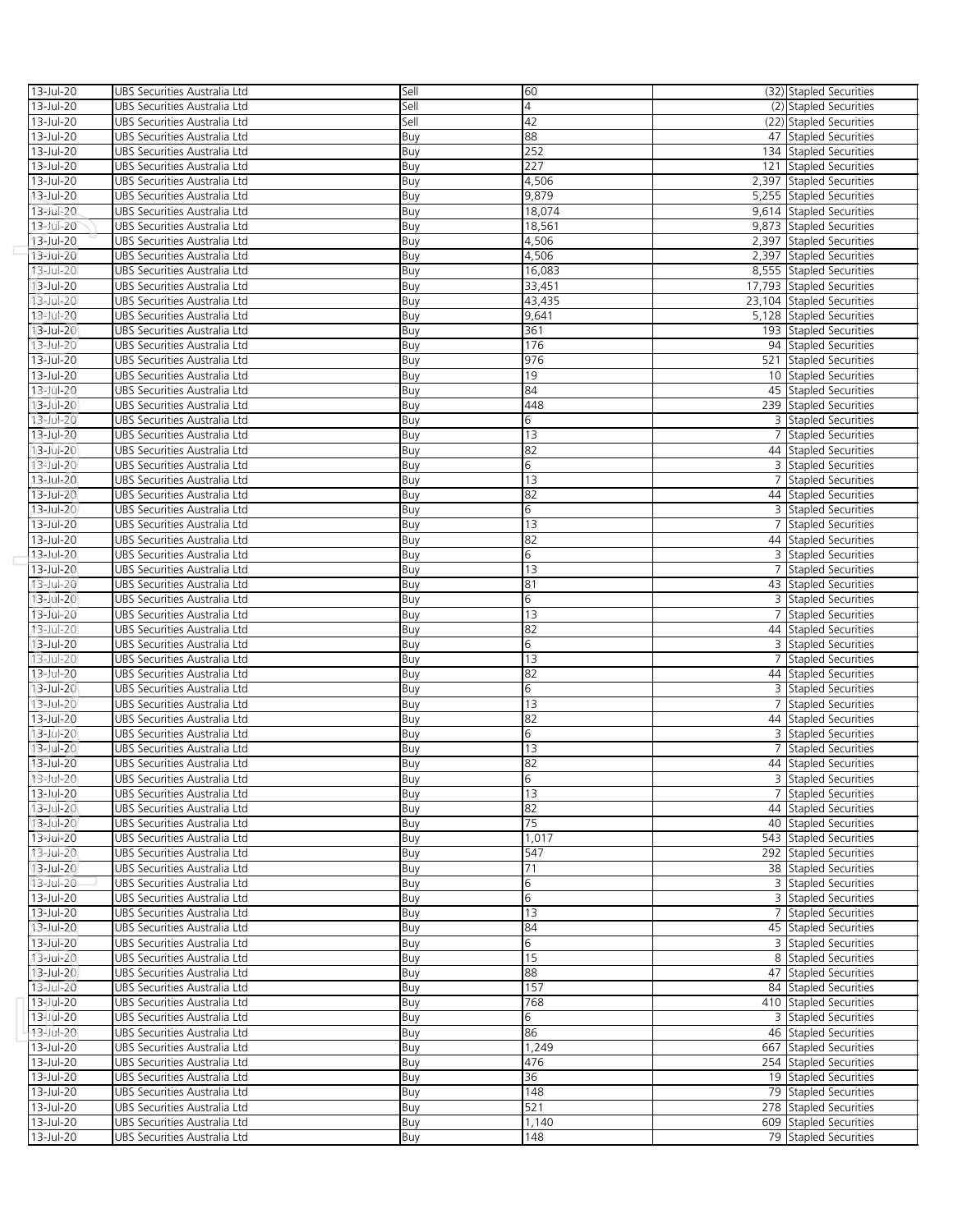| 13-Jul-20 | UBS Securities Australia Ltd | Sell | 60 | (32) | Stapled Securities |
|---|---|---|---|---|---|
| 13-Jul-20 | UBS Securities Australia Ltd | Sell | 4 | (2) | Stapled Securities |
| 13-Jul-20 | UBS Securities Australia Ltd | Sell | 42 | (22) | Stapled Securities |
| 13-Jul-20 | UBS Securities Australia Ltd | Buy | 88 | 47 | Stapled Securities |
| 13-Jul-20 | UBS Securities Australia Ltd | Buy | 252 | 134 | Stapled Securities |
| 13-Jul-20 | UBS Securities Australia Ltd | Buy | 227 | 121 | Stapled Securities |
| 13-Jul-20 | UBS Securities Australia Ltd | Buy | 4,506 | 2,397 | Stapled Securities |
| 13-Jul-20 | UBS Securities Australia Ltd | Buy | 9,879 | 5,255 | Stapled Securities |
| 13-Jul-20 | UBS Securities Australia Ltd | Buy | 18,074 | 9,614 | Stapled Securities |
| 13-Jul-20 | UBS Securities Australia Ltd | Buy | 18,561 | 9,873 | Stapled Securities |
| 13-Jul-20 | UBS Securities Australia Ltd | Buy | 4,506 | 2,397 | Stapled Securities |
| 13-Jul-20 | UBS Securities Australia Ltd | Buy | 4,506 | 2,397 | Stapled Securities |
| 13-Jul-20 | UBS Securities Australia Ltd | Buy | 16,083 | 8,555 | Stapled Securities |
| 13-Jul-20 | UBS Securities Australia Ltd | Buy | 33,451 | 17,793 | Stapled Securities |
| 13-Jul-20 | UBS Securities Australia Ltd | Buy | 43,435 | 23,104 | Stapled Securities |
| 13-Jul-20 | UBS Securities Australia Ltd | Buy | 9,641 | 5,128 | Stapled Securities |
| 13-Jul-20 | UBS Securities Australia Ltd | Buy | 361 | 193 | Stapled Securities |
| 13-Jul-20 | UBS Securities Australia Ltd | Buy | 176 | 94 | Stapled Securities |
| 13-Jul-20 | UBS Securities Australia Ltd | Buy | 976 | 521 | Stapled Securities |
| 13-Jul-20 | UBS Securities Australia Ltd | Buy | 19 | 10 | Stapled Securities |
| 13-Jul-20 | UBS Securities Australia Ltd | Buy | 84 | 45 | Stapled Securities |
| 13-Jul-20 | UBS Securities Australia Ltd | Buy | 448 | 239 | Stapled Securities |
| 13-Jul-20 | UBS Securities Australia Ltd | Buy | 6 | 3 | Stapled Securities |
| 13-Jul-20 | UBS Securities Australia Ltd | Buy | 13 | 7 | Stapled Securities |
| 13-Jul-20 | UBS Securities Australia Ltd | Buy | 82 | 44 | Stapled Securities |
| 13-Jul-20 | UBS Securities Australia Ltd | Buy | 6 | 3 | Stapled Securities |
| 13-Jul-20 | UBS Securities Australia Ltd | Buy | 13 | 7 | Stapled Securities |
| 13-Jul-20 | UBS Securities Australia Ltd | Buy | 82 | 44 | Stapled Securities |
| 13-Jul-20 | UBS Securities Australia Ltd | Buy | 6 | 3 | Stapled Securities |
| 13-Jul-20 | UBS Securities Australia Ltd | Buy | 13 | 7 | Stapled Securities |
| 13-Jul-20 | UBS Securities Australia Ltd | Buy | 82 | 44 | Stapled Securities |
| 13-Jul-20 | UBS Securities Australia Ltd | Buy | 6 | 3 | Stapled Securities |
| 13-Jul-20 | UBS Securities Australia Ltd | Buy | 13 | 7 | Stapled Securities |
| 13-Jul-20 | UBS Securities Australia Ltd | Buy | 81 | 43 | Stapled Securities |
| 13-Jul-20 | UBS Securities Australia Ltd | Buy | 6 | 3 | Stapled Securities |
| 13-Jul-20 | UBS Securities Australia Ltd | Buy | 13 | 7 | Stapled Securities |
| 13-Jul-20 | UBS Securities Australia Ltd | Buy | 82 | 44 | Stapled Securities |
| 13-Jul-20 | UBS Securities Australia Ltd | Buy | 6 | 3 | Stapled Securities |
| 13-Jul-20 | UBS Securities Australia Ltd | Buy | 13 | 7 | Stapled Securities |
| 13-Jul-20 | UBS Securities Australia Ltd | Buy | 82 | 44 | Stapled Securities |
| 13-Jul-20 | UBS Securities Australia Ltd | Buy | 6 | 3 | Stapled Securities |
| 13-Jul-20 | UBS Securities Australia Ltd | Buy | 13 | 7 | Stapled Securities |
| 13-Jul-20 | UBS Securities Australia Ltd | Buy | 82 | 44 | Stapled Securities |
| 13-Jul-20 | UBS Securities Australia Ltd | Buy | 6 | 3 | Stapled Securities |
| 13-Jul-20 | UBS Securities Australia Ltd | Buy | 13 | 7 | Stapled Securities |
| 13-Jul-20 | UBS Securities Australia Ltd | Buy | 82 | 44 | Stapled Securities |
| 13-Jul-20 | UBS Securities Australia Ltd | Buy | 6 | 3 | Stapled Securities |
| 13-Jul-20 | UBS Securities Australia Ltd | Buy | 13 | 7 | Stapled Securities |
| 13-Jul-20 | UBS Securities Australia Ltd | Buy | 82 | 44 | Stapled Securities |
| 13-Jul-20 | UBS Securities Australia Ltd | Buy | 75 | 40 | Stapled Securities |
| 13-Jul-20 | UBS Securities Australia Ltd | Buy | 1,017 | 543 | Stapled Securities |
| 13-Jul-20 | UBS Securities Australia Ltd | Buy | 547 | 292 | Stapled Securities |
| 13-Jul-20 | UBS Securities Australia Ltd | Buy | 71 | 38 | Stapled Securities |
| 13-Jul-20 | UBS Securities Australia Ltd | Buy | 6 | 3 | Stapled Securities |
| 13-Jul-20 | UBS Securities Australia Ltd | Buy | 6 | 3 | Stapled Securities |
| 13-Jul-20 | UBS Securities Australia Ltd | Buy | 13 | 7 | Stapled Securities |
| 13-Jul-20 | UBS Securities Australia Ltd | Buy | 84 | 45 | Stapled Securities |
| 13-Jul-20 | UBS Securities Australia Ltd | Buy | 6 | 3 | Stapled Securities |
| 13-Jul-20 | UBS Securities Australia Ltd | Buy | 15 | 8 | Stapled Securities |
| 13-Jul-20 | UBS Securities Australia Ltd | Buy | 88 | 47 | Stapled Securities |
| 13-Jul-20 | UBS Securities Australia Ltd | Buy | 157 | 84 | Stapled Securities |
| 13-Jul-20 | UBS Securities Australia Ltd | Buy | 768 | 410 | Stapled Securities |
| 13-Jul-20 | UBS Securities Australia Ltd | Buy | 6 | 3 | Stapled Securities |
| 13-Jul-20 | UBS Securities Australia Ltd | Buy | 86 | 46 | Stapled Securities |
| 13-Jul-20 | UBS Securities Australia Ltd | Buy | 1,249 | 667 | Stapled Securities |
| 13-Jul-20 | UBS Securities Australia Ltd | Buy | 476 | 254 | Stapled Securities |
| 13-Jul-20 | UBS Securities Australia Ltd | Buy | 36 | 19 | Stapled Securities |
| 13-Jul-20 | UBS Securities Australia Ltd | Buy | 148 | 79 | Stapled Securities |
| 13-Jul-20 | UBS Securities Australia Ltd | Buy | 521 | 278 | Stapled Securities |
| 13-Jul-20 | UBS Securities Australia Ltd | Buy | 1,140 | 609 | Stapled Securities |
| 13-Jul-20 | UBS Securities Australia Ltd | Buy | 148 | 79 | Stapled Securities |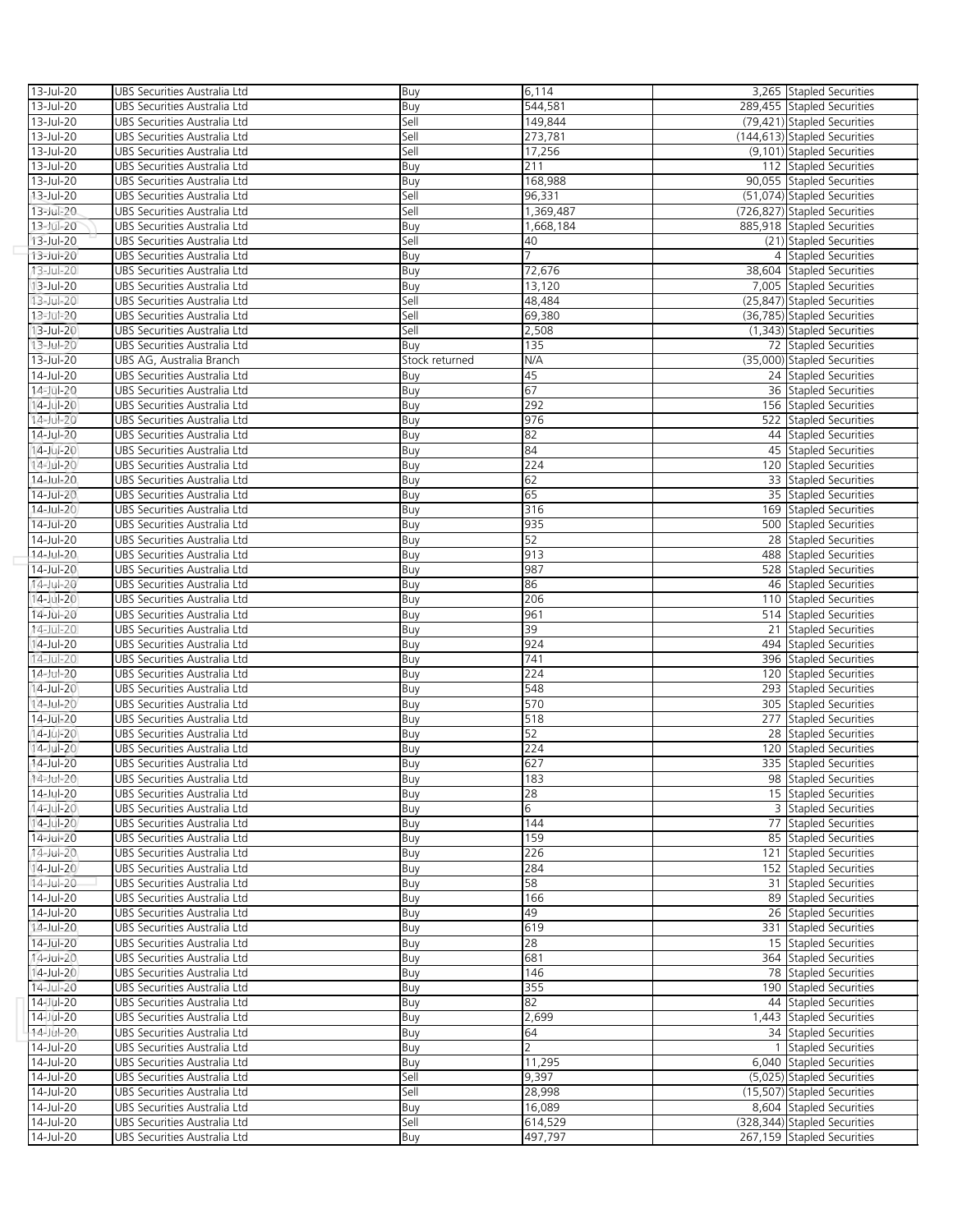| | | | | | |
|---|---|---|---|---|---|
| 13-Jul-20 | UBS Securities Australia Ltd | Buy | 6,114 | 3,265 | Stapled Securities |
| 13-Jul-20 | UBS Securities Australia Ltd | Buy | 544,581 | 289,455 | Stapled Securities |
| 13-Jul-20 | UBS Securities Australia Ltd | Sell | 149,844 | (79,421) | Stapled Securities |
| 13-Jul-20 | UBS Securities Australia Ltd | Sell | 273,781 | (144,613) | Stapled Securities |
| 13-Jul-20 | UBS Securities Australia Ltd | Sell | 17,256 | (9,101) | Stapled Securities |
| 13-Jul-20 | UBS Securities Australia Ltd | Buy | 211 | 112 | Stapled Securities |
| 13-Jul-20 | UBS Securities Australia Ltd | Buy | 168,988 | 90,055 | Stapled Securities |
| 13-Jul-20 | UBS Securities Australia Ltd | Sell | 96,331 | (51,074) | Stapled Securities |
| 13-Jul-20 | UBS Securities Australia Ltd | Sell | 1,369,487 | (726,827) | Stapled Securities |
| 13-Jul-20 | UBS Securities Australia Ltd | Buy | 1,668,184 | 885,918 | Stapled Securities |
| 13-Jul-20 | UBS Securities Australia Ltd | Sell | 40 | (21) | Stapled Securities |
| 13-Jul-20 | UBS Securities Australia Ltd | Buy | 7 | 4 | Stapled Securities |
| 13-Jul-20 | UBS Securities Australia Ltd | Buy | 72,676 | 38,604 | Stapled Securities |
| 13-Jul-20 | UBS Securities Australia Ltd | Buy | 13,120 | 7,005 | Stapled Securities |
| 13-Jul-20 | UBS Securities Australia Ltd | Sell | 48,484 | (25,847) | Stapled Securities |
| 13-Jul-20 | UBS Securities Australia Ltd | Sell | 69,380 | (36,785) | Stapled Securities |
| 13-Jul-20 | UBS Securities Australia Ltd | Sell | 2,508 | (1,343) | Stapled Securities |
| 13-Jul-20 | UBS Securities Australia Ltd | Buy | 135 | 72 | Stapled Securities |
| 13-Jul-20 | UBS AG, Australia Branch | Stock returned | N/A | (35,000) | Stapled Securities |
| 14-Jul-20 | UBS Securities Australia Ltd | Buy | 45 | 24 | Stapled Securities |
| 14-Jul-20 | UBS Securities Australia Ltd | Buy | 67 | 36 | Stapled Securities |
| 14-Jul-20 | UBS Securities Australia Ltd | Buy | 292 | 156 | Stapled Securities |
| 14-Jul-20 | UBS Securities Australia Ltd | Buy | 976 | 522 | Stapled Securities |
| 14-Jul-20 | UBS Securities Australia Ltd | Buy | 82 | 44 | Stapled Securities |
| 14-Jul-20 | UBS Securities Australia Ltd | Buy | 84 | 45 | Stapled Securities |
| 14-Jul-20 | UBS Securities Australia Ltd | Buy | 224 | 120 | Stapled Securities |
| 14-Jul-20 | UBS Securities Australia Ltd | Buy | 62 | 33 | Stapled Securities |
| 14-Jul-20 | UBS Securities Australia Ltd | Buy | 65 | 35 | Stapled Securities |
| 14-Jul-20 | UBS Securities Australia Ltd | Buy | 316 | 169 | Stapled Securities |
| 14-Jul-20 | UBS Securities Australia Ltd | Buy | 935 | 500 | Stapled Securities |
| 14-Jul-20 | UBS Securities Australia Ltd | Buy | 52 | 28 | Stapled Securities |
| 14-Jul-20 | UBS Securities Australia Ltd | Buy | 913 | 488 | Stapled Securities |
| 14-Jul-20 | UBS Securities Australia Ltd | Buy | 987 | 528 | Stapled Securities |
| 14-Jul-20 | UBS Securities Australia Ltd | Buy | 86 | 46 | Stapled Securities |
| 14-Jul-20 | UBS Securities Australia Ltd | Buy | 206 | 110 | Stapled Securities |
| 14-Jul-20 | UBS Securities Australia Ltd | Buy | 961 | 514 | Stapled Securities |
| 14-Jul-20 | UBS Securities Australia Ltd | Buy | 39 | 21 | Stapled Securities |
| 14-Jul-20 | UBS Securities Australia Ltd | Buy | 924 | 494 | Stapled Securities |
| 14-Jul-20 | UBS Securities Australia Ltd | Buy | 741 | 396 | Stapled Securities |
| 14-Jul-20 | UBS Securities Australia Ltd | Buy | 224 | 120 | Stapled Securities |
| 14-Jul-20 | UBS Securities Australia Ltd | Buy | 548 | 293 | Stapled Securities |
| 14-Jul-20 | UBS Securities Australia Ltd | Buy | 570 | 305 | Stapled Securities |
| 14-Jul-20 | UBS Securities Australia Ltd | Buy | 518 | 277 | Stapled Securities |
| 14-Jul-20 | UBS Securities Australia Ltd | Buy | 52 | 28 | Stapled Securities |
| 14-Jul-20 | UBS Securities Australia Ltd | Buy | 224 | 120 | Stapled Securities |
| 14-Jul-20 | UBS Securities Australia Ltd | Buy | 627 | 335 | Stapled Securities |
| 14-Jul-20 | UBS Securities Australia Ltd | Buy | 183 | 98 | Stapled Securities |
| 14-Jul-20 | UBS Securities Australia Ltd | Buy | 28 | 15 | Stapled Securities |
| 14-Jul-20 | UBS Securities Australia Ltd | Buy | 6 | 3 | Stapled Securities |
| 14-Jul-20 | UBS Securities Australia Ltd | Buy | 144 | 77 | Stapled Securities |
| 14-Jul-20 | UBS Securities Australia Ltd | Buy | 159 | 85 | Stapled Securities |
| 14-Jul-20 | UBS Securities Australia Ltd | Buy | 226 | 121 | Stapled Securities |
| 14-Jul-20 | UBS Securities Australia Ltd | Buy | 284 | 152 | Stapled Securities |
| 14-Jul-20 | UBS Securities Australia Ltd | Buy | 58 | 31 | Stapled Securities |
| 14-Jul-20 | UBS Securities Australia Ltd | Buy | 166 | 89 | Stapled Securities |
| 14-Jul-20 | UBS Securities Australia Ltd | Buy | 49 | 26 | Stapled Securities |
| 14-Jul-20 | UBS Securities Australia Ltd | Buy | 619 | 331 | Stapled Securities |
| 14-Jul-20 | UBS Securities Australia Ltd | Buy | 28 | 15 | Stapled Securities |
| 14-Jul-20 | UBS Securities Australia Ltd | Buy | 681 | 364 | Stapled Securities |
| 14-Jul-20 | UBS Securities Australia Ltd | Buy | 146 | 78 | Stapled Securities |
| 14-Jul-20 | UBS Securities Australia Ltd | Buy | 355 | 190 | Stapled Securities |
| 14-Jul-20 | UBS Securities Australia Ltd | Buy | 82 | 44 | Stapled Securities |
| 14-Jul-20 | UBS Securities Australia Ltd | Buy | 2,699 | 1,443 | Stapled Securities |
| 14-Jul-20 | UBS Securities Australia Ltd | Buy | 64 | 34 | Stapled Securities |
| 14-Jul-20 | UBS Securities Australia Ltd | Buy | 2 | 1 | Stapled Securities |
| 14-Jul-20 | UBS Securities Australia Ltd | Buy | 11,295 | 6,040 | Stapled Securities |
| 14-Jul-20 | UBS Securities Australia Ltd | Sell | 9,397 | (5,025) | Stapled Securities |
| 14-Jul-20 | UBS Securities Australia Ltd | Sell | 28,998 | (15,507) | Stapled Securities |
| 14-Jul-20 | UBS Securities Australia Ltd | Buy | 16,089 | 8,604 | Stapled Securities |
| 14-Jul-20 | UBS Securities Australia Ltd | Sell | 614,529 | (328,344) | Stapled Securities |
| 14-Jul-20 | UBS Securities Australia Ltd | Buy | 497,797 | 267,159 | Stapled Securities |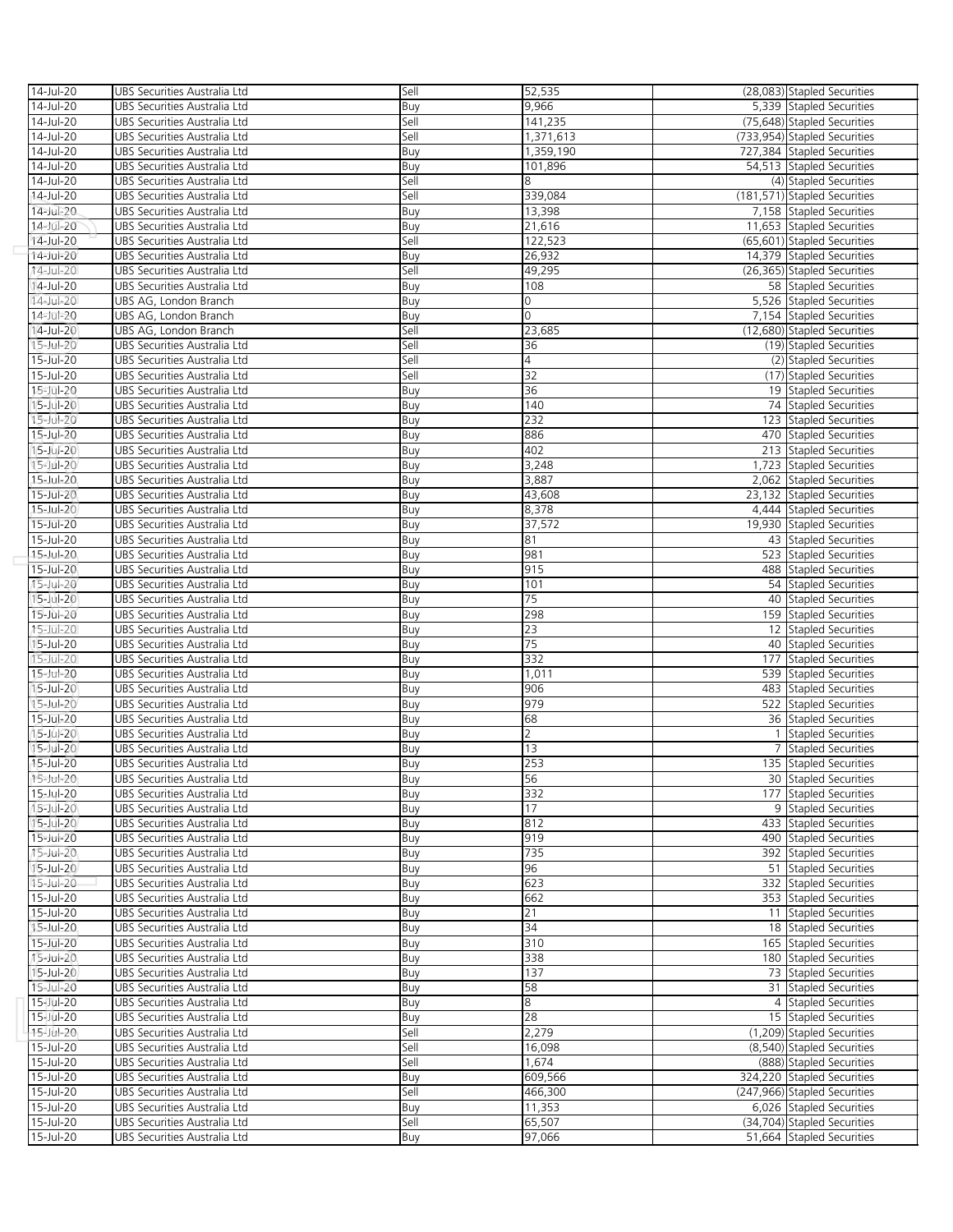| | | | | | |
|---|---|---|---|---|---|
| 14-Jul-20 | UBS Securities Australia Ltd | Sell | 52,535 | (28,083) | Stapled Securities |
| 14-Jul-20 | UBS Securities Australia Ltd | Buy | 9,966 | 5,339 | Stapled Securities |
| 14-Jul-20 | UBS Securities Australia Ltd | Sell | 141,235 | (75,648) | Stapled Securities |
| 14-Jul-20 | UBS Securities Australia Ltd | Sell | 1,371,613 | (733,954) | Stapled Securities |
| 14-Jul-20 | UBS Securities Australia Ltd | Buy | 1,359,190 | 727,384 | Stapled Securities |
| 14-Jul-20 | UBS Securities Australia Ltd | Buy | 101,896 | 54,513 | Stapled Securities |
| 14-Jul-20 | UBS Securities Australia Ltd | Sell | 8 | (4) | Stapled Securities |
| 14-Jul-20 | UBS Securities Australia Ltd | Sell | 339,084 | (181,571) | Stapled Securities |
| 14-Jul-20 | UBS Securities Australia Ltd | Buy | 13,398 | 7,158 | Stapled Securities |
| 14-Jul-20 | UBS Securities Australia Ltd | Buy | 21,616 | 11,653 | Stapled Securities |
| 14-Jul-20 | UBS Securities Australia Ltd | Sell | 122,523 | (65,601) | Stapled Securities |
| 14-Jul-20 | UBS Securities Australia Ltd | Buy | 26,932 | 14,379 | Stapled Securities |
| 14-Jul-20 | UBS Securities Australia Ltd | Sell | 49,295 | (26,365) | Stapled Securities |
| 14-Jul-20 | UBS Securities Australia Ltd | Buy | 108 | 58 | Stapled Securities |
| 14-Jul-20 | UBS AG, London Branch | Buy | 0 | 5,526 | Stapled Securities |
| 14-Jul-20 | UBS AG, London Branch | Buy | 0 | 7,154 | Stapled Securities |
| 14-Jul-20 | UBS AG, London Branch | Sell | 23,685 | (12,680) | Stapled Securities |
| 15-Jul-20 | UBS Securities Australia Ltd | Sell | 36 | (19) | Stapled Securities |
| 15-Jul-20 | UBS Securities Australia Ltd | Sell | 4 | (2) | Stapled Securities |
| 15-Jul-20 | UBS Securities Australia Ltd | Sell | 32 | (17) | Stapled Securities |
| 15-Jul-20 | UBS Securities Australia Ltd | Buy | 36 | 19 | Stapled Securities |
| 15-Jul-20 | UBS Securities Australia Ltd | Buy | 140 | 74 | Stapled Securities |
| 15-Jul-20 | UBS Securities Australia Ltd | Buy | 232 | 123 | Stapled Securities |
| 15-Jul-20 | UBS Securities Australia Ltd | Buy | 886 | 470 | Stapled Securities |
| 15-Jul-20 | UBS Securities Australia Ltd | Buy | 402 | 213 | Stapled Securities |
| 15-Jul-20 | UBS Securities Australia Ltd | Buy | 3,248 | 1,723 | Stapled Securities |
| 15-Jul-20 | UBS Securities Australia Ltd | Buy | 3,887 | 2,062 | Stapled Securities |
| 15-Jul-20 | UBS Securities Australia Ltd | Buy | 43,608 | 23,132 | Stapled Securities |
| 15-Jul-20 | UBS Securities Australia Ltd | Buy | 8,378 | 4,444 | Stapled Securities |
| 15-Jul-20 | UBS Securities Australia Ltd | Buy | 37,572 | 19,930 | Stapled Securities |
| 15-Jul-20 | UBS Securities Australia Ltd | Buy | 81 | 43 | Stapled Securities |
| 15-Jul-20 | UBS Securities Australia Ltd | Buy | 981 | 523 | Stapled Securities |
| 15-Jul-20 | UBS Securities Australia Ltd | Buy | 915 | 488 | Stapled Securities |
| 15-Jul-20 | UBS Securities Australia Ltd | Buy | 101 | 54 | Stapled Securities |
| 15-Jul-20 | UBS Securities Australia Ltd | Buy | 75 | 40 | Stapled Securities |
| 15-Jul-20 | UBS Securities Australia Ltd | Buy | 298 | 159 | Stapled Securities |
| 15-Jul-20 | UBS Securities Australia Ltd | Buy | 23 | 12 | Stapled Securities |
| 15-Jul-20 | UBS Securities Australia Ltd | Buy | 75 | 40 | Stapled Securities |
| 15-Jul-20 | UBS Securities Australia Ltd | Buy | 332 | 177 | Stapled Securities |
| 15-Jul-20 | UBS Securities Australia Ltd | Buy | 1,011 | 539 | Stapled Securities |
| 15-Jul-20 | UBS Securities Australia Ltd | Buy | 906 | 483 | Stapled Securities |
| 15-Jul-20 | UBS Securities Australia Ltd | Buy | 979 | 522 | Stapled Securities |
| 15-Jul-20 | UBS Securities Australia Ltd | Buy | 68 | 36 | Stapled Securities |
| 15-Jul-20 | UBS Securities Australia Ltd | Buy | 2 | 1 | Stapled Securities |
| 15-Jul-20 | UBS Securities Australia Ltd | Buy | 13 | 7 | Stapled Securities |
| 15-Jul-20 | UBS Securities Australia Ltd | Buy | 253 | 135 | Stapled Securities |
| 15-Jul-20 | UBS Securities Australia Ltd | Buy | 56 | 30 | Stapled Securities |
| 15-Jul-20 | UBS Securities Australia Ltd | Buy | 332 | 177 | Stapled Securities |
| 15-Jul-20 | UBS Securities Australia Ltd | Buy | 17 | 9 | Stapled Securities |
| 15-Jul-20 | UBS Securities Australia Ltd | Buy | 812 | 433 | Stapled Securities |
| 15-Jul-20 | UBS Securities Australia Ltd | Buy | 919 | 490 | Stapled Securities |
| 15-Jul-20 | UBS Securities Australia Ltd | Buy | 735 | 392 | Stapled Securities |
| 15-Jul-20 | UBS Securities Australia Ltd | Buy | 96 | 51 | Stapled Securities |
| 15-Jul-20 | UBS Securities Australia Ltd | Buy | 623 | 332 | Stapled Securities |
| 15-Jul-20 | UBS Securities Australia Ltd | Buy | 662 | 353 | Stapled Securities |
| 15-Jul-20 | UBS Securities Australia Ltd | Buy | 21 | 11 | Stapled Securities |
| 15-Jul-20 | UBS Securities Australia Ltd | Buy | 34 | 18 | Stapled Securities |
| 15-Jul-20 | UBS Securities Australia Ltd | Buy | 310 | 165 | Stapled Securities |
| 15-Jul-20 | UBS Securities Australia Ltd | Buy | 338 | 180 | Stapled Securities |
| 15-Jul-20 | UBS Securities Australia Ltd | Buy | 137 | 73 | Stapled Securities |
| 15-Jul-20 | UBS Securities Australia Ltd | Buy | 58 | 31 | Stapled Securities |
| 15-Jul-20 | UBS Securities Australia Ltd | Buy | 8 | 4 | Stapled Securities |
| 15-Jul-20 | UBS Securities Australia Ltd | Buy | 28 | 15 | Stapled Securities |
| 15-Jul-20 | UBS Securities Australia Ltd | Sell | 2,279 | (1,209) | Stapled Securities |
| 15-Jul-20 | UBS Securities Australia Ltd | Sell | 16,098 | (8,540) | Stapled Securities |
| 15-Jul-20 | UBS Securities Australia Ltd | Sell | 1,674 | (888) | Stapled Securities |
| 15-Jul-20 | UBS Securities Australia Ltd | Buy | 609,566 | 324,220 | Stapled Securities |
| 15-Jul-20 | UBS Securities Australia Ltd | Sell | 466,300 | (247,966) | Stapled Securities |
| 15-Jul-20 | UBS Securities Australia Ltd | Buy | 11,353 | 6,026 | Stapled Securities |
| 15-Jul-20 | UBS Securities Australia Ltd | Sell | 65,507 | (34,704) | Stapled Securities |
| 15-Jul-20 | UBS Securities Australia Ltd | Buy | 97,066 | 51,664 | Stapled Securities |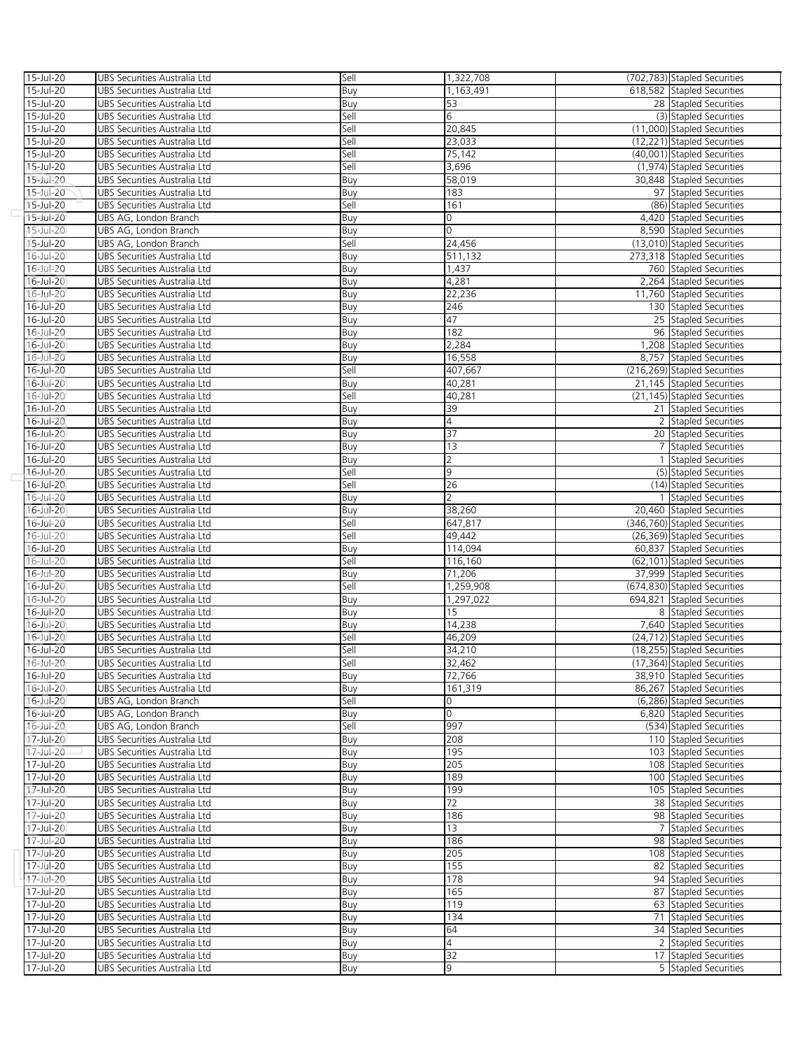| | | | | | |
|---|---|---|---|---|---|
| 15-Jul-20 | UBS Securities Australia Ltd | Sell | 1,322,708 | (702,783) | Stapled Securities |
| 15-Jul-20 | UBS Securities Australia Ltd | Buy | 1,163,491 | 618,582 | Stapled Securities |
| 15-Jul-20 | UBS Securities Australia Ltd | Buy | 53 | 28 | Stapled Securities |
| 15-Jul-20 | UBS Securities Australia Ltd | Sell | 6 | (3) | Stapled Securities |
| 15-Jul-20 | UBS Securities Australia Ltd | Sell | 20,845 | (11,000) | Stapled Securities |
| 15-Jul-20 | UBS Securities Australia Ltd | Sell | 23,033 | (12,221) | Stapled Securities |
| 15-Jul-20 | UBS Securities Australia Ltd | Sell | 75,142 | (40,001) | Stapled Securities |
| 15-Jul-20 | UBS Securities Australia Ltd | Sell | 3,696 | (1,974) | Stapled Securities |
| 15-Jul-20 | UBS Securities Australia Ltd | Buy | 58,019 | 30,848 | Stapled Securities |
| 15-Jul-20 | UBS Securities Australia Ltd | Buy | 183 | 97 | Stapled Securities |
| 15-Jul-20 | UBS Securities Australia Ltd | Sell | 161 | (86) | Stapled Securities |
| 15-Jul-20 | UBS AG, London Branch | Buy | 0 | 4,420 | Stapled Securities |
| 15-Jul-20 | UBS AG, London Branch | Buy | 0 | 8,590 | Stapled Securities |
| 15-Jul-20 | UBS AG, London Branch | Sell | 24,456 | (13,010) | Stapled Securities |
| 16-Jul-20 | UBS Securities Australia Ltd | Buy | 511,132 | 273,318 | Stapled Securities |
| 16-Jul-20 | UBS Securities Australia Ltd | Buy | 1,437 | 760 | Stapled Securities |
| 16-Jul-20 | UBS Securities Australia Ltd | Buy | 4,281 | 2,264 | Stapled Securities |
| 16-Jul-20 | UBS Securities Australia Ltd | Buy | 22,236 | 11,760 | Stapled Securities |
| 16-Jul-20 | UBS Securities Australia Ltd | Buy | 246 | 130 | Stapled Securities |
| 16-Jul-20 | UBS Securities Australia Ltd | Buy | 47 | 25 | Stapled Securities |
| 16-Jul-20 | UBS Securities Australia Ltd | Buy | 182 | 96 | Stapled Securities |
| 16-Jul-20 | UBS Securities Australia Ltd | Buy | 2,284 | 1,208 | Stapled Securities |
| 16-Jul-20 | UBS Securities Australia Ltd | Buy | 16,558 | 8,757 | Stapled Securities |
| 16-Jul-20 | UBS Securities Australia Ltd | Sell | 407,667 | (216,269) | Stapled Securities |
| 16-Jul-20 | UBS Securities Australia Ltd | Buy | 40,281 | 21,145 | Stapled Securities |
| 16-Jul-20 | UBS Securities Australia Ltd | Sell | 40,281 | (21,145) | Stapled Securities |
| 16-Jul-20 | UBS Securities Australia Ltd | Buy | 39 | 21 | Stapled Securities |
| 16-Jul-20 | UBS Securities Australia Ltd | Buy | 4 | 2 | Stapled Securities |
| 16-Jul-20 | UBS Securities Australia Ltd | Buy | 37 | 20 | Stapled Securities |
| 16-Jul-20 | UBS Securities Australia Ltd | Buy | 13 | 7 | Stapled Securities |
| 16-Jul-20 | UBS Securities Australia Ltd | Buy | 2 | 1 | Stapled Securities |
| 16-Jul-20 | UBS Securities Australia Ltd | Sell | 9 | (5) | Stapled Securities |
| 16-Jul-20 | UBS Securities Australia Ltd | Sell | 26 | (14) | Stapled Securities |
| 16-Jul-20 | UBS Securities Australia Ltd | Buy | 2 | 1 | Stapled Securities |
| 16-Jul-20 | UBS Securities Australia Ltd | Buy | 38,260 | 20,460 | Stapled Securities |
| 16-Jul-20 | UBS Securities Australia Ltd | Sell | 647,817 | (346,760) | Stapled Securities |
| 16-Jul-20 | UBS Securities Australia Ltd | Sell | 49,442 | (26,369) | Stapled Securities |
| 16-Jul-20 | UBS Securities Australia Ltd | Buy | 114,094 | 60,837 | Stapled Securities |
| 16-Jul-20 | UBS Securities Australia Ltd | Sell | 116,160 | (62,101) | Stapled Securities |
| 16-Jul-20 | UBS Securities Australia Ltd | Buy | 71,206 | 37,999 | Stapled Securities |
| 16-Jul-20 | UBS Securities Australia Ltd | Sell | 1,259,908 | (674,830) | Stapled Securities |
| 16-Jul-20 | UBS Securities Australia Ltd | Buy | 1,297,022 | 694,821 | Stapled Securities |
| 16-Jul-20 | UBS Securities Australia Ltd | Buy | 15 | 8 | Stapled Securities |
| 16-Jul-20 | UBS Securities Australia Ltd | Buy | 14,238 | 7,640 | Stapled Securities |
| 16-Jul-20 | UBS Securities Australia Ltd | Sell | 46,209 | (24,712) | Stapled Securities |
| 16-Jul-20 | UBS Securities Australia Ltd | Sell | 34,210 | (18,255) | Stapled Securities |
| 16-Jul-20 | UBS Securities Australia Ltd | Sell | 32,462 | (17,364) | Stapled Securities |
| 16-Jul-20 | UBS Securities Australia Ltd | Buy | 72,766 | 38,910 | Stapled Securities |
| 16-Jul-20 | UBS Securities Australia Ltd | Buy | 161,319 | 86,267 | Stapled Securities |
| 16-Jul-20 | UBS AG, London Branch | Sell | 0 | (6,286) | Stapled Securities |
| 16-Jul-20 | UBS AG, London Branch | Buy | 0 | 6,820 | Stapled Securities |
| 16-Jul-20 | UBS AG, London Branch | Sell | 997 | (534) | Stapled Securities |
| 17-Jul-20 | UBS Securities Australia Ltd | Buy | 208 | 110 | Stapled Securities |
| 17-Jul-20 | UBS Securities Australia Ltd | Buy | 195 | 103 | Stapled Securities |
| 17-Jul-20 | UBS Securities Australia Ltd | Buy | 205 | 108 | Stapled Securities |
| 17-Jul-20 | UBS Securities Australia Ltd | Buy | 189 | 100 | Stapled Securities |
| 17-Jul-20 | UBS Securities Australia Ltd | Buy | 199 | 105 | Stapled Securities |
| 17-Jul-20 | UBS Securities Australia Ltd | Buy | 72 | 38 | Stapled Securities |
| 17-Jul-20 | UBS Securities Australia Ltd | Buy | 186 | 98 | Stapled Securities |
| 17-Jul-20 | UBS Securities Australia Ltd | Buy | 13 | 7 | Stapled Securities |
| 17-Jul-20 | UBS Securities Australia Ltd | Buy | 186 | 98 | Stapled Securities |
| 17-Jul-20 | UBS Securities Australia Ltd | Buy | 205 | 108 | Stapled Securities |
| 17-Jul-20 | UBS Securities Australia Ltd | Buy | 155 | 82 | Stapled Securities |
| 17-Jul-20 | UBS Securities Australia Ltd | Buy | 178 | 94 | Stapled Securities |
| 17-Jul-20 | UBS Securities Australia Ltd | Buy | 165 | 87 | Stapled Securities |
| 17-Jul-20 | UBS Securities Australia Ltd | Buy | 119 | 63 | Stapled Securities |
| 17-Jul-20 | UBS Securities Australia Ltd | Buy | 134 | 71 | Stapled Securities |
| 17-Jul-20 | UBS Securities Australia Ltd | Buy | 64 | 34 | Stapled Securities |
| 17-Jul-20 | UBS Securities Australia Ltd | Buy | 4 | 2 | Stapled Securities |
| 17-Jul-20 | UBS Securities Australia Ltd | Buy | 32 | 17 | Stapled Securities |
| 17-Jul-20 | UBS Securities Australia Ltd | Buy | 9 | 5 | Stapled Securities |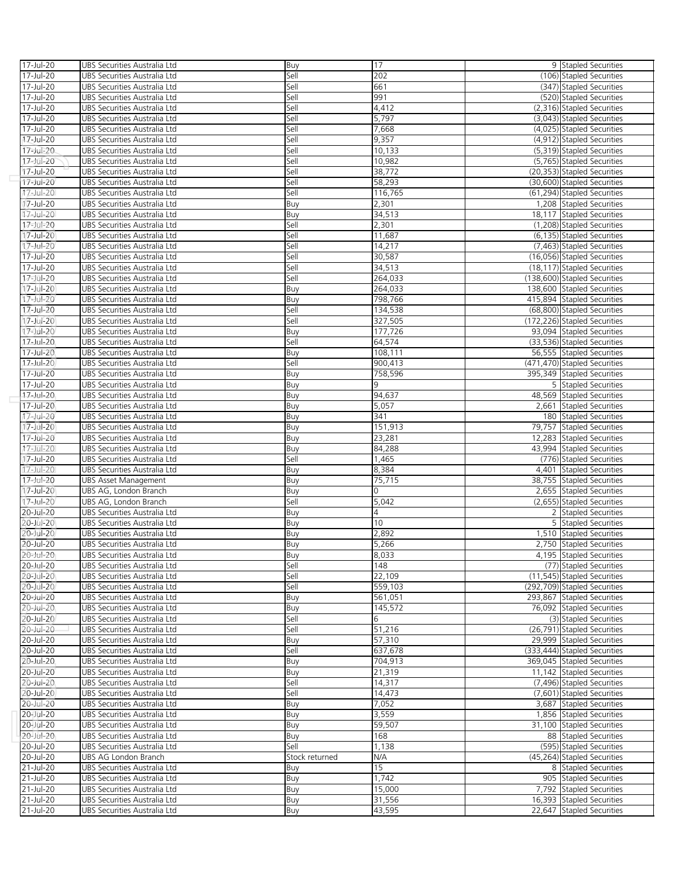| | | | | | |
|---|---|---|---|---|---|
| 17-Jul-20 | UBS Securities Australia Ltd | Buy | 17 | 9 | Stapled Securities |
| 17-Jul-20 | UBS Securities Australia Ltd | Sell | 202 | (106) | Stapled Securities |
| 17-Jul-20 | UBS Securities Australia Ltd | Sell | 661 | (347) | Stapled Securities |
| 17-Jul-20 | UBS Securities Australia Ltd | Sell | 991 | (520) | Stapled Securities |
| 17-Jul-20 | UBS Securities Australia Ltd | Sell | 4,412 | (2,316) | Stapled Securities |
| 17-Jul-20 | UBS Securities Australia Ltd | Sell | 5,797 | (3,043) | Stapled Securities |
| 17-Jul-20 | UBS Securities Australia Ltd | Sell | 7,668 | (4,025) | Stapled Securities |
| 17-Jul-20 | UBS Securities Australia Ltd | Sell | 9,357 | (4,912) | Stapled Securities |
| 17-Jul-20 | UBS Securities Australia Ltd | Sell | 10,133 | (5,319) | Stapled Securities |
| 17-Jul-20 | UBS Securities Australia Ltd | Sell | 10,982 | (5,765) | Stapled Securities |
| 17-Jul-20 | UBS Securities Australia Ltd | Sell | 38,772 | (20,353) | Stapled Securities |
| 17-Jul-20 | UBS Securities Australia Ltd | Sell | 58,293 | (30,600) | Stapled Securities |
| 17-Jul-20 | UBS Securities Australia Ltd | Sell | 116,765 | (61,294) | Stapled Securities |
| 17-Jul-20 | UBS Securities Australia Ltd | Buy | 2,301 | 1,208 | Stapled Securities |
| 17-Jul-20 | UBS Securities Australia Ltd | Buy | 34,513 | 18,117 | Stapled Securities |
| 17-Jul-20 | UBS Securities Australia Ltd | Sell | 2,301 | (1,208) | Stapled Securities |
| 17-Jul-20 | UBS Securities Australia Ltd | Sell | 11,687 | (6,135) | Stapled Securities |
| 17-Jul-20 | UBS Securities Australia Ltd | Sell | 14,217 | (7,463) | Stapled Securities |
| 17-Jul-20 | UBS Securities Australia Ltd | Sell | 30,587 | (16,056) | Stapled Securities |
| 17-Jul-20 | UBS Securities Australia Ltd | Sell | 34,513 | (18,117) | Stapled Securities |
| 17-Jul-20 | UBS Securities Australia Ltd | Sell | 264,033 | (138,600) | Stapled Securities |
| 17-Jul-20 | UBS Securities Australia Ltd | Buy | 264,033 | 138,600 | Stapled Securities |
| 17-Jul-20 | UBS Securities Australia Ltd | Buy | 798,766 | 415,894 | Stapled Securities |
| 17-Jul-20 | UBS Securities Australia Ltd | Sell | 134,538 | (68,800) | Stapled Securities |
| 17-Jul-20 | UBS Securities Australia Ltd | Sell | 327,505 | (172,226) | Stapled Securities |
| 17-Jul-20 | UBS Securities Australia Ltd | Buy | 177,726 | 93,094 | Stapled Securities |
| 17-Jul-20 | UBS Securities Australia Ltd | Sell | 64,574 | (33,536) | Stapled Securities |
| 17-Jul-20 | UBS Securities Australia Ltd | Buy | 108,111 | 56,555 | Stapled Securities |
| 17-Jul-20 | UBS Securities Australia Ltd | Sell | 900,413 | (471,470) | Stapled Securities |
| 17-Jul-20 | UBS Securities Australia Ltd | Buy | 758,596 | 395,349 | Stapled Securities |
| 17-Jul-20 | UBS Securities Australia Ltd | Buy | 9 | 5 | Stapled Securities |
| 17-Jul-20 | UBS Securities Australia Ltd | Buy | 94,637 | 48,569 | Stapled Securities |
| 17-Jul-20 | UBS Securities Australia Ltd | Buy | 5,057 | 2,661 | Stapled Securities |
| 17-Jul-20 | UBS Securities Australia Ltd | Buy | 341 | 180 | Stapled Securities |
| 17-Jul-20 | UBS Securities Australia Ltd | Buy | 151,913 | 79,757 | Stapled Securities |
| 17-Jul-20 | UBS Securities Australia Ltd | Buy | 23,281 | 12,283 | Stapled Securities |
| 17-Jul-20 | UBS Securities Australia Ltd | Buy | 84,288 | 43,994 | Stapled Securities |
| 17-Jul-20 | UBS Securities Australia Ltd | Sell | 1,465 | (776) | Stapled Securities |
| 17-Jul-20 | UBS Securities Australia Ltd | Buy | 8,384 | 4,401 | Stapled Securities |
| 17-Jul-20 | UBS Asset Management | Buy | 75,715 | 38,755 | Stapled Securities |
| 17-Jul-20 | UBS AG, London Branch | Buy | 0 | 2,655 | Stapled Securities |
| 17-Jul-20 | UBS AG, London Branch | Sell | 5,042 | (2,655) | Stapled Securities |
| 20-Jul-20 | UBS Securities Australia Ltd | Buy | 4 | 2 | Stapled Securities |
| 20-Jul-20 | UBS Securities Australia Ltd | Buy | 10 | 5 | Stapled Securities |
| 20-Jul-20 | UBS Securities Australia Ltd | Buy | 2,892 | 1,510 | Stapled Securities |
| 20-Jul-20 | UBS Securities Australia Ltd | Buy | 5,266 | 2,750 | Stapled Securities |
| 20-Jul-20 | UBS Securities Australia Ltd | Buy | 8,033 | 4,195 | Stapled Securities |
| 20-Jul-20 | UBS Securities Australia Ltd | Sell | 148 | (77) | Stapled Securities |
| 20-Jul-20 | UBS Securities Australia Ltd | Sell | 22,109 | (11,545) | Stapled Securities |
| 20-Jul-20 | UBS Securities Australia Ltd | Sell | 559,103 | (292,709) | Stapled Securities |
| 20-Jul-20 | UBS Securities Australia Ltd | Buy | 561,051 | 293,867 | Stapled Securities |
| 20-Jul-20 | UBS Securities Australia Ltd | Buy | 145,572 | 76,092 | Stapled Securities |
| 20-Jul-20 | UBS Securities Australia Ltd | Sell | 6 | (3) | Stapled Securities |
| 20-Jul-20 | UBS Securities Australia Ltd | Sell | 51,216 | (26,791) | Stapled Securities |
| 20-Jul-20 | UBS Securities Australia Ltd | Buy | 57,310 | 29,999 | Stapled Securities |
| 20-Jul-20 | UBS Securities Australia Ltd | Sell | 637,678 | (333,444) | Stapled Securities |
| 20-Jul-20 | UBS Securities Australia Ltd | Buy | 704,913 | 369,045 | Stapled Securities |
| 20-Jul-20 | UBS Securities Australia Ltd | Buy | 21,319 | 11,142 | Stapled Securities |
| 20-Jul-20 | UBS Securities Australia Ltd | Sell | 14,317 | (7,496) | Stapled Securities |
| 20-Jul-20 | UBS Securities Australia Ltd | Sell | 14,473 | (7,601) | Stapled Securities |
| 20-Jul-20 | UBS Securities Australia Ltd | Buy | 7,052 | 3,687 | Stapled Securities |
| 20-Jul-20 | UBS Securities Australia Ltd | Buy | 3,559 | 1,856 | Stapled Securities |
| 20-Jul-20 | UBS Securities Australia Ltd | Buy | 59,507 | 31,100 | Stapled Securities |
| 20-Jul-20 | UBS Securities Australia Ltd | Buy | 168 | 88 | Stapled Securities |
| 20-Jul-20 | UBS Securities Australia Ltd | Sell | 1,138 | (595) | Stapled Securities |
| 20-Jul-20 | UBS AG London Branch | Stock returned | N/A | (45,264) | Stapled Securities |
| 21-Jul-20 | UBS Securities Australia Ltd | Buy | 15 | 8 | Stapled Securities |
| 21-Jul-20 | UBS Securities Australia Ltd | Buy | 1,742 | 905 | Stapled Securities |
| 21-Jul-20 | UBS Securities Australia Ltd | Buy | 15,000 | 7,792 | Stapled Securities |
| 21-Jul-20 | UBS Securities Australia Ltd | Buy | 31,556 | 16,393 | Stapled Securities |
| 21-Jul-20 | UBS Securities Australia Ltd | Buy | 43,595 | 22,647 | Stapled Securities |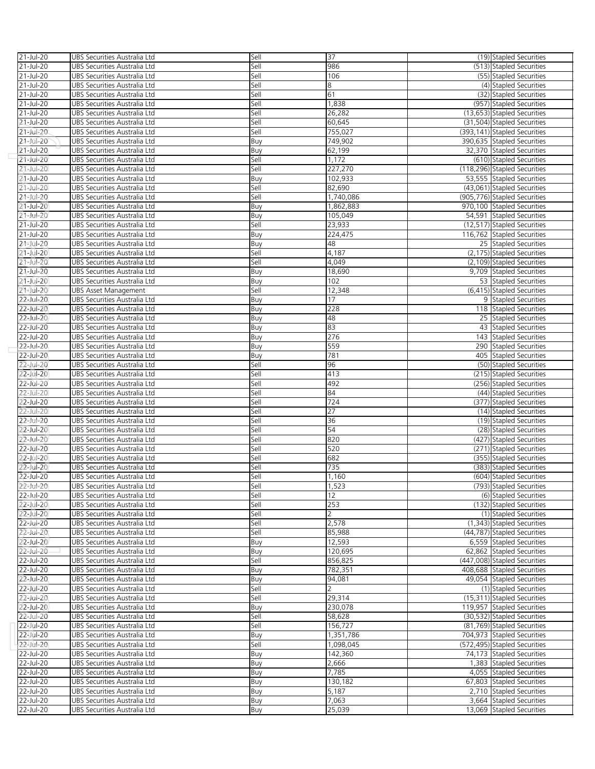| 21-Jul-20 | UBS Securities Australia Ltd | Sell | 37 | (19) | Stapled Securities |
|---|---|---|---|---|---|
| 21-Jul-20 | UBS Securities Australia Ltd | Sell | 986 | (513) | Stapled Securities |
| 21-Jul-20 | UBS Securities Australia Ltd | Sell | 106 | (55) | Stapled Securities |
| 21-Jul-20 | UBS Securities Australia Ltd | Sell | 8 | (4) | Stapled Securities |
| 21-Jul-20 | UBS Securities Australia Ltd | Sell | 61 | (32) | Stapled Securities |
| 21-Jul-20 | UBS Securities Australia Ltd | Sell | 1,838 | (957) | Stapled Securities |
| 21-Jul-20 | UBS Securities Australia Ltd | Sell | 26,282 | (13,653) | Stapled Securities |
| 21-Jul-20 | UBS Securities Australia Ltd | Sell | 60,645 | (31,504) | Stapled Securities |
| 21-Jul-20 | UBS Securities Australia Ltd | Sell | 755,027 | (393,141) | Stapled Securities |
| 21-Jul-20 | UBS Securities Australia Ltd | Buy | 749,902 | 390,635 | Stapled Securities |
| 21-Jul-20 | UBS Securities Australia Ltd | Buy | 62,199 | 32,370 | Stapled Securities |
| 21-Jul-20 | UBS Securities Australia Ltd | Sell | 1,172 | (610) | Stapled Securities |
| 21-Jul-20 | UBS Securities Australia Ltd | Sell | 227,270 | (118,296) | Stapled Securities |
| 21-Jul-20 | UBS Securities Australia Ltd | Buy | 102,933 | 53,555 | Stapled Securities |
| 21-Jul-20 | UBS Securities Australia Ltd | Sell | 82,690 | (43,061) | Stapled Securities |
| 21-Jul-20 | UBS Securities Australia Ltd | Sell | 1,740,086 | (905,776) | Stapled Securities |
| 21-Jul-20 | UBS Securities Australia Ltd | Buy | 1,862,883 | 970,100 | Stapled Securities |
| 21-Jul-20 | UBS Securities Australia Ltd | Buy | 105,049 | 54,591 | Stapled Securities |
| 21-Jul-20 | UBS Securities Australia Ltd | Sell | 23,933 | (12,517) | Stapled Securities |
| 21-Jul-20 | UBS Securities Australia Ltd | Buy | 224,475 | 116,762 | Stapled Securities |
| 21-Jul-20 | UBS Securities Australia Ltd | Buy | 48 | 25 | Stapled Securities |
| 21-Jul-20 | UBS Securities Australia Ltd | Sell | 4,187 | (2,175) | Stapled Securities |
| 21-Jul-20 | UBS Securities Australia Ltd | Sell | 4,049 | (2,109) | Stapled Securities |
| 21-Jul-20 | UBS Securities Australia Ltd | Buy | 18,690 | 9,709 | Stapled Securities |
| 21-Jul-20 | UBS Securities Australia Ltd | Buy | 102 | 53 | Stapled Securities |
| 21-Jul-20 | UBS Asset Management | Sell | 12,348 | (6,415) | Stapled Securities |
| 22-Jul-20 | UBS Securities Australia Ltd | Buy | 17 | 9 | Stapled Securities |
| 22-Jul-20 | UBS Securities Australia Ltd | Buy | 228 | 118 | Stapled Securities |
| 22-Jul-20 | UBS Securities Australia Ltd | Buy | 48 | 25 | Stapled Securities |
| 22-Jul-20 | UBS Securities Australia Ltd | Buy | 83 | 43 | Stapled Securities |
| 22-Jul-20 | UBS Securities Australia Ltd | Buy | 276 | 143 | Stapled Securities |
| 22-Jul-20 | UBS Securities Australia Ltd | Buy | 559 | 290 | Stapled Securities |
| 22-Jul-20 | UBS Securities Australia Ltd | Buy | 781 | 405 | Stapled Securities |
| 22-Jul-20 | UBS Securities Australia Ltd | Sell | 96 | (50) | Stapled Securities |
| 22-Jul-20 | UBS Securities Australia Ltd | Sell | 413 | (215) | Stapled Securities |
| 22-Jul-20 | UBS Securities Australia Ltd | Sell | 492 | (256) | Stapled Securities |
| 22-Jul-20 | UBS Securities Australia Ltd | Sell | 84 | (44) | Stapled Securities |
| 22-Jul-20 | UBS Securities Australia Ltd | Sell | 724 | (377) | Stapled Securities |
| 22-Jul-20 | UBS Securities Australia Ltd | Sell | 27 | (14) | Stapled Securities |
| 22-Jul-20 | UBS Securities Australia Ltd | Sell | 36 | (19) | Stapled Securities |
| 22-Jul-20 | UBS Securities Australia Ltd | Sell | 54 | (28) | Stapled Securities |
| 22-Jul-20 | UBS Securities Australia Ltd | Sell | 820 | (427) | Stapled Securities |
| 22-Jul-20 | UBS Securities Australia Ltd | Sell | 520 | (271) | Stapled Securities |
| 22-Jul-20 | UBS Securities Australia Ltd | Sell | 682 | (355) | Stapled Securities |
| 22-Jul-20 | UBS Securities Australia Ltd | Sell | 735 | (383) | Stapled Securities |
| 22-Jul-20 | UBS Securities Australia Ltd | Sell | 1,160 | (604) | Stapled Securities |
| 22-Jul-20 | UBS Securities Australia Ltd | Sell | 1,523 | (793) | Stapled Securities |
| 22-Jul-20 | UBS Securities Australia Ltd | Sell | 12 | (6) | Stapled Securities |
| 22-Jul-20 | UBS Securities Australia Ltd | Sell | 253 | (132) | Stapled Securities |
| 22-Jul-20 | UBS Securities Australia Ltd | Sell | 2 | (1) | Stapled Securities |
| 22-Jul-20 | UBS Securities Australia Ltd | Sell | 2,578 | (1,343) | Stapled Securities |
| 22-Jul-20 | UBS Securities Australia Ltd | Sell | 85,988 | (44,787) | Stapled Securities |
| 22-Jul-20 | UBS Securities Australia Ltd | Buy | 12,593 | 6,559 | Stapled Securities |
| 22-Jul-20 | UBS Securities Australia Ltd | Buy | 120,695 | 62,862 | Stapled Securities |
| 22-Jul-20 | UBS Securities Australia Ltd | Sell | 856,825 | (447,008) | Stapled Securities |
| 22-Jul-20 | UBS Securities Australia Ltd | Buy | 782,351 | 408,688 | Stapled Securities |
| 22-Jul-20 | UBS Securities Australia Ltd | Buy | 94,081 | 49,054 | Stapled Securities |
| 22-Jul-20 | UBS Securities Australia Ltd | Sell | 2 | (1) | Stapled Securities |
| 22-Jul-20 | UBS Securities Australia Ltd | Sell | 29,314 | (15,311) | Stapled Securities |
| 22-Jul-20 | UBS Securities Australia Ltd | Buy | 230,078 | 119,957 | Stapled Securities |
| 22-Jul-20 | UBS Securities Australia Ltd | Sell | 58,628 | (30,532) | Stapled Securities |
| 22-Jul-20 | UBS Securities Australia Ltd | Sell | 156,727 | (81,769) | Stapled Securities |
| 22-Jul-20 | UBS Securities Australia Ltd | Buy | 1,351,786 | 704,973 | Stapled Securities |
| 22-Jul-20 | UBS Securities Australia Ltd | Sell | 1,098,045 | (572,495) | Stapled Securities |
| 22-Jul-20 | UBS Securities Australia Ltd | Buy | 142,360 | 74,173 | Stapled Securities |
| 22-Jul-20 | UBS Securities Australia Ltd | Buy | 2,666 | 1,383 | Stapled Securities |
| 22-Jul-20 | UBS Securities Australia Ltd | Buy | 7,785 | 4,055 | Stapled Securities |
| 22-Jul-20 | UBS Securities Australia Ltd | Buy | 130,182 | 67,803 | Stapled Securities |
| 22-Jul-20 | UBS Securities Australia Ltd | Buy | 5,187 | 2,710 | Stapled Securities |
| 22-Jul-20 | UBS Securities Australia Ltd | Buy | 7,063 | 3,664 | Stapled Securities |
| 22-Jul-20 | UBS Securities Australia Ltd | Buy | 25,039 | 13,069 | Stapled Securities |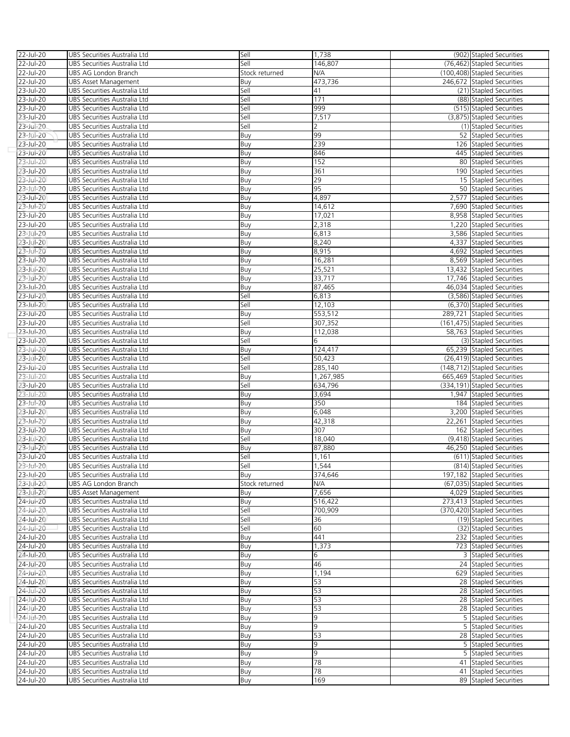| | | | | | |
|---|---|---|---|---|---|
| 22-Jul-20 | UBS Securities Australia Ltd | Sell | 1,738 | (902) | Stapled Securities |
| 22-Jul-20 | UBS Securities Australia Ltd | Sell | 146,807 | (76,462) | Stapled Securities |
| 22-Jul-20 | UBS AG London Branch | Stock returned | N/A | (100,408) | Stapled Securities |
| 22-Jul-20 | UBS Asset Management | Buy | 473,736 | 246,672 | Stapled Securities |
| 23-Jul-20 | UBS Securities Australia Ltd | Sell | 41 | (21) | Stapled Securities |
| 23-Jul-20 | UBS Securities Australia Ltd | Sell | 171 | (88) | Stapled Securities |
| 23-Jul-20 | UBS Securities Australia Ltd | Sell | 999 | (515) | Stapled Securities |
| 23-Jul-20 | UBS Securities Australia Ltd | Sell | 7,517 | (3,875) | Stapled Securities |
| 23-Jul-20 | UBS Securities Australia Ltd | Sell | 2 | (1) | Stapled Securities |
| 23-Jul-20 | UBS Securities Australia Ltd | Buy | 99 | 52 | Stapled Securities |
| 23-Jul-20 | UBS Securities Australia Ltd | Buy | 239 | 126 | Stapled Securities |
| 23-Jul-20 | UBS Securities Australia Ltd | Buy | 846 | 445 | Stapled Securities |
| 23-Jul-20 | UBS Securities Australia Ltd | Buy | 152 | 80 | Stapled Securities |
| 23-Jul-20 | UBS Securities Australia Ltd | Buy | 361 | 190 | Stapled Securities |
| 23-Jul-20 | UBS Securities Australia Ltd | Buy | 29 | 15 | Stapled Securities |
| 23-Jul-20 | UBS Securities Australia Ltd | Buy | 95 | 50 | Stapled Securities |
| 23-Jul-20 | UBS Securities Australia Ltd | Buy | 4,897 | 2,577 | Stapled Securities |
| 23-Jul-20 | UBS Securities Australia Ltd | Buy | 14,612 | 7,690 | Stapled Securities |
| 23-Jul-20 | UBS Securities Australia Ltd | Buy | 17,021 | 8,958 | Stapled Securities |
| 23-Jul-20 | UBS Securities Australia Ltd | Buy | 2,318 | 1,220 | Stapled Securities |
| 23-Jul-20 | UBS Securities Australia Ltd | Buy | 6,813 | 3,586 | Stapled Securities |
| 23-Jul-20 | UBS Securities Australia Ltd | Buy | 8,240 | 4,337 | Stapled Securities |
| 23-Jul-20 | UBS Securities Australia Ltd | Buy | 8,915 | 4,692 | Stapled Securities |
| 23-Jul-20 | UBS Securities Australia Ltd | Buy | 16,281 | 8,569 | Stapled Securities |
| 23-Jul-20 | UBS Securities Australia Ltd | Buy | 25,521 | 13,432 | Stapled Securities |
| 23-Jul-20 | UBS Securities Australia Ltd | Buy | 33,717 | 17,746 | Stapled Securities |
| 23-Jul-20 | UBS Securities Australia Ltd | Buy | 87,465 | 46,034 | Stapled Securities |
| 23-Jul-20 | UBS Securities Australia Ltd | Sell | 6,813 | (3,586) | Stapled Securities |
| 23-Jul-20 | UBS Securities Australia Ltd | Sell | 12,103 | (6,370) | Stapled Securities |
| 23-Jul-20 | UBS Securities Australia Ltd | Buy | 553,512 | 289,721 | Stapled Securities |
| 23-Jul-20 | UBS Securities Australia Ltd | Sell | 307,352 | (161,475) | Stapled Securities |
| 23-Jul-20 | UBS Securities Australia Ltd | Buy | 112,038 | 58,763 | Stapled Securities |
| 23-Jul-20 | UBS Securities Australia Ltd | Sell | 6 | (3) | Stapled Securities |
| 23-Jul-20 | UBS Securities Australia Ltd | Buy | 124,417 | 65,239 | Stapled Securities |
| 23-Jul-20 | UBS Securities Australia Ltd | Sell | 50,423 | (26,419) | Stapled Securities |
| 23-Jul-20 | UBS Securities Australia Ltd | Sell | 285,140 | (148,712) | Stapled Securities |
| 23-Jul-20 | UBS Securities Australia Ltd | Buy | 1,267,985 | 665,469 | Stapled Securities |
| 23-Jul-20 | UBS Securities Australia Ltd | Sell | 634,796 | (334,191) | Stapled Securities |
| 23-Jul-20 | UBS Securities Australia Ltd | Buy | 3,694 | 1,947 | Stapled Securities |
| 23-Jul-20 | UBS Securities Australia Ltd | Buy | 350 | 184 | Stapled Securities |
| 23-Jul-20 | UBS Securities Australia Ltd | Buy | 6,048 | 3,200 | Stapled Securities |
| 23-Jul-20 | UBS Securities Australia Ltd | Buy | 42,318 | 22,261 | Stapled Securities |
| 23-Jul-20 | UBS Securities Australia Ltd | Buy | 307 | 162 | Stapled Securities |
| 23-Jul-20 | UBS Securities Australia Ltd | Sell | 18,040 | (9,418) | Stapled Securities |
| 23-Jul-20 | UBS Securities Australia Ltd | Buy | 87,880 | 46,250 | Stapled Securities |
| 23-Jul-20 | UBS Securities Australia Ltd | Sell | 1,161 | (611) | Stapled Securities |
| 23-Jul-20 | UBS Securities Australia Ltd | Sell | 1,544 | (814) | Stapled Securities |
| 23-Jul-20 | UBS Securities Australia Ltd | Buy | 374,646 | 197,182 | Stapled Securities |
| 23-Jul-20 | UBS AG London Branch | Stock returned | N/A | (67,035) | Stapled Securities |
| 23-Jul-20 | UBS Asset Management | Buy | 7,656 | 4,029 | Stapled Securities |
| 24-Jul-20 | UBS Securities Australia Ltd | Buy | 516,422 | 273,413 | Stapled Securities |
| 24-Jul-20 | UBS Securities Australia Ltd | Sell | 700,909 | (370,420) | Stapled Securities |
| 24-Jul-20 | UBS Securities Australia Ltd | Sell | 36 | (19) | Stapled Securities |
| 24-Jul-20 | UBS Securities Australia Ltd | Sell | 60 | (32) | Stapled Securities |
| 24-Jul-20 | UBS Securities Australia Ltd | Buy | 441 | 232 | Stapled Securities |
| 24-Jul-20 | UBS Securities Australia Ltd | Buy | 1,373 | 723 | Stapled Securities |
| 24-Jul-20 | UBS Securities Australia Ltd | Buy | 6 | 3 | Stapled Securities |
| 24-Jul-20 | UBS Securities Australia Ltd | Buy | 46 | 24 | Stapled Securities |
| 24-Jul-20 | UBS Securities Australia Ltd | Buy | 1,194 | 629 | Stapled Securities |
| 24-Jul-20 | UBS Securities Australia Ltd | Buy | 53 | 28 | Stapled Securities |
| 24-Jul-20 | UBS Securities Australia Ltd | Buy | 53 | 28 | Stapled Securities |
| 24-Jul-20 | UBS Securities Australia Ltd | Buy | 53 | 28 | Stapled Securities |
| 24-Jul-20 | UBS Securities Australia Ltd | Buy | 53 | 28 | Stapled Securities |
| 24-Jul-20 | UBS Securities Australia Ltd | Buy | 9 | 5 | Stapled Securities |
| 24-Jul-20 | UBS Securities Australia Ltd | Buy | 9 | 5 | Stapled Securities |
| 24-Jul-20 | UBS Securities Australia Ltd | Buy | 53 | 28 | Stapled Securities |
| 24-Jul-20 | UBS Securities Australia Ltd | Buy | 9 | 5 | Stapled Securities |
| 24-Jul-20 | UBS Securities Australia Ltd | Buy | 9 | 5 | Stapled Securities |
| 24-Jul-20 | UBS Securities Australia Ltd | Buy | 78 | 41 | Stapled Securities |
| 24-Jul-20 | UBS Securities Australia Ltd | Buy | 78 | 41 | Stapled Securities |
| 24-Jul-20 | UBS Securities Australia Ltd | Buy | 169 | 89 | Stapled Securities |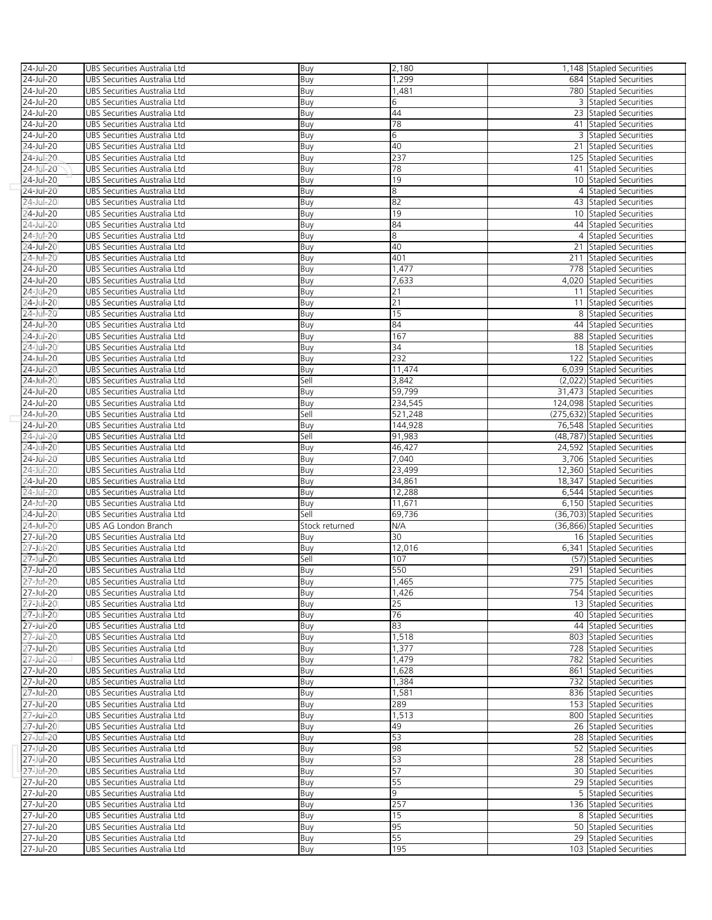| | | | | | |
|---|---|---|---|---|---|
| 24-Jul-20 | UBS Securities Australia Ltd | Buy | 2,180 | 1,148 | Stapled Securities |
| 24-Jul-20 | UBS Securities Australia Ltd | Buy | 1,299 | 684 | Stapled Securities |
| 24-Jul-20 | UBS Securities Australia Ltd | Buy | 1,481 | 780 | Stapled Securities |
| 24-Jul-20 | UBS Securities Australia Ltd | Buy | 6 | 3 | Stapled Securities |
| 24-Jul-20 | UBS Securities Australia Ltd | Buy | 44 | 23 | Stapled Securities |
| 24-Jul-20 | UBS Securities Australia Ltd | Buy | 78 | 41 | Stapled Securities |
| 24-Jul-20 | UBS Securities Australia Ltd | Buy | 6 | 3 | Stapled Securities |
| 24-Jul-20 | UBS Securities Australia Ltd | Buy | 40 | 21 | Stapled Securities |
| 24-Jul-20 | UBS Securities Australia Ltd | Buy | 237 | 125 | Stapled Securities |
| 24-Jul-20 | UBS Securities Australia Ltd | Buy | 78 | 41 | Stapled Securities |
| 24-Jul-20 | UBS Securities Australia Ltd | Buy | 19 | 10 | Stapled Securities |
| 24-Jul-20 | UBS Securities Australia Ltd | Buy | 8 | 4 | Stapled Securities |
| 24-Jul-20 | UBS Securities Australia Ltd | Buy | 82 | 43 | Stapled Securities |
| 24-Jul-20 | UBS Securities Australia Ltd | Buy | 19 | 10 | Stapled Securities |
| 24-Jul-20 | UBS Securities Australia Ltd | Buy | 84 | 44 | Stapled Securities |
| 24-Jul-20 | UBS Securities Australia Ltd | Buy | 8 | 4 | Stapled Securities |
| 24-Jul-20 | UBS Securities Australia Ltd | Buy | 40 | 21 | Stapled Securities |
| 24-Jul-20 | UBS Securities Australia Ltd | Buy | 401 | 211 | Stapled Securities |
| 24-Jul-20 | UBS Securities Australia Ltd | Buy | 1,477 | 778 | Stapled Securities |
| 24-Jul-20 | UBS Securities Australia Ltd | Buy | 7,633 | 4,020 | Stapled Securities |
| 24-Jul-20 | UBS Securities Australia Ltd | Buy | 21 | 11 | Stapled Securities |
| 24-Jul-20 | UBS Securities Australia Ltd | Buy | 21 | 11 | Stapled Securities |
| 24-Jul-20 | UBS Securities Australia Ltd | Buy | 15 | 8 | Stapled Securities |
| 24-Jul-20 | UBS Securities Australia Ltd | Buy | 84 | 44 | Stapled Securities |
| 24-Jul-20 | UBS Securities Australia Ltd | Buy | 167 | 88 | Stapled Securities |
| 24-Jul-20 | UBS Securities Australia Ltd | Buy | 34 | 18 | Stapled Securities |
| 24-Jul-20 | UBS Securities Australia Ltd | Buy | 232 | 122 | Stapled Securities |
| 24-Jul-20 | UBS Securities Australia Ltd | Buy | 11,474 | 6,039 | Stapled Securities |
| 24-Jul-20 | UBS Securities Australia Ltd | Sell | 3,842 | (2,022) | Stapled Securities |
| 24-Jul-20 | UBS Securities Australia Ltd | Buy | 59,799 | 31,473 | Stapled Securities |
| 24-Jul-20 | UBS Securities Australia Ltd | Buy | 234,545 | 124,098 | Stapled Securities |
| 24-Jul-20 | UBS Securities Australia Ltd | Sell | 521,248 | (275,632) | Stapled Securities |
| 24-Jul-20 | UBS Securities Australia Ltd | Buy | 144,928 | 76,548 | Stapled Securities |
| 24-Jul-20 | UBS Securities Australia Ltd | Sell | 91,983 | (48,787) | Stapled Securities |
| 24-Jul-20 | UBS Securities Australia Ltd | Buy | 46,427 | 24,592 | Stapled Securities |
| 24-Jul-20 | UBS Securities Australia Ltd | Buy | 7,040 | 3,706 | Stapled Securities |
| 24-Jul-20 | UBS Securities Australia Ltd | Buy | 23,499 | 12,360 | Stapled Securities |
| 24-Jul-20 | UBS Securities Australia Ltd | Buy | 34,861 | 18,347 | Stapled Securities |
| 24-Jul-20 | UBS Securities Australia Ltd | Buy | 12,288 | 6,544 | Stapled Securities |
| 24-Jul-20 | UBS Securities Australia Ltd | Buy | 11,671 | 6,150 | Stapled Securities |
| 24-Jul-20 | UBS Securities Australia Ltd | Sell | 69,736 | (36,703) | Stapled Securities |
| 24-Jul-20 | UBS AG London Branch | Stock returned | N/A | (36,866) | Stapled Securities |
| 27-Jul-20 | UBS Securities Australia Ltd | Buy | 30 | 16 | Stapled Securities |
| 27-Jul-20 | UBS Securities Australia Ltd | Buy | 12,016 | 6,341 | Stapled Securities |
| 27-Jul-20 | UBS Securities Australia Ltd | Sell | 107 | (57) | Stapled Securities |
| 27-Jul-20 | UBS Securities Australia Ltd | Buy | 550 | 291 | Stapled Securities |
| 27-Jul-20 | UBS Securities Australia Ltd | Buy | 1,465 | 775 | Stapled Securities |
| 27-Jul-20 | UBS Securities Australia Ltd | Buy | 1,426 | 754 | Stapled Securities |
| 27-Jul-20 | UBS Securities Australia Ltd | Buy | 25 | 13 | Stapled Securities |
| 27-Jul-20 | UBS Securities Australia Ltd | Buy | 76 | 40 | Stapled Securities |
| 27-Jul-20 | UBS Securities Australia Ltd | Buy | 83 | 44 | Stapled Securities |
| 27-Jul-20 | UBS Securities Australia Ltd | Buy | 1,518 | 803 | Stapled Securities |
| 27-Jul-20 | UBS Securities Australia Ltd | Buy | 1,377 | 728 | Stapled Securities |
| 27-Jul-20 | UBS Securities Australia Ltd | Buy | 1,479 | 782 | Stapled Securities |
| 27-Jul-20 | UBS Securities Australia Ltd | Buy | 1,628 | 861 | Stapled Securities |
| 27-Jul-20 | UBS Securities Australia Ltd | Buy | 1,384 | 732 | Stapled Securities |
| 27-Jul-20 | UBS Securities Australia Ltd | Buy | 1,581 | 836 | Stapled Securities |
| 27-Jul-20 | UBS Securities Australia Ltd | Buy | 289 | 153 | Stapled Securities |
| 27-Jul-20 | UBS Securities Australia Ltd | Buy | 1,513 | 800 | Stapled Securities |
| 27-Jul-20 | UBS Securities Australia Ltd | Buy | 49 | 26 | Stapled Securities |
| 27-Jul-20 | UBS Securities Australia Ltd | Buy | 53 | 28 | Stapled Securities |
| 27-Jul-20 | UBS Securities Australia Ltd | Buy | 98 | 52 | Stapled Securities |
| 27-Jul-20 | UBS Securities Australia Ltd | Buy | 53 | 28 | Stapled Securities |
| 27-Jul-20 | UBS Securities Australia Ltd | Buy | 57 | 30 | Stapled Securities |
| 27-Jul-20 | UBS Securities Australia Ltd | Buy | 55 | 29 | Stapled Securities |
| 27-Jul-20 | UBS Securities Australia Ltd | Buy | 9 | 5 | Stapled Securities |
| 27-Jul-20 | UBS Securities Australia Ltd | Buy | 257 | 136 | Stapled Securities |
| 27-Jul-20 | UBS Securities Australia Ltd | Buy | 15 | 8 | Stapled Securities |
| 27-Jul-20 | UBS Securities Australia Ltd | Buy | 95 | 50 | Stapled Securities |
| 27-Jul-20 | UBS Securities Australia Ltd | Buy | 55 | 29 | Stapled Securities |
| 27-Jul-20 | UBS Securities Australia Ltd | Buy | 195 | 103 | Stapled Securities |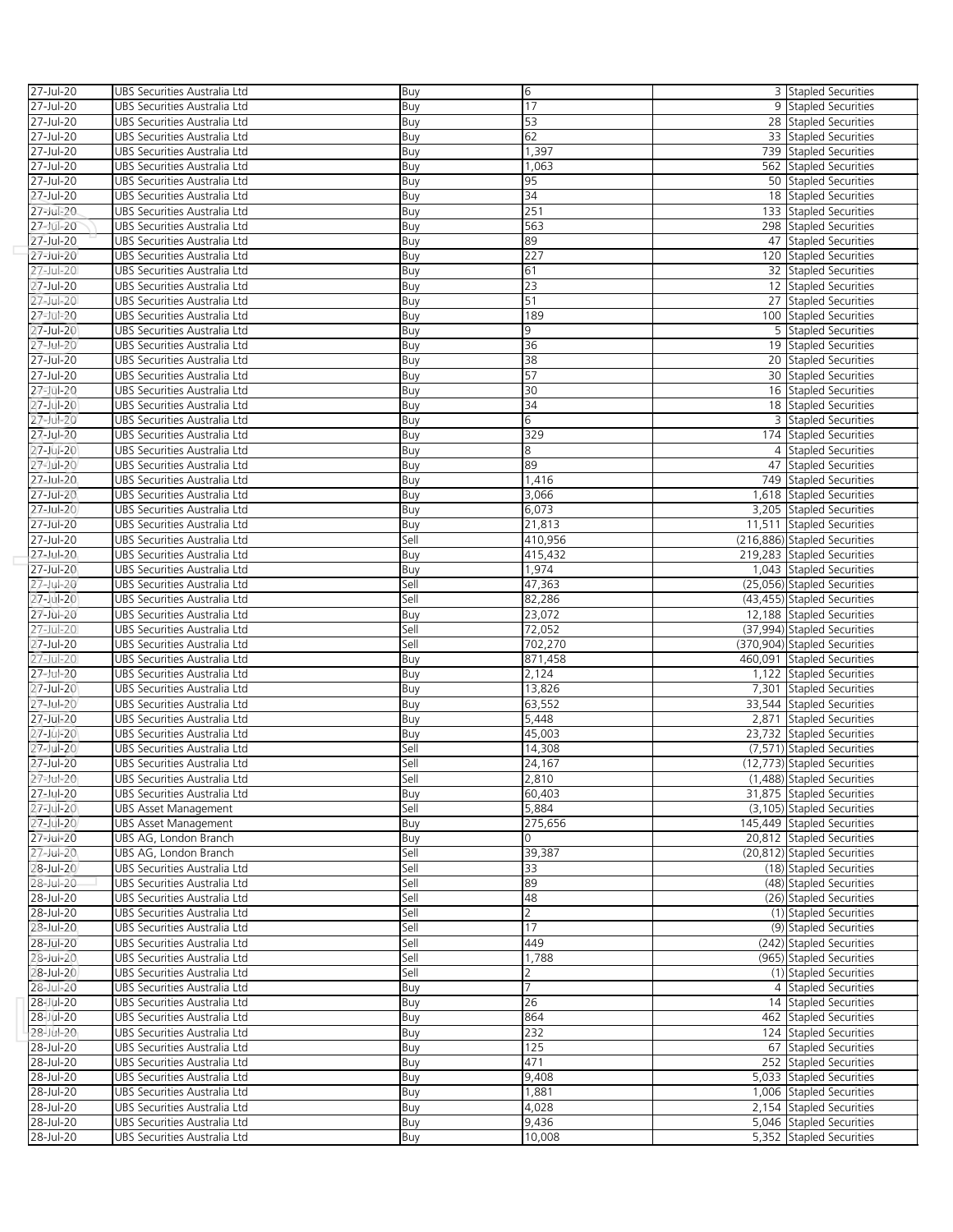| | | | | | |
|---|---|---|---|---|---|
| 27-Jul-20 | UBS Securities Australia Ltd | Buy | 6 | 3 | Stapled Securities |
| 27-Jul-20 | UBS Securities Australia Ltd | Buy | 17 | 9 | Stapled Securities |
| 27-Jul-20 | UBS Securities Australia Ltd | Buy | 53 | 28 | Stapled Securities |
| 27-Jul-20 | UBS Securities Australia Ltd | Buy | 62 | 33 | Stapled Securities |
| 27-Jul-20 | UBS Securities Australia Ltd | Buy | 1,397 | 739 | Stapled Securities |
| 27-Jul-20 | UBS Securities Australia Ltd | Buy | 1,063 | 562 | Stapled Securities |
| 27-Jul-20 | UBS Securities Australia Ltd | Buy | 95 | 50 | Stapled Securities |
| 27-Jul-20 | UBS Securities Australia Ltd | Buy | 34 | 18 | Stapled Securities |
| 27-Jul-20 | UBS Securities Australia Ltd | Buy | 251 | 133 | Stapled Securities |
| 27-Jul-20 | UBS Securities Australia Ltd | Buy | 563 | 298 | Stapled Securities |
| 27-Jul-20 | UBS Securities Australia Ltd | Buy | 89 | 47 | Stapled Securities |
| 27-Jul-20 | UBS Securities Australia Ltd | Buy | 227 | 120 | Stapled Securities |
| 27-Jul-20 | UBS Securities Australia Ltd | Buy | 61 | 32 | Stapled Securities |
| 27-Jul-20 | UBS Securities Australia Ltd | Buy | 23 | 12 | Stapled Securities |
| 27-Jul-20 | UBS Securities Australia Ltd | Buy | 51 | 27 | Stapled Securities |
| 27-Jul-20 | UBS Securities Australia Ltd | Buy | 189 | 100 | Stapled Securities |
| 27-Jul-20 | UBS Securities Australia Ltd | Buy | 9 | 5 | Stapled Securities |
| 27-Jul-20 | UBS Securities Australia Ltd | Buy | 36 | 19 | Stapled Securities |
| 27-Jul-20 | UBS Securities Australia Ltd | Buy | 38 | 20 | Stapled Securities |
| 27-Jul-20 | UBS Securities Australia Ltd | Buy | 57 | 30 | Stapled Securities |
| 27-Jul-20 | UBS Securities Australia Ltd | Buy | 30 | 16 | Stapled Securities |
| 27-Jul-20 | UBS Securities Australia Ltd | Buy | 34 | 18 | Stapled Securities |
| 27-Jul-20 | UBS Securities Australia Ltd | Buy | 6 | 3 | Stapled Securities |
| 27-Jul-20 | UBS Securities Australia Ltd | Buy | 329 | 174 | Stapled Securities |
| 27-Jul-20 | UBS Securities Australia Ltd | Buy | 8 | 4 | Stapled Securities |
| 27-Jul-20 | UBS Securities Australia Ltd | Buy | 89 | 47 | Stapled Securities |
| 27-Jul-20 | UBS Securities Australia Ltd | Buy | 1,416 | 749 | Stapled Securities |
| 27-Jul-20 | UBS Securities Australia Ltd | Buy | 3,066 | 1,618 | Stapled Securities |
| 27-Jul-20 | UBS Securities Australia Ltd | Buy | 6,073 | 3,205 | Stapled Securities |
| 27-Jul-20 | UBS Securities Australia Ltd | Buy | 21,813 | 11,511 | Stapled Securities |
| 27-Jul-20 | UBS Securities Australia Ltd | Sell | 410,956 | (216,886) | Stapled Securities |
| 27-Jul-20 | UBS Securities Australia Ltd | Buy | 415,432 | 219,283 | Stapled Securities |
| 27-Jul-20 | UBS Securities Australia Ltd | Buy | 1,974 | 1,043 | Stapled Securities |
| 27-Jul-20 | UBS Securities Australia Ltd | Sell | 47,363 | (25,056) | Stapled Securities |
| 27-Jul-20 | UBS Securities Australia Ltd | Sell | 82,286 | (43,455) | Stapled Securities |
| 27-Jul-20 | UBS Securities Australia Ltd | Buy | 23,072 | 12,188 | Stapled Securities |
| 27-Jul-20 | UBS Securities Australia Ltd | Sell | 72,052 | (37,994) | Stapled Securities |
| 27-Jul-20 | UBS Securities Australia Ltd | Sell | 702,270 | (370,904) | Stapled Securities |
| 27-Jul-20 | UBS Securities Australia Ltd | Buy | 871,458 | 460,091 | Stapled Securities |
| 27-Jul-20 | UBS Securities Australia Ltd | Buy | 2,124 | 1,122 | Stapled Securities |
| 27-Jul-20 | UBS Securities Australia Ltd | Buy | 13,826 | 7,301 | Stapled Securities |
| 27-Jul-20 | UBS Securities Australia Ltd | Buy | 63,552 | 33,544 | Stapled Securities |
| 27-Jul-20 | UBS Securities Australia Ltd | Buy | 5,448 | 2,871 | Stapled Securities |
| 27-Jul-20 | UBS Securities Australia Ltd | Buy | 45,003 | 23,732 | Stapled Securities |
| 27-Jul-20 | UBS Securities Australia Ltd | Sell | 14,308 | (7,571) | Stapled Securities |
| 27-Jul-20 | UBS Securities Australia Ltd | Sell | 24,167 | (12,773) | Stapled Securities |
| 27-Jul-20 | UBS Securities Australia Ltd | Sell | 2,810 | (1,488) | Stapled Securities |
| 27-Jul-20 | UBS Securities Australia Ltd | Buy | 60,403 | 31,875 | Stapled Securities |
| 27-Jul-20 | UBS Asset Management | Sell | 5,884 | (3,105) | Stapled Securities |
| 27-Jul-20 | UBS Asset Management | Buy | 275,656 | 145,449 | Stapled Securities |
| 27-Jul-20 | UBS AG, London Branch | Buy | 0 | 20,812 | Stapled Securities |
| 27-Jul-20 | UBS AG, London Branch | Sell | 39,387 | (20,812) | Stapled Securities |
| 28-Jul-20 | UBS Securities Australia Ltd | Sell | 33 | (18) | Stapled Securities |
| 28-Jul-20 | UBS Securities Australia Ltd | Sell | 89 | (48) | Stapled Securities |
| 28-Jul-20 | UBS Securities Australia Ltd | Sell | 48 | (26) | Stapled Securities |
| 28-Jul-20 | UBS Securities Australia Ltd | Sell | 2 | (1) | Stapled Securities |
| 28-Jul-20 | UBS Securities Australia Ltd | Sell | 17 | (9) | Stapled Securities |
| 28-Jul-20 | UBS Securities Australia Ltd | Sell | 449 | (242) | Stapled Securities |
| 28-Jul-20 | UBS Securities Australia Ltd | Sell | 1,788 | (965) | Stapled Securities |
| 28-Jul-20 | UBS Securities Australia Ltd | Sell | 2 | (1) | Stapled Securities |
| 28-Jul-20 | UBS Securities Australia Ltd | Buy | 7 | 4 | Stapled Securities |
| 28-Jul-20 | UBS Securities Australia Ltd | Buy | 26 | 14 | Stapled Securities |
| 28-Jul-20 | UBS Securities Australia Ltd | Buy | 864 | 462 | Stapled Securities |
| 28-Jul-20 | UBS Securities Australia Ltd | Buy | 232 | 124 | Stapled Securities |
| 28-Jul-20 | UBS Securities Australia Ltd | Buy | 125 | 67 | Stapled Securities |
| 28-Jul-20 | UBS Securities Australia Ltd | Buy | 471 | 252 | Stapled Securities |
| 28-Jul-20 | UBS Securities Australia Ltd | Buy | 9,408 | 5,033 | Stapled Securities |
| 28-Jul-20 | UBS Securities Australia Ltd | Buy | 1,881 | 1,006 | Stapled Securities |
| 28-Jul-20 | UBS Securities Australia Ltd | Buy | 4,028 | 2,154 | Stapled Securities |
| 28-Jul-20 | UBS Securities Australia Ltd | Buy | 9,436 | 5,046 | Stapled Securities |
| 28-Jul-20 | UBS Securities Australia Ltd | Buy | 10,008 | 5,352 | Stapled Securities |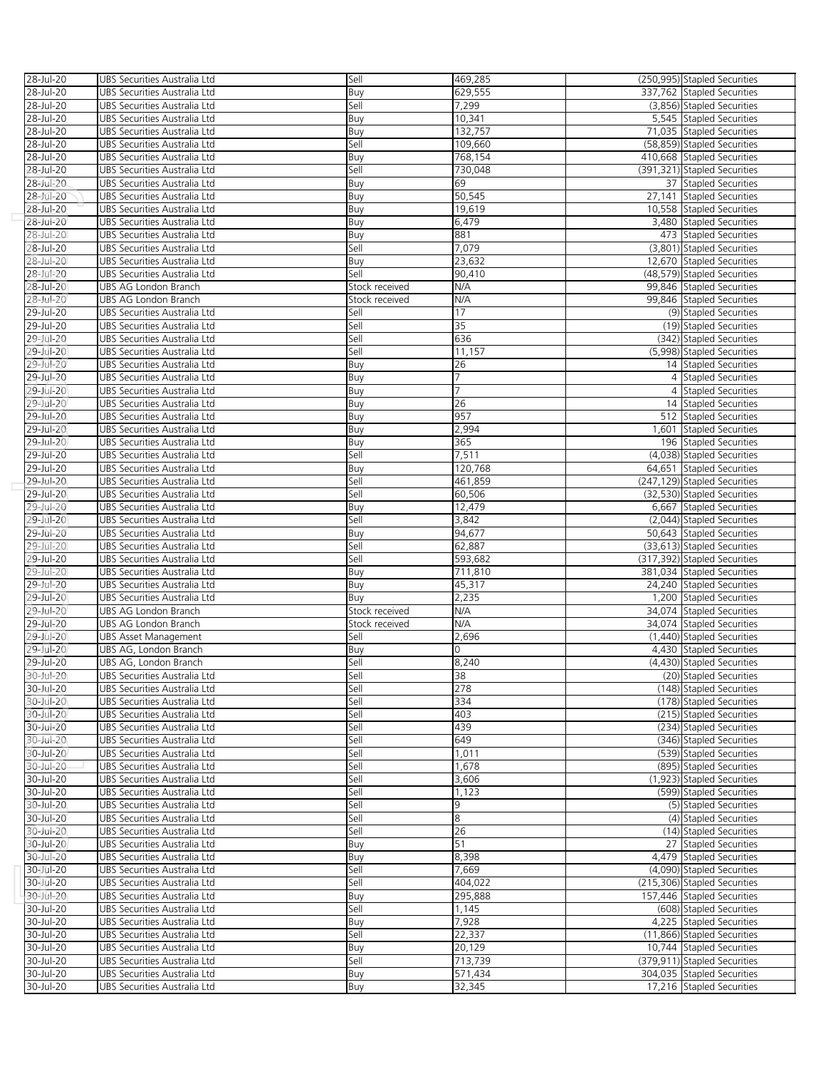| 28-Jul-20 | UBS Securities Australia Ltd | Sell | 469,285 | (250,995) | Stapled Securities |
|---|---|---|---|---|---|
| 28-Jul-20 | UBS Securities Australia Ltd | Buy | 629,555 | 337,762 | Stapled Securities |
| 28-Jul-20 | UBS Securities Australia Ltd | Sell | 7,299 | (3,856) | Stapled Securities |
| 28-Jul-20 | UBS Securities Australia Ltd | Buy | 10,341 | 5,545 | Stapled Securities |
| 28-Jul-20 | UBS Securities Australia Ltd | Buy | 132,757 | 71,035 | Stapled Securities |
| 28-Jul-20 | UBS Securities Australia Ltd | Sell | 109,660 | (58,859) | Stapled Securities |
| 28-Jul-20 | UBS Securities Australia Ltd | Buy | 768,154 | 410,668 | Stapled Securities |
| 28-Jul-20 | UBS Securities Australia Ltd | Sell | 730,048 | (391,321) | Stapled Securities |
| 28-Jul-20 | UBS Securities Australia Ltd | Buy | 69 | 37 | Stapled Securities |
| 28-Jul-20 | UBS Securities Australia Ltd | Buy | 50,545 | 27,141 | Stapled Securities |
| 28-Jul-20 | UBS Securities Australia Ltd | Buy | 19,619 | 10,558 | Stapled Securities |
| 28-Jul-20 | UBS Securities Australia Ltd | Buy | 6,479 | 3,480 | Stapled Securities |
| 28-Jul-20 | UBS Securities Australia Ltd | Buy | 881 | 473 | Stapled Securities |
| 28-Jul-20 | UBS Securities Australia Ltd | Sell | 7,079 | (3,801) | Stapled Securities |
| 28-Jul-20 | UBS Securities Australia Ltd | Buy | 23,632 | 12,670 | Stapled Securities |
| 28-Jul-20 | UBS Securities Australia Ltd | Sell | 90,410 | (48,579) | Stapled Securities |
| 28-Jul-20 | UBS AG London Branch | Stock received | N/A | 99,846 | Stapled Securities |
| 28-Jul-20 | UBS AG London Branch | Stock received | N/A | 99,846 | Stapled Securities |
| 29-Jul-20 | UBS Securities Australia Ltd | Sell | 17 | (9) | Stapled Securities |
| 29-Jul-20 | UBS Securities Australia Ltd | Sell | 35 | (19) | Stapled Securities |
| 29-Jul-20 | UBS Securities Australia Ltd | Sell | 636 | (342) | Stapled Securities |
| 29-Jul-20 | UBS Securities Australia Ltd | Sell | 11,157 | (5,998) | Stapled Securities |
| 29-Jul-20 | UBS Securities Australia Ltd | Buy | 26 | 14 | Stapled Securities |
| 29-Jul-20 | UBS Securities Australia Ltd | Buy | 7 | 4 | Stapled Securities |
| 29-Jul-20 | UBS Securities Australia Ltd | Buy | 7 | 4 | Stapled Securities |
| 29-Jul-20 | UBS Securities Australia Ltd | Buy | 26 | 14 | Stapled Securities |
| 29-Jul-20 | UBS Securities Australia Ltd | Buy | 957 | 512 | Stapled Securities |
| 29-Jul-20 | UBS Securities Australia Ltd | Buy | 2,994 | 1,601 | Stapled Securities |
| 29-Jul-20 | UBS Securities Australia Ltd | Buy | 365 | 196 | Stapled Securities |
| 29-Jul-20 | UBS Securities Australia Ltd | Sell | 7,511 | (4,038) | Stapled Securities |
| 29-Jul-20 | UBS Securities Australia Ltd | Buy | 120,768 | 64,651 | Stapled Securities |
| 29-Jul-20 | UBS Securities Australia Ltd | Sell | 461,859 | (247,129) | Stapled Securities |
| 29-Jul-20 | UBS Securities Australia Ltd | Sell | 60,506 | (32,530) | Stapled Securities |
| 29-Jul-20 | UBS Securities Australia Ltd | Buy | 12,479 | 6,667 | Stapled Securities |
| 29-Jul-20 | UBS Securities Australia Ltd | Sell | 3,842 | (2,044) | Stapled Securities |
| 29-Jul-20 | UBS Securities Australia Ltd | Buy | 94,677 | 50,643 | Stapled Securities |
| 29-Jul-20 | UBS Securities Australia Ltd | Sell | 62,887 | (33,613) | Stapled Securities |
| 29-Jul-20 | UBS Securities Australia Ltd | Sell | 593,682 | (317,392) | Stapled Securities |
| 29-Jul-20 | UBS Securities Australia Ltd | Buy | 711,810 | 381,034 | Stapled Securities |
| 29-Jul-20 | UBS Securities Australia Ltd | Buy | 45,317 | 24,240 | Stapled Securities |
| 29-Jul-20 | UBS Securities Australia Ltd | Buy | 2,235 | 1,200 | Stapled Securities |
| 29-Jul-20 | UBS AG London Branch | Stock received | N/A | 34,074 | Stapled Securities |
| 29-Jul-20 | UBS AG London Branch | Stock received | N/A | 34,074 | Stapled Securities |
| 29-Jul-20 | UBS Asset Management | Sell | 2,696 | (1,440) | Stapled Securities |
| 29-Jul-20 | UBS AG, London Branch | Buy | 0 | 4,430 | Stapled Securities |
| 29-Jul-20 | UBS AG, London Branch | Sell | 8,240 | (4,430) | Stapled Securities |
| 30-Jul-20 | UBS Securities Australia Ltd | Sell | 38 | (20) | Stapled Securities |
| 30-Jul-20 | UBS Securities Australia Ltd | Sell | 278 | (148) | Stapled Securities |
| 30-Jul-20 | UBS Securities Australia Ltd | Sell | 334 | (178) | Stapled Securities |
| 30-Jul-20 | UBS Securities Australia Ltd | Sell | 403 | (215) | Stapled Securities |
| 30-Jul-20 | UBS Securities Australia Ltd | Sell | 439 | (234) | Stapled Securities |
| 30-Jul-20 | UBS Securities Australia Ltd | Sell | 649 | (346) | Stapled Securities |
| 30-Jul-20 | UBS Securities Australia Ltd | Sell | 1,011 | (539) | Stapled Securities |
| 30-Jul-20 | UBS Securities Australia Ltd | Sell | 1,678 | (895) | Stapled Securities |
| 30-Jul-20 | UBS Securities Australia Ltd | Sell | 3,606 | (1,923) | Stapled Securities |
| 30-Jul-20 | UBS Securities Australia Ltd | Sell | 1,123 | (599) | Stapled Securities |
| 30-Jul-20 | UBS Securities Australia Ltd | Sell | 9 | (5) | Stapled Securities |
| 30-Jul-20 | UBS Securities Australia Ltd | Sell | 8 | (4) | Stapled Securities |
| 30-Jul-20 | UBS Securities Australia Ltd | Sell | 26 | (14) | Stapled Securities |
| 30-Jul-20 | UBS Securities Australia Ltd | Buy | 51 | 27 | Stapled Securities |
| 30-Jul-20 | UBS Securities Australia Ltd | Buy | 8,398 | 4,479 | Stapled Securities |
| 30-Jul-20 | UBS Securities Australia Ltd | Sell | 7,669 | (4,090) | Stapled Securities |
| 30-Jul-20 | UBS Securities Australia Ltd | Sell | 404,022 | (215,306) | Stapled Securities |
| 30-Jul-20 | UBS Securities Australia Ltd | Buy | 295,888 | 157,446 | Stapled Securities |
| 30-Jul-20 | UBS Securities Australia Ltd | Sell | 1,145 | (608) | Stapled Securities |
| 30-Jul-20 | UBS Securities Australia Ltd | Buy | 7,928 | 4,225 | Stapled Securities |
| 30-Jul-20 | UBS Securities Australia Ltd | Sell | 22,337 | (11,866) | Stapled Securities |
| 30-Jul-20 | UBS Securities Australia Ltd | Buy | 20,129 | 10,744 | Stapled Securities |
| 30-Jul-20 | UBS Securities Australia Ltd | Sell | 713,739 | (379,911) | Stapled Securities |
| 30-Jul-20 | UBS Securities Australia Ltd | Buy | 571,434 | 304,035 | Stapled Securities |
| 30-Jul-20 | UBS Securities Australia Ltd | Buy | 32,345 | 17,216 | Stapled Securities |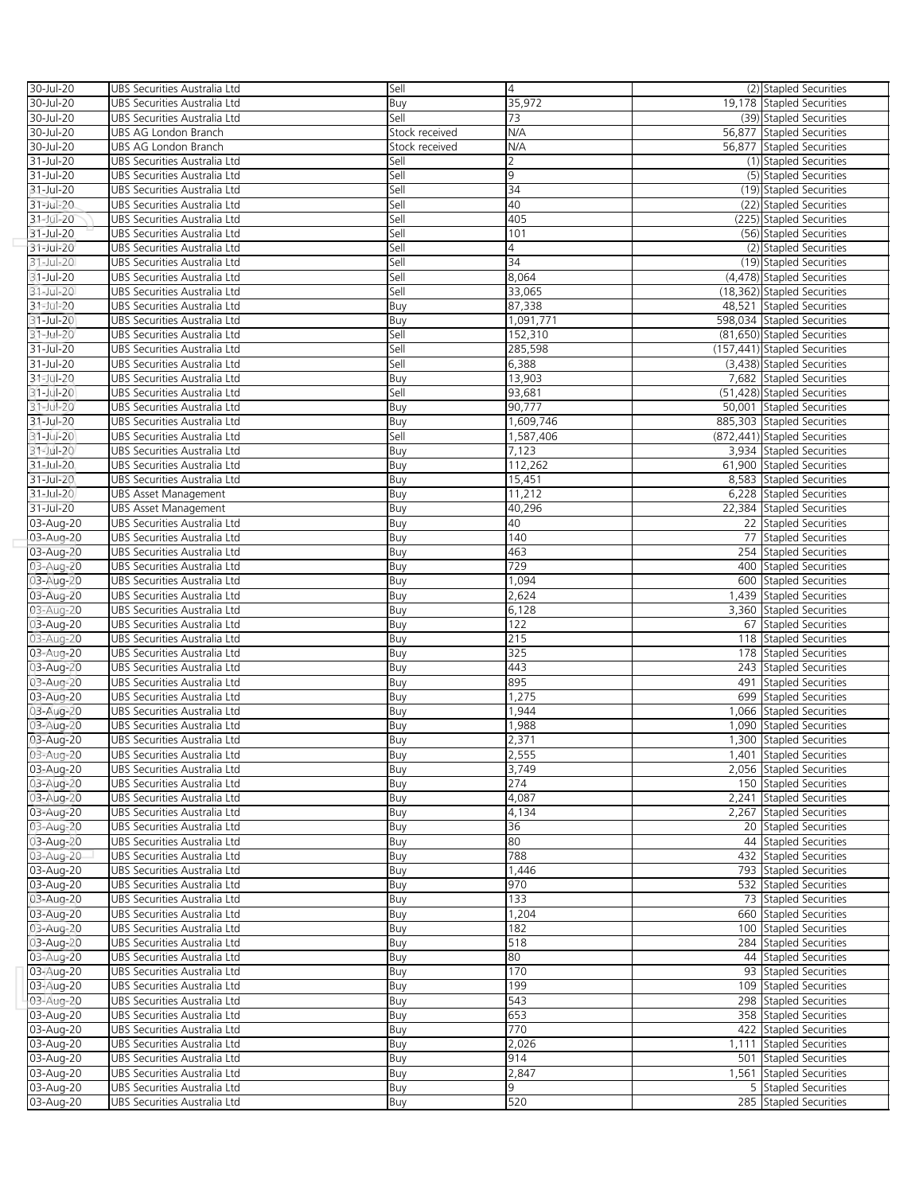| | | | | | |
|---|---|---|---|---|---|
| 30-Jul-20 | UBS Securities Australia Ltd | Sell | 4 | (2) | Stapled Securities |
| 30-Jul-20 | UBS Securities Australia Ltd | Buy | 35,972 | 19,178 | Stapled Securities |
| 30-Jul-20 | UBS Securities Australia Ltd | Sell | 73 | (39) | Stapled Securities |
| 30-Jul-20 | UBS AG London Branch | Stock received | N/A | 56,877 | Stapled Securities |
| 30-Jul-20 | UBS AG London Branch | Stock received | N/A | 56,877 | Stapled Securities |
| 31-Jul-20 | UBS Securities Australia Ltd | Sell | 2 | (1) | Stapled Securities |
| 31-Jul-20 | UBS Securities Australia Ltd | Sell | 9 | (5) | Stapled Securities |
| 31-Jul-20 | UBS Securities Australia Ltd | Sell | 34 | (19) | Stapled Securities |
| 31-Jul-20 | UBS Securities Australia Ltd | Sell | 40 | (22) | Stapled Securities |
| 31-Jul-20 | UBS Securities Australia Ltd | Sell | 405 | (225) | Stapled Securities |
| 31-Jul-20 | UBS Securities Australia Ltd | Sell | 101 | (56) | Stapled Securities |
| 31-Jul-20 | UBS Securities Australia Ltd | Sell | 4 | (2) | Stapled Securities |
| 31-Jul-20 | UBS Securities Australia Ltd | Sell | 34 | (19) | Stapled Securities |
| 31-Jul-20 | UBS Securities Australia Ltd | Sell | 8,064 | (4,478) | Stapled Securities |
| 31-Jul-20 | UBS Securities Australia Ltd | Sell | 33,065 | (18,362) | Stapled Securities |
| 31-Jul-20 | UBS Securities Australia Ltd | Buy | 87,338 | 48,521 | Stapled Securities |
| 31-Jul-20 | UBS Securities Australia Ltd | Buy | 1,091,771 | 598,034 | Stapled Securities |
| 31-Jul-20 | UBS Securities Australia Ltd | Sell | 152,310 | (81,650) | Stapled Securities |
| 31-Jul-20 | UBS Securities Australia Ltd | Sell | 285,598 | (157,441) | Stapled Securities |
| 31-Jul-20 | UBS Securities Australia Ltd | Sell | 6,388 | (3,438) | Stapled Securities |
| 31-Jul-20 | UBS Securities Australia Ltd | Buy | 13,903 | 7,682 | Stapled Securities |
| 31-Jul-20 | UBS Securities Australia Ltd | Sell | 93,681 | (51,428) | Stapled Securities |
| 31-Jul-20 | UBS Securities Australia Ltd | Buy | 90,777 | 50,001 | Stapled Securities |
| 31-Jul-20 | UBS Securities Australia Ltd | Buy | 1,609,746 | 885,303 | Stapled Securities |
| 31-Jul-20 | UBS Securities Australia Ltd | Sell | 1,587,406 | (872,441) | Stapled Securities |
| 31-Jul-20 | UBS Securities Australia Ltd | Buy | 7,123 | 3,934 | Stapled Securities |
| 31-Jul-20 | UBS Securities Australia Ltd | Buy | 112,262 | 61,900 | Stapled Securities |
| 31-Jul-20 | UBS Securities Australia Ltd | Buy | 15,451 | 8,583 | Stapled Securities |
| 31-Jul-20 | UBS Asset Management | Buy | 11,212 | 6,228 | Stapled Securities |
| 31-Jul-20 | UBS Asset Management | Buy | 40,296 | 22,384 | Stapled Securities |
| 03-Aug-20 | UBS Securities Australia Ltd | Buy | 40 | 22 | Stapled Securities |
| 03-Aug-20 | UBS Securities Australia Ltd | Buy | 140 | 77 | Stapled Securities |
| 03-Aug-20 | UBS Securities Australia Ltd | Buy | 463 | 254 | Stapled Securities |
| 03-Aug-20 | UBS Securities Australia Ltd | Buy | 729 | 400 | Stapled Securities |
| 03-Aug-20 | UBS Securities Australia Ltd | Buy | 1,094 | 600 | Stapled Securities |
| 03-Aug-20 | UBS Securities Australia Ltd | Buy | 2,624 | 1,439 | Stapled Securities |
| 03-Aug-20 | UBS Securities Australia Ltd | Buy | 6,128 | 3,360 | Stapled Securities |
| 03-Aug-20 | UBS Securities Australia Ltd | Buy | 122 | 67 | Stapled Securities |
| 03-Aug-20 | UBS Securities Australia Ltd | Buy | 215 | 118 | Stapled Securities |
| 03-Aug-20 | UBS Securities Australia Ltd | Buy | 325 | 178 | Stapled Securities |
| 03-Aug-20 | UBS Securities Australia Ltd | Buy | 443 | 243 | Stapled Securities |
| 03-Aug-20 | UBS Securities Australia Ltd | Buy | 895 | 491 | Stapled Securities |
| 03-Aug-20 | UBS Securities Australia Ltd | Buy | 1,275 | 699 | Stapled Securities |
| 03-Aug-20 | UBS Securities Australia Ltd | Buy | 1,944 | 1,066 | Stapled Securities |
| 03-Aug-20 | UBS Securities Australia Ltd | Buy | 1,988 | 1,090 | Stapled Securities |
| 03-Aug-20 | UBS Securities Australia Ltd | Buy | 2,371 | 1,300 | Stapled Securities |
| 03-Aug-20 | UBS Securities Australia Ltd | Buy | 2,555 | 1,401 | Stapled Securities |
| 03-Aug-20 | UBS Securities Australia Ltd | Buy | 3,749 | 2,056 | Stapled Securities |
| 03-Aug-20 | UBS Securities Australia Ltd | Buy | 274 | 150 | Stapled Securities |
| 03-Aug-20 | UBS Securities Australia Ltd | Buy | 4,087 | 2,241 | Stapled Securities |
| 03-Aug-20 | UBS Securities Australia Ltd | Buy | 4,134 | 2,267 | Stapled Securities |
| 03-Aug-20 | UBS Securities Australia Ltd | Buy | 36 | 20 | Stapled Securities |
| 03-Aug-20 | UBS Securities Australia Ltd | Buy | 80 | 44 | Stapled Securities |
| 03-Aug-20 | UBS Securities Australia Ltd | Buy | 788 | 432 | Stapled Securities |
| 03-Aug-20 | UBS Securities Australia Ltd | Buy | 1,446 | 793 | Stapled Securities |
| 03-Aug-20 | UBS Securities Australia Ltd | Buy | 970 | 532 | Stapled Securities |
| 03-Aug-20 | UBS Securities Australia Ltd | Buy | 133 | 73 | Stapled Securities |
| 03-Aug-20 | UBS Securities Australia Ltd | Buy | 1,204 | 660 | Stapled Securities |
| 03-Aug-20 | UBS Securities Australia Ltd | Buy | 182 | 100 | Stapled Securities |
| 03-Aug-20 | UBS Securities Australia Ltd | Buy | 518 | 284 | Stapled Securities |
| 03-Aug-20 | UBS Securities Australia Ltd | Buy | 80 | 44 | Stapled Securities |
| 03-Aug-20 | UBS Securities Australia Ltd | Buy | 170 | 93 | Stapled Securities |
| 03-Aug-20 | UBS Securities Australia Ltd | Buy | 199 | 109 | Stapled Securities |
| 03-Aug-20 | UBS Securities Australia Ltd | Buy | 543 | 298 | Stapled Securities |
| 03-Aug-20 | UBS Securities Australia Ltd | Buy | 653 | 358 | Stapled Securities |
| 03-Aug-20 | UBS Securities Australia Ltd | Buy | 770 | 422 | Stapled Securities |
| 03-Aug-20 | UBS Securities Australia Ltd | Buy | 2,026 | 1,111 | Stapled Securities |
| 03-Aug-20 | UBS Securities Australia Ltd | Buy | 914 | 501 | Stapled Securities |
| 03-Aug-20 | UBS Securities Australia Ltd | Buy | 2,847 | 1,561 | Stapled Securities |
| 03-Aug-20 | UBS Securities Australia Ltd | Buy | 9 | 5 | Stapled Securities |
| 03-Aug-20 | UBS Securities Australia Ltd | Buy | 520 | 285 | Stapled Securities |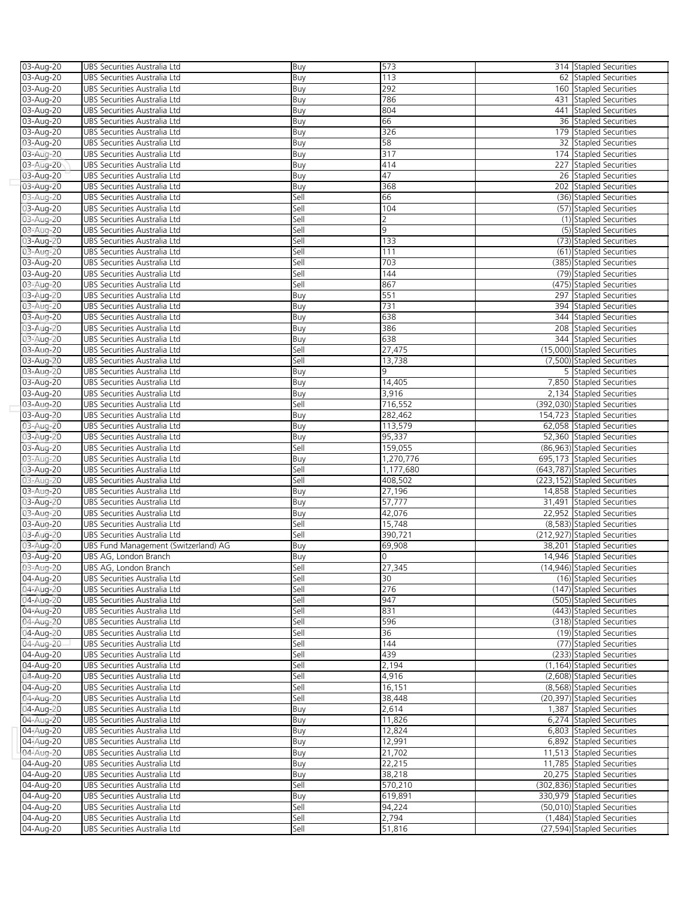| | | | | | |
|---|---|---|---|---|---|
| 03-Aug-20 | UBS Securities Australia Ltd | Buy | 573 | 314 | Stapled Securities |
| 03-Aug-20 | UBS Securities Australia Ltd | Buy | 113 | 62 | Stapled Securities |
| 03-Aug-20 | UBS Securities Australia Ltd | Buy | 292 | 160 | Stapled Securities |
| 03-Aug-20 | UBS Securities Australia Ltd | Buy | 786 | 431 | Stapled Securities |
| 03-Aug-20 | UBS Securities Australia Ltd | Buy | 804 | 441 | Stapled Securities |
| 03-Aug-20 | UBS Securities Australia Ltd | Buy | 66 | 36 | Stapled Securities |
| 03-Aug-20 | UBS Securities Australia Ltd | Buy | 326 | 179 | Stapled Securities |
| 03-Aug-20 | UBS Securities Australia Ltd | Buy | 58 | 32 | Stapled Securities |
| 03-Aug-20 | UBS Securities Australia Ltd | Buy | 317 | 174 | Stapled Securities |
| 03-Aug-20 | UBS Securities Australia Ltd | Buy | 414 | 227 | Stapled Securities |
| 03-Aug-20 | UBS Securities Australia Ltd | Buy | 47 | 26 | Stapled Securities |
| 03-Aug-20 | UBS Securities Australia Ltd | Buy | 368 | 202 | Stapled Securities |
| 03-Aug-20 | UBS Securities Australia Ltd | Sell | 66 | (36) | Stapled Securities |
| 03-Aug-20 | UBS Securities Australia Ltd | Sell | 104 | (57) | Stapled Securities |
| 03-Aug-20 | UBS Securities Australia Ltd | Sell | 2 | (1) | Stapled Securities |
| 03-Aug-20 | UBS Securities Australia Ltd | Sell | 9 | (5) | Stapled Securities |
| 03-Aug-20 | UBS Securities Australia Ltd | Sell | 133 | (73) | Stapled Securities |
| 03-Aug-20 | UBS Securities Australia Ltd | Sell | 111 | (61) | Stapled Securities |
| 03-Aug-20 | UBS Securities Australia Ltd | Sell | 703 | (385) | Stapled Securities |
| 03-Aug-20 | UBS Securities Australia Ltd | Sell | 144 | (79) | Stapled Securities |
| 03-Aug-20 | UBS Securities Australia Ltd | Sell | 867 | (475) | Stapled Securities |
| 03-Aug-20 | UBS Securities Australia Ltd | Buy | 551 | 297 | Stapled Securities |
| 03-Aug-20 | UBS Securities Australia Ltd | Buy | 731 | 394 | Stapled Securities |
| 03-Aug-20 | UBS Securities Australia Ltd | Buy | 638 | 344 | Stapled Securities |
| 03-Aug-20 | UBS Securities Australia Ltd | Buy | 386 | 208 | Stapled Securities |
| 03-Aug-20 | UBS Securities Australia Ltd | Buy | 638 | 344 | Stapled Securities |
| 03-Aug-20 | UBS Securities Australia Ltd | Sell | 27,475 | (15,000) | Stapled Securities |
| 03-Aug-20 | UBS Securities Australia Ltd | Sell | 13,738 | (7,500) | Stapled Securities |
| 03-Aug-20 | UBS Securities Australia Ltd | Buy | 9 | 5 | Stapled Securities |
| 03-Aug-20 | UBS Securities Australia Ltd | Buy | 14,405 | 7,850 | Stapled Securities |
| 03-Aug-20 | UBS Securities Australia Ltd | Buy | 3,916 | 2,134 | Stapled Securities |
| 03-Aug-20 | UBS Securities Australia Ltd | Sell | 716,552 | (392,030) | Stapled Securities |
| 03-Aug-20 | UBS Securities Australia Ltd | Buy | 282,462 | 154,723 | Stapled Securities |
| 03-Aug-20 | UBS Securities Australia Ltd | Buy | 113,579 | 62,058 | Stapled Securities |
| 03-Aug-20 | UBS Securities Australia Ltd | Buy | 95,337 | 52,360 | Stapled Securities |
| 03-Aug-20 | UBS Securities Australia Ltd | Sell | 159,055 | (86,963) | Stapled Securities |
| 03-Aug-20 | UBS Securities Australia Ltd | Buy | 1,270,776 | 695,173 | Stapled Securities |
| 03-Aug-20 | UBS Securities Australia Ltd | Sell | 1,177,680 | (643,787) | Stapled Securities |
| 03-Aug-20 | UBS Securities Australia Ltd | Sell | 408,502 | (223,152) | Stapled Securities |
| 03-Aug-20 | UBS Securities Australia Ltd | Buy | 27,196 | 14,858 | Stapled Securities |
| 03-Aug-20 | UBS Securities Australia Ltd | Buy | 57,777 | 31,491 | Stapled Securities |
| 03-Aug-20 | UBS Securities Australia Ltd | Buy | 42,076 | 22,952 | Stapled Securities |
| 03-Aug-20 | UBS Securities Australia Ltd | Sell | 15,748 | (8,583) | Stapled Securities |
| 03-Aug-20 | UBS Securities Australia Ltd | Sell | 390,721 | (212,927) | Stapled Securities |
| 03-Aug-20 | UBS Fund Management (Switzerland) AG | Buy | 69,908 | 38,201 | Stapled Securities |
| 03-Aug-20 | UBS AG, London Branch | Buy | 0 | 14,946 | Stapled Securities |
| 03-Aug-20 | UBS AG, London Branch | Sell | 27,345 | (14,946) | Stapled Securities |
| 04-Aug-20 | UBS Securities Australia Ltd | Sell | 30 | (16) | Stapled Securities |
| 04-Aug-20 | UBS Securities Australia Ltd | Sell | 276 | (147) | Stapled Securities |
| 04-Aug-20 | UBS Securities Australia Ltd | Sell | 947 | (505) | Stapled Securities |
| 04-Aug-20 | UBS Securities Australia Ltd | Sell | 831 | (443) | Stapled Securities |
| 04-Aug-20 | UBS Securities Australia Ltd | Sell | 596 | (318) | Stapled Securities |
| 04-Aug-20 | UBS Securities Australia Ltd | Sell | 36 | (19) | Stapled Securities |
| 04-Aug-20 | UBS Securities Australia Ltd | Sell | 144 | (77) | Stapled Securities |
| 04-Aug-20 | UBS Securities Australia Ltd | Sell | 439 | (233) | Stapled Securities |
| 04-Aug-20 | UBS Securities Australia Ltd | Sell | 2,194 | (1,164) | Stapled Securities |
| 04-Aug-20 | UBS Securities Australia Ltd | Sell | 4,916 | (2,608) | Stapled Securities |
| 04-Aug-20 | UBS Securities Australia Ltd | Sell | 16,151 | (8,568) | Stapled Securities |
| 04-Aug-20 | UBS Securities Australia Ltd | Sell | 38,448 | (20,397) | Stapled Securities |
| 04-Aug-20 | UBS Securities Australia Ltd | Buy | 2,614 | 1,387 | Stapled Securities |
| 04-Aug-20 | UBS Securities Australia Ltd | Buy | 11,826 | 6,274 | Stapled Securities |
| 04-Aug-20 | UBS Securities Australia Ltd | Buy | 12,824 | 6,803 | Stapled Securities |
| 04-Aug-20 | UBS Securities Australia Ltd | Buy | 12,991 | 6,892 | Stapled Securities |
| 04-Aug-20 | UBS Securities Australia Ltd | Buy | 21,702 | 11,513 | Stapled Securities |
| 04-Aug-20 | UBS Securities Australia Ltd | Buy | 22,215 | 11,785 | Stapled Securities |
| 04-Aug-20 | UBS Securities Australia Ltd | Buy | 38,218 | 20,275 | Stapled Securities |
| 04-Aug-20 | UBS Securities Australia Ltd | Sell | 570,210 | (302,836) | Stapled Securities |
| 04-Aug-20 | UBS Securities Australia Ltd | Buy | 619,891 | 330,979 | Stapled Securities |
| 04-Aug-20 | UBS Securities Australia Ltd | Sell | 94,224 | (50,010) | Stapled Securities |
| 04-Aug-20 | UBS Securities Australia Ltd | Sell | 2,794 | (1,484) | Stapled Securities |
| 04-Aug-20 | UBS Securities Australia Ltd | Sell | 51,816 | (27,594) | Stapled Securities |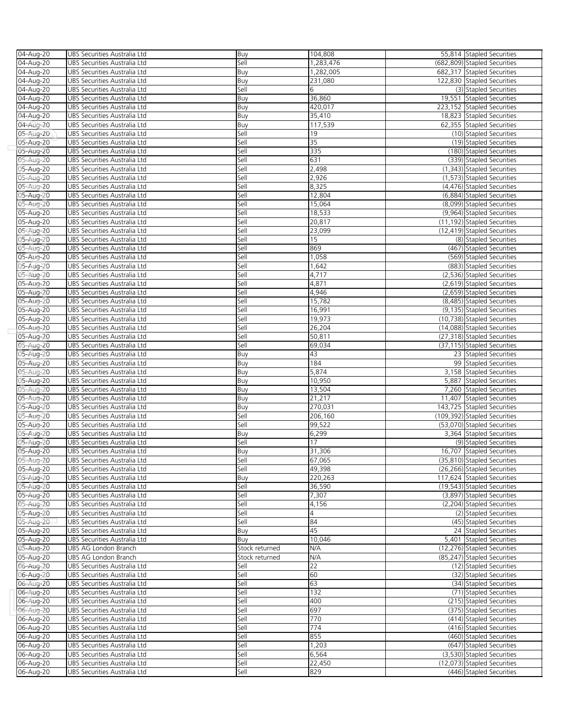| | | | | | |
|---|---|---|---|---|---|
| 04-Aug-20 | UBS Securities Australia Ltd | Buy | 104,808 | 55,814 | Stapled Securities |
| 04-Aug-20 | UBS Securities Australia Ltd | Sell | 1,283,476 | (682,809) | Stapled Securities |
| 04-Aug-20 | UBS Securities Australia Ltd | Buy | 1,282,005 | 682,317 | Stapled Securities |
| 04-Aug-20 | UBS Securities Australia Ltd | Buy | 231,080 | 122,830 | Stapled Securities |
| 04-Aug-20 | UBS Securities Australia Ltd | Sell | 6 | (3) | Stapled Securities |
| 04-Aug-20 | UBS Securities Australia Ltd | Buy | 36,860 | 19,551 | Stapled Securities |
| 04-Aug-20 | UBS Securities Australia Ltd | Buy | 420,017 | 223,152 | Stapled Securities |
| 04-Aug-20 | UBS Securities Australia Ltd | Buy | 35,410 | 18,823 | Stapled Securities |
| 04-Aug-20 | UBS Securities Australia Ltd | Buy | 117,539 | 62,355 | Stapled Securities |
| 05-Aug-20 | UBS Securities Australia Ltd | Sell | 19 | (10) | Stapled Securities |
| 05-Aug-20 | UBS Securities Australia Ltd | Sell | 35 | (19) | Stapled Securities |
| 05-Aug-20 | UBS Securities Australia Ltd | Sell | 335 | (180) | Stapled Securities |
| 05-Aug-20 | UBS Securities Australia Ltd | Sell | 631 | (339) | Stapled Securities |
| 05-Aug-20 | UBS Securities Australia Ltd | Sell | 2,498 | (1,343) | Stapled Securities |
| 05-Aug-20 | UBS Securities Australia Ltd | Sell | 2,926 | (1,573) | Stapled Securities |
| 05-Aug-20 | UBS Securities Australia Ltd | Sell | 8,325 | (4,476) | Stapled Securities |
| 05-Aug-20 | UBS Securities Australia Ltd | Sell | 12,804 | (6,884) | Stapled Securities |
| 05-Aug-20 | UBS Securities Australia Ltd | Sell | 15,064 | (8,099) | Stapled Securities |
| 05-Aug-20 | UBS Securities Australia Ltd | Sell | 18,533 | (9,964) | Stapled Securities |
| 05-Aug-20 | UBS Securities Australia Ltd | Sell | 20,817 | (11,192) | Stapled Securities |
| 05-Aug-20 | UBS Securities Australia Ltd | Sell | 23,099 | (12,419) | Stapled Securities |
| 05-Aug-20 | UBS Securities Australia Ltd | Sell | 15 | (8) | Stapled Securities |
| 05-Aug-20 | UBS Securities Australia Ltd | Sell | 869 | (467) | Stapled Securities |
| 05-Aug-20 | UBS Securities Australia Ltd | Sell | 1,058 | (569) | Stapled Securities |
| 05-Aug-20 | UBS Securities Australia Ltd | Sell | 1,642 | (883) | Stapled Securities |
| 05-Aug-20 | UBS Securities Australia Ltd | Sell | 4,717 | (2,536) | Stapled Securities |
| 05-Aug-20 | UBS Securities Australia Ltd | Sell | 4,871 | (2,619) | Stapled Securities |
| 05-Aug-20 | UBS Securities Australia Ltd | Sell | 4,946 | (2,659) | Stapled Securities |
| 05-Aug-20 | UBS Securities Australia Ltd | Sell | 15,782 | (8,485) | Stapled Securities |
| 05-Aug-20 | UBS Securities Australia Ltd | Sell | 16,991 | (9,135) | Stapled Securities |
| 05-Aug-20 | UBS Securities Australia Ltd | Sell | 19,973 | (10,738) | Stapled Securities |
| 05-Aug-20 | UBS Securities Australia Ltd | Sell | 26,204 | (14,088) | Stapled Securities |
| 05-Aug-20 | UBS Securities Australia Ltd | Sell | 50,811 | (27,318) | Stapled Securities |
| 05-Aug-20 | UBS Securities Australia Ltd | Sell | 69,034 | (37,115) | Stapled Securities |
| 05-Aug-20 | UBS Securities Australia Ltd | Buy | 43 | 23 | Stapled Securities |
| 05-Aug-20 | UBS Securities Australia Ltd | Buy | 184 | 99 | Stapled Securities |
| 05-Aug-20 | UBS Securities Australia Ltd | Buy | 5,874 | 3,158 | Stapled Securities |
| 05-Aug-20 | UBS Securities Australia Ltd | Buy | 10,950 | 5,887 | Stapled Securities |
| 05-Aug-20 | UBS Securities Australia Ltd | Buy | 13,504 | 7,260 | Stapled Securities |
| 05-Aug-20 | UBS Securities Australia Ltd | Buy | 21,217 | 11,407 | Stapled Securities |
| 05-Aug-20 | UBS Securities Australia Ltd | Buy | 270,031 | 143,725 | Stapled Securities |
| 05-Aug-20 | UBS Securities Australia Ltd | Sell | 206,160 | (109,392) | Stapled Securities |
| 05-Aug-20 | UBS Securities Australia Ltd | Sell | 99,522 | (53,070) | Stapled Securities |
| 05-Aug-20 | UBS Securities Australia Ltd | Buy | 6,299 | 3,364 | Stapled Securities |
| 05-Aug-20 | UBS Securities Australia Ltd | Sell | 17 | (9) | Stapled Securities |
| 05-Aug-20 | UBS Securities Australia Ltd | Buy | 31,306 | 16,707 | Stapled Securities |
| 05-Aug-20 | UBS Securities Australia Ltd | Sell | 67,065 | (35,810) | Stapled Securities |
| 05-Aug-20 | UBS Securities Australia Ltd | Sell | 49,398 | (26,266) | Stapled Securities |
| 05-Aug-20 | UBS Securities Australia Ltd | Buy | 220,263 | 117,624 | Stapled Securities |
| 05-Aug-20 | UBS Securities Australia Ltd | Sell | 36,590 | (19,543) | Stapled Securities |
| 05-Aug-20 | UBS Securities Australia Ltd | Sell | 7,307 | (3,897) | Stapled Securities |
| 05-Aug-20 | UBS Securities Australia Ltd | Sell | 4,156 | (2,204) | Stapled Securities |
| 05-Aug-20 | UBS Securities Australia Ltd | Sell | 4 | (2) | Stapled Securities |
| 05-Aug-20 | UBS Securities Australia Ltd | Sell | 84 | (45) | Stapled Securities |
| 05-Aug-20 | UBS Securities Australia Ltd | Buy | 45 | 24 | Stapled Securities |
| 05-Aug-20 | UBS Securities Australia Ltd | Buy | 10,046 | 5,401 | Stapled Securities |
| 05-Aug-20 | UBS AG London Branch | Stock returned | N/A | (12,276) | Stapled Securities |
| 05-Aug-20 | UBS AG London Branch | Stock returned | N/A | (85,247) | Stapled Securities |
| 06-Aug-20 | UBS Securities Australia Ltd | Sell | 22 | (12) | Stapled Securities |
| 06-Aug-20 | UBS Securities Australia Ltd | Sell | 60 | (32) | Stapled Securities |
| 06-Aug-20 | UBS Securities Australia Ltd | Sell | 63 | (34) | Stapled Securities |
| 06-Aug-20 | UBS Securities Australia Ltd | Sell | 132 | (71) | Stapled Securities |
| 06-Aug-20 | UBS Securities Australia Ltd | Sell | 400 | (215) | Stapled Securities |
| 06-Aug-20 | UBS Securities Australia Ltd | Sell | 697 | (375) | Stapled Securities |
| 06-Aug-20 | UBS Securities Australia Ltd | Sell | 770 | (414) | Stapled Securities |
| 06-Aug-20 | UBS Securities Australia Ltd | Sell | 774 | (416) | Stapled Securities |
| 06-Aug-20 | UBS Securities Australia Ltd | Sell | 855 | (460) | Stapled Securities |
| 06-Aug-20 | UBS Securities Australia Ltd | Sell | 1,203 | (647) | Stapled Securities |
| 06-Aug-20 | UBS Securities Australia Ltd | Sell | 6,564 | (3,530) | Stapled Securities |
| 06-Aug-20 | UBS Securities Australia Ltd | Sell | 22,450 | (12,073) | Stapled Securities |
| 06-Aug-20 | UBS Securities Australia Ltd | Sell | 829 | (446) | Stapled Securities |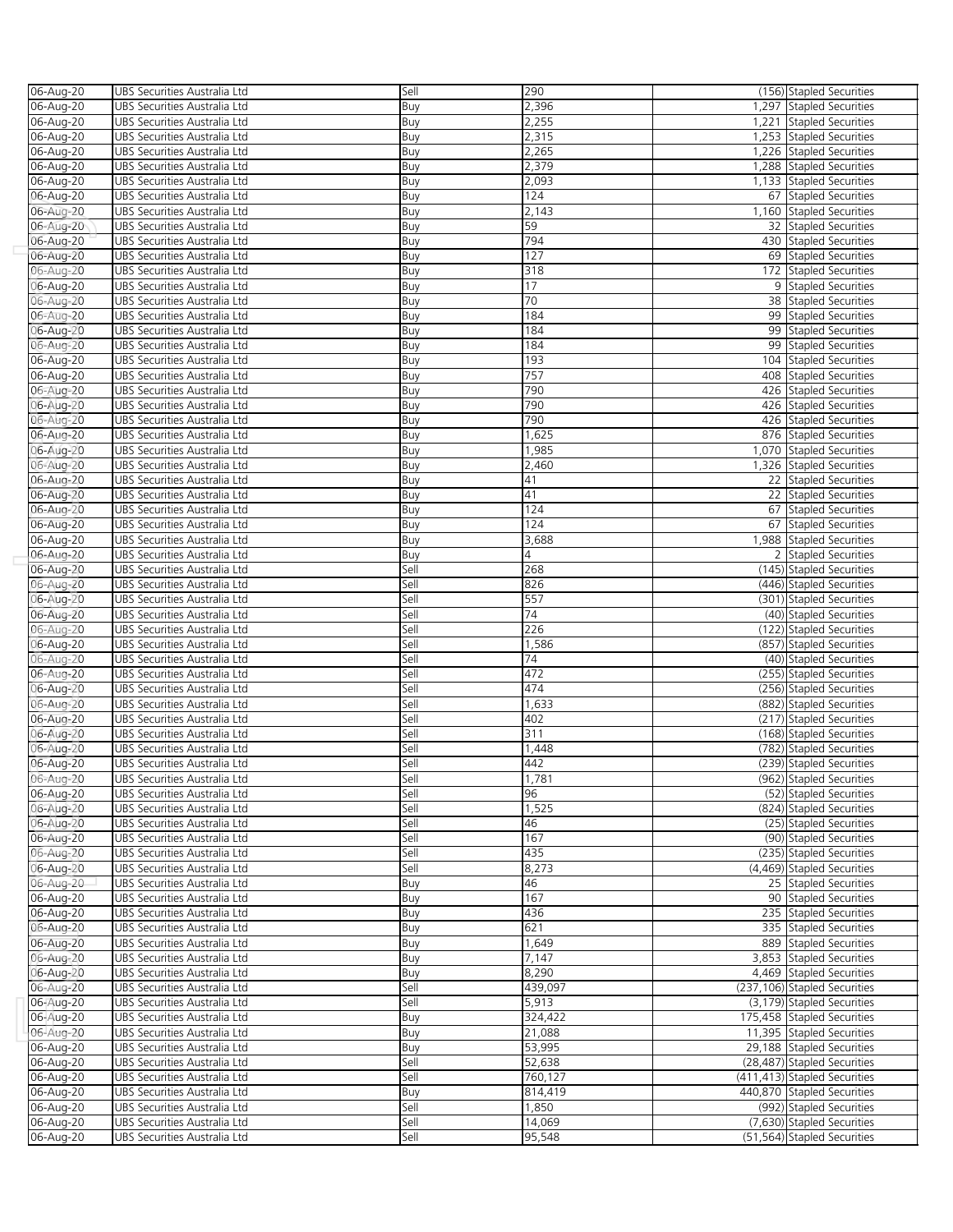| 06-Aug-20 | UBS Securities Australia Ltd | Sell | 290 | (156) | Stapled Securities |
|---|---|---|---|---|---|
| 06-Aug-20 | UBS Securities Australia Ltd | Buy | 2,396 | 1,297 | Stapled Securities |
| 06-Aug-20 | UBS Securities Australia Ltd | Buy | 2,255 | 1,221 | Stapled Securities |
| 06-Aug-20 | UBS Securities Australia Ltd | Buy | 2,315 | 1,253 | Stapled Securities |
| 06-Aug-20 | UBS Securities Australia Ltd | Buy | 2,265 | 1,226 | Stapled Securities |
| 06-Aug-20 | UBS Securities Australia Ltd | Buy | 2,379 | 1,288 | Stapled Securities |
| 06-Aug-20 | UBS Securities Australia Ltd | Buy | 2,093 | 1,133 | Stapled Securities |
| 06-Aug-20 | UBS Securities Australia Ltd | Buy | 124 | 67 | Stapled Securities |
| 06-Aug-20 | UBS Securities Australia Ltd | Buy | 2,143 | 1,160 | Stapled Securities |
| 06-Aug-20 | UBS Securities Australia Ltd | Buy | 59 | 32 | Stapled Securities |
| 06-Aug-20 | UBS Securities Australia Ltd | Buy | 794 | 430 | Stapled Securities |
| 06-Aug-20 | UBS Securities Australia Ltd | Buy | 127 | 69 | Stapled Securities |
| 06-Aug-20 | UBS Securities Australia Ltd | Buy | 318 | 172 | Stapled Securities |
| 06-Aug-20 | UBS Securities Australia Ltd | Buy | 17 | 9 | Stapled Securities |
| 06-Aug-20 | UBS Securities Australia Ltd | Buy | 70 | 38 | Stapled Securities |
| 06-Aug-20 | UBS Securities Australia Ltd | Buy | 184 | 99 | Stapled Securities |
| 06-Aug-20 | UBS Securities Australia Ltd | Buy | 184 | 99 | Stapled Securities |
| 06-Aug-20 | UBS Securities Australia Ltd | Buy | 184 | 99 | Stapled Securities |
| 06-Aug-20 | UBS Securities Australia Ltd | Buy | 193 | 104 | Stapled Securities |
| 06-Aug-20 | UBS Securities Australia Ltd | Buy | 757 | 408 | Stapled Securities |
| 06-Aug-20 | UBS Securities Australia Ltd | Buy | 790 | 426 | Stapled Securities |
| 06-Aug-20 | UBS Securities Australia Ltd | Buy | 790 | 426 | Stapled Securities |
| 06-Aug-20 | UBS Securities Australia Ltd | Buy | 790 | 426 | Stapled Securities |
| 06-Aug-20 | UBS Securities Australia Ltd | Buy | 1,625 | 876 | Stapled Securities |
| 06-Aug-20 | UBS Securities Australia Ltd | Buy | 1,985 | 1,070 | Stapled Securities |
| 06-Aug-20 | UBS Securities Australia Ltd | Buy | 2,460 | 1,326 | Stapled Securities |
| 06-Aug-20 | UBS Securities Australia Ltd | Buy | 41 | 22 | Stapled Securities |
| 06-Aug-20 | UBS Securities Australia Ltd | Buy | 41 | 22 | Stapled Securities |
| 06-Aug-20 | UBS Securities Australia Ltd | Buy | 124 | 67 | Stapled Securities |
| 06-Aug-20 | UBS Securities Australia Ltd | Buy | 124 | 67 | Stapled Securities |
| 06-Aug-20 | UBS Securities Australia Ltd | Buy | 3,688 | 1,988 | Stapled Securities |
| 06-Aug-20 | UBS Securities Australia Ltd | Buy | 4 | 2 | Stapled Securities |
| 06-Aug-20 | UBS Securities Australia Ltd | Sell | 268 | (145) | Stapled Securities |
| 06-Aug-20 | UBS Securities Australia Ltd | Sell | 826 | (446) | Stapled Securities |
| 06-Aug-20 | UBS Securities Australia Ltd | Sell | 557 | (301) | Stapled Securities |
| 06-Aug-20 | UBS Securities Australia Ltd | Sell | 74 | (40) | Stapled Securities |
| 06-Aug-20 | UBS Securities Australia Ltd | Sell | 226 | (122) | Stapled Securities |
| 06-Aug-20 | UBS Securities Australia Ltd | Sell | 1,586 | (857) | Stapled Securities |
| 06-Aug-20 | UBS Securities Australia Ltd | Sell | 74 | (40) | Stapled Securities |
| 06-Aug-20 | UBS Securities Australia Ltd | Sell | 472 | (255) | Stapled Securities |
| 06-Aug-20 | UBS Securities Australia Ltd | Sell | 474 | (256) | Stapled Securities |
| 06-Aug-20 | UBS Securities Australia Ltd | Sell | 1,633 | (882) | Stapled Securities |
| 06-Aug-20 | UBS Securities Australia Ltd | Sell | 402 | (217) | Stapled Securities |
| 06-Aug-20 | UBS Securities Australia Ltd | Sell | 311 | (168) | Stapled Securities |
| 06-Aug-20 | UBS Securities Australia Ltd | Sell | 1,448 | (782) | Stapled Securities |
| 06-Aug-20 | UBS Securities Australia Ltd | Sell | 442 | (239) | Stapled Securities |
| 06-Aug-20 | UBS Securities Australia Ltd | Sell | 1,781 | (962) | Stapled Securities |
| 06-Aug-20 | UBS Securities Australia Ltd | Sell | 96 | (52) | Stapled Securities |
| 06-Aug-20 | UBS Securities Australia Ltd | Sell | 1,525 | (824) | Stapled Securities |
| 06-Aug-20 | UBS Securities Australia Ltd | Sell | 46 | (25) | Stapled Securities |
| 06-Aug-20 | UBS Securities Australia Ltd | Sell | 167 | (90) | Stapled Securities |
| 06-Aug-20 | UBS Securities Australia Ltd | Sell | 435 | (235) | Stapled Securities |
| 06-Aug-20 | UBS Securities Australia Ltd | Sell | 8,273 | (4,469) | Stapled Securities |
| 06-Aug-20 | UBS Securities Australia Ltd | Buy | 46 | 25 | Stapled Securities |
| 06-Aug-20 | UBS Securities Australia Ltd | Buy | 167 | 90 | Stapled Securities |
| 06-Aug-20 | UBS Securities Australia Ltd | Buy | 436 | 235 | Stapled Securities |
| 06-Aug-20 | UBS Securities Australia Ltd | Buy | 621 | 335 | Stapled Securities |
| 06-Aug-20 | UBS Securities Australia Ltd | Buy | 1,649 | 889 | Stapled Securities |
| 06-Aug-20 | UBS Securities Australia Ltd | Buy | 7,147 | 3,853 | Stapled Securities |
| 06-Aug-20 | UBS Securities Australia Ltd | Buy | 8,290 | 4,469 | Stapled Securities |
| 06-Aug-20 | UBS Securities Australia Ltd | Sell | 439,097 | (237,106) | Stapled Securities |
| 06-Aug-20 | UBS Securities Australia Ltd | Sell | 5,913 | (3,179) | Stapled Securities |
| 06-Aug-20 | UBS Securities Australia Ltd | Buy | 324,422 | 175,458 | Stapled Securities |
| 06-Aug-20 | UBS Securities Australia Ltd | Buy | 21,088 | 11,395 | Stapled Securities |
| 06-Aug-20 | UBS Securities Australia Ltd | Buy | 53,995 | 29,188 | Stapled Securities |
| 06-Aug-20 | UBS Securities Australia Ltd | Sell | 52,638 | (28,487) | Stapled Securities |
| 06-Aug-20 | UBS Securities Australia Ltd | Sell | 760,127 | (411,413) | Stapled Securities |
| 06-Aug-20 | UBS Securities Australia Ltd | Buy | 814,419 | 440,870 | Stapled Securities |
| 06-Aug-20 | UBS Securities Australia Ltd | Sell | 1,850 | (992) | Stapled Securities |
| 06-Aug-20 | UBS Securities Australia Ltd | Sell | 14,069 | (7,630) | Stapled Securities |
| 06-Aug-20 | UBS Securities Australia Ltd | Sell | 95,548 | (51,564) | Stapled Securities |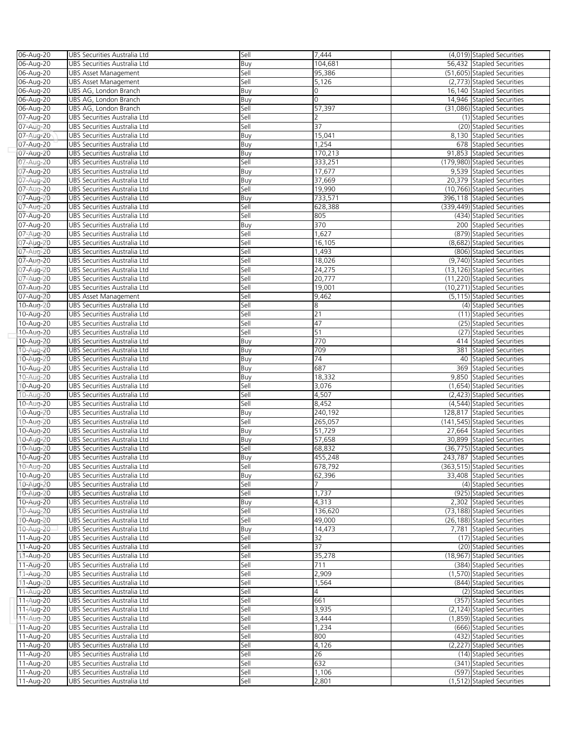| | | | | | |
|---|---|---|---|---|---|
| 06-Aug-20 | UBS Securities Australia Ltd | Sell | 7,444 | (4,019) | Stapled Securities |
| 06-Aug-20 | UBS Securities Australia Ltd | Buy | 104,681 | 56,432 | Stapled Securities |
| 06-Aug-20 | UBS Asset Management | Sell | 95,386 | (51,605) | Stapled Securities |
| 06-Aug-20 | UBS Asset Management | Sell | 5,126 | (2,773) | Stapled Securities |
| 06-Aug-20 | UBS AG, London Branch | Buy | 0 | 16,140 | Stapled Securities |
| 06-Aug-20 | UBS AG, London Branch | Buy | 0 | 14,946 | Stapled Securities |
| 06-Aug-20 | UBS AG, London Branch | Sell | 57,397 | (31,086) | Stapled Securities |
| 07-Aug-20 | UBS Securities Australia Ltd | Sell | 2 | (1) | Stapled Securities |
| 07-Aug-20 | UBS Securities Australia Ltd | Sell | 37 | (20) | Stapled Securities |
| 07-Aug-20 | UBS Securities Australia Ltd | Buy | 15,041 | 8,130 | Stapled Securities |
| 07-Aug-20 | UBS Securities Australia Ltd | Buy | 1,254 | 678 | Stapled Securities |
| 07-Aug-20 | UBS Securities Australia Ltd | Buy | 170,213 | 91,853 | Stapled Securities |
| 07-Aug-20 | UBS Securities Australia Ltd | Sell | 333,251 | (179,980) | Stapled Securities |
| 07-Aug-20 | UBS Securities Australia Ltd | Buy | 17,677 | 9,539 | Stapled Securities |
| 07-Aug-20 | UBS Securities Australia Ltd | Buy | 37,669 | 20,379 | Stapled Securities |
| 07-Aug-20 | UBS Securities Australia Ltd | Sell | 19,990 | (10,766) | Stapled Securities |
| 07-Aug-20 | UBS Securities Australia Ltd | Buy | 733,571 | 396,118 | Stapled Securities |
| 07-Aug-20 | UBS Securities Australia Ltd | Sell | 628,388 | (339,449) | Stapled Securities |
| 07-Aug-20 | UBS Securities Australia Ltd | Sell | 805 | (434) | Stapled Securities |
| 07-Aug-20 | UBS Securities Australia Ltd | Buy | 370 | 200 | Stapled Securities |
| 07-Aug-20 | UBS Securities Australia Ltd | Sell | 1,627 | (879) | Stapled Securities |
| 07-Aug-20 | UBS Securities Australia Ltd | Sell | 16,105 | (8,682) | Stapled Securities |
| 07-Aug-20 | UBS Securities Australia Ltd | Sell | 1,493 | (806) | Stapled Securities |
| 07-Aug-20 | UBS Securities Australia Ltd | Sell | 18,026 | (9,740) | Stapled Securities |
| 07-Aug-20 | UBS Securities Australia Ltd | Sell | 24,275 | (13,126) | Stapled Securities |
| 07-Aug-20 | UBS Securities Australia Ltd | Sell | 20,777 | (11,220) | Stapled Securities |
| 07-Aug-20 | UBS Securities Australia Ltd | Sell | 19,001 | (10,271) | Stapled Securities |
| 07-Aug-20 | UBS Asset Management | Sell | 9,462 | (5,115) | Stapled Securities |
| 10-Aug-20 | UBS Securities Australia Ltd | Sell | 8 | (4) | Stapled Securities |
| 10-Aug-20 | UBS Securities Australia Ltd | Sell | 21 | (11) | Stapled Securities |
| 10-Aug-20 | UBS Securities Australia Ltd | Sell | 47 | (25) | Stapled Securities |
| 10-Aug-20 | UBS Securities Australia Ltd | Sell | 51 | (27) | Stapled Securities |
| 10-Aug-20 | UBS Securities Australia Ltd | Buy | 770 | 414 | Stapled Securities |
| 10-Aug-20 | UBS Securities Australia Ltd | Buy | 709 | 381 | Stapled Securities |
| 10-Aug-20 | UBS Securities Australia Ltd | Buy | 74 | 40 | Stapled Securities |
| 10-Aug-20 | UBS Securities Australia Ltd | Buy | 687 | 369 | Stapled Securities |
| 10-Aug-20 | UBS Securities Australia Ltd | Buy | 18,332 | 9,850 | Stapled Securities |
| 10-Aug-20 | UBS Securities Australia Ltd | Sell | 3,076 | (1,654) | Stapled Securities |
| 10-Aug-20 | UBS Securities Australia Ltd | Sell | 4,507 | (2,423) | Stapled Securities |
| 10-Aug-20 | UBS Securities Australia Ltd | Sell | 8,452 | (4,544) | Stapled Securities |
| 10-Aug-20 | UBS Securities Australia Ltd | Buy | 240,192 | 128,817 | Stapled Securities |
| 10-Aug-20 | UBS Securities Australia Ltd | Sell | 265,057 | (141,545) | Stapled Securities |
| 10-Aug-20 | UBS Securities Australia Ltd | Buy | 51,729 | 27,664 | Stapled Securities |
| 10-Aug-20 | UBS Securities Australia Ltd | Buy | 57,658 | 30,899 | Stapled Securities |
| 10-Aug-20 | UBS Securities Australia Ltd | Sell | 68,832 | (36,775) | Stapled Securities |
| 10-Aug-20 | UBS Securities Australia Ltd | Buy | 455,248 | 243,787 | Stapled Securities |
| 10-Aug-20 | UBS Securities Australia Ltd | Sell | 678,792 | (363,515) | Stapled Securities |
| 10-Aug-20 | UBS Securities Australia Ltd | Buy | 62,396 | 33,408 | Stapled Securities |
| 10-Aug-20 | UBS Securities Australia Ltd | Sell | 7 | (4) | Stapled Securities |
| 10-Aug-20 | UBS Securities Australia Ltd | Sell | 1,737 | (925) | Stapled Securities |
| 10-Aug-20 | UBS Securities Australia Ltd | Buy | 4,313 | 2,302 | Stapled Securities |
| 10-Aug-20 | UBS Securities Australia Ltd | Sell | 136,620 | (73,188) | Stapled Securities |
| 10-Aug-20 | UBS Securities Australia Ltd | Sell | 49,000 | (26,188) | Stapled Securities |
| 10-Aug-20 | UBS Securities Australia Ltd | Buy | 14,473 | 7,781 | Stapled Securities |
| 11-Aug-20 | UBS Securities Australia Ltd | Sell | 32 | (17) | Stapled Securities |
| 11-Aug-20 | UBS Securities Australia Ltd | Sell | 37 | (20) | Stapled Securities |
| 11-Aug-20 | UBS Securities Australia Ltd | Sell | 35,278 | (18,967) | Stapled Securities |
| 11-Aug-20 | UBS Securities Australia Ltd | Sell | 711 | (384) | Stapled Securities |
| 11-Aug-20 | UBS Securities Australia Ltd | Sell | 2,909 | (1,570) | Stapled Securities |
| 11-Aug-20 | UBS Securities Australia Ltd | Sell | 1,564 | (844) | Stapled Securities |
| 11-Aug-20 | UBS Securities Australia Ltd | Sell | 4 | (2) | Stapled Securities |
| 11-Aug-20 | UBS Securities Australia Ltd | Sell | 661 | (357) | Stapled Securities |
| 11-Aug-20 | UBS Securities Australia Ltd | Sell | 3,935 | (2,124) | Stapled Securities |
| 11-Aug-20 | UBS Securities Australia Ltd | Sell | 3,444 | (1,859) | Stapled Securities |
| 11-Aug-20 | UBS Securities Australia Ltd | Sell | 1,234 | (666) | Stapled Securities |
| 11-Aug-20 | UBS Securities Australia Ltd | Sell | 800 | (432) | Stapled Securities |
| 11-Aug-20 | UBS Securities Australia Ltd | Sell | 4,126 | (2,227) | Stapled Securities |
| 11-Aug-20 | UBS Securities Australia Ltd | Sell | 26 | (14) | Stapled Securities |
| 11-Aug-20 | UBS Securities Australia Ltd | Sell | 632 | (341) | Stapled Securities |
| 11-Aug-20 | UBS Securities Australia Ltd | Sell | 1,106 | (597) | Stapled Securities |
| 11-Aug-20 | UBS Securities Australia Ltd | Sell | 2,801 | (1,512) | Stapled Securities |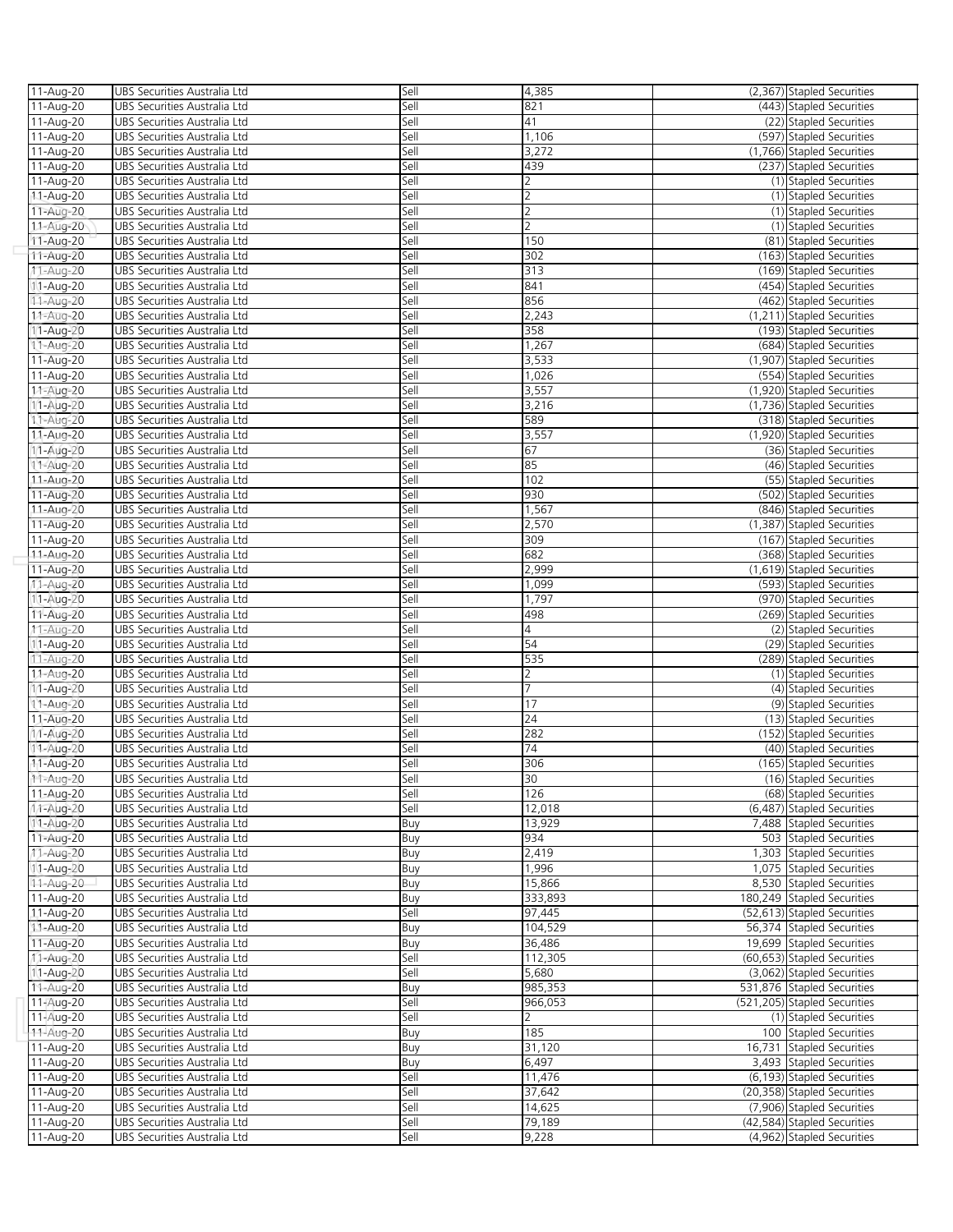| | | | | | |
|---|---|---|---|---|---|
| 11-Aug-20 | UBS Securities Australia Ltd | Sell | 4,385 | (2,367) | Stapled Securities |
| 11-Aug-20 | UBS Securities Australia Ltd | Sell | 821 | (443) | Stapled Securities |
| 11-Aug-20 | UBS Securities Australia Ltd | Sell | 41 | (22) | Stapled Securities |
| 11-Aug-20 | UBS Securities Australia Ltd | Sell | 1,106 | (597) | Stapled Securities |
| 11-Aug-20 | UBS Securities Australia Ltd | Sell | 3,272 | (1,766) | Stapled Securities |
| 11-Aug-20 | UBS Securities Australia Ltd | Sell | 439 | (237) | Stapled Securities |
| 11-Aug-20 | UBS Securities Australia Ltd | Sell | 2 | (1) | Stapled Securities |
| 11-Aug-20 | UBS Securities Australia Ltd | Sell | 2 | (1) | Stapled Securities |
| 11-Aug-20 | UBS Securities Australia Ltd | Sell | 2 | (1) | Stapled Securities |
| 11-Aug-20 | UBS Securities Australia Ltd | Sell | 2 | (1) | Stapled Securities |
| 11-Aug-20 | UBS Securities Australia Ltd | Sell | 150 | (81) | Stapled Securities |
| 11-Aug-20 | UBS Securities Australia Ltd | Sell | 302 | (163) | Stapled Securities |
| 11-Aug-20 | UBS Securities Australia Ltd | Sell | 313 | (169) | Stapled Securities |
| 11-Aug-20 | UBS Securities Australia Ltd | Sell | 841 | (454) | Stapled Securities |
| 11-Aug-20 | UBS Securities Australia Ltd | Sell | 856 | (462) | Stapled Securities |
| 11-Aug-20 | UBS Securities Australia Ltd | Sell | 2,243 | (1,211) | Stapled Securities |
| 11-Aug-20 | UBS Securities Australia Ltd | Sell | 358 | (193) | Stapled Securities |
| 11-Aug-20 | UBS Securities Australia Ltd | Sell | 1,267 | (684) | Stapled Securities |
| 11-Aug-20 | UBS Securities Australia Ltd | Sell | 3,533 | (1,907) | Stapled Securities |
| 11-Aug-20 | UBS Securities Australia Ltd | Sell | 1,026 | (554) | Stapled Securities |
| 11-Aug-20 | UBS Securities Australia Ltd | Sell | 3,557 | (1,920) | Stapled Securities |
| 11-Aug-20 | UBS Securities Australia Ltd | Sell | 3,216 | (1,736) | Stapled Securities |
| 11-Aug-20 | UBS Securities Australia Ltd | Sell | 589 | (318) | Stapled Securities |
| 11-Aug-20 | UBS Securities Australia Ltd | Sell | 3,557 | (1,920) | Stapled Securities |
| 11-Aug-20 | UBS Securities Australia Ltd | Sell | 67 | (36) | Stapled Securities |
| 11-Aug-20 | UBS Securities Australia Ltd | Sell | 85 | (46) | Stapled Securities |
| 11-Aug-20 | UBS Securities Australia Ltd | Sell | 102 | (55) | Stapled Securities |
| 11-Aug-20 | UBS Securities Australia Ltd | Sell | 930 | (502) | Stapled Securities |
| 11-Aug-20 | UBS Securities Australia Ltd | Sell | 1,567 | (846) | Stapled Securities |
| 11-Aug-20 | UBS Securities Australia Ltd | Sell | 2,570 | (1,387) | Stapled Securities |
| 11-Aug-20 | UBS Securities Australia Ltd | Sell | 309 | (167) | Stapled Securities |
| 11-Aug-20 | UBS Securities Australia Ltd | Sell | 682 | (368) | Stapled Securities |
| 11-Aug-20 | UBS Securities Australia Ltd | Sell | 2,999 | (1,619) | Stapled Securities |
| 11-Aug-20 | UBS Securities Australia Ltd | Sell | 1,099 | (593) | Stapled Securities |
| 11-Aug-20 | UBS Securities Australia Ltd | Sell | 1,797 | (970) | Stapled Securities |
| 11-Aug-20 | UBS Securities Australia Ltd | Sell | 498 | (269) | Stapled Securities |
| 11-Aug-20 | UBS Securities Australia Ltd | Sell | 4 | (2) | Stapled Securities |
| 11-Aug-20 | UBS Securities Australia Ltd | Sell | 54 | (29) | Stapled Securities |
| 11-Aug-20 | UBS Securities Australia Ltd | Sell | 535 | (289) | Stapled Securities |
| 11-Aug-20 | UBS Securities Australia Ltd | Sell | 2 | (1) | Stapled Securities |
| 11-Aug-20 | UBS Securities Australia Ltd | Sell | 7 | (4) | Stapled Securities |
| 11-Aug-20 | UBS Securities Australia Ltd | Sell | 17 | (9) | Stapled Securities |
| 11-Aug-20 | UBS Securities Australia Ltd | Sell | 24 | (13) | Stapled Securities |
| 11-Aug-20 | UBS Securities Australia Ltd | Sell | 282 | (152) | Stapled Securities |
| 11-Aug-20 | UBS Securities Australia Ltd | Sell | 74 | (40) | Stapled Securities |
| 11-Aug-20 | UBS Securities Australia Ltd | Sell | 306 | (165) | Stapled Securities |
| 11-Aug-20 | UBS Securities Australia Ltd | Sell | 30 | (16) | Stapled Securities |
| 11-Aug-20 | UBS Securities Australia Ltd | Sell | 126 | (68) | Stapled Securities |
| 11-Aug-20 | UBS Securities Australia Ltd | Sell | 12,018 | (6,487) | Stapled Securities |
| 11-Aug-20 | UBS Securities Australia Ltd | Buy | 13,929 | 7,488 | Stapled Securities |
| 11-Aug-20 | UBS Securities Australia Ltd | Buy | 934 | 503 | Stapled Securities |
| 11-Aug-20 | UBS Securities Australia Ltd | Buy | 2,419 | 1,303 | Stapled Securities |
| 11-Aug-20 | UBS Securities Australia Ltd | Buy | 1,996 | 1,075 | Stapled Securities |
| 11-Aug-20 | UBS Securities Australia Ltd | Buy | 15,866 | 8,530 | Stapled Securities |
| 11-Aug-20 | UBS Securities Australia Ltd | Buy | 333,893 | 180,249 | Stapled Securities |
| 11-Aug-20 | UBS Securities Australia Ltd | Sell | 97,445 | (52,613) | Stapled Securities |
| 11-Aug-20 | UBS Securities Australia Ltd | Buy | 104,529 | 56,374 | Stapled Securities |
| 11-Aug-20 | UBS Securities Australia Ltd | Buy | 36,486 | 19,699 | Stapled Securities |
| 11-Aug-20 | UBS Securities Australia Ltd | Sell | 112,305 | (60,653) | Stapled Securities |
| 11-Aug-20 | UBS Securities Australia Ltd | Sell | 5,680 | (3,062) | Stapled Securities |
| 11-Aug-20 | UBS Securities Australia Ltd | Buy | 985,353 | 531,876 | Stapled Securities |
| 11-Aug-20 | UBS Securities Australia Ltd | Sell | 966,053 | (521,205) | Stapled Securities |
| 11-Aug-20 | UBS Securities Australia Ltd | Sell | 2 | (1) | Stapled Securities |
| 11-Aug-20 | UBS Securities Australia Ltd | Buy | 185 | 100 | Stapled Securities |
| 11-Aug-20 | UBS Securities Australia Ltd | Buy | 31,120 | 16,731 | Stapled Securities |
| 11-Aug-20 | UBS Securities Australia Ltd | Buy | 6,497 | 3,493 | Stapled Securities |
| 11-Aug-20 | UBS Securities Australia Ltd | Sell | 11,476 | (6,193) | Stapled Securities |
| 11-Aug-20 | UBS Securities Australia Ltd | Sell | 37,642 | (20,358) | Stapled Securities |
| 11-Aug-20 | UBS Securities Australia Ltd | Sell | 14,625 | (7,906) | Stapled Securities |
| 11-Aug-20 | UBS Securities Australia Ltd | Sell | 79,189 | (42,584) | Stapled Securities |
| 11-Aug-20 | UBS Securities Australia Ltd | Sell | 9,228 | (4,962) | Stapled Securities |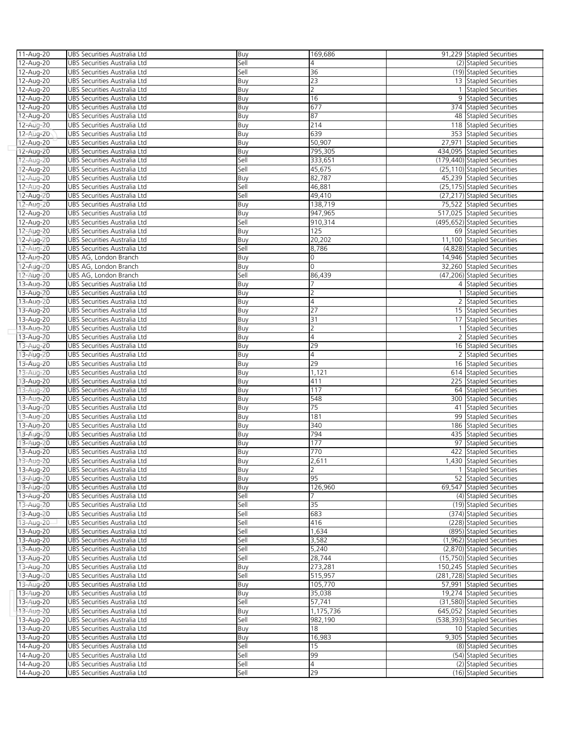| | | | | | |
|---|---|---|---|---|---|
| 11-Aug-20 | UBS Securities Australia Ltd | Buy | 169,686 | 91,229 | Stapled Securities |
| 12-Aug-20 | UBS Securities Australia Ltd | Sell | 4 | (2) | Stapled Securities |
| 12-Aug-20 | UBS Securities Australia Ltd | Sell | 36 | (19) | Stapled Securities |
| 12-Aug-20 | UBS Securities Australia Ltd | Buy | 23 | 13 | Stapled Securities |
| 12-Aug-20 | UBS Securities Australia Ltd | Buy | 2 | 1 | Stapled Securities |
| 12-Aug-20 | UBS Securities Australia Ltd | Buy | 16 | 9 | Stapled Securities |
| 12-Aug-20 | UBS Securities Australia Ltd | Buy | 677 | 374 | Stapled Securities |
| 12-Aug-20 | UBS Securities Australia Ltd | Buy | 87 | 48 | Stapled Securities |
| 12-Aug-20 | UBS Securities Australia Ltd | Buy | 214 | 118 | Stapled Securities |
| 12-Aug-20 | UBS Securities Australia Ltd | Buy | 639 | 353 | Stapled Securities |
| 12-Aug-20 | UBS Securities Australia Ltd | Buy | 50,907 | 27,971 | Stapled Securities |
| 12-Aug-20 | UBS Securities Australia Ltd | Buy | 795,305 | 434,095 | Stapled Securities |
| 12-Aug-20 | UBS Securities Australia Ltd | Sell | 333,651 | (179,440) | Stapled Securities |
| 12-Aug-20 | UBS Securities Australia Ltd | Sell | 45,675 | (25,110) | Stapled Securities |
| 12-Aug-20 | UBS Securities Australia Ltd | Buy | 82,787 | 45,239 | Stapled Securities |
| 12-Aug-20 | UBS Securities Australia Ltd | Sell | 46,881 | (25,175) | Stapled Securities |
| 12-Aug-20 | UBS Securities Australia Ltd | Sell | 49,410 | (27,217) | Stapled Securities |
| 12-Aug-20 | UBS Securities Australia Ltd | Buy | 138,719 | 75,522 | Stapled Securities |
| 12-Aug-20 | UBS Securities Australia Ltd | Buy | 947,965 | 517,025 | Stapled Securities |
| 12-Aug-20 | UBS Securities Australia Ltd | Sell | 910,314 | (495,652) | Stapled Securities |
| 12-Aug-20 | UBS Securities Australia Ltd | Buy | 125 | 69 | Stapled Securities |
| 12-Aug-20 | UBS Securities Australia Ltd | Buy | 20,202 | 11,100 | Stapled Securities |
| 12-Aug-20 | UBS Securities Australia Ltd | Sell | 8,786 | (4,828) | Stapled Securities |
| 12-Aug-20 | UBS AG, London Branch | Buy | 0 | 14,946 | Stapled Securities |
| 12-Aug-20 | UBS AG, London Branch | Buy | 0 | 32,260 | Stapled Securities |
| 12-Aug-20 | UBS AG, London Branch | Sell | 86,439 | (47,206) | Stapled Securities |
| 13-Aug-20 | UBS Securities Australia Ltd | Buy | 7 | 4 | Stapled Securities |
| 13-Aug-20 | UBS Securities Australia Ltd | Buy | 2 | 1 | Stapled Securities |
| 13-Aug-20 | UBS Securities Australia Ltd | Buy | 4 | 2 | Stapled Securities |
| 13-Aug-20 | UBS Securities Australia Ltd | Buy | 27 | 15 | Stapled Securities |
| 13-Aug-20 | UBS Securities Australia Ltd | Buy | 31 | 17 | Stapled Securities |
| 13-Aug-20 | UBS Securities Australia Ltd | Buy | 2 | 1 | Stapled Securities |
| 13-Aug-20 | UBS Securities Australia Ltd | Buy | 4 | 2 | Stapled Securities |
| 13-Aug-20 | UBS Securities Australia Ltd | Buy | 29 | 16 | Stapled Securities |
| 13-Aug-20 | UBS Securities Australia Ltd | Buy | 4 | 2 | Stapled Securities |
| 13-Aug-20 | UBS Securities Australia Ltd | Buy | 29 | 16 | Stapled Securities |
| 13-Aug-20 | UBS Securities Australia Ltd | Buy | 1,121 | 614 | Stapled Securities |
| 13-Aug-20 | UBS Securities Australia Ltd | Buy | 411 | 225 | Stapled Securities |
| 13-Aug-20 | UBS Securities Australia Ltd | Buy | 117 | 64 | Stapled Securities |
| 13-Aug-20 | UBS Securities Australia Ltd | Buy | 548 | 300 | Stapled Securities |
| 13-Aug-20 | UBS Securities Australia Ltd | Buy | 75 | 41 | Stapled Securities |
| 13-Aug-20 | UBS Securities Australia Ltd | Buy | 181 | 99 | Stapled Securities |
| 13-Aug-20 | UBS Securities Australia Ltd | Buy | 340 | 186 | Stapled Securities |
| 13-Aug-20 | UBS Securities Australia Ltd | Buy | 794 | 435 | Stapled Securities |
| 13-Aug-20 | UBS Securities Australia Ltd | Buy | 177 | 97 | Stapled Securities |
| 13-Aug-20 | UBS Securities Australia Ltd | Buy | 770 | 422 | Stapled Securities |
| 13-Aug-20 | UBS Securities Australia Ltd | Buy | 2,611 | 1,430 | Stapled Securities |
| 13-Aug-20 | UBS Securities Australia Ltd | Buy | 2 | 1 | Stapled Securities |
| 13-Aug-20 | UBS Securities Australia Ltd | Buy | 95 | 52 | Stapled Securities |
| 13-Aug-20 | UBS Securities Australia Ltd | Buy | 126,960 | 69,547 | Stapled Securities |
| 13-Aug-20 | UBS Securities Australia Ltd | Sell | 7 | (4) | Stapled Securities |
| 13-Aug-20 | UBS Securities Australia Ltd | Sell | 35 | (19) | Stapled Securities |
| 13-Aug-20 | UBS Securities Australia Ltd | Sell | 683 | (374) | Stapled Securities |
| 13-Aug-20 | UBS Securities Australia Ltd | Sell | 416 | (228) | Stapled Securities |
| 13-Aug-20 | UBS Securities Australia Ltd | Sell | 1,634 | (895) | Stapled Securities |
| 13-Aug-20 | UBS Securities Australia Ltd | Sell | 3,582 | (1,962) | Stapled Securities |
| 13-Aug-20 | UBS Securities Australia Ltd | Sell | 5,240 | (2,870) | Stapled Securities |
| 13-Aug-20 | UBS Securities Australia Ltd | Sell | 28,744 | (15,750) | Stapled Securities |
| 13-Aug-20 | UBS Securities Australia Ltd | Buy | 273,281 | 150,245 | Stapled Securities |
| 13-Aug-20 | UBS Securities Australia Ltd | Sell | 515,957 | (281,728) | Stapled Securities |
| 13-Aug-20 | UBS Securities Australia Ltd | Buy | 105,770 | 57,991 | Stapled Securities |
| 13-Aug-20 | UBS Securities Australia Ltd | Buy | 35,038 | 19,274 | Stapled Securities |
| 13-Aug-20 | UBS Securities Australia Ltd | Sell | 57,741 | (31,580) | Stapled Securities |
| 13-Aug-20 | UBS Securities Australia Ltd | Buy | 1,175,736 | 645,052 | Stapled Securities |
| 13-Aug-20 | UBS Securities Australia Ltd | Sell | 982,190 | (538,393) | Stapled Securities |
| 13-Aug-20 | UBS Securities Australia Ltd | Buy | 18 | 10 | Stapled Securities |
| 13-Aug-20 | UBS Securities Australia Ltd | Buy | 16,983 | 9,305 | Stapled Securities |
| 14-Aug-20 | UBS Securities Australia Ltd | Sell | 15 | (8) | Stapled Securities |
| 14-Aug-20 | UBS Securities Australia Ltd | Sell | 99 | (54) | Stapled Securities |
| 14-Aug-20 | UBS Securities Australia Ltd | Sell | 4 | (2) | Stapled Securities |
| 14-Aug-20 | UBS Securities Australia Ltd | Sell | 29 | (16) | Stapled Securities |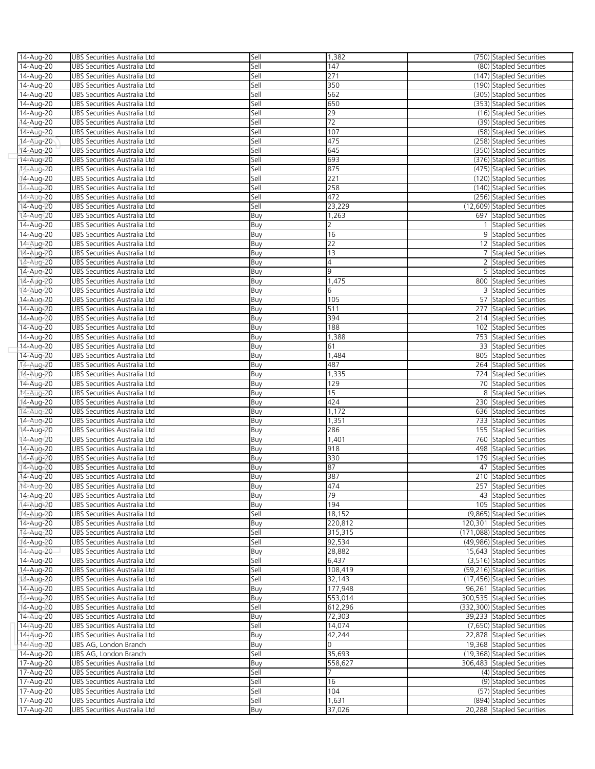| | | | | | |
|---|---|---|---|---|---|
| 14-Aug-20 | UBS Securities Australia Ltd | Sell | 1,382 | (750) | Stapled Securities |
| 14-Aug-20 | UBS Securities Australia Ltd | Sell | 147 | (80) | Stapled Securities |
| 14-Aug-20 | UBS Securities Australia Ltd | Sell | 271 | (147) | Stapled Securities |
| 14-Aug-20 | UBS Securities Australia Ltd | Sell | 350 | (190) | Stapled Securities |
| 14-Aug-20 | UBS Securities Australia Ltd | Sell | 562 | (305) | Stapled Securities |
| 14-Aug-20 | UBS Securities Australia Ltd | Sell | 650 | (353) | Stapled Securities |
| 14-Aug-20 | UBS Securities Australia Ltd | Sell | 29 | (16) | Stapled Securities |
| 14-Aug-20 | UBS Securities Australia Ltd | Sell | 72 | (39) | Stapled Securities |
| 14-Aug-20 | UBS Securities Australia Ltd | Sell | 107 | (58) | Stapled Securities |
| 14-Aug-20 | UBS Securities Australia Ltd | Sell | 475 | (258) | Stapled Securities |
| 14-Aug-20 | UBS Securities Australia Ltd | Sell | 645 | (350) | Stapled Securities |
| 14-Aug-20 | UBS Securities Australia Ltd | Sell | 693 | (376) | Stapled Securities |
| 14-Aug-20 | UBS Securities Australia Ltd | Sell | 875 | (475) | Stapled Securities |
| 14-Aug-20 | UBS Securities Australia Ltd | Sell | 221 | (120) | Stapled Securities |
| 14-Aug-20 | UBS Securities Australia Ltd | Sell | 258 | (140) | Stapled Securities |
| 14-Aug-20 | UBS Securities Australia Ltd | Sell | 472 | (256) | Stapled Securities |
| 14-Aug-20 | UBS Securities Australia Ltd | Sell | 23,229 | (12,609) | Stapled Securities |
| 14-Aug-20 | UBS Securities Australia Ltd | Buy | 1,263 | 697 | Stapled Securities |
| 14-Aug-20 | UBS Securities Australia Ltd | Buy | 2 | 1 | Stapled Securities |
| 14-Aug-20 | UBS Securities Australia Ltd | Buy | 16 | 9 | Stapled Securities |
| 14-Aug-20 | UBS Securities Australia Ltd | Buy | 22 | 12 | Stapled Securities |
| 14-Aug-20 | UBS Securities Australia Ltd | Buy | 13 | 7 | Stapled Securities |
| 14-Aug-20 | UBS Securities Australia Ltd | Buy | 4 | 2 | Stapled Securities |
| 14-Aug-20 | UBS Securities Australia Ltd | Buy | 9 | 5 | Stapled Securities |
| 14-Aug-20 | UBS Securities Australia Ltd | Buy | 1,475 | 800 | Stapled Securities |
| 14-Aug-20 | UBS Securities Australia Ltd | Buy | 6 | 3 | Stapled Securities |
| 14-Aug-20 | UBS Securities Australia Ltd | Buy | 105 | 57 | Stapled Securities |
| 14-Aug-20 | UBS Securities Australia Ltd | Buy | 511 | 277 | Stapled Securities |
| 14-Aug-20 | UBS Securities Australia Ltd | Buy | 394 | 214 | Stapled Securities |
| 14-Aug-20 | UBS Securities Australia Ltd | Buy | 188 | 102 | Stapled Securities |
| 14-Aug-20 | UBS Securities Australia Ltd | Buy | 1,388 | 753 | Stapled Securities |
| 14-Aug-20 | UBS Securities Australia Ltd | Buy | 61 | 33 | Stapled Securities |
| 14-Aug-20 | UBS Securities Australia Ltd | Buy | 1,484 | 805 | Stapled Securities |
| 14-Aug-20 | UBS Securities Australia Ltd | Buy | 487 | 264 | Stapled Securities |
| 14-Aug-20 | UBS Securities Australia Ltd | Buy | 1,335 | 724 | Stapled Securities |
| 14-Aug-20 | UBS Securities Australia Ltd | Buy | 129 | 70 | Stapled Securities |
| 14-Aug-20 | UBS Securities Australia Ltd | Buy | 15 | 8 | Stapled Securities |
| 14-Aug-20 | UBS Securities Australia Ltd | Buy | 424 | 230 | Stapled Securities |
| 14-Aug-20 | UBS Securities Australia Ltd | Buy | 1,172 | 636 | Stapled Securities |
| 14-Aug-20 | UBS Securities Australia Ltd | Buy | 1,351 | 733 | Stapled Securities |
| 14-Aug-20 | UBS Securities Australia Ltd | Buy | 286 | 155 | Stapled Securities |
| 14-Aug-20 | UBS Securities Australia Ltd | Buy | 1,401 | 760 | Stapled Securities |
| 14-Aug-20 | UBS Securities Australia Ltd | Buy | 918 | 498 | Stapled Securities |
| 14-Aug-20 | UBS Securities Australia Ltd | Buy | 330 | 179 | Stapled Securities |
| 14-Aug-20 | UBS Securities Australia Ltd | Buy | 87 | 47 | Stapled Securities |
| 14-Aug-20 | UBS Securities Australia Ltd | Buy | 387 | 210 | Stapled Securities |
| 14-Aug-20 | UBS Securities Australia Ltd | Buy | 474 | 257 | Stapled Securities |
| 14-Aug-20 | UBS Securities Australia Ltd | Buy | 79 | 43 | Stapled Securities |
| 14-Aug-20 | UBS Securities Australia Ltd | Buy | 194 | 105 | Stapled Securities |
| 14-Aug-20 | UBS Securities Australia Ltd | Sell | 18,152 | (9,865) | Stapled Securities |
| 14-Aug-20 | UBS Securities Australia Ltd | Buy | 220,812 | 120,301 | Stapled Securities |
| 14-Aug-20 | UBS Securities Australia Ltd | Sell | 315,315 | (171,088) | Stapled Securities |
| 14-Aug-20 | UBS Securities Australia Ltd | Sell | 92,534 | (49,986) | Stapled Securities |
| 14-Aug-20 | UBS Securities Australia Ltd | Buy | 28,882 | 15,643 | Stapled Securities |
| 14-Aug-20 | UBS Securities Australia Ltd | Sell | 6,437 | (3,516) | Stapled Securities |
| 14-Aug-20 | UBS Securities Australia Ltd | Sell | 108,419 | (59,216) | Stapled Securities |
| 14-Aug-20 | UBS Securities Australia Ltd | Sell | 32,143 | (17,456) | Stapled Securities |
| 14-Aug-20 | UBS Securities Australia Ltd | Buy | 177,948 | 96,261 | Stapled Securities |
| 14-Aug-20 | UBS Securities Australia Ltd | Buy | 553,014 | 300,535 | Stapled Securities |
| 14-Aug-20 | UBS Securities Australia Ltd | Sell | 612,296 | (332,300) | Stapled Securities |
| 14-Aug-20 | UBS Securities Australia Ltd | Buy | 72,303 | 39,233 | Stapled Securities |
| 14-Aug-20 | UBS Securities Australia Ltd | Sell | 14,074 | (7,650) | Stapled Securities |
| 14-Aug-20 | UBS Securities Australia Ltd | Buy | 42,244 | 22,878 | Stapled Securities |
| 14-Aug-20 | UBS AG, London Branch | Buy | 0 | 19,368 | Stapled Securities |
| 14-Aug-20 | UBS AG, London Branch | Sell | 35,693 | (19,368) | Stapled Securities |
| 17-Aug-20 | UBS Securities Australia Ltd | Buy | 558,627 | 306,483 | Stapled Securities |
| 17-Aug-20 | UBS Securities Australia Ltd | Sell | 7 | (4) | Stapled Securities |
| 17-Aug-20 | UBS Securities Australia Ltd | Sell | 16 | (9) | Stapled Securities |
| 17-Aug-20 | UBS Securities Australia Ltd | Sell | 104 | (57) | Stapled Securities |
| 17-Aug-20 | UBS Securities Australia Ltd | Sell | 1,631 | (894) | Stapled Securities |
| 17-Aug-20 | UBS Securities Australia Ltd | Buy | 37,026 | 20,288 | Stapled Securities |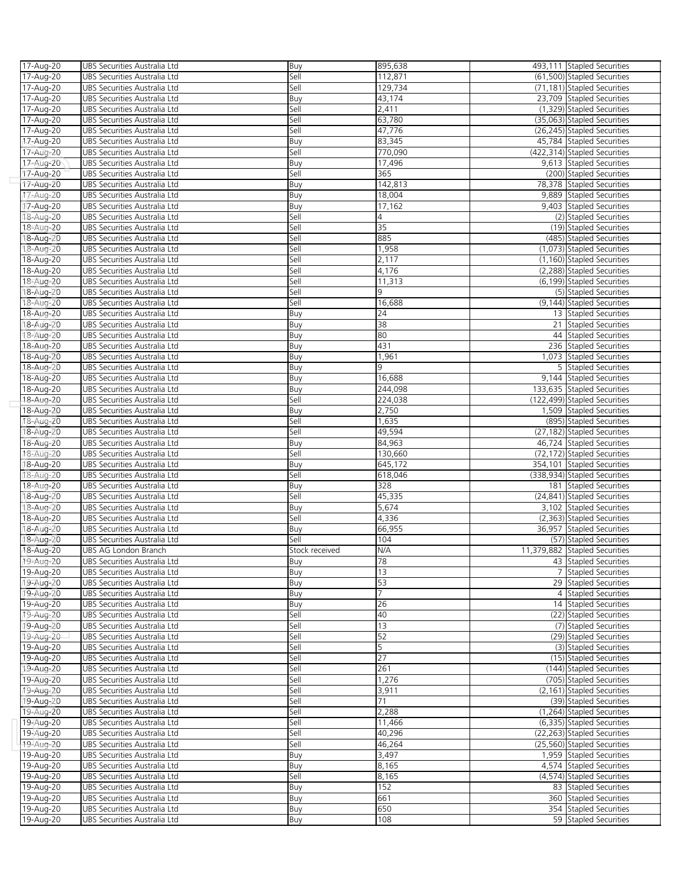| | | | | | |
|---|---|---|---|---|---|
| 17-Aug-20 | UBS Securities Australia Ltd | Buy | 895,638 | 493,111 | Stapled Securities |
| 17-Aug-20 | UBS Securities Australia Ltd | Sell | 112,871 | (61,500) | Stapled Securities |
| 17-Aug-20 | UBS Securities Australia Ltd | Sell | 129,734 | (71,181) | Stapled Securities |
| 17-Aug-20 | UBS Securities Australia Ltd | Buy | 43,174 | 23,709 | Stapled Securities |
| 17-Aug-20 | UBS Securities Australia Ltd | Sell | 2,411 | (1,329) | Stapled Securities |
| 17-Aug-20 | UBS Securities Australia Ltd | Sell | 63,780 | (35,063) | Stapled Securities |
| 17-Aug-20 | UBS Securities Australia Ltd | Sell | 47,776 | (26,245) | Stapled Securities |
| 17-Aug-20 | UBS Securities Australia Ltd | Buy | 83,345 | 45,784 | Stapled Securities |
| 17-Aug-20 | UBS Securities Australia Ltd | Sell | 770,090 | (422,314) | Stapled Securities |
| 17-Aug-20 | UBS Securities Australia Ltd | Buy | 17,496 | 9,613 | Stapled Securities |
| 17-Aug-20 | UBS Securities Australia Ltd | Sell | 365 | (200) | Stapled Securities |
| 17-Aug-20 | UBS Securities Australia Ltd | Buy | 142,813 | 78,378 | Stapled Securities |
| 17-Aug-20 | UBS Securities Australia Ltd | Buy | 18,004 | 9,889 | Stapled Securities |
| 17-Aug-20 | UBS Securities Australia Ltd | Buy | 17,162 | 9,403 | Stapled Securities |
| 18-Aug-20 | UBS Securities Australia Ltd | Sell | 4 | (2) | Stapled Securities |
| 18-Aug-20 | UBS Securities Australia Ltd | Sell | 35 | (19) | Stapled Securities |
| 18-Aug-20 | UBS Securities Australia Ltd | Sell | 885 | (485) | Stapled Securities |
| 18-Aug-20 | UBS Securities Australia Ltd | Sell | 1,958 | (1,073) | Stapled Securities |
| 18-Aug-20 | UBS Securities Australia Ltd | Sell | 2,117 | (1,160) | Stapled Securities |
| 18-Aug-20 | UBS Securities Australia Ltd | Sell | 4,176 | (2,288) | Stapled Securities |
| 18-Aug-20 | UBS Securities Australia Ltd | Sell | 11,313 | (6,199) | Stapled Securities |
| 18-Aug-20 | UBS Securities Australia Ltd | Sell | 9 | (5) | Stapled Securities |
| 18-Aug-20 | UBS Securities Australia Ltd | Sell | 16,688 | (9,144) | Stapled Securities |
| 18-Aug-20 | UBS Securities Australia Ltd | Buy | 24 | 13 | Stapled Securities |
| 18-Aug-20 | UBS Securities Australia Ltd | Buy | 38 | 21 | Stapled Securities |
| 18-Aug-20 | UBS Securities Australia Ltd | Buy | 80 | 44 | Stapled Securities |
| 18-Aug-20 | UBS Securities Australia Ltd | Buy | 431 | 236 | Stapled Securities |
| 18-Aug-20 | UBS Securities Australia Ltd | Buy | 1,961 | 1,073 | Stapled Securities |
| 18-Aug-20 | UBS Securities Australia Ltd | Buy | 9 | 5 | Stapled Securities |
| 18-Aug-20 | UBS Securities Australia Ltd | Buy | 16,688 | 9,144 | Stapled Securities |
| 18-Aug-20 | UBS Securities Australia Ltd | Buy | 244,098 | 133,635 | Stapled Securities |
| 18-Aug-20 | UBS Securities Australia Ltd | Sell | 224,038 | (122,499) | Stapled Securities |
| 18-Aug-20 | UBS Securities Australia Ltd | Buy | 2,750 | 1,509 | Stapled Securities |
| 18-Aug-20 | UBS Securities Australia Ltd | Sell | 1,635 | (895) | Stapled Securities |
| 18-Aug-20 | UBS Securities Australia Ltd | Sell | 49,594 | (27,182) | Stapled Securities |
| 18-Aug-20 | UBS Securities Australia Ltd | Buy | 84,963 | 46,724 | Stapled Securities |
| 18-Aug-20 | UBS Securities Australia Ltd | Sell | 130,660 | (72,172) | Stapled Securities |
| 18-Aug-20 | UBS Securities Australia Ltd | Buy | 645,172 | 354,101 | Stapled Securities |
| 18-Aug-20 | UBS Securities Australia Ltd | Sell | 618,046 | (338,934) | Stapled Securities |
| 18-Aug-20 | UBS Securities Australia Ltd | Buy | 328 | 181 | Stapled Securities |
| 18-Aug-20 | UBS Securities Australia Ltd | Sell | 45,335 | (24,841) | Stapled Securities |
| 18-Aug-20 | UBS Securities Australia Ltd | Buy | 5,674 | 3,102 | Stapled Securities |
| 18-Aug-20 | UBS Securities Australia Ltd | Sell | 4,336 | (2,363) | Stapled Securities |
| 18-Aug-20 | UBS Securities Australia Ltd | Buy | 66,955 | 36,957 | Stapled Securities |
| 18-Aug-20 | UBS Securities Australia Ltd | Sell | 104 | (57) | Stapled Securities |
| 18-Aug-20 | UBS AG London Branch | Stock received | N/A | 11,379,882 | Stapled Securities |
| 19-Aug-20 | UBS Securities Australia Ltd | Buy | 78 | 43 | Stapled Securities |
| 19-Aug-20 | UBS Securities Australia Ltd | Buy | 13 | 7 | Stapled Securities |
| 19-Aug-20 | UBS Securities Australia Ltd | Buy | 53 | 29 | Stapled Securities |
| 19-Aug-20 | UBS Securities Australia Ltd | Buy | 7 | 4 | Stapled Securities |
| 19-Aug-20 | UBS Securities Australia Ltd | Buy | 26 | 14 | Stapled Securities |
| 19-Aug-20 | UBS Securities Australia Ltd | Sell | 40 | (22) | Stapled Securities |
| 19-Aug-20 | UBS Securities Australia Ltd | Sell | 13 | (7) | Stapled Securities |
| 19-Aug-20 | UBS Securities Australia Ltd | Sell | 52 | (29) | Stapled Securities |
| 19-Aug-20 | UBS Securities Australia Ltd | Sell | 5 | (3) | Stapled Securities |
| 19-Aug-20 | UBS Securities Australia Ltd | Sell | 27 | (15) | Stapled Securities |
| 19-Aug-20 | UBS Securities Australia Ltd | Sell | 261 | (144) | Stapled Securities |
| 19-Aug-20 | UBS Securities Australia Ltd | Sell | 1,276 | (705) | Stapled Securities |
| 19-Aug-20 | UBS Securities Australia Ltd | Sell | 3,911 | (2,161) | Stapled Securities |
| 19-Aug-20 | UBS Securities Australia Ltd | Sell | 71 | (39) | Stapled Securities |
| 19-Aug-20 | UBS Securities Australia Ltd | Sell | 2,288 | (1,264) | Stapled Securities |
| 19-Aug-20 | UBS Securities Australia Ltd | Sell | 11,466 | (6,335) | Stapled Securities |
| 19-Aug-20 | UBS Securities Australia Ltd | Sell | 40,296 | (22,263) | Stapled Securities |
| 19-Aug-20 | UBS Securities Australia Ltd | Sell | 46,264 | (25,560) | Stapled Securities |
| 19-Aug-20 | UBS Securities Australia Ltd | Buy | 3,497 | 1,959 | Stapled Securities |
| 19-Aug-20 | UBS Securities Australia Ltd | Buy | 8,165 | 4,574 | Stapled Securities |
| 19-Aug-20 | UBS Securities Australia Ltd | Sell | 8,165 | (4,574) | Stapled Securities |
| 19-Aug-20 | UBS Securities Australia Ltd | Buy | 152 | 83 | Stapled Securities |
| 19-Aug-20 | UBS Securities Australia Ltd | Buy | 661 | 360 | Stapled Securities |
| 19-Aug-20 | UBS Securities Australia Ltd | Buy | 650 | 354 | Stapled Securities |
| 19-Aug-20 | UBS Securities Australia Ltd | Buy | 108 | 59 | Stapled Securities |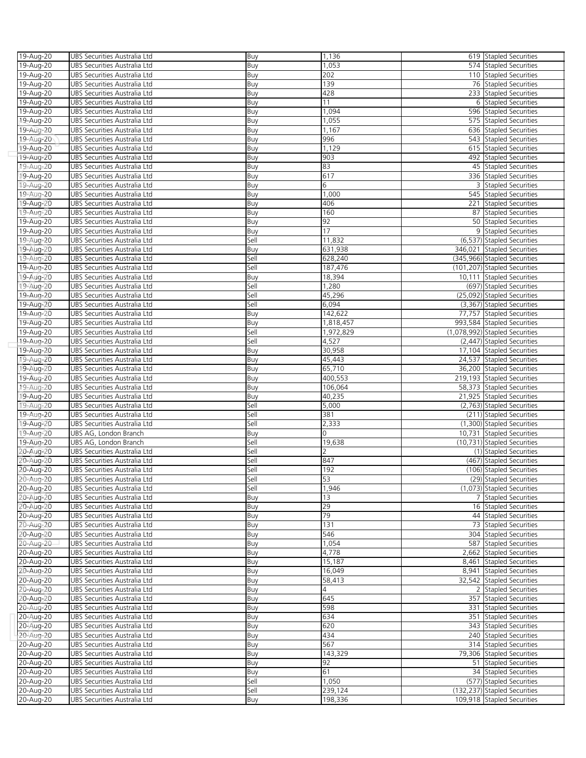| | | | | | |
|---|---|---|---|---|---|
| 19-Aug-20 | UBS Securities Australia Ltd | Buy | 1,136 | 619 | Stapled Securities |
| 19-Aug-20 | UBS Securities Australia Ltd | Buy | 1,053 | 574 | Stapled Securities |
| 19-Aug-20 | UBS Securities Australia Ltd | Buy | 202 | 110 | Stapled Securities |
| 19-Aug-20 | UBS Securities Australia Ltd | Buy | 139 | 76 | Stapled Securities |
| 19-Aug-20 | UBS Securities Australia Ltd | Buy | 428 | 233 | Stapled Securities |
| 19-Aug-20 | UBS Securities Australia Ltd | Buy | 11 | 6 | Stapled Securities |
| 19-Aug-20 | UBS Securities Australia Ltd | Buy | 1,094 | 596 | Stapled Securities |
| 19-Aug-20 | UBS Securities Australia Ltd | Buy | 1,055 | 575 | Stapled Securities |
| 19-Aug-20 | UBS Securities Australia Ltd | Buy | 1,167 | 636 | Stapled Securities |
| 19-Aug-20 | UBS Securities Australia Ltd | Buy | 996 | 543 | Stapled Securities |
| 19-Aug-20 | UBS Securities Australia Ltd | Buy | 1,129 | 615 | Stapled Securities |
| 19-Aug-20 | UBS Securities Australia Ltd | Buy | 903 | 492 | Stapled Securities |
| 19-Aug-20 | UBS Securities Australia Ltd | Buy | 83 | 45 | Stapled Securities |
| 19-Aug-20 | UBS Securities Australia Ltd | Buy | 617 | 336 | Stapled Securities |
| 19-Aug-20 | UBS Securities Australia Ltd | Buy | 6 | 3 | Stapled Securities |
| 19-Aug-20 | UBS Securities Australia Ltd | Buy | 1,000 | 545 | Stapled Securities |
| 19-Aug-20 | UBS Securities Australia Ltd | Buy | 406 | 221 | Stapled Securities |
| 19-Aug-20 | UBS Securities Australia Ltd | Buy | 160 | 87 | Stapled Securities |
| 19-Aug-20 | UBS Securities Australia Ltd | Buy | 92 | 50 | Stapled Securities |
| 19-Aug-20 | UBS Securities Australia Ltd | Buy | 17 | 9 | Stapled Securities |
| 19-Aug-20 | UBS Securities Australia Ltd | Sell | 11,832 | (6,537) | Stapled Securities |
| 19-Aug-20 | UBS Securities Australia Ltd | Buy | 631,938 | 346,021 | Stapled Securities |
| 19-Aug-20 | UBS Securities Australia Ltd | Sell | 628,240 | (345,966) | Stapled Securities |
| 19-Aug-20 | UBS Securities Australia Ltd | Sell | 187,476 | (101,207) | Stapled Securities |
| 19-Aug-20 | UBS Securities Australia Ltd | Buy | 18,394 | 10,111 | Stapled Securities |
| 19-Aug-20 | UBS Securities Australia Ltd | Sell | 1,280 | (697) | Stapled Securities |
| 19-Aug-20 | UBS Securities Australia Ltd | Sell | 45,296 | (25,092) | Stapled Securities |
| 19-Aug-20 | UBS Securities Australia Ltd | Sell | 6,094 | (3,367) | Stapled Securities |
| 19-Aug-20 | UBS Securities Australia Ltd | Buy | 142,622 | 77,757 | Stapled Securities |
| 19-Aug-20 | UBS Securities Australia Ltd | Buy | 1,818,457 | 993,584 | Stapled Securities |
| 19-Aug-20 | UBS Securities Australia Ltd | Sell | 1,972,829 | (1,078,992) | Stapled Securities |
| 19-Aug-20 | UBS Securities Australia Ltd | Sell | 4,527 | (2,447) | Stapled Securities |
| 19-Aug-20 | UBS Securities Australia Ltd | Buy | 30,958 | 17,104 | Stapled Securities |
| 19-Aug-20 | UBS Securities Australia Ltd | Buy | 45,443 | 24,537 | Stapled Securities |
| 19-Aug-20 | UBS Securities Australia Ltd | Buy | 65,710 | 36,200 | Stapled Securities |
| 19-Aug-20 | UBS Securities Australia Ltd | Buy | 400,553 | 219,193 | Stapled Securities |
| 19-Aug-20 | UBS Securities Australia Ltd | Buy | 106,064 | 58,373 | Stapled Securities |
| 19-Aug-20 | UBS Securities Australia Ltd | Buy | 40,235 | 21,925 | Stapled Securities |
| 19-Aug-20 | UBS Securities Australia Ltd | Sell | 5,000 | (2,763) | Stapled Securities |
| 19-Aug-20 | UBS Securities Australia Ltd | Sell | 381 | (211) | Stapled Securities |
| 19-Aug-20 | UBS Securities Australia Ltd | Sell | 2,333 | (1,300) | Stapled Securities |
| 19-Aug-20 | UBS AG, London Branch | Buy | 0 | 10,731 | Stapled Securities |
| 19-Aug-20 | UBS AG, London Branch | Sell | 19,638 | (10,731) | Stapled Securities |
| 20-Aug-20 | UBS Securities Australia Ltd | Sell | 2 | (1) | Stapled Securities |
| 20-Aug-20 | UBS Securities Australia Ltd | Sell | 847 | (467) | Stapled Securities |
| 20-Aug-20 | UBS Securities Australia Ltd | Sell | 192 | (106) | Stapled Securities |
| 20-Aug-20 | UBS Securities Australia Ltd | Sell | 53 | (29) | Stapled Securities |
| 20-Aug-20 | UBS Securities Australia Ltd | Sell | 1,946 | (1,073) | Stapled Securities |
| 20-Aug-20 | UBS Securities Australia Ltd | Buy | 13 | 7 | Stapled Securities |
| 20-Aug-20 | UBS Securities Australia Ltd | Buy | 29 | 16 | Stapled Securities |
| 20-Aug-20 | UBS Securities Australia Ltd | Buy | 79 | 44 | Stapled Securities |
| 20-Aug-20 | UBS Securities Australia Ltd | Buy | 131 | 73 | Stapled Securities |
| 20-Aug-20 | UBS Securities Australia Ltd | Buy | 546 | 304 | Stapled Securities |
| 20-Aug-20 | UBS Securities Australia Ltd | Buy | 1,054 | 587 | Stapled Securities |
| 20-Aug-20 | UBS Securities Australia Ltd | Buy | 4,778 | 2,662 | Stapled Securities |
| 20-Aug-20 | UBS Securities Australia Ltd | Buy | 15,187 | 8,461 | Stapled Securities |
| 20-Aug-20 | UBS Securities Australia Ltd | Buy | 16,049 | 8,941 | Stapled Securities |
| 20-Aug-20 | UBS Securities Australia Ltd | Buy | 58,413 | 32,542 | Stapled Securities |
| 20-Aug-20 | UBS Securities Australia Ltd | Buy | 4 | 2 | Stapled Securities |
| 20-Aug-20 | UBS Securities Australia Ltd | Buy | 645 | 357 | Stapled Securities |
| 20-Aug-20 | UBS Securities Australia Ltd | Buy | 598 | 331 | Stapled Securities |
| 20-Aug-20 | UBS Securities Australia Ltd | Buy | 634 | 351 | Stapled Securities |
| 20-Aug-20 | UBS Securities Australia Ltd | Buy | 620 | 343 | Stapled Securities |
| 20-Aug-20 | UBS Securities Australia Ltd | Buy | 434 | 240 | Stapled Securities |
| 20-Aug-20 | UBS Securities Australia Ltd | Buy | 567 | 314 | Stapled Securities |
| 20-Aug-20 | UBS Securities Australia Ltd | Buy | 143,329 | 79,306 | Stapled Securities |
| 20-Aug-20 | UBS Securities Australia Ltd | Buy | 92 | 51 | Stapled Securities |
| 20-Aug-20 | UBS Securities Australia Ltd | Buy | 61 | 34 | Stapled Securities |
| 20-Aug-20 | UBS Securities Australia Ltd | Sell | 1,050 | (577) | Stapled Securities |
| 20-Aug-20 | UBS Securities Australia Ltd | Sell | 239,124 | (132,237) | Stapled Securities |
| 20-Aug-20 | UBS Securities Australia Ltd | Buy | 198,336 | 109,918 | Stapled Securities |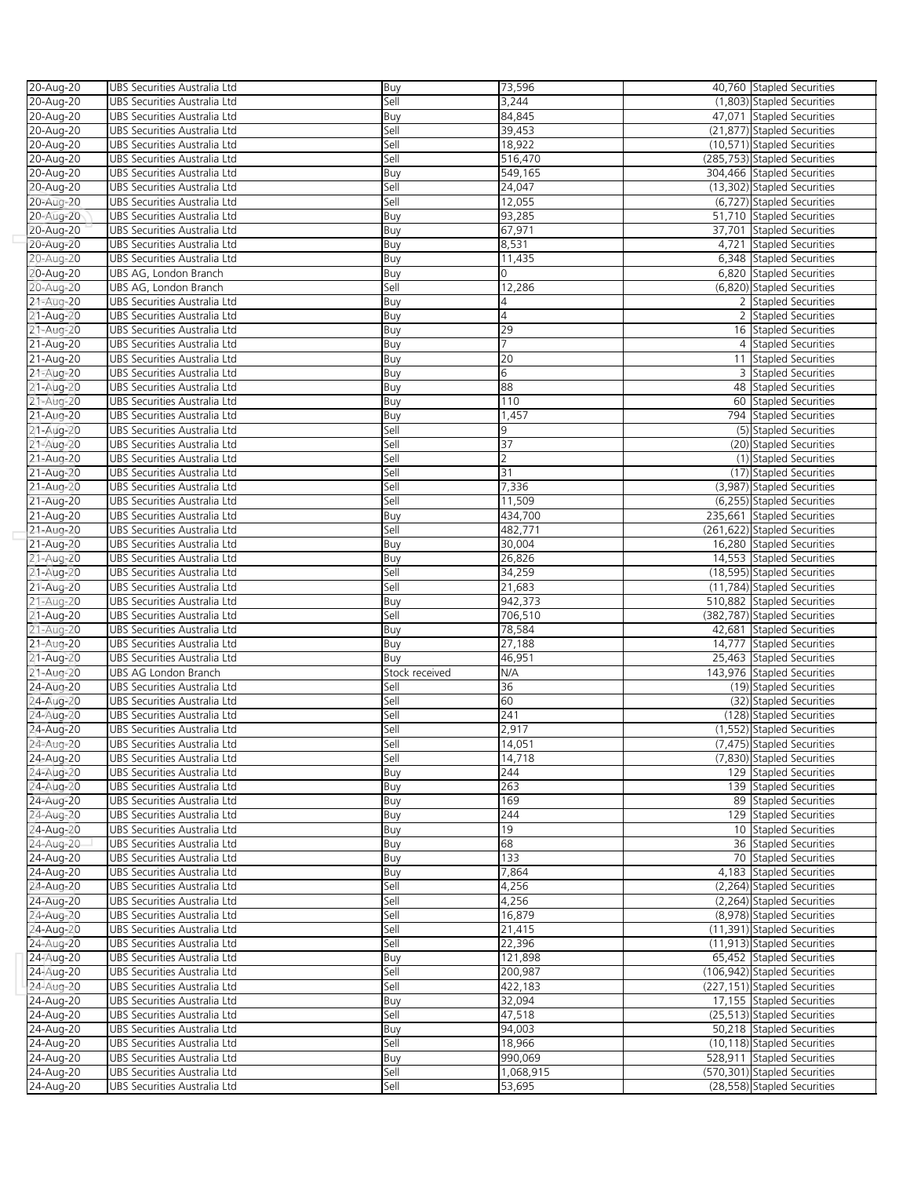| | | | | | |
|---|---|---|---|---|---|
| 20-Aug-20 | UBS Securities Australia Ltd | Buy | 73,596 | 40,760 | Stapled Securities |
| 20-Aug-20 | UBS Securities Australia Ltd | Sell | 3,244 | (1,803) | Stapled Securities |
| 20-Aug-20 | UBS Securities Australia Ltd | Buy | 84,845 | 47,071 | Stapled Securities |
| 20-Aug-20 | UBS Securities Australia Ltd | Sell | 39,453 | (21,877) | Stapled Securities |
| 20-Aug-20 | UBS Securities Australia Ltd | Sell | 18,922 | (10,571) | Stapled Securities |
| 20-Aug-20 | UBS Securities Australia Ltd | Sell | 516,470 | (285,753) | Stapled Securities |
| 20-Aug-20 | UBS Securities Australia Ltd | Buy | 549,165 | 304,466 | Stapled Securities |
| 20-Aug-20 | UBS Securities Australia Ltd | Sell | 24,047 | (13,302) | Stapled Securities |
| 20-Aug-20 | UBS Securities Australia Ltd | Sell | 12,055 | (6,727) | Stapled Securities |
| 20-Aug-20 | UBS Securities Australia Ltd | Buy | 93,285 | 51,710 | Stapled Securities |
| 20-Aug-20 | UBS Securities Australia Ltd | Buy | 67,971 | 37,701 | Stapled Securities |
| 20-Aug-20 | UBS Securities Australia Ltd | Buy | 8,531 | 4,721 | Stapled Securities |
| 20-Aug-20 | UBS Securities Australia Ltd | Buy | 11,435 | 6,348 | Stapled Securities |
| 20-Aug-20 | UBS AG, London Branch | Buy | 0 | 6,820 | Stapled Securities |
| 20-Aug-20 | UBS AG, London Branch | Sell | 12,286 | (6,820) | Stapled Securities |
| 21-Aug-20 | UBS Securities Australia Ltd | Buy | 4 | 2 | Stapled Securities |
| 21-Aug-20 | UBS Securities Australia Ltd | Buy | 4 | 2 | Stapled Securities |
| 21-Aug-20 | UBS Securities Australia Ltd | Buy | 29 | 16 | Stapled Securities |
| 21-Aug-20 | UBS Securities Australia Ltd | Buy | 7 | 4 | Stapled Securities |
| 21-Aug-20 | UBS Securities Australia Ltd | Buy | 20 | 11 | Stapled Securities |
| 21-Aug-20 | UBS Securities Australia Ltd | Buy | 6 | 3 | Stapled Securities |
| 21-Aug-20 | UBS Securities Australia Ltd | Buy | 88 | 48 | Stapled Securities |
| 21-Aug-20 | UBS Securities Australia Ltd | Buy | 110 | 60 | Stapled Securities |
| 21-Aug-20 | UBS Securities Australia Ltd | Buy | 1,457 | 794 | Stapled Securities |
| 21-Aug-20 | UBS Securities Australia Ltd | Sell | 9 | (5) | Stapled Securities |
| 21-Aug-20 | UBS Securities Australia Ltd | Sell | 37 | (20) | Stapled Securities |
| 21-Aug-20 | UBS Securities Australia Ltd | Sell | 2 | (1) | Stapled Securities |
| 21-Aug-20 | UBS Securities Australia Ltd | Sell | 31 | (17) | Stapled Securities |
| 21-Aug-20 | UBS Securities Australia Ltd | Sell | 7,336 | (3,987) | Stapled Securities |
| 21-Aug-20 | UBS Securities Australia Ltd | Sell | 11,509 | (6,255) | Stapled Securities |
| 21-Aug-20 | UBS Securities Australia Ltd | Buy | 434,700 | 235,661 | Stapled Securities |
| 21-Aug-20 | UBS Securities Australia Ltd | Sell | 482,771 | (261,622) | Stapled Securities |
| 21-Aug-20 | UBS Securities Australia Ltd | Buy | 30,004 | 16,280 | Stapled Securities |
| 21-Aug-20 | UBS Securities Australia Ltd | Buy | 26,826 | 14,553 | Stapled Securities |
| 21-Aug-20 | UBS Securities Australia Ltd | Sell | 34,259 | (18,595) | Stapled Securities |
| 21-Aug-20 | UBS Securities Australia Ltd | Sell | 21,683 | (11,784) | Stapled Securities |
| 21-Aug-20 | UBS Securities Australia Ltd | Buy | 942,373 | 510,882 | Stapled Securities |
| 21-Aug-20 | UBS Securities Australia Ltd | Sell | 706,510 | (382,787) | Stapled Securities |
| 21-Aug-20 | UBS Securities Australia Ltd | Buy | 78,584 | 42,681 | Stapled Securities |
| 21-Aug-20 | UBS Securities Australia Ltd | Buy | 27,188 | 14,777 | Stapled Securities |
| 21-Aug-20 | UBS Securities Australia Ltd | Buy | 46,951 | 25,463 | Stapled Securities |
| 21-Aug-20 | UBS AG London Branch | Stock received | N/A | 143,976 | Stapled Securities |
| 24-Aug-20 | UBS Securities Australia Ltd | Sell | 36 | (19) | Stapled Securities |
| 24-Aug-20 | UBS Securities Australia Ltd | Sell | 60 | (32) | Stapled Securities |
| 24-Aug-20 | UBS Securities Australia Ltd | Sell | 241 | (128) | Stapled Securities |
| 24-Aug-20 | UBS Securities Australia Ltd | Sell | 2,917 | (1,552) | Stapled Securities |
| 24-Aug-20 | UBS Securities Australia Ltd | Sell | 14,051 | (7,475) | Stapled Securities |
| 24-Aug-20 | UBS Securities Australia Ltd | Sell | 14,718 | (7,830) | Stapled Securities |
| 24-Aug-20 | UBS Securities Australia Ltd | Buy | 244 | 129 | Stapled Securities |
| 24-Aug-20 | UBS Securities Australia Ltd | Buy | 263 | 139 | Stapled Securities |
| 24-Aug-20 | UBS Securities Australia Ltd | Buy | 169 | 89 | Stapled Securities |
| 24-Aug-20 | UBS Securities Australia Ltd | Buy | 244 | 129 | Stapled Securities |
| 24-Aug-20 | UBS Securities Australia Ltd | Buy | 19 | 10 | Stapled Securities |
| 24-Aug-20 | UBS Securities Australia Ltd | Buy | 68 | 36 | Stapled Securities |
| 24-Aug-20 | UBS Securities Australia Ltd | Buy | 133 | 70 | Stapled Securities |
| 24-Aug-20 | UBS Securities Australia Ltd | Buy | 7,864 | 4,183 | Stapled Securities |
| 24-Aug-20 | UBS Securities Australia Ltd | Sell | 4,256 | (2,264) | Stapled Securities |
| 24-Aug-20 | UBS Securities Australia Ltd | Sell | 4,256 | (2,264) | Stapled Securities |
| 24-Aug-20 | UBS Securities Australia Ltd | Sell | 16,879 | (8,978) | Stapled Securities |
| 24-Aug-20 | UBS Securities Australia Ltd | Sell | 21,415 | (11,391) | Stapled Securities |
| 24-Aug-20 | UBS Securities Australia Ltd | Sell | 22,396 | (11,913) | Stapled Securities |
| 24-Aug-20 | UBS Securities Australia Ltd | Buy | 121,898 | 65,452 | Stapled Securities |
| 24-Aug-20 | UBS Securities Australia Ltd | Sell | 200,987 | (106,942) | Stapled Securities |
| 24-Aug-20 | UBS Securities Australia Ltd | Sell | 422,183 | (227,151) | Stapled Securities |
| 24-Aug-20 | UBS Securities Australia Ltd | Buy | 32,094 | 17,155 | Stapled Securities |
| 24-Aug-20 | UBS Securities Australia Ltd | Sell | 47,518 | (25,513) | Stapled Securities |
| 24-Aug-20 | UBS Securities Australia Ltd | Buy | 94,003 | 50,218 | Stapled Securities |
| 24-Aug-20 | UBS Securities Australia Ltd | Sell | 18,966 | (10,118) | Stapled Securities |
| 24-Aug-20 | UBS Securities Australia Ltd | Buy | 990,069 | 528,911 | Stapled Securities |
| 24-Aug-20 | UBS Securities Australia Ltd | Sell | 1,068,915 | (570,301) | Stapled Securities |
| 24-Aug-20 | UBS Securities Australia Ltd | Sell | 53,695 | (28,558) | Stapled Securities |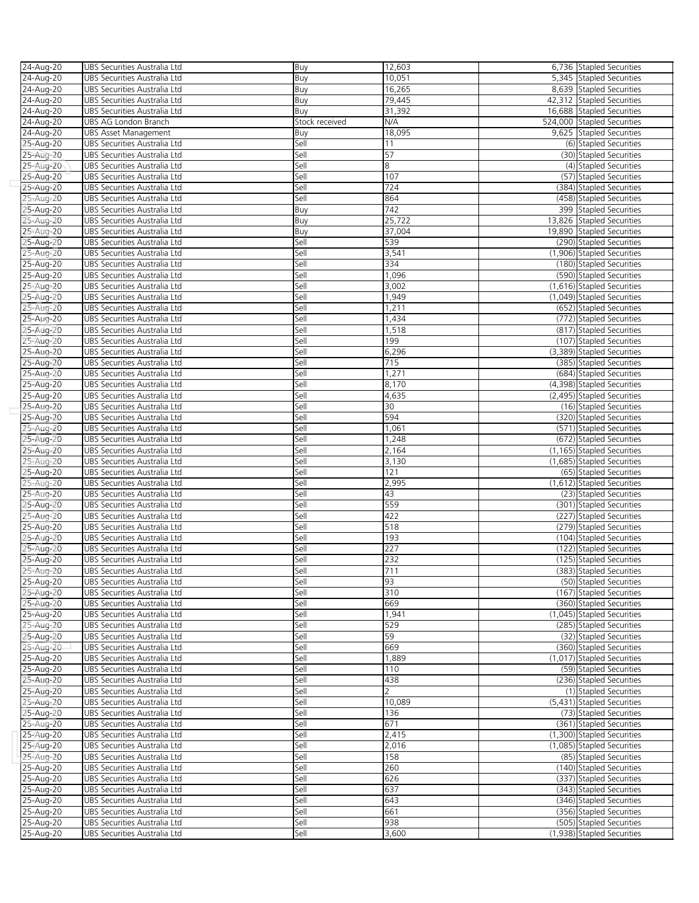| 24-Aug-20 | UBS Securities Australia Ltd | Buy | 12,603 | 6,736 | Stapled Securities |
|---|---|---|---|---|---|
| 24-Aug-20 | UBS Securities Australia Ltd | Buy | 10,051 | 5,345 | Stapled Securities |
| 24-Aug-20 | UBS Securities Australia Ltd | Buy | 16,265 | 8,639 | Stapled Securities |
| 24-Aug-20 | UBS Securities Australia Ltd | Buy | 79,445 | 42,312 | Stapled Securities |
| 24-Aug-20 | UBS Securities Australia Ltd | Buy | 31,392 | 16,688 | Stapled Securities |
| 24-Aug-20 | UBS AG London Branch | Stock received | N/A | 524,000 | Stapled Securities |
| 24-Aug-20 | UBS Asset Management | Buy | 18,095 | 9,625 | Stapled Securities |
| 25-Aug-20 | UBS Securities Australia Ltd | Sell | 11 | (6) | Stapled Securities |
| 25-Aug-20 | UBS Securities Australia Ltd | Sell | 57 | (30) | Stapled Securities |
| 25-Aug-20 | UBS Securities Australia Ltd | Sell | 8 | (4) | Stapled Securities |
| 25-Aug-20 | UBS Securities Australia Ltd | Sell | 107 | (57) | Stapled Securities |
| 25-Aug-20 | UBS Securities Australia Ltd | Sell | 724 | (384) | Stapled Securities |
| 25-Aug-20 | UBS Securities Australia Ltd | Sell | 864 | (458) | Stapled Securities |
| 25-Aug-20 | UBS Securities Australia Ltd | Buy | 742 | 399 | Stapled Securities |
| 25-Aug-20 | UBS Securities Australia Ltd | Buy | 25,722 | 13,826 | Stapled Securities |
| 25-Aug-20 | UBS Securities Australia Ltd | Buy | 37,004 | 19,890 | Stapled Securities |
| 25-Aug-20 | UBS Securities Australia Ltd | Sell | 539 | (290) | Stapled Securities |
| 25-Aug-20 | UBS Securities Australia Ltd | Sell | 3,541 | (1,906) | Stapled Securities |
| 25-Aug-20 | UBS Securities Australia Ltd | Sell | 334 | (180) | Stapled Securities |
| 25-Aug-20 | UBS Securities Australia Ltd | Sell | 1,096 | (590) | Stapled Securities |
| 25-Aug-20 | UBS Securities Australia Ltd | Sell | 3,002 | (1,616) | Stapled Securities |
| 25-Aug-20 | UBS Securities Australia Ltd | Sell | 1,949 | (1,049) | Stapled Securities |
| 25-Aug-20 | UBS Securities Australia Ltd | Sell | 1,211 | (652) | Stapled Securities |
| 25-Aug-20 | UBS Securities Australia Ltd | Sell | 1,434 | (772) | Stapled Securities |
| 25-Aug-20 | UBS Securities Australia Ltd | Sell | 1,518 | (817) | Stapled Securities |
| 25-Aug-20 | UBS Securities Australia Ltd | Sell | 199 | (107) | Stapled Securities |
| 25-Aug-20 | UBS Securities Australia Ltd | Sell | 6,296 | (3,389) | Stapled Securities |
| 25-Aug-20 | UBS Securities Australia Ltd | Sell | 715 | (385) | Stapled Securities |
| 25-Aug-20 | UBS Securities Australia Ltd | Sell | 1,271 | (684) | Stapled Securities |
| 25-Aug-20 | UBS Securities Australia Ltd | Sell | 8,170 | (4,398) | Stapled Securities |
| 25-Aug-20 | UBS Securities Australia Ltd | Sell | 4,635 | (2,495) | Stapled Securities |
| 25-Aug-20 | UBS Securities Australia Ltd | Sell | 30 | (16) | Stapled Securities |
| 25-Aug-20 | UBS Securities Australia Ltd | Sell | 594 | (320) | Stapled Securities |
| 25-Aug-20 | UBS Securities Australia Ltd | Sell | 1,061 | (571) | Stapled Securities |
| 25-Aug-20 | UBS Securities Australia Ltd | Sell | 1,248 | (672) | Stapled Securities |
| 25-Aug-20 | UBS Securities Australia Ltd | Sell | 2,164 | (1,165) | Stapled Securities |
| 25-Aug-20 | UBS Securities Australia Ltd | Sell | 3,130 | (1,685) | Stapled Securities |
| 25-Aug-20 | UBS Securities Australia Ltd | Sell | 121 | (65) | Stapled Securities |
| 25-Aug-20 | UBS Securities Australia Ltd | Sell | 2,995 | (1,612) | Stapled Securities |
| 25-Aug-20 | UBS Securities Australia Ltd | Sell | 43 | (23) | Stapled Securities |
| 25-Aug-20 | UBS Securities Australia Ltd | Sell | 559 | (301) | Stapled Securities |
| 25-Aug-20 | UBS Securities Australia Ltd | Sell | 422 | (227) | Stapled Securities |
| 25-Aug-20 | UBS Securities Australia Ltd | Sell | 518 | (279) | Stapled Securities |
| 25-Aug-20 | UBS Securities Australia Ltd | Sell | 193 | (104) | Stapled Securities |
| 25-Aug-20 | UBS Securities Australia Ltd | Sell | 227 | (122) | Stapled Securities |
| 25-Aug-20 | UBS Securities Australia Ltd | Sell | 232 | (125) | Stapled Securities |
| 25-Aug-20 | UBS Securities Australia Ltd | Sell | 711 | (383) | Stapled Securities |
| 25-Aug-20 | UBS Securities Australia Ltd | Sell | 93 | (50) | Stapled Securities |
| 25-Aug-20 | UBS Securities Australia Ltd | Sell | 310 | (167) | Stapled Securities |
| 25-Aug-20 | UBS Securities Australia Ltd | Sell | 669 | (360) | Stapled Securities |
| 25-Aug-20 | UBS Securities Australia Ltd | Sell | 1,941 | (1,045) | Stapled Securities |
| 25-Aug-20 | UBS Securities Australia Ltd | Sell | 529 | (285) | Stapled Securities |
| 25-Aug-20 | UBS Securities Australia Ltd | Sell | 59 | (32) | Stapled Securities |
| 25-Aug-20 | UBS Securities Australia Ltd | Sell | 669 | (360) | Stapled Securities |
| 25-Aug-20 | UBS Securities Australia Ltd | Sell | 1,889 | (1,017) | Stapled Securities |
| 25-Aug-20 | UBS Securities Australia Ltd | Sell | 110 | (59) | Stapled Securities |
| 25-Aug-20 | UBS Securities Australia Ltd | Sell | 438 | (236) | Stapled Securities |
| 25-Aug-20 | UBS Securities Australia Ltd | Sell | 2 | (1) | Stapled Securities |
| 25-Aug-20 | UBS Securities Australia Ltd | Sell | 10,089 | (5,431) | Stapled Securities |
| 25-Aug-20 | UBS Securities Australia Ltd | Sell | 136 | (73) | Stapled Securities |
| 25-Aug-20 | UBS Securities Australia Ltd | Sell | 671 | (361) | Stapled Securities |
| 25-Aug-20 | UBS Securities Australia Ltd | Sell | 2,415 | (1,300) | Stapled Securities |
| 25-Aug-20 | UBS Securities Australia Ltd | Sell | 2,016 | (1,085) | Stapled Securities |
| 25-Aug-20 | UBS Securities Australia Ltd | Sell | 158 | (85) | Stapled Securities |
| 25-Aug-20 | UBS Securities Australia Ltd | Sell | 260 | (140) | Stapled Securities |
| 25-Aug-20 | UBS Securities Australia Ltd | Sell | 626 | (337) | Stapled Securities |
| 25-Aug-20 | UBS Securities Australia Ltd | Sell | 637 | (343) | Stapled Securities |
| 25-Aug-20 | UBS Securities Australia Ltd | Sell | 643 | (346) | Stapled Securities |
| 25-Aug-20 | UBS Securities Australia Ltd | Sell | 661 | (356) | Stapled Securities |
| 25-Aug-20 | UBS Securities Australia Ltd | Sell | 938 | (505) | Stapled Securities |
| 25-Aug-20 | UBS Securities Australia Ltd | Sell | 3,600 | (1,938) | Stapled Securities |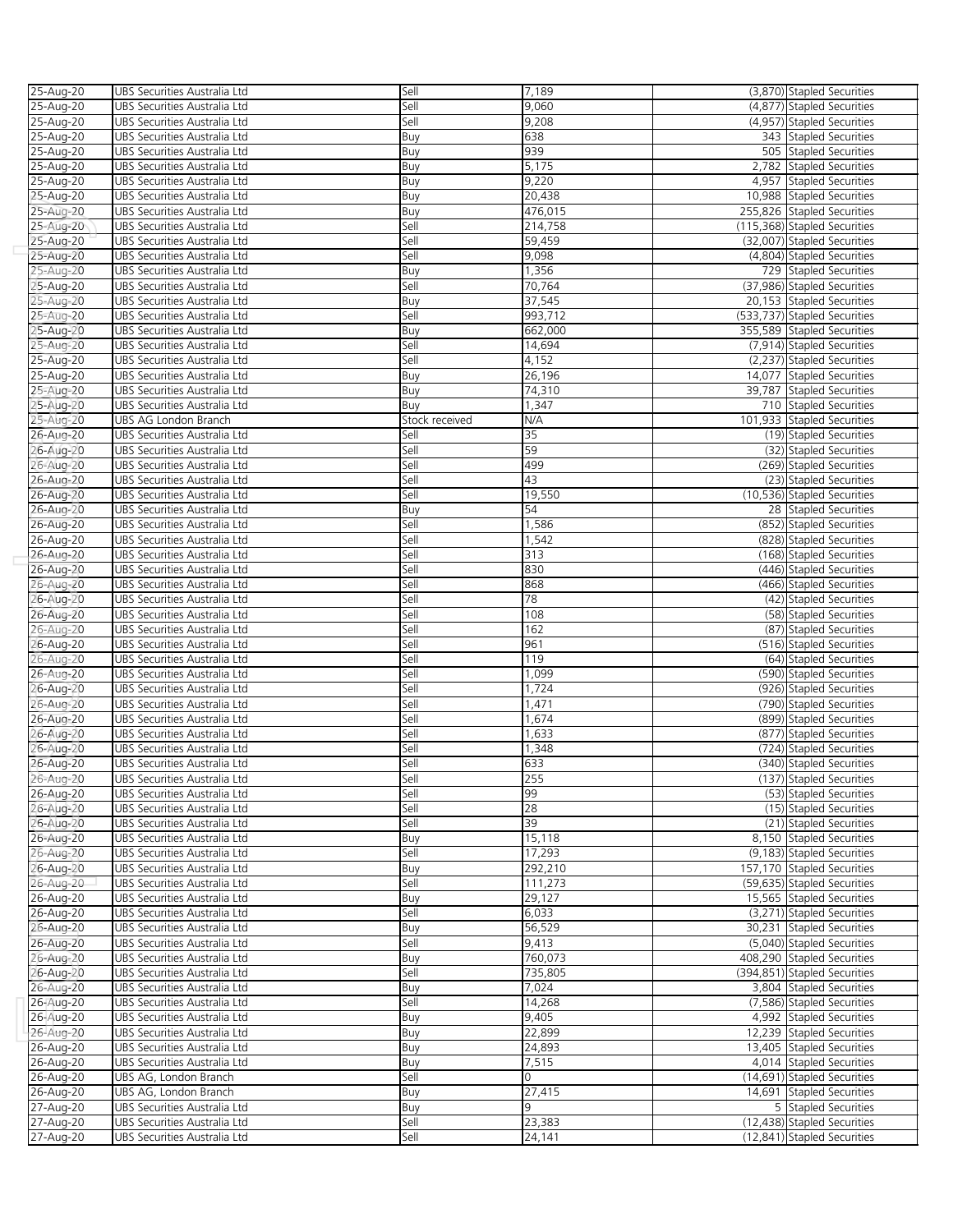| | | | | | |
|---|---|---|---|---|---|
| 25-Aug-20 | UBS Securities Australia Ltd | Sell | 7,189 | (3,870) | Stapled Securities |
| 25-Aug-20 | UBS Securities Australia Ltd | Sell | 9,060 | (4,877) | Stapled Securities |
| 25-Aug-20 | UBS Securities Australia Ltd | Sell | 9,208 | (4,957) | Stapled Securities |
| 25-Aug-20 | UBS Securities Australia Ltd | Buy | 638 | 343 | Stapled Securities |
| 25-Aug-20 | UBS Securities Australia Ltd | Buy | 939 | 505 | Stapled Securities |
| 25-Aug-20 | UBS Securities Australia Ltd | Buy | 5,175 | 2,782 | Stapled Securities |
| 25-Aug-20 | UBS Securities Australia Ltd | Buy | 9,220 | 4,957 | Stapled Securities |
| 25-Aug-20 | UBS Securities Australia Ltd | Buy | 20,438 | 10,988 | Stapled Securities |
| 25-Aug-20 | UBS Securities Australia Ltd | Buy | 476,015 | 255,826 | Stapled Securities |
| 25-Aug-20 | UBS Securities Australia Ltd | Sell | 214,758 | (115,368) | Stapled Securities |
| 25-Aug-20 | UBS Securities Australia Ltd | Sell | 59,459 | (32,007) | Stapled Securities |
| 25-Aug-20 | UBS Securities Australia Ltd | Sell | 9,098 | (4,804) | Stapled Securities |
| 25-Aug-20 | UBS Securities Australia Ltd | Buy | 1,356 | 729 | Stapled Securities |
| 25-Aug-20 | UBS Securities Australia Ltd | Sell | 70,764 | (37,986) | Stapled Securities |
| 25-Aug-20 | UBS Securities Australia Ltd | Buy | 37,545 | 20,153 | Stapled Securities |
| 25-Aug-20 | UBS Securities Australia Ltd | Sell | 993,712 | (533,737) | Stapled Securities |
| 25-Aug-20 | UBS Securities Australia Ltd | Buy | 662,000 | 355,589 | Stapled Securities |
| 25-Aug-20 | UBS Securities Australia Ltd | Sell | 14,694 | (7,914) | Stapled Securities |
| 25-Aug-20 | UBS Securities Australia Ltd | Sell | 4,152 | (2,237) | Stapled Securities |
| 25-Aug-20 | UBS Securities Australia Ltd | Buy | 26,196 | 14,077 | Stapled Securities |
| 25-Aug-20 | UBS Securities Australia Ltd | Buy | 74,310 | 39,787 | Stapled Securities |
| 25-Aug-20 | UBS Securities Australia Ltd | Buy | 1,347 | 710 | Stapled Securities |
| 25-Aug-20 | UBS AG London Branch | Stock received | N/A | 101,933 | Stapled Securities |
| 26-Aug-20 | UBS Securities Australia Ltd | Sell | 35 | (19) | Stapled Securities |
| 26-Aug-20 | UBS Securities Australia Ltd | Sell | 59 | (32) | Stapled Securities |
| 26-Aug-20 | UBS Securities Australia Ltd | Sell | 499 | (269) | Stapled Securities |
| 26-Aug-20 | UBS Securities Australia Ltd | Sell | 43 | (23) | Stapled Securities |
| 26-Aug-20 | UBS Securities Australia Ltd | Sell | 19,550 | (10,536) | Stapled Securities |
| 26-Aug-20 | UBS Securities Australia Ltd | Buy | 54 | 28 | Stapled Securities |
| 26-Aug-20 | UBS Securities Australia Ltd | Sell | 1,586 | (852) | Stapled Securities |
| 26-Aug-20 | UBS Securities Australia Ltd | Sell | 1,542 | (828) | Stapled Securities |
| 26-Aug-20 | UBS Securities Australia Ltd | Sell | 313 | (168) | Stapled Securities |
| 26-Aug-20 | UBS Securities Australia Ltd | Sell | 830 | (446) | Stapled Securities |
| 26-Aug-20 | UBS Securities Australia Ltd | Sell | 868 | (466) | Stapled Securities |
| 26-Aug-20 | UBS Securities Australia Ltd | Sell | 78 | (42) | Stapled Securities |
| 26-Aug-20 | UBS Securities Australia Ltd | Sell | 108 | (58) | Stapled Securities |
| 26-Aug-20 | UBS Securities Australia Ltd | Sell | 162 | (87) | Stapled Securities |
| 26-Aug-20 | UBS Securities Australia Ltd | Sell | 961 | (516) | Stapled Securities |
| 26-Aug-20 | UBS Securities Australia Ltd | Sell | 119 | (64) | Stapled Securities |
| 26-Aug-20 | UBS Securities Australia Ltd | Sell | 1,099 | (590) | Stapled Securities |
| 26-Aug-20 | UBS Securities Australia Ltd | Sell | 1,724 | (926) | Stapled Securities |
| 26-Aug-20 | UBS Securities Australia Ltd | Sell | 1,471 | (790) | Stapled Securities |
| 26-Aug-20 | UBS Securities Australia Ltd | Sell | 1,674 | (899) | Stapled Securities |
| 26-Aug-20 | UBS Securities Australia Ltd | Sell | 1,633 | (877) | Stapled Securities |
| 26-Aug-20 | UBS Securities Australia Ltd | Sell | 1,348 | (724) | Stapled Securities |
| 26-Aug-20 | UBS Securities Australia Ltd | Sell | 633 | (340) | Stapled Securities |
| 26-Aug-20 | UBS Securities Australia Ltd | Sell | 255 | (137) | Stapled Securities |
| 26-Aug-20 | UBS Securities Australia Ltd | Sell | 99 | (53) | Stapled Securities |
| 26-Aug-20 | UBS Securities Australia Ltd | Sell | 28 | (15) | Stapled Securities |
| 26-Aug-20 | UBS Securities Australia Ltd | Sell | 39 | (21) | Stapled Securities |
| 26-Aug-20 | UBS Securities Australia Ltd | Buy | 15,118 | 8,150 | Stapled Securities |
| 26-Aug-20 | UBS Securities Australia Ltd | Sell | 17,293 | (9,183) | Stapled Securities |
| 26-Aug-20 | UBS Securities Australia Ltd | Buy | 292,210 | 157,170 | Stapled Securities |
| 26-Aug-20 | UBS Securities Australia Ltd | Sell | 111,273 | (59,635) | Stapled Securities |
| 26-Aug-20 | UBS Securities Australia Ltd | Buy | 29,127 | 15,565 | Stapled Securities |
| 26-Aug-20 | UBS Securities Australia Ltd | Sell | 6,033 | (3,271) | Stapled Securities |
| 26-Aug-20 | UBS Securities Australia Ltd | Buy | 56,529 | 30,231 | Stapled Securities |
| 26-Aug-20 | UBS Securities Australia Ltd | Sell | 9,413 | (5,040) | Stapled Securities |
| 26-Aug-20 | UBS Securities Australia Ltd | Buy | 760,073 | 408,290 | Stapled Securities |
| 26-Aug-20 | UBS Securities Australia Ltd | Sell | 735,805 | (394,851) | Stapled Securities |
| 26-Aug-20 | UBS Securities Australia Ltd | Buy | 7,024 | 3,804 | Stapled Securities |
| 26-Aug-20 | UBS Securities Australia Ltd | Sell | 14,268 | (7,586) | Stapled Securities |
| 26-Aug-20 | UBS Securities Australia Ltd | Buy | 9,405 | 4,992 | Stapled Securities |
| 26-Aug-20 | UBS Securities Australia Ltd | Buy | 22,899 | 12,239 | Stapled Securities |
| 26-Aug-20 | UBS Securities Australia Ltd | Buy | 24,893 | 13,405 | Stapled Securities |
| 26-Aug-20 | UBS Securities Australia Ltd | Buy | 7,515 | 4,014 | Stapled Securities |
| 26-Aug-20 | UBS AG, London Branch | Sell | 0 | (14,691) | Stapled Securities |
| 26-Aug-20 | UBS AG, London Branch | Buy | 27,415 | 14,691 | Stapled Securities |
| 27-Aug-20 | UBS Securities Australia Ltd | Buy | 9 | 5 | Stapled Securities |
| 27-Aug-20 | UBS Securities Australia Ltd | Sell | 23,383 | (12,438) | Stapled Securities |
| 27-Aug-20 | UBS Securities Australia Ltd | Sell | 24,141 | (12,841) | Stapled Securities |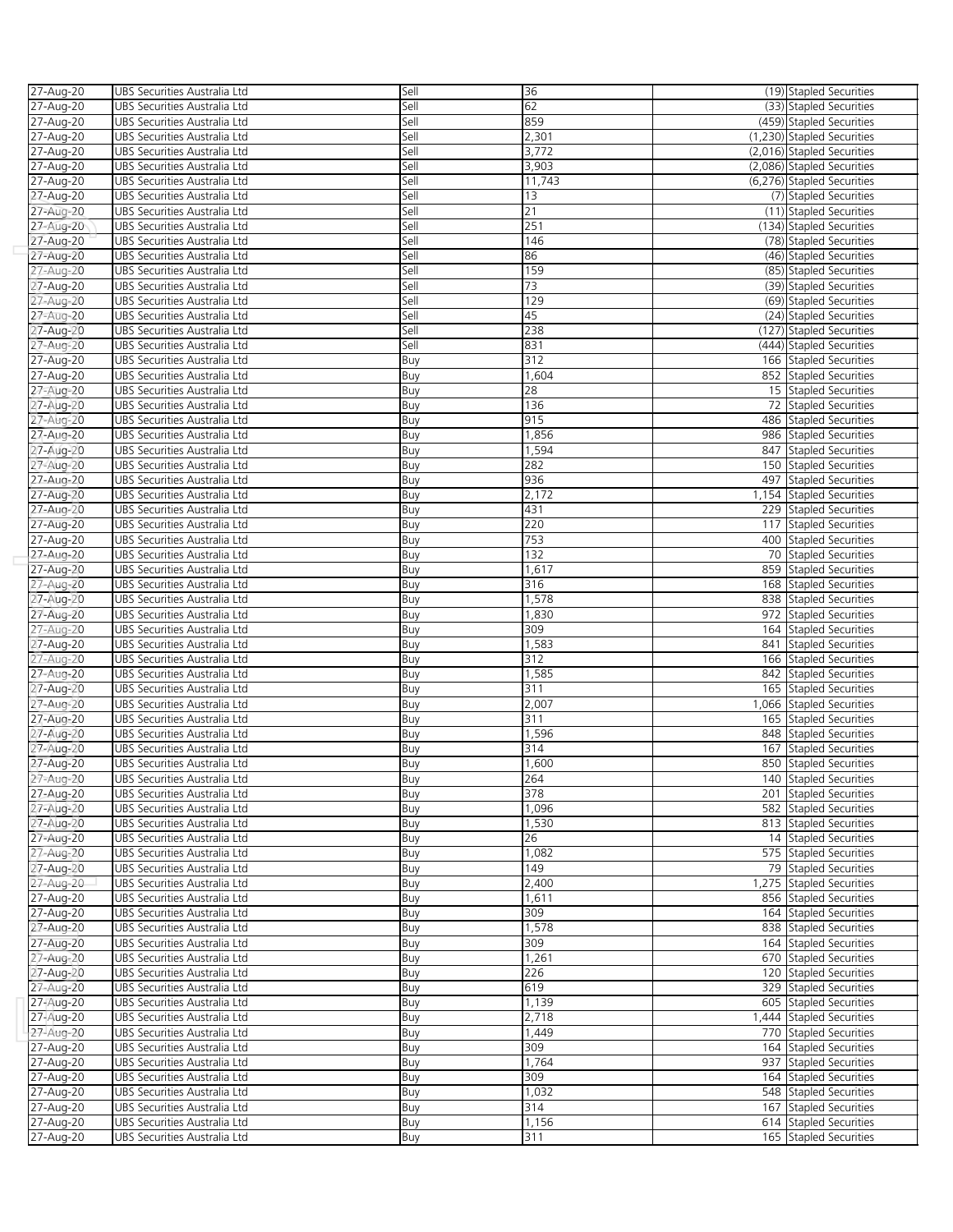| | | | | | |
|---|---|---|---|---|---|
| 27-Aug-20 | UBS Securities Australia Ltd | Sell | 36 | (19) | Stapled Securities |
| 27-Aug-20 | UBS Securities Australia Ltd | Sell | 62 | (33) | Stapled Securities |
| 27-Aug-20 | UBS Securities Australia Ltd | Sell | 859 | (459) | Stapled Securities |
| 27-Aug-20 | UBS Securities Australia Ltd | Sell | 2,301 | (1,230) | Stapled Securities |
| 27-Aug-20 | UBS Securities Australia Ltd | Sell | 3,772 | (2,016) | Stapled Securities |
| 27-Aug-20 | UBS Securities Australia Ltd | Sell | 3,903 | (2,086) | Stapled Securities |
| 27-Aug-20 | UBS Securities Australia Ltd | Sell | 11,743 | (6,276) | Stapled Securities |
| 27-Aug-20 | UBS Securities Australia Ltd | Sell | 13 | (7) | Stapled Securities |
| 27-Aug-20 | UBS Securities Australia Ltd | Sell | 21 | (11) | Stapled Securities |
| 27-Aug-20 | UBS Securities Australia Ltd | Sell | 251 | (134) | Stapled Securities |
| 27-Aug-20 | UBS Securities Australia Ltd | Sell | 146 | (78) | Stapled Securities |
| 27-Aug-20 | UBS Securities Australia Ltd | Sell | 86 | (46) | Stapled Securities |
| 27-Aug-20 | UBS Securities Australia Ltd | Sell | 159 | (85) | Stapled Securities |
| 27-Aug-20 | UBS Securities Australia Ltd | Sell | 73 | (39) | Stapled Securities |
| 27-Aug-20 | UBS Securities Australia Ltd | Sell | 129 | (69) | Stapled Securities |
| 27-Aug-20 | UBS Securities Australia Ltd | Sell | 45 | (24) | Stapled Securities |
| 27-Aug-20 | UBS Securities Australia Ltd | Sell | 238 | (127) | Stapled Securities |
| 27-Aug-20 | UBS Securities Australia Ltd | Sell | 831 | (444) | Stapled Securities |
| 27-Aug-20 | UBS Securities Australia Ltd | Buy | 312 | 166 | Stapled Securities |
| 27-Aug-20 | UBS Securities Australia Ltd | Buy | 1,604 | 852 | Stapled Securities |
| 27-Aug-20 | UBS Securities Australia Ltd | Buy | 28 | 15 | Stapled Securities |
| 27-Aug-20 | UBS Securities Australia Ltd | Buy | 136 | 72 | Stapled Securities |
| 27-Aug-20 | UBS Securities Australia Ltd | Buy | 915 | 486 | Stapled Securities |
| 27-Aug-20 | UBS Securities Australia Ltd | Buy | 1,856 | 986 | Stapled Securities |
| 27-Aug-20 | UBS Securities Australia Ltd | Buy | 1,594 | 847 | Stapled Securities |
| 27-Aug-20 | UBS Securities Australia Ltd | Buy | 282 | 150 | Stapled Securities |
| 27-Aug-20 | UBS Securities Australia Ltd | Buy | 936 | 497 | Stapled Securities |
| 27-Aug-20 | UBS Securities Australia Ltd | Buy | 2,172 | 1,154 | Stapled Securities |
| 27-Aug-20 | UBS Securities Australia Ltd | Buy | 431 | 229 | Stapled Securities |
| 27-Aug-20 | UBS Securities Australia Ltd | Buy | 220 | 117 | Stapled Securities |
| 27-Aug-20 | UBS Securities Australia Ltd | Buy | 753 | 400 | Stapled Securities |
| 27-Aug-20 | UBS Securities Australia Ltd | Buy | 132 | 70 | Stapled Securities |
| 27-Aug-20 | UBS Securities Australia Ltd | Buy | 1,617 | 859 | Stapled Securities |
| 27-Aug-20 | UBS Securities Australia Ltd | Buy | 316 | 168 | Stapled Securities |
| 27-Aug-20 | UBS Securities Australia Ltd | Buy | 1,578 | 838 | Stapled Securities |
| 27-Aug-20 | UBS Securities Australia Ltd | Buy | 1,830 | 972 | Stapled Securities |
| 27-Aug-20 | UBS Securities Australia Ltd | Buy | 309 | 164 | Stapled Securities |
| 27-Aug-20 | UBS Securities Australia Ltd | Buy | 1,583 | 841 | Stapled Securities |
| 27-Aug-20 | UBS Securities Australia Ltd | Buy | 312 | 166 | Stapled Securities |
| 27-Aug-20 | UBS Securities Australia Ltd | Buy | 1,585 | 842 | Stapled Securities |
| 27-Aug-20 | UBS Securities Australia Ltd | Buy | 311 | 165 | Stapled Securities |
| 27-Aug-20 | UBS Securities Australia Ltd | Buy | 2,007 | 1,066 | Stapled Securities |
| 27-Aug-20 | UBS Securities Australia Ltd | Buy | 311 | 165 | Stapled Securities |
| 27-Aug-20 | UBS Securities Australia Ltd | Buy | 1,596 | 848 | Stapled Securities |
| 27-Aug-20 | UBS Securities Australia Ltd | Buy | 314 | 167 | Stapled Securities |
| 27-Aug-20 | UBS Securities Australia Ltd | Buy | 1,600 | 850 | Stapled Securities |
| 27-Aug-20 | UBS Securities Australia Ltd | Buy | 264 | 140 | Stapled Securities |
| 27-Aug-20 | UBS Securities Australia Ltd | Buy | 378 | 201 | Stapled Securities |
| 27-Aug-20 | UBS Securities Australia Ltd | Buy | 1,096 | 582 | Stapled Securities |
| 27-Aug-20 | UBS Securities Australia Ltd | Buy | 1,530 | 813 | Stapled Securities |
| 27-Aug-20 | UBS Securities Australia Ltd | Buy | 26 | 14 | Stapled Securities |
| 27-Aug-20 | UBS Securities Australia Ltd | Buy | 1,082 | 575 | Stapled Securities |
| 27-Aug-20 | UBS Securities Australia Ltd | Buy | 149 | 79 | Stapled Securities |
| 27-Aug-20 | UBS Securities Australia Ltd | Buy | 2,400 | 1,275 | Stapled Securities |
| 27-Aug-20 | UBS Securities Australia Ltd | Buy | 1,611 | 856 | Stapled Securities |
| 27-Aug-20 | UBS Securities Australia Ltd | Buy | 309 | 164 | Stapled Securities |
| 27-Aug-20 | UBS Securities Australia Ltd | Buy | 1,578 | 838 | Stapled Securities |
| 27-Aug-20 | UBS Securities Australia Ltd | Buy | 309 | 164 | Stapled Securities |
| 27-Aug-20 | UBS Securities Australia Ltd | Buy | 1,261 | 670 | Stapled Securities |
| 27-Aug-20 | UBS Securities Australia Ltd | Buy | 226 | 120 | Stapled Securities |
| 27-Aug-20 | UBS Securities Australia Ltd | Buy | 619 | 329 | Stapled Securities |
| 27-Aug-20 | UBS Securities Australia Ltd | Buy | 1,139 | 605 | Stapled Securities |
| 27-Aug-20 | UBS Securities Australia Ltd | Buy | 2,718 | 1,444 | Stapled Securities |
| 27-Aug-20 | UBS Securities Australia Ltd | Buy | 1,449 | 770 | Stapled Securities |
| 27-Aug-20 | UBS Securities Australia Ltd | Buy | 309 | 164 | Stapled Securities |
| 27-Aug-20 | UBS Securities Australia Ltd | Buy | 1,764 | 937 | Stapled Securities |
| 27-Aug-20 | UBS Securities Australia Ltd | Buy | 309 | 164 | Stapled Securities |
| 27-Aug-20 | UBS Securities Australia Ltd | Buy | 1,032 | 548 | Stapled Securities |
| 27-Aug-20 | UBS Securities Australia Ltd | Buy | 314 | 167 | Stapled Securities |
| 27-Aug-20 | UBS Securities Australia Ltd | Buy | 1,156 | 614 | Stapled Securities |
| 27-Aug-20 | UBS Securities Australia Ltd | Buy | 311 | 165 | Stapled Securities |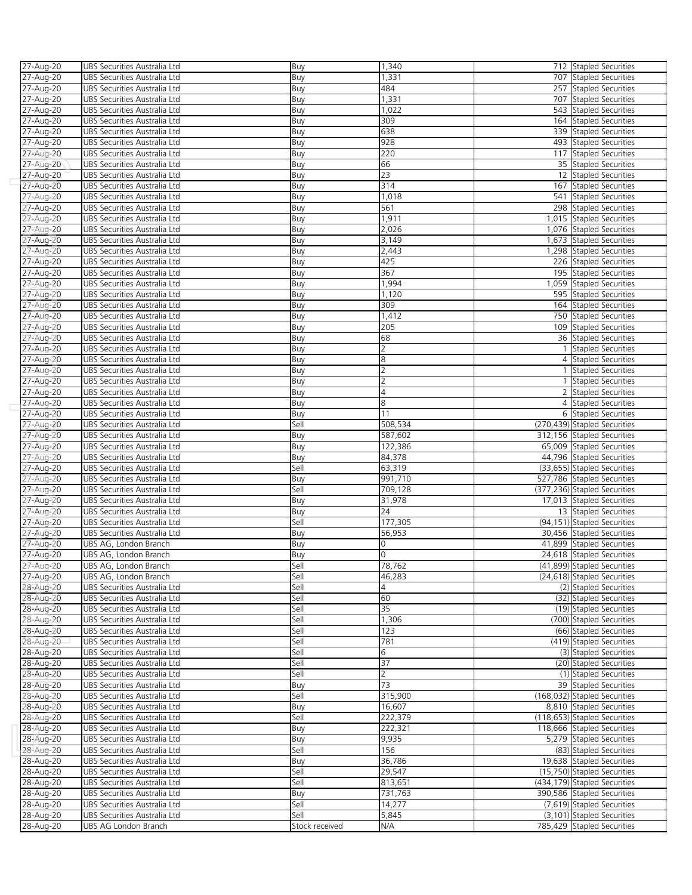| 27-Aug-20 | UBS Securities Australia Ltd | Buy | 1,340 | 712 | Stapled Securities |
|---|---|---|---|---|---|
| 27-Aug-20 | UBS Securities Australia Ltd | Buy | 1,331 | 707 | Stapled Securities |
| 27-Aug-20 | UBS Securities Australia Ltd | Buy | 484 | 257 | Stapled Securities |
| 27-Aug-20 | UBS Securities Australia Ltd | Buy | 1,331 | 707 | Stapled Securities |
| 27-Aug-20 | UBS Securities Australia Ltd | Buy | 1,022 | 543 | Stapled Securities |
| 27-Aug-20 | UBS Securities Australia Ltd | Buy | 309 | 164 | Stapled Securities |
| 27-Aug-20 | UBS Securities Australia Ltd | Buy | 638 | 339 | Stapled Securities |
| 27-Aug-20 | UBS Securities Australia Ltd | Buy | 928 | 493 | Stapled Securities |
| 27-Aug-20 | UBS Securities Australia Ltd | Buy | 220 | 117 | Stapled Securities |
| 27-Aug-20 | UBS Securities Australia Ltd | Buy | 66 | 35 | Stapled Securities |
| 27-Aug-20 | UBS Securities Australia Ltd | Buy | 23 | 12 | Stapled Securities |
| 27-Aug-20 | UBS Securities Australia Ltd | Buy | 314 | 167 | Stapled Securities |
| 27-Aug-20 | UBS Securities Australia Ltd | Buy | 1,018 | 541 | Stapled Securities |
| 27-Aug-20 | UBS Securities Australia Ltd | Buy | 561 | 298 | Stapled Securities |
| 27-Aug-20 | UBS Securities Australia Ltd | Buy | 1,911 | 1,015 | Stapled Securities |
| 27-Aug-20 | UBS Securities Australia Ltd | Buy | 2,026 | 1,076 | Stapled Securities |
| 27-Aug-20 | UBS Securities Australia Ltd | Buy | 3,149 | 1,673 | Stapled Securities |
| 27-Aug-20 | UBS Securities Australia Ltd | Buy | 2,443 | 1,298 | Stapled Securities |
| 27-Aug-20 | UBS Securities Australia Ltd | Buy | 425 | 226 | Stapled Securities |
| 27-Aug-20 | UBS Securities Australia Ltd | Buy | 367 | 195 | Stapled Securities |
| 27-Aug-20 | UBS Securities Australia Ltd | Buy | 1,994 | 1,059 | Stapled Securities |
| 27-Aug-20 | UBS Securities Australia Ltd | Buy | 1,120 | 595 | Stapled Securities |
| 27-Aug-20 | UBS Securities Australia Ltd | Buy | 309 | 164 | Stapled Securities |
| 27-Aug-20 | UBS Securities Australia Ltd | Buy | 1,412 | 750 | Stapled Securities |
| 27-Aug-20 | UBS Securities Australia Ltd | Buy | 205 | 109 | Stapled Securities |
| 27-Aug-20 | UBS Securities Australia Ltd | Buy | 68 | 36 | Stapled Securities |
| 27-Aug-20 | UBS Securities Australia Ltd | Buy | 2 | 1 | Stapled Securities |
| 27-Aug-20 | UBS Securities Australia Ltd | Buy | 8 | 4 | Stapled Securities |
| 27-Aug-20 | UBS Securities Australia Ltd | Buy | 2 | 1 | Stapled Securities |
| 27-Aug-20 | UBS Securities Australia Ltd | Buy | 2 | 1 | Stapled Securities |
| 27-Aug-20 | UBS Securities Australia Ltd | Buy | 4 | 2 | Stapled Securities |
| 27-Aug-20 | UBS Securities Australia Ltd | Buy | 8 | 4 | Stapled Securities |
| 27-Aug-20 | UBS Securities Australia Ltd | Buy | 11 | 6 | Stapled Securities |
| 27-Aug-20 | UBS Securities Australia Ltd | Sell | 508,534 | (270,439) | Stapled Securities |
| 27-Aug-20 | UBS Securities Australia Ltd | Buy | 587,602 | 312,156 | Stapled Securities |
| 27-Aug-20 | UBS Securities Australia Ltd | Buy | 122,386 | 65,009 | Stapled Securities |
| 27-Aug-20 | UBS Securities Australia Ltd | Buy | 84,378 | 44,796 | Stapled Securities |
| 27-Aug-20 | UBS Securities Australia Ltd | Sell | 63,319 | (33,655) | Stapled Securities |
| 27-Aug-20 | UBS Securities Australia Ltd | Buy | 991,710 | 527,786 | Stapled Securities |
| 27-Aug-20 | UBS Securities Australia Ltd | Sell | 709,128 | (377,236) | Stapled Securities |
| 27-Aug-20 | UBS Securities Australia Ltd | Buy | 31,978 | 17,013 | Stapled Securities |
| 27-Aug-20 | UBS Securities Australia Ltd | Buy | 24 | 13 | Stapled Securities |
| 27-Aug-20 | UBS Securities Australia Ltd | Sell | 177,305 | (94,151) | Stapled Securities |
| 27-Aug-20 | UBS Securities Australia Ltd | Buy | 56,953 | 30,456 | Stapled Securities |
| 27-Aug-20 | UBS AG, London Branch | Buy | 0 | 41,899 | Stapled Securities |
| 27-Aug-20 | UBS AG, London Branch | Buy | 0 | 24,618 | Stapled Securities |
| 27-Aug-20 | UBS AG, London Branch | Sell | 78,762 | (41,899) | Stapled Securities |
| 27-Aug-20 | UBS AG, London Branch | Sell | 46,283 | (24,618) | Stapled Securities |
| 28-Aug-20 | UBS Securities Australia Ltd | Sell | 4 | (2) | Stapled Securities |
| 28-Aug-20 | UBS Securities Australia Ltd | Sell | 60 | (32) | Stapled Securities |
| 28-Aug-20 | UBS Securities Australia Ltd | Sell | 35 | (19) | Stapled Securities |
| 28-Aug-20 | UBS Securities Australia Ltd | Sell | 1,306 | (700) | Stapled Securities |
| 28-Aug-20 | UBS Securities Australia Ltd | Sell | 123 | (66) | Stapled Securities |
| 28-Aug-20 | UBS Securities Australia Ltd | Sell | 781 | (419) | Stapled Securities |
| 28-Aug-20 | UBS Securities Australia Ltd | Sell | 6 | (3) | Stapled Securities |
| 28-Aug-20 | UBS Securities Australia Ltd | Sell | 37 | (20) | Stapled Securities |
| 28-Aug-20 | UBS Securities Australia Ltd | Sell | 2 | (1) | Stapled Securities |
| 28-Aug-20 | UBS Securities Australia Ltd | Buy | 73 | 39 | Stapled Securities |
| 28-Aug-20 | UBS Securities Australia Ltd | Sell | 315,900 | (168,032) | Stapled Securities |
| 28-Aug-20 | UBS Securities Australia Ltd | Buy | 16,607 | 8,810 | Stapled Securities |
| 28-Aug-20 | UBS Securities Australia Ltd | Sell | 222,379 | (118,653) | Stapled Securities |
| 28-Aug-20 | UBS Securities Australia Ltd | Buy | 222,321 | 118,666 | Stapled Securities |
| 28-Aug-20 | UBS Securities Australia Ltd | Buy | 9,935 | 5,279 | Stapled Securities |
| 28-Aug-20 | UBS Securities Australia Ltd | Sell | 156 | (83) | Stapled Securities |
| 28-Aug-20 | UBS Securities Australia Ltd | Buy | 36,786 | 19,638 | Stapled Securities |
| 28-Aug-20 | UBS Securities Australia Ltd | Sell | 29,547 | (15,750) | Stapled Securities |
| 28-Aug-20 | UBS Securities Australia Ltd | Sell | 813,651 | (434,179) | Stapled Securities |
| 28-Aug-20 | UBS Securities Australia Ltd | Buy | 731,763 | 390,586 | Stapled Securities |
| 28-Aug-20 | UBS Securities Australia Ltd | Sell | 14,277 | (7,619) | Stapled Securities |
| 28-Aug-20 | UBS Securities Australia Ltd | Sell | 5,845 | (3,101) | Stapled Securities |
| 28-Aug-20 | UBS AG London Branch | Stock received | N/A | 785,429 | Stapled Securities |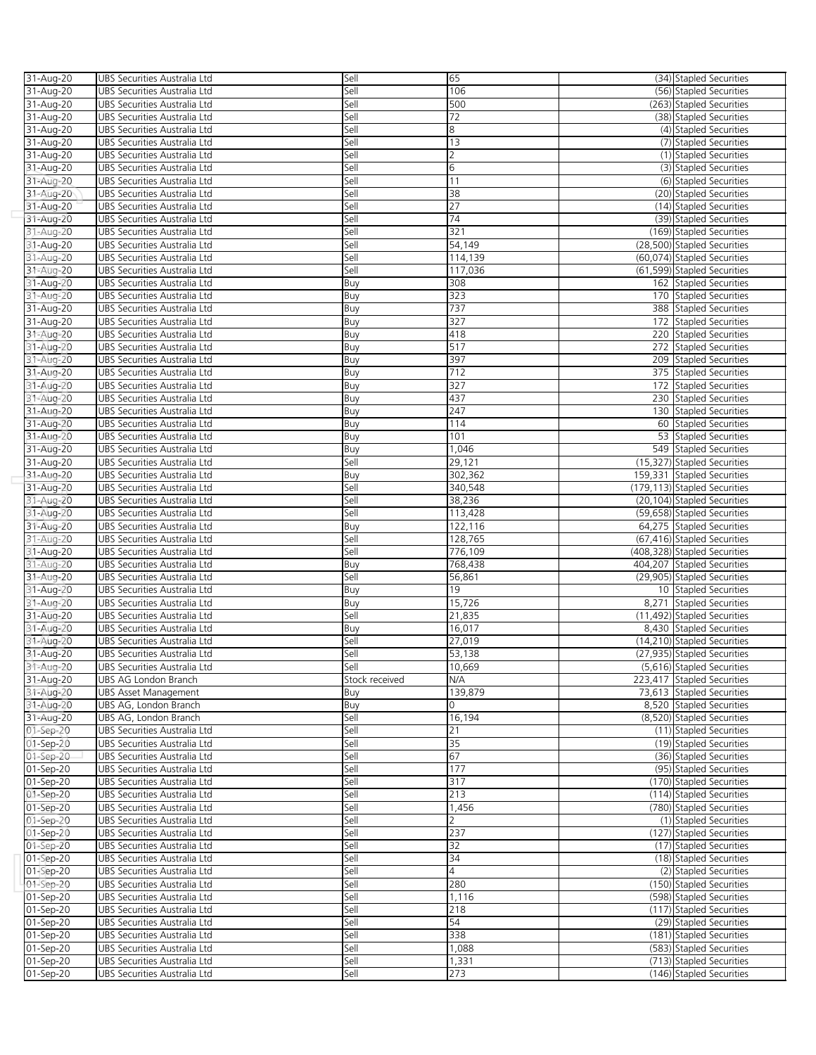| | | | | | |
|---|---|---|---|---|---|
| 31-Aug-20 | UBS Securities Australia Ltd | Sell | 65 | (34) | Stapled Securities |
| 31-Aug-20 | UBS Securities Australia Ltd | Sell | 106 | (56) | Stapled Securities |
| 31-Aug-20 | UBS Securities Australia Ltd | Sell | 500 | (263) | Stapled Securities |
| 31-Aug-20 | UBS Securities Australia Ltd | Sell | 72 | (38) | Stapled Securities |
| 31-Aug-20 | UBS Securities Australia Ltd | Sell | 8 | (4) | Stapled Securities |
| 31-Aug-20 | UBS Securities Australia Ltd | Sell | 13 | (7) | Stapled Securities |
| 31-Aug-20 | UBS Securities Australia Ltd | Sell | 2 | (1) | Stapled Securities |
| 31-Aug-20 | UBS Securities Australia Ltd | Sell | 6 | (3) | Stapled Securities |
| 31-Aug-20 | UBS Securities Australia Ltd | Sell | 11 | (6) | Stapled Securities |
| 31-Aug-20 | UBS Securities Australia Ltd | Sell | 38 | (20) | Stapled Securities |
| 31-Aug-20 | UBS Securities Australia Ltd | Sell | 27 | (14) | Stapled Securities |
| 31-Aug-20 | UBS Securities Australia Ltd | Sell | 74 | (39) | Stapled Securities |
| 31-Aug-20 | UBS Securities Australia Ltd | Sell | 321 | (169) | Stapled Securities |
| 31-Aug-20 | UBS Securities Australia Ltd | Sell | 54,149 | (28,500) | Stapled Securities |
| 31-Aug-20 | UBS Securities Australia Ltd | Sell | 114,139 | (60,074) | Stapled Securities |
| 31-Aug-20 | UBS Securities Australia Ltd | Sell | 117,036 | (61,599) | Stapled Securities |
| 31-Aug-20 | UBS Securities Australia Ltd | Buy | 308 | 162 | Stapled Securities |
| 31-Aug-20 | UBS Securities Australia Ltd | Buy | 323 | 170 | Stapled Securities |
| 31-Aug-20 | UBS Securities Australia Ltd | Buy | 737 | 388 | Stapled Securities |
| 31-Aug-20 | UBS Securities Australia Ltd | Buy | 327 | 172 | Stapled Securities |
| 31-Aug-20 | UBS Securities Australia Ltd | Buy | 418 | 220 | Stapled Securities |
| 31-Aug-20 | UBS Securities Australia Ltd | Buy | 517 | 272 | Stapled Securities |
| 31-Aug-20 | UBS Securities Australia Ltd | Buy | 397 | 209 | Stapled Securities |
| 31-Aug-20 | UBS Securities Australia Ltd | Buy | 712 | 375 | Stapled Securities |
| 31-Aug-20 | UBS Securities Australia Ltd | Buy | 327 | 172 | Stapled Securities |
| 31-Aug-20 | UBS Securities Australia Ltd | Buy | 437 | 230 | Stapled Securities |
| 31-Aug-20 | UBS Securities Australia Ltd | Buy | 247 | 130 | Stapled Securities |
| 31-Aug-20 | UBS Securities Australia Ltd | Buy | 114 | 60 | Stapled Securities |
| 31-Aug-20 | UBS Securities Australia Ltd | Buy | 101 | 53 | Stapled Securities |
| 31-Aug-20 | UBS Securities Australia Ltd | Buy | 1,046 | 549 | Stapled Securities |
| 31-Aug-20 | UBS Securities Australia Ltd | Sell | 29,121 | (15,327) | Stapled Securities |
| 31-Aug-20 | UBS Securities Australia Ltd | Buy | 302,362 | 159,331 | Stapled Securities |
| 31-Aug-20 | UBS Securities Australia Ltd | Sell | 340,548 | (179,113) | Stapled Securities |
| 31-Aug-20 | UBS Securities Australia Ltd | Sell | 38,236 | (20,104) | Stapled Securities |
| 31-Aug-20 | UBS Securities Australia Ltd | Sell | 113,428 | (59,658) | Stapled Securities |
| 31-Aug-20 | UBS Securities Australia Ltd | Buy | 122,116 | 64,275 | Stapled Securities |
| 31-Aug-20 | UBS Securities Australia Ltd | Sell | 128,765 | (67,416) | Stapled Securities |
| 31-Aug-20 | UBS Securities Australia Ltd | Sell | 776,109 | (408,328) | Stapled Securities |
| 31-Aug-20 | UBS Securities Australia Ltd | Buy | 768,438 | 404,207 | Stapled Securities |
| 31-Aug-20 | UBS Securities Australia Ltd | Sell | 56,861 | (29,905) | Stapled Securities |
| 31-Aug-20 | UBS Securities Australia Ltd | Buy | 19 | 10 | Stapled Securities |
| 31-Aug-20 | UBS Securities Australia Ltd | Buy | 15,726 | 8,271 | Stapled Securities |
| 31-Aug-20 | UBS Securities Australia Ltd | Sell | 21,835 | (11,492) | Stapled Securities |
| 31-Aug-20 | UBS Securities Australia Ltd | Buy | 16,017 | 8,430 | Stapled Securities |
| 31-Aug-20 | UBS Securities Australia Ltd | Sell | 27,019 | (14,210) | Stapled Securities |
| 31-Aug-20 | UBS Securities Australia Ltd | Sell | 53,138 | (27,935) | Stapled Securities |
| 31-Aug-20 | UBS Securities Australia Ltd | Sell | 10,669 | (5,616) | Stapled Securities |
| 31-Aug-20 | UBS AG London Branch | Stock received | N/A | 223,417 | Stapled Securities |
| 31-Aug-20 | UBS Asset Management | Buy | 139,879 | 73,613 | Stapled Securities |
| 31-Aug-20 | UBS AG, London Branch | Buy | 0 | 8,520 | Stapled Securities |
| 31-Aug-20 | UBS AG, London Branch | Sell | 16,194 | (8,520) | Stapled Securities |
| 01-Sep-20 | UBS Securities Australia Ltd | Sell | 21 | (11) | Stapled Securities |
| 01-Sep-20 | UBS Securities Australia Ltd | Sell | 35 | (19) | Stapled Securities |
| 01-Sep-20 | UBS Securities Australia Ltd | Sell | 67 | (36) | Stapled Securities |
| 01-Sep-20 | UBS Securities Australia Ltd | Sell | 177 | (95) | Stapled Securities |
| 01-Sep-20 | UBS Securities Australia Ltd | Sell | 317 | (170) | Stapled Securities |
| 01-Sep-20 | UBS Securities Australia Ltd | Sell | 213 | (114) | Stapled Securities |
| 01-Sep-20 | UBS Securities Australia Ltd | Sell | 1,456 | (780) | Stapled Securities |
| 01-Sep-20 | UBS Securities Australia Ltd | Sell | 2 | (1) | Stapled Securities |
| 01-Sep-20 | UBS Securities Australia Ltd | Sell | 237 | (127) | Stapled Securities |
| 01-Sep-20 | UBS Securities Australia Ltd | Sell | 32 | (17) | Stapled Securities |
| 01-Sep-20 | UBS Securities Australia Ltd | Sell | 34 | (18) | Stapled Securities |
| 01-Sep-20 | UBS Securities Australia Ltd | Sell | 4 | (2) | Stapled Securities |
| 01-Sep-20 | UBS Securities Australia Ltd | Sell | 280 | (150) | Stapled Securities |
| 01-Sep-20 | UBS Securities Australia Ltd | Sell | 1,116 | (598) | Stapled Securities |
| 01-Sep-20 | UBS Securities Australia Ltd | Sell | 218 | (117) | Stapled Securities |
| 01-Sep-20 | UBS Securities Australia Ltd | Sell | 54 | (29) | Stapled Securities |
| 01-Sep-20 | UBS Securities Australia Ltd | Sell | 338 | (181) | Stapled Securities |
| 01-Sep-20 | UBS Securities Australia Ltd | Sell | 1,088 | (583) | Stapled Securities |
| 01-Sep-20 | UBS Securities Australia Ltd | Sell | 1,331 | (713) | Stapled Securities |
| 01-Sep-20 | UBS Securities Australia Ltd | Sell | 273 | (146) | Stapled Securities |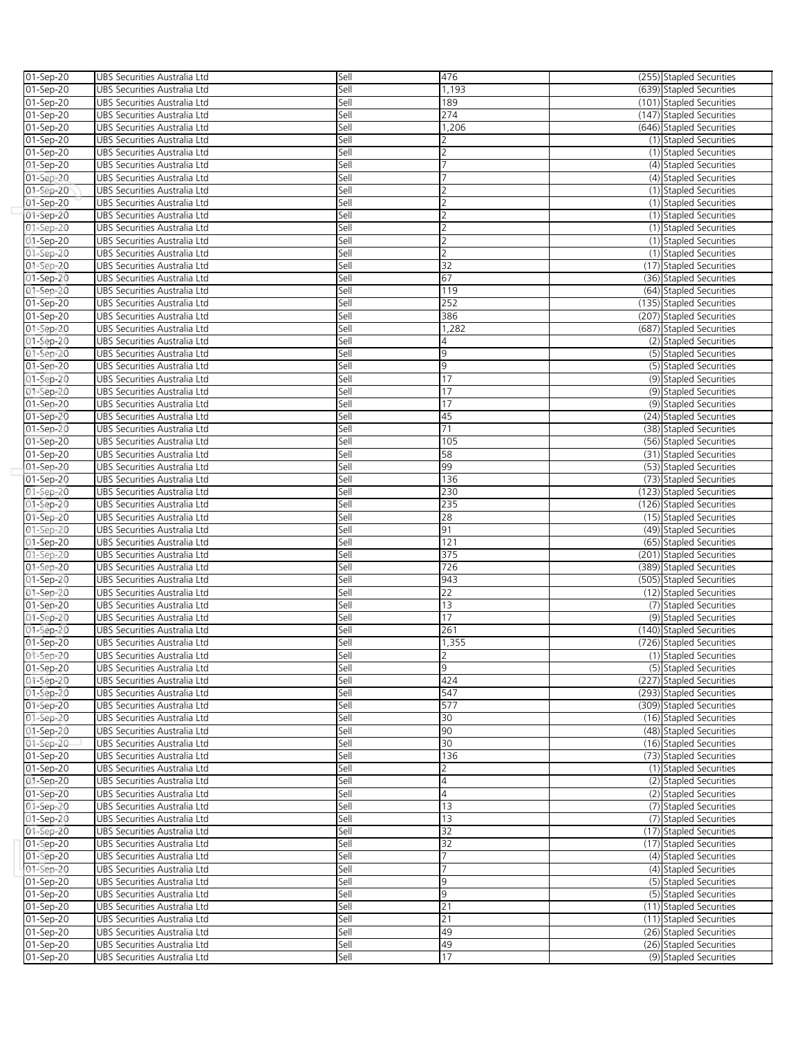| 01-Sep-20 | UBS Securities Australia Ltd | Sell | 476 | (255) Stapled Securities |
|---|---|---|---|---|
| 01-Sep-20 | UBS Securities Australia Ltd | Sell | 1,193 | (639) Stapled Securities |
| 01-Sep-20 | UBS Securities Australia Ltd | Sell | 189 | (101) Stapled Securities |
| 01-Sep-20 | UBS Securities Australia Ltd | Sell | 274 | (147) Stapled Securities |
| 01-Sep-20 | UBS Securities Australia Ltd | Sell | 1,206 | (646) Stapled Securities |
| 01-Sep-20 | UBS Securities Australia Ltd | Sell | 2 | (1) Stapled Securities |
| 01-Sep-20 | UBS Securities Australia Ltd | Sell | 2 | (1) Stapled Securities |
| 01-Sep-20 | UBS Securities Australia Ltd | Sell | 7 | (4) Stapled Securities |
| 01-Sep-20 | UBS Securities Australia Ltd | Sell | 7 | (4) Stapled Securities |
| 01-Sep-20 | UBS Securities Australia Ltd | Sell | 2 | (1) Stapled Securities |
| 01-Sep-20 | UBS Securities Australia Ltd | Sell | 2 | (1) Stapled Securities |
| 01-Sep-20 | UBS Securities Australia Ltd | Sell | 2 | (1) Stapled Securities |
| 01-Sep-20 | UBS Securities Australia Ltd | Sell | 2 | (1) Stapled Securities |
| 01-Sep-20 | UBS Securities Australia Ltd | Sell | 2 | (1) Stapled Securities |
| 01-Sep-20 | UBS Securities Australia Ltd | Sell | 2 | (1) Stapled Securities |
| 01-Sep-20 | UBS Securities Australia Ltd | Sell | 32 | (17) Stapled Securities |
| 01-Sep-20 | UBS Securities Australia Ltd | Sell | 67 | (36) Stapled Securities |
| 01-Sep-20 | UBS Securities Australia Ltd | Sell | 119 | (64) Stapled Securities |
| 01-Sep-20 | UBS Securities Australia Ltd | Sell | 252 | (135) Stapled Securities |
| 01-Sep-20 | UBS Securities Australia Ltd | Sell | 386 | (207) Stapled Securities |
| 01-Sep-20 | UBS Securities Australia Ltd | Sell | 1,282 | (687) Stapled Securities |
| 01-Sep-20 | UBS Securities Australia Ltd | Sell | 4 | (2) Stapled Securities |
| 01-Sep-20 | UBS Securities Australia Ltd | Sell | 9 | (5) Stapled Securities |
| 01-Sep-20 | UBS Securities Australia Ltd | Sell | 9 | (5) Stapled Securities |
| 01-Sep-20 | UBS Securities Australia Ltd | Sell | 17 | (9) Stapled Securities |
| 01-Sep-20 | UBS Securities Australia Ltd | Sell | 17 | (9) Stapled Securities |
| 01-Sep-20 | UBS Securities Australia Ltd | Sell | 17 | (9) Stapled Securities |
| 01-Sep-20 | UBS Securities Australia Ltd | Sell | 45 | (24) Stapled Securities |
| 01-Sep-20 | UBS Securities Australia Ltd | Sell | 71 | (38) Stapled Securities |
| 01-Sep-20 | UBS Securities Australia Ltd | Sell | 105 | (56) Stapled Securities |
| 01-Sep-20 | UBS Securities Australia Ltd | Sell | 58 | (31) Stapled Securities |
| 01-Sep-20 | UBS Securities Australia Ltd | Sell | 99 | (53) Stapled Securities |
| 01-Sep-20 | UBS Securities Australia Ltd | Sell | 136 | (73) Stapled Securities |
| 01-Sep-20 | UBS Securities Australia Ltd | Sell | 230 | (123) Stapled Securities |
| 01-Sep-20 | UBS Securities Australia Ltd | Sell | 235 | (126) Stapled Securities |
| 01-Sep-20 | UBS Securities Australia Ltd | Sell | 28 | (15) Stapled Securities |
| 01-Sep-20 | UBS Securities Australia Ltd | Sell | 91 | (49) Stapled Securities |
| 01-Sep-20 | UBS Securities Australia Ltd | Sell | 121 | (65) Stapled Securities |
| 01-Sep-20 | UBS Securities Australia Ltd | Sell | 375 | (201) Stapled Securities |
| 01-Sep-20 | UBS Securities Australia Ltd | Sell | 726 | (389) Stapled Securities |
| 01-Sep-20 | UBS Securities Australia Ltd | Sell | 943 | (505) Stapled Securities |
| 01-Sep-20 | UBS Securities Australia Ltd | Sell | 22 | (12) Stapled Securities |
| 01-Sep-20 | UBS Securities Australia Ltd | Sell | 13 | (7) Stapled Securities |
| 01-Sep-20 | UBS Securities Australia Ltd | Sell | 17 | (9) Stapled Securities |
| 01-Sep-20 | UBS Securities Australia Ltd | Sell | 261 | (140) Stapled Securities |
| 01-Sep-20 | UBS Securities Australia Ltd | Sell | 1,355 | (726) Stapled Securities |
| 01-Sep-20 | UBS Securities Australia Ltd | Sell | 2 | (1) Stapled Securities |
| 01-Sep-20 | UBS Securities Australia Ltd | Sell | 9 | (5) Stapled Securities |
| 01-Sep-20 | UBS Securities Australia Ltd | Sell | 424 | (227) Stapled Securities |
| 01-Sep-20 | UBS Securities Australia Ltd | Sell | 547 | (293) Stapled Securities |
| 01-Sep-20 | UBS Securities Australia Ltd | Sell | 577 | (309) Stapled Securities |
| 01-Sep-20 | UBS Securities Australia Ltd | Sell | 30 | (16) Stapled Securities |
| 01-Sep-20 | UBS Securities Australia Ltd | Sell | 90 | (48) Stapled Securities |
| 01-Sep-20 | UBS Securities Australia Ltd | Sell | 30 | (16) Stapled Securities |
| 01-Sep-20 | UBS Securities Australia Ltd | Sell | 136 | (73) Stapled Securities |
| 01-Sep-20 | UBS Securities Australia Ltd | Sell | 2 | (1) Stapled Securities |
| 01-Sep-20 | UBS Securities Australia Ltd | Sell | 4 | (2) Stapled Securities |
| 01-Sep-20 | UBS Securities Australia Ltd | Sell | 4 | (2) Stapled Securities |
| 01-Sep-20 | UBS Securities Australia Ltd | Sell | 13 | (7) Stapled Securities |
| 01-Sep-20 | UBS Securities Australia Ltd | Sell | 13 | (7) Stapled Securities |
| 01-Sep-20 | UBS Securities Australia Ltd | Sell | 32 | (17) Stapled Securities |
| 01-Sep-20 | UBS Securities Australia Ltd | Sell | 32 | (17) Stapled Securities |
| 01-Sep-20 | UBS Securities Australia Ltd | Sell | 7 | (4) Stapled Securities |
| 01-Sep-20 | UBS Securities Australia Ltd | Sell | 7 | (4) Stapled Securities |
| 01-Sep-20 | UBS Securities Australia Ltd | Sell | 9 | (5) Stapled Securities |
| 01-Sep-20 | UBS Securities Australia Ltd | Sell | 9 | (5) Stapled Securities |
| 01-Sep-20 | UBS Securities Australia Ltd | Sell | 21 | (11) Stapled Securities |
| 01-Sep-20 | UBS Securities Australia Ltd | Sell | 21 | (11) Stapled Securities |
| 01-Sep-20 | UBS Securities Australia Ltd | Sell | 49 | (26) Stapled Securities |
| 01-Sep-20 | UBS Securities Australia Ltd | Sell | 49 | (26) Stapled Securities |
| 01-Sep-20 | UBS Securities Australia Ltd | Sell | 17 | (9) Stapled Securities |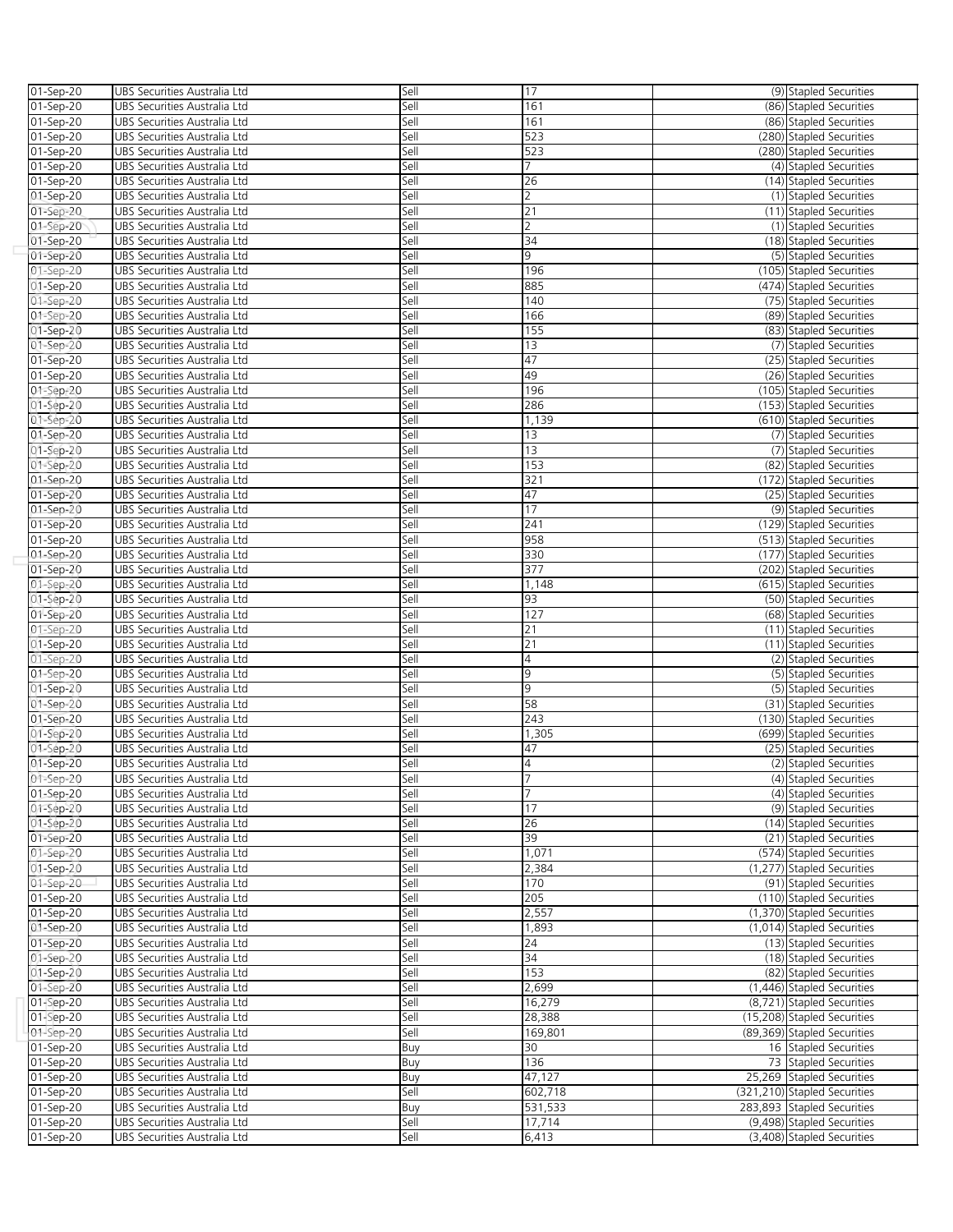| | | | | | |
|---|---|---|---|---|---|
| 01-Sep-20 | UBS Securities Australia Ltd | Sell | 17 | (9) | Stapled Securities |
| 01-Sep-20 | UBS Securities Australia Ltd | Sell | 161 | (86) | Stapled Securities |
| 01-Sep-20 | UBS Securities Australia Ltd | Sell | 161 | (86) | Stapled Securities |
| 01-Sep-20 | UBS Securities Australia Ltd | Sell | 523 | (280) | Stapled Securities |
| 01-Sep-20 | UBS Securities Australia Ltd | Sell | 523 | (280) | Stapled Securities |
| 01-Sep-20 | UBS Securities Australia Ltd | Sell | 7 | (4) | Stapled Securities |
| 01-Sep-20 | UBS Securities Australia Ltd | Sell | 26 | (14) | Stapled Securities |
| 01-Sep-20 | UBS Securities Australia Ltd | Sell | 2 | (1) | Stapled Securities |
| 01-Sep-20 | UBS Securities Australia Ltd | Sell | 21 | (11) | Stapled Securities |
| 01-Sep-20 | UBS Securities Australia Ltd | Sell | 2 | (1) | Stapled Securities |
| 01-Sep-20 | UBS Securities Australia Ltd | Sell | 34 | (18) | Stapled Securities |
| 01-Sep-20 | UBS Securities Australia Ltd | Sell | 9 | (5) | Stapled Securities |
| 01-Sep-20 | UBS Securities Australia Ltd | Sell | 196 | (105) | Stapled Securities |
| 01-Sep-20 | UBS Securities Australia Ltd | Sell | 885 | (474) | Stapled Securities |
| 01-Sep-20 | UBS Securities Australia Ltd | Sell | 140 | (75) | Stapled Securities |
| 01-Sep-20 | UBS Securities Australia Ltd | Sell | 166 | (89) | Stapled Securities |
| 01-Sep-20 | UBS Securities Australia Ltd | Sell | 155 | (83) | Stapled Securities |
| 01-Sep-20 | UBS Securities Australia Ltd | Sell | 13 | (7) | Stapled Securities |
| 01-Sep-20 | UBS Securities Australia Ltd | Sell | 47 | (25) | Stapled Securities |
| 01-Sep-20 | UBS Securities Australia Ltd | Sell | 49 | (26) | Stapled Securities |
| 01-Sep-20 | UBS Securities Australia Ltd | Sell | 196 | (105) | Stapled Securities |
| 01-Sep-20 | UBS Securities Australia Ltd | Sell | 286 | (153) | Stapled Securities |
| 01-Sep-20 | UBS Securities Australia Ltd | Sell | 1,139 | (610) | Stapled Securities |
| 01-Sep-20 | UBS Securities Australia Ltd | Sell | 13 | (7) | Stapled Securities |
| 01-Sep-20 | UBS Securities Australia Ltd | Sell | 13 | (7) | Stapled Securities |
| 01-Sep-20 | UBS Securities Australia Ltd | Sell | 153 | (82) | Stapled Securities |
| 01-Sep-20 | UBS Securities Australia Ltd | Sell | 321 | (172) | Stapled Securities |
| 01-Sep-20 | UBS Securities Australia Ltd | Sell | 47 | (25) | Stapled Securities |
| 01-Sep-20 | UBS Securities Australia Ltd | Sell | 17 | (9) | Stapled Securities |
| 01-Sep-20 | UBS Securities Australia Ltd | Sell | 241 | (129) | Stapled Securities |
| 01-Sep-20 | UBS Securities Australia Ltd | Sell | 958 | (513) | Stapled Securities |
| 01-Sep-20 | UBS Securities Australia Ltd | Sell | 330 | (177) | Stapled Securities |
| 01-Sep-20 | UBS Securities Australia Ltd | Sell | 377 | (202) | Stapled Securities |
| 01-Sep-20 | UBS Securities Australia Ltd | Sell | 1,148 | (615) | Stapled Securities |
| 01-Sep-20 | UBS Securities Australia Ltd | Sell | 93 | (50) | Stapled Securities |
| 01-Sep-20 | UBS Securities Australia Ltd | Sell | 127 | (68) | Stapled Securities |
| 01-Sep-20 | UBS Securities Australia Ltd | Sell | 21 | (11) | Stapled Securities |
| 01-Sep-20 | UBS Securities Australia Ltd | Sell | 21 | (11) | Stapled Securities |
| 01-Sep-20 | UBS Securities Australia Ltd | Sell | 4 | (2) | Stapled Securities |
| 01-Sep-20 | UBS Securities Australia Ltd | Sell | 9 | (5) | Stapled Securities |
| 01-Sep-20 | UBS Securities Australia Ltd | Sell | 9 | (5) | Stapled Securities |
| 01-Sep-20 | UBS Securities Australia Ltd | Sell | 58 | (31) | Stapled Securities |
| 01-Sep-20 | UBS Securities Australia Ltd | Sell | 243 | (130) | Stapled Securities |
| 01-Sep-20 | UBS Securities Australia Ltd | Sell | 1,305 | (699) | Stapled Securities |
| 01-Sep-20 | UBS Securities Australia Ltd | Sell | 47 | (25) | Stapled Securities |
| 01-Sep-20 | UBS Securities Australia Ltd | Sell | 4 | (2) | Stapled Securities |
| 01-Sep-20 | UBS Securities Australia Ltd | Sell | 7 | (4) | Stapled Securities |
| 01-Sep-20 | UBS Securities Australia Ltd | Sell | 7 | (4) | Stapled Securities |
| 01-Sep-20 | UBS Securities Australia Ltd | Sell | 17 | (9) | Stapled Securities |
| 01-Sep-20 | UBS Securities Australia Ltd | Sell | 26 | (14) | Stapled Securities |
| 01-Sep-20 | UBS Securities Australia Ltd | Sell | 39 | (21) | Stapled Securities |
| 01-Sep-20 | UBS Securities Australia Ltd | Sell | 1,071 | (574) | Stapled Securities |
| 01-Sep-20 | UBS Securities Australia Ltd | Sell | 2,384 | (1,277) | Stapled Securities |
| 01-Sep-20 | UBS Securities Australia Ltd | Sell | 170 | (91) | Stapled Securities |
| 01-Sep-20 | UBS Securities Australia Ltd | Sell | 205 | (110) | Stapled Securities |
| 01-Sep-20 | UBS Securities Australia Ltd | Sell | 2,557 | (1,370) | Stapled Securities |
| 01-Sep-20 | UBS Securities Australia Ltd | Sell | 1,893 | (1,014) | Stapled Securities |
| 01-Sep-20 | UBS Securities Australia Ltd | Sell | 24 | (13) | Stapled Securities |
| 01-Sep-20 | UBS Securities Australia Ltd | Sell | 34 | (18) | Stapled Securities |
| 01-Sep-20 | UBS Securities Australia Ltd | Sell | 153 | (82) | Stapled Securities |
| 01-Sep-20 | UBS Securities Australia Ltd | Sell | 2,699 | (1,446) | Stapled Securities |
| 01-Sep-20 | UBS Securities Australia Ltd | Sell | 16,279 | (8,721) | Stapled Securities |
| 01-Sep-20 | UBS Securities Australia Ltd | Sell | 28,388 | (15,208) | Stapled Securities |
| 01-Sep-20 | UBS Securities Australia Ltd | Sell | 169,801 | (89,369) | Stapled Securities |
| 01-Sep-20 | UBS Securities Australia Ltd | Buy | 30 | 16 | Stapled Securities |
| 01-Sep-20 | UBS Securities Australia Ltd | Buy | 136 | 73 | Stapled Securities |
| 01-Sep-20 | UBS Securities Australia Ltd | Buy | 47,127 | 25,269 | Stapled Securities |
| 01-Sep-20 | UBS Securities Australia Ltd | Sell | 602,718 | (321,210) | Stapled Securities |
| 01-Sep-20 | UBS Securities Australia Ltd | Buy | 531,533 | 283,893 | Stapled Securities |
| 01-Sep-20 | UBS Securities Australia Ltd | Sell | 17,714 | (9,498) | Stapled Securities |
| 01-Sep-20 | UBS Securities Australia Ltd | Sell | 6,413 | (3,408) | Stapled Securities |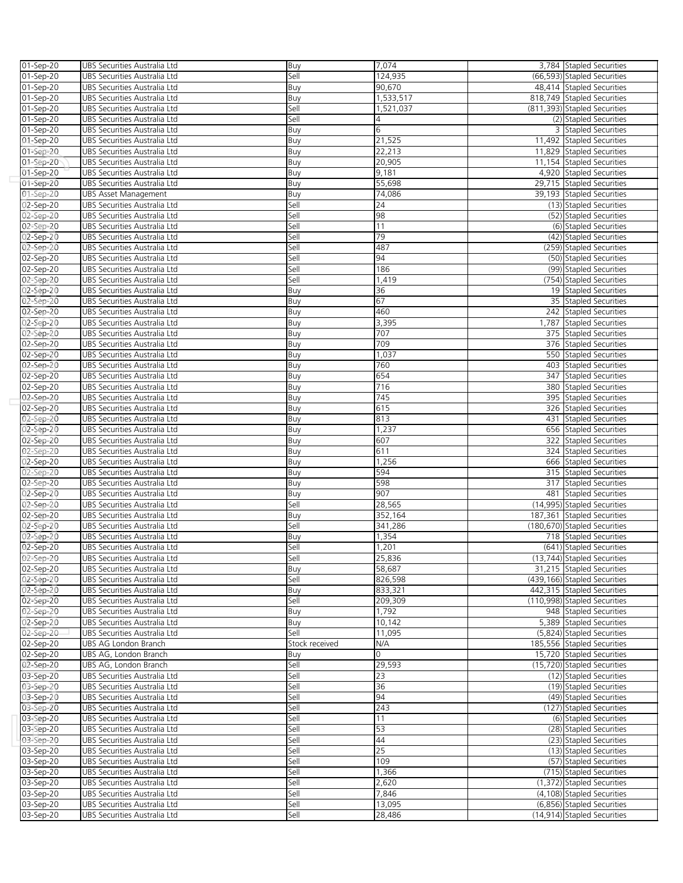| | | | | | |
|---|---|---|---|---|---|
| 01-Sep-20 | UBS Securities Australia Ltd | Buy | 7,074 | 3,784 | Stapled Securities |
| 01-Sep-20 | UBS Securities Australia Ltd | Sell | 124,935 | (66,593) | Stapled Securities |
| 01-Sep-20 | UBS Securities Australia Ltd | Buy | 90,670 | 48,414 | Stapled Securities |
| 01-Sep-20 | UBS Securities Australia Ltd | Buy | 1,533,517 | 818,749 | Stapled Securities |
| 01-Sep-20 | UBS Securities Australia Ltd | Sell | 1,521,037 | (811,393) | Stapled Securities |
| 01-Sep-20 | UBS Securities Australia Ltd | Sell | 4 | (2) | Stapled Securities |
| 01-Sep-20 | UBS Securities Australia Ltd | Buy | 6 | 3 | Stapled Securities |
| 01-Sep-20 | UBS Securities Australia Ltd | Buy | 21,525 | 11,492 | Stapled Securities |
| 01-Sep-20 | UBS Securities Australia Ltd | Buy | 22,213 | 11,829 | Stapled Securities |
| 01-Sep-20 | UBS Securities Australia Ltd | Buy | 20,905 | 11,154 | Stapled Securities |
| 01-Sep-20 | UBS Securities Australia Ltd | Buy | 9,181 | 4,920 | Stapled Securities |
| 01-Sep-20 | UBS Securities Australia Ltd | Buy | 55,698 | 29,715 | Stapled Securities |
| 01-Sep-20 | UBS Asset Management | Buy | 74,086 | 39,193 | Stapled Securities |
| 02-Sep-20 | UBS Securities Australia Ltd | Sell | 24 | (13) | Stapled Securities |
| 02-Sep-20 | UBS Securities Australia Ltd | Sell | 98 | (52) | Stapled Securities |
| 02-Sep-20 | UBS Securities Australia Ltd | Sell | 11 | (6) | Stapled Securities |
| 02-Sep-20 | UBS Securities Australia Ltd | Sell | 79 | (42) | Stapled Securities |
| 02-Sep-20 | UBS Securities Australia Ltd | Sell | 487 | (259) | Stapled Securities |
| 02-Sep-20 | UBS Securities Australia Ltd | Sell | 94 | (50) | Stapled Securities |
| 02-Sep-20 | UBS Securities Australia Ltd | Sell | 186 | (99) | Stapled Securities |
| 02-Sep-20 | UBS Securities Australia Ltd | Sell | 1,419 | (754) | Stapled Securities |
| 02-Sep-20 | UBS Securities Australia Ltd | Buy | 36 | 19 | Stapled Securities |
| 02-Sep-20 | UBS Securities Australia Ltd | Buy | 67 | 35 | Stapled Securities |
| 02-Sep-20 | UBS Securities Australia Ltd | Buy | 460 | 242 | Stapled Securities |
| 02-Sep-20 | UBS Securities Australia Ltd | Buy | 3,395 | 1,787 | Stapled Securities |
| 02-Sep-20 | UBS Securities Australia Ltd | Buy | 707 | 375 | Stapled Securities |
| 02-Sep-20 | UBS Securities Australia Ltd | Buy | 709 | 376 | Stapled Securities |
| 02-Sep-20 | UBS Securities Australia Ltd | Buy | 1,037 | 550 | Stapled Securities |
| 02-Sep-20 | UBS Securities Australia Ltd | Buy | 760 | 403 | Stapled Securities |
| 02-Sep-20 | UBS Securities Australia Ltd | Buy | 654 | 347 | Stapled Securities |
| 02-Sep-20 | UBS Securities Australia Ltd | Buy | 716 | 380 | Stapled Securities |
| 02-Sep-20 | UBS Securities Australia Ltd | Buy | 745 | 395 | Stapled Securities |
| 02-Sep-20 | UBS Securities Australia Ltd | Buy | 615 | 326 | Stapled Securities |
| 02-Sep-20 | UBS Securities Australia Ltd | Buy | 813 | 431 | Stapled Securities |
| 02-Sep-20 | UBS Securities Australia Ltd | Buy | 1,237 | 656 | Stapled Securities |
| 02-Sep-20 | UBS Securities Australia Ltd | Buy | 607 | 322 | Stapled Securities |
| 02-Sep-20 | UBS Securities Australia Ltd | Buy | 611 | 324 | Stapled Securities |
| 02-Sep-20 | UBS Securities Australia Ltd | Buy | 1,256 | 666 | Stapled Securities |
| 02-Sep-20 | UBS Securities Australia Ltd | Buy | 594 | 315 | Stapled Securities |
| 02-Sep-20 | UBS Securities Australia Ltd | Buy | 598 | 317 | Stapled Securities |
| 02-Sep-20 | UBS Securities Australia Ltd | Buy | 907 | 481 | Stapled Securities |
| 02-Sep-20 | UBS Securities Australia Ltd | Sell | 28,565 | (14,995) | Stapled Securities |
| 02-Sep-20 | UBS Securities Australia Ltd | Buy | 352,164 | 187,361 | Stapled Securities |
| 02-Sep-20 | UBS Securities Australia Ltd | Sell | 341,286 | (180,670) | Stapled Securities |
| 02-Sep-20 | UBS Securities Australia Ltd | Buy | 1,354 | 718 | Stapled Securities |
| 02-Sep-20 | UBS Securities Australia Ltd | Sell | 1,201 | (641) | Stapled Securities |
| 02-Sep-20 | UBS Securities Australia Ltd | Sell | 25,836 | (13,744) | Stapled Securities |
| 02-Sep-20 | UBS Securities Australia Ltd | Buy | 58,687 | 31,215 | Stapled Securities |
| 02-Sep-20 | UBS Securities Australia Ltd | Sell | 826,598 | (439,166) | Stapled Securities |
| 02-Sep-20 | UBS Securities Australia Ltd | Buy | 833,321 | 442,315 | Stapled Securities |
| 02-Sep-20 | UBS Securities Australia Ltd | Sell | 209,309 | (110,998) | Stapled Securities |
| 02-Sep-20 | UBS Securities Australia Ltd | Buy | 1,792 | 948 | Stapled Securities |
| 02-Sep-20 | UBS Securities Australia Ltd | Buy | 10,142 | 5,389 | Stapled Securities |
| 02-Sep-20 | UBS Securities Australia Ltd | Sell | 11,095 | (5,824) | Stapled Securities |
| 02-Sep-20 | UBS AG London Branch | Stock received | N/A | 185,556 | Stapled Securities |
| 02-Sep-20 | UBS AG, London Branch | Buy | 0 | 15,720 | Stapled Securities |
| 02-Sep-20 | UBS AG, London Branch | Sell | 29,593 | (15,720) | Stapled Securities |
| 03-Sep-20 | UBS Securities Australia Ltd | Sell | 23 | (12) | Stapled Securities |
| 03-Sep-20 | UBS Securities Australia Ltd | Sell | 36 | (19) | Stapled Securities |
| 03-Sep-20 | UBS Securities Australia Ltd | Sell | 94 | (49) | Stapled Securities |
| 03-Sep-20 | UBS Securities Australia Ltd | Sell | 243 | (127) | Stapled Securities |
| 03-Sep-20 | UBS Securities Australia Ltd | Sell | 11 | (6) | Stapled Securities |
| 03-Sep-20 | UBS Securities Australia Ltd | Sell | 53 | (28) | Stapled Securities |
| 03-Sep-20 | UBS Securities Australia Ltd | Sell | 44 | (23) | Stapled Securities |
| 03-Sep-20 | UBS Securities Australia Ltd | Sell | 25 | (13) | Stapled Securities |
| 03-Sep-20 | UBS Securities Australia Ltd | Sell | 109 | (57) | Stapled Securities |
| 03-Sep-20 | UBS Securities Australia Ltd | Sell | 1,366 | (715) | Stapled Securities |
| 03-Sep-20 | UBS Securities Australia Ltd | Sell | 2,620 | (1,372) | Stapled Securities |
| 03-Sep-20 | UBS Securities Australia Ltd | Sell | 7,846 | (4,108) | Stapled Securities |
| 03-Sep-20 | UBS Securities Australia Ltd | Sell | 13,095 | (6,856) | Stapled Securities |
| 03-Sep-20 | UBS Securities Australia Ltd | Sell | 28,486 | (14,914) | Stapled Securities |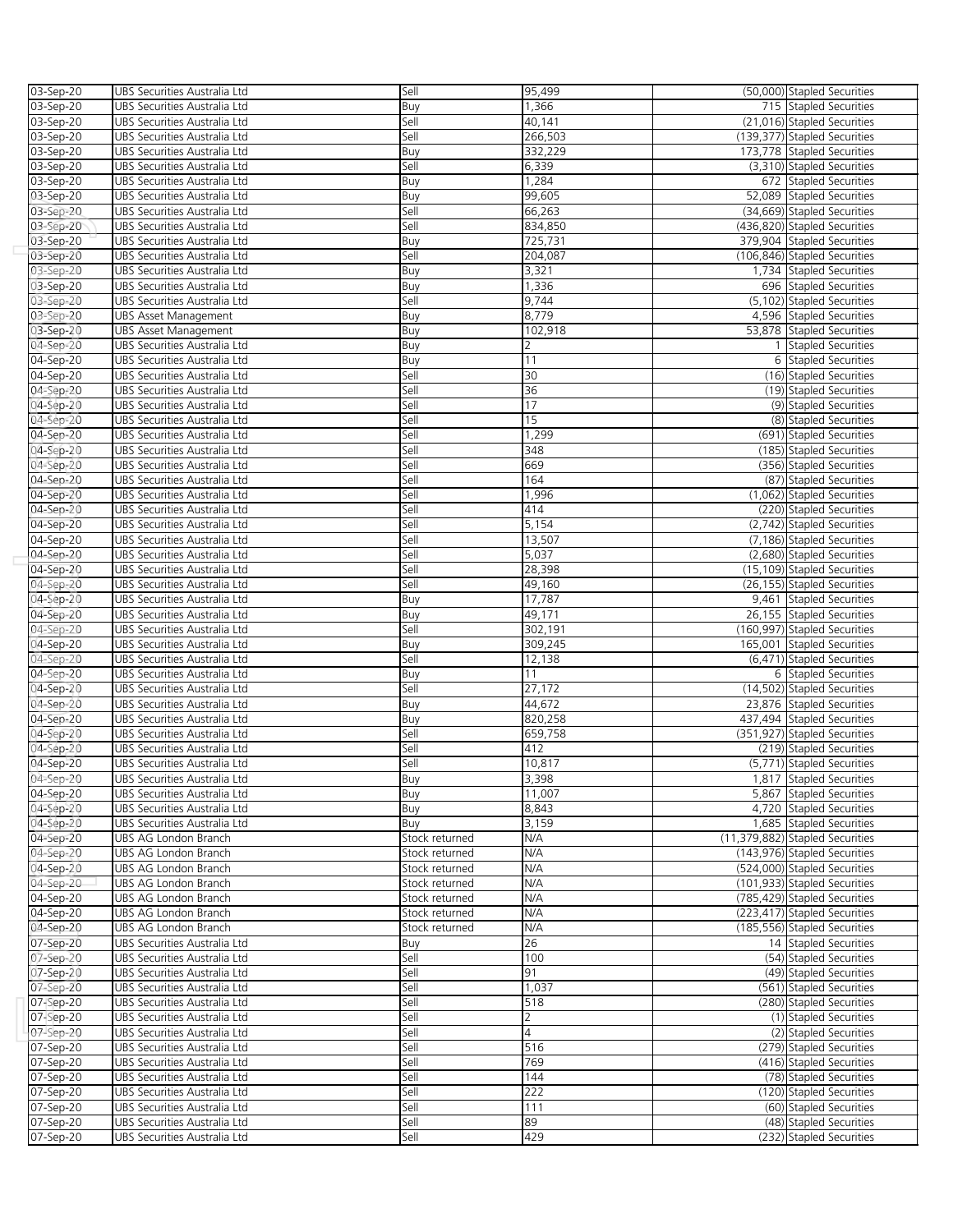| | | | | | |
|---|---|---|---|---|---|
| 03-Sep-20 | UBS Securities Australia Ltd | Sell | 95,499 | (50,000) | Stapled Securities |
| 03-Sep-20 | UBS Securities Australia Ltd | Buy | 1,366 | 715 | Stapled Securities |
| 03-Sep-20 | UBS Securities Australia Ltd | Sell | 40,141 | (21,016) | Stapled Securities |
| 03-Sep-20 | UBS Securities Australia Ltd | Sell | 266,503 | (139,377) | Stapled Securities |
| 03-Sep-20 | UBS Securities Australia Ltd | Buy | 332,229 | 173,778 | Stapled Securities |
| 03-Sep-20 | UBS Securities Australia Ltd | Sell | 6,339 | (3,310) | Stapled Securities |
| 03-Sep-20 | UBS Securities Australia Ltd | Buy | 1,284 | 672 | Stapled Securities |
| 03-Sep-20 | UBS Securities Australia Ltd | Buy | 99,605 | 52,089 | Stapled Securities |
| 03-Sep-20 | UBS Securities Australia Ltd | Sell | 66,263 | (34,669) | Stapled Securities |
| 03-Sep-20 | UBS Securities Australia Ltd | Sell | 834,850 | (436,820) | Stapled Securities |
| 03-Sep-20 | UBS Securities Australia Ltd | Buy | 725,731 | 379,904 | Stapled Securities |
| 03-Sep-20 | UBS Securities Australia Ltd | Sell | 204,087 | (106,846) | Stapled Securities |
| 03-Sep-20 | UBS Securities Australia Ltd | Buy | 3,321 | 1,734 | Stapled Securities |
| 03-Sep-20 | UBS Securities Australia Ltd | Buy | 1,336 | 696 | Stapled Securities |
| 03-Sep-20 | UBS Securities Australia Ltd | Sell | 9,744 | (5,102) | Stapled Securities |
| 03-Sep-20 | UBS Asset Management | Buy | 8,779 | 4,596 | Stapled Securities |
| 03-Sep-20 | UBS Asset Management | Buy | 102,918 | 53,878 | Stapled Securities |
| 04-Sep-20 | UBS Securities Australia Ltd | Buy | 2 | 1 | Stapled Securities |
| 04-Sep-20 | UBS Securities Australia Ltd | Buy | 11 | 6 | Stapled Securities |
| 04-Sep-20 | UBS Securities Australia Ltd | Sell | 30 | (16) | Stapled Securities |
| 04-Sep-20 | UBS Securities Australia Ltd | Sell | 36 | (19) | Stapled Securities |
| 04-Sep-20 | UBS Securities Australia Ltd | Sell | 17 | (9) | Stapled Securities |
| 04-Sep-20 | UBS Securities Australia Ltd | Sell | 15 | (8) | Stapled Securities |
| 04-Sep-20 | UBS Securities Australia Ltd | Sell | 1,299 | (691) | Stapled Securities |
| 04-Sep-20 | UBS Securities Australia Ltd | Sell | 348 | (185) | Stapled Securities |
| 04-Sep-20 | UBS Securities Australia Ltd | Sell | 669 | (356) | Stapled Securities |
| 04-Sep-20 | UBS Securities Australia Ltd | Sell | 164 | (87) | Stapled Securities |
| 04-Sep-20 | UBS Securities Australia Ltd | Sell | 1,996 | (1,062) | Stapled Securities |
| 04-Sep-20 | UBS Securities Australia Ltd | Sell | 414 | (220) | Stapled Securities |
| 04-Sep-20 | UBS Securities Australia Ltd | Sell | 5,154 | (2,742) | Stapled Securities |
| 04-Sep-20 | UBS Securities Australia Ltd | Sell | 13,507 | (7,186) | Stapled Securities |
| 04-Sep-20 | UBS Securities Australia Ltd | Sell | 5,037 | (2,680) | Stapled Securities |
| 04-Sep-20 | UBS Securities Australia Ltd | Sell | 28,398 | (15,109) | Stapled Securities |
| 04-Sep-20 | UBS Securities Australia Ltd | Sell | 49,160 | (26,155) | Stapled Securities |
| 04-Sep-20 | UBS Securities Australia Ltd | Buy | 17,787 | 9,461 | Stapled Securities |
| 04-Sep-20 | UBS Securities Australia Ltd | Buy | 49,171 | 26,155 | Stapled Securities |
| 04-Sep-20 | UBS Securities Australia Ltd | Sell | 302,191 | (160,997) | Stapled Securities |
| 04-Sep-20 | UBS Securities Australia Ltd | Buy | 309,245 | 165,001 | Stapled Securities |
| 04-Sep-20 | UBS Securities Australia Ltd | Sell | 12,138 | (6,471) | Stapled Securities |
| 04-Sep-20 | UBS Securities Australia Ltd | Buy | 11 | 6 | Stapled Securities |
| 04-Sep-20 | UBS Securities Australia Ltd | Sell | 27,172 | (14,502) | Stapled Securities |
| 04-Sep-20 | UBS Securities Australia Ltd | Buy | 44,672 | 23,876 | Stapled Securities |
| 04-Sep-20 | UBS Securities Australia Ltd | Buy | 820,258 | 437,494 | Stapled Securities |
| 04-Sep-20 | UBS Securities Australia Ltd | Sell | 659,758 | (351,927) | Stapled Securities |
| 04-Sep-20 | UBS Securities Australia Ltd | Sell | 412 | (219) | Stapled Securities |
| 04-Sep-20 | UBS Securities Australia Ltd | Sell | 10,817 | (5,771) | Stapled Securities |
| 04-Sep-20 | UBS Securities Australia Ltd | Buy | 3,398 | 1,817 | Stapled Securities |
| 04-Sep-20 | UBS Securities Australia Ltd | Buy | 11,007 | 5,867 | Stapled Securities |
| 04-Sep-20 | UBS Securities Australia Ltd | Buy | 8,843 | 4,720 | Stapled Securities |
| 04-Sep-20 | UBS Securities Australia Ltd | Buy | 3,159 | 1,685 | Stapled Securities |
| 04-Sep-20 | UBS AG London Branch | Stock returned | N/A | (11,379,882) | Stapled Securities |
| 04-Sep-20 | UBS AG London Branch | Stock returned | N/A | (143,976) | Stapled Securities |
| 04-Sep-20 | UBS AG London Branch | Stock returned | N/A | (524,000) | Stapled Securities |
| 04-Sep-20 | UBS AG London Branch | Stock returned | N/A | (101,933) | Stapled Securities |
| 04-Sep-20 | UBS AG London Branch | Stock returned | N/A | (785,429) | Stapled Securities |
| 04-Sep-20 | UBS AG London Branch | Stock returned | N/A | (223,417) | Stapled Securities |
| 04-Sep-20 | UBS AG London Branch | Stock returned | N/A | (185,556) | Stapled Securities |
| 07-Sep-20 | UBS Securities Australia Ltd | Buy | 26 | 14 | Stapled Securities |
| 07-Sep-20 | UBS Securities Australia Ltd | Sell | 100 | (54) | Stapled Securities |
| 07-Sep-20 | UBS Securities Australia Ltd | Sell | 91 | (49) | Stapled Securities |
| 07-Sep-20 | UBS Securities Australia Ltd | Sell | 1,037 | (561) | Stapled Securities |
| 07-Sep-20 | UBS Securities Australia Ltd | Sell | 518 | (280) | Stapled Securities |
| 07-Sep-20 | UBS Securities Australia Ltd | Sell | 2 | (1) | Stapled Securities |
| 07-Sep-20 | UBS Securities Australia Ltd | Sell | 4 | (2) | Stapled Securities |
| 07-Sep-20 | UBS Securities Australia Ltd | Sell | 516 | (279) | Stapled Securities |
| 07-Sep-20 | UBS Securities Australia Ltd | Sell | 769 | (416) | Stapled Securities |
| 07-Sep-20 | UBS Securities Australia Ltd | Sell | 144 | (78) | Stapled Securities |
| 07-Sep-20 | UBS Securities Australia Ltd | Sell | 222 | (120) | Stapled Securities |
| 07-Sep-20 | UBS Securities Australia Ltd | Sell | 111 | (60) | Stapled Securities |
| 07-Sep-20 | UBS Securities Australia Ltd | Sell | 89 | (48) | Stapled Securities |
| 07-Sep-20 | UBS Securities Australia Ltd | Sell | 429 | (232) | Stapled Securities |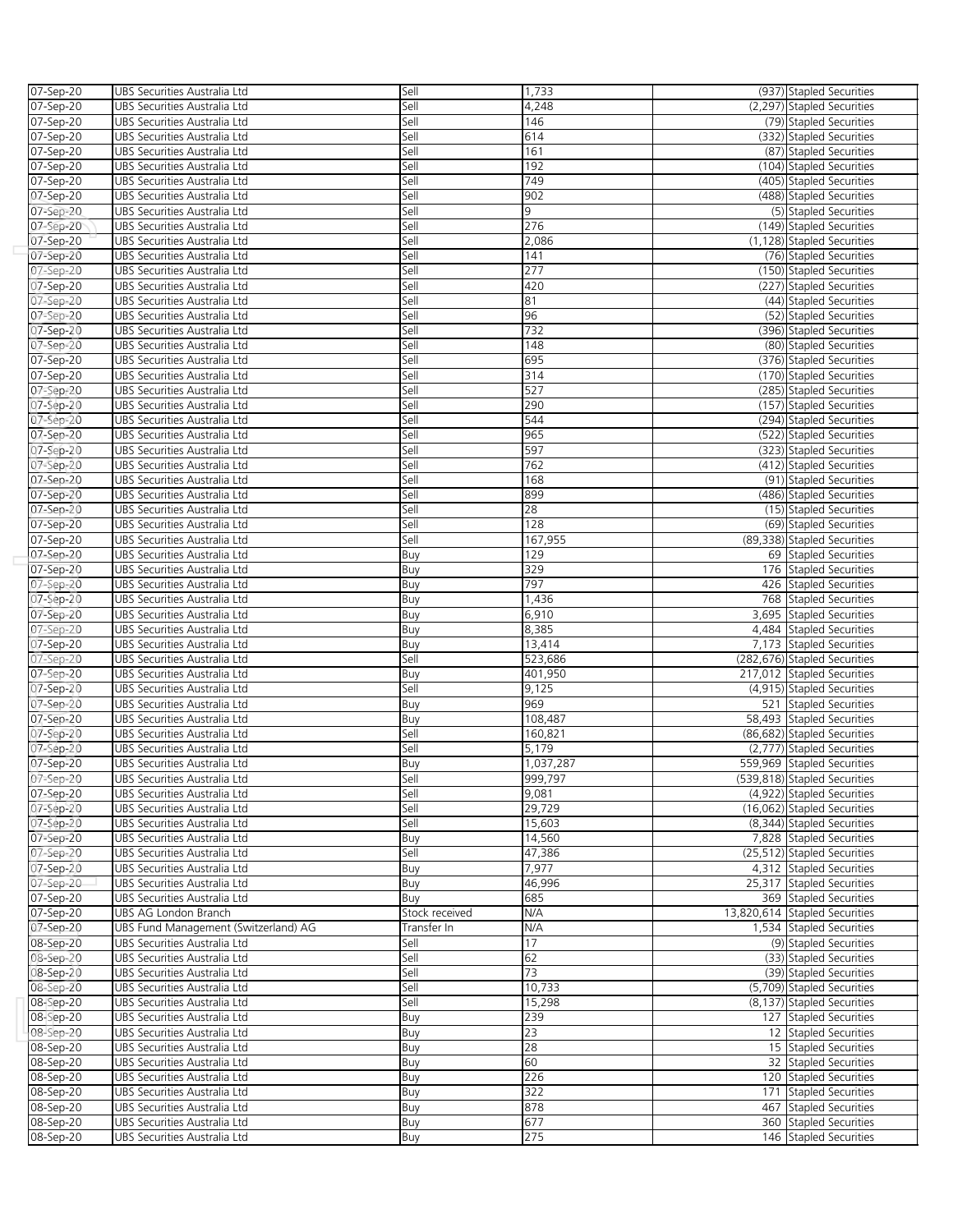| | | | | | |
|---|---|---|---|---|---|
| 07-Sep-20 | UBS Securities Australia Ltd | Sell | 1,733 | (937) | Stapled Securities |
| 07-Sep-20 | UBS Securities Australia Ltd | Sell | 4,248 | (2,297) | Stapled Securities |
| 07-Sep-20 | UBS Securities Australia Ltd | Sell | 146 | (79) | Stapled Securities |
| 07-Sep-20 | UBS Securities Australia Ltd | Sell | 614 | (332) | Stapled Securities |
| 07-Sep-20 | UBS Securities Australia Ltd | Sell | 161 | (87) | Stapled Securities |
| 07-Sep-20 | UBS Securities Australia Ltd | Sell | 192 | (104) | Stapled Securities |
| 07-Sep-20 | UBS Securities Australia Ltd | Sell | 749 | (405) | Stapled Securities |
| 07-Sep-20 | UBS Securities Australia Ltd | Sell | 902 | (488) | Stapled Securities |
| 07-Sep-20 | UBS Securities Australia Ltd | Sell | 9 | (5) | Stapled Securities |
| 07-Sep-20 | UBS Securities Australia Ltd | Sell | 276 | (149) | Stapled Securities |
| 07-Sep-20 | UBS Securities Australia Ltd | Sell | 2,086 | (1,128) | Stapled Securities |
| 07-Sep-20 | UBS Securities Australia Ltd | Sell | 141 | (76) | Stapled Securities |
| 07-Sep-20 | UBS Securities Australia Ltd | Sell | 277 | (150) | Stapled Securities |
| 07-Sep-20 | UBS Securities Australia Ltd | Sell | 420 | (227) | Stapled Securities |
| 07-Sep-20 | UBS Securities Australia Ltd | Sell | 81 | (44) | Stapled Securities |
| 07-Sep-20 | UBS Securities Australia Ltd | Sell | 96 | (52) | Stapled Securities |
| 07-Sep-20 | UBS Securities Australia Ltd | Sell | 732 | (396) | Stapled Securities |
| 07-Sep-20 | UBS Securities Australia Ltd | Sell | 148 | (80) | Stapled Securities |
| 07-Sep-20 | UBS Securities Australia Ltd | Sell | 695 | (376) | Stapled Securities |
| 07-Sep-20 | UBS Securities Australia Ltd | Sell | 314 | (170) | Stapled Securities |
| 07-Sep-20 | UBS Securities Australia Ltd | Sell | 527 | (285) | Stapled Securities |
| 07-Sep-20 | UBS Securities Australia Ltd | Sell | 290 | (157) | Stapled Securities |
| 07-Sep-20 | UBS Securities Australia Ltd | Sell | 544 | (294) | Stapled Securities |
| 07-Sep-20 | UBS Securities Australia Ltd | Sell | 965 | (522) | Stapled Securities |
| 07-Sep-20 | UBS Securities Australia Ltd | Sell | 597 | (323) | Stapled Securities |
| 07-Sep-20 | UBS Securities Australia Ltd | Sell | 762 | (412) | Stapled Securities |
| 07-Sep-20 | UBS Securities Australia Ltd | Sell | 168 | (91) | Stapled Securities |
| 07-Sep-20 | UBS Securities Australia Ltd | Sell | 899 | (486) | Stapled Securities |
| 07-Sep-20 | UBS Securities Australia Ltd | Sell | 28 | (15) | Stapled Securities |
| 07-Sep-20 | UBS Securities Australia Ltd | Sell | 128 | (69) | Stapled Securities |
| 07-Sep-20 | UBS Securities Australia Ltd | Sell | 167,955 | (89,338) | Stapled Securities |
| 07-Sep-20 | UBS Securities Australia Ltd | Buy | 129 | 69 | Stapled Securities |
| 07-Sep-20 | UBS Securities Australia Ltd | Buy | 329 | 176 | Stapled Securities |
| 07-Sep-20 | UBS Securities Australia Ltd | Buy | 797 | 426 | Stapled Securities |
| 07-Sep-20 | UBS Securities Australia Ltd | Buy | 1,436 | 768 | Stapled Securities |
| 07-Sep-20 | UBS Securities Australia Ltd | Buy | 6,910 | 3,695 | Stapled Securities |
| 07-Sep-20 | UBS Securities Australia Ltd | Buy | 8,385 | 4,484 | Stapled Securities |
| 07-Sep-20 | UBS Securities Australia Ltd | Buy | 13,414 | 7,173 | Stapled Securities |
| 07-Sep-20 | UBS Securities Australia Ltd | Sell | 523,686 | (282,676) | Stapled Securities |
| 07-Sep-20 | UBS Securities Australia Ltd | Buy | 401,950 | 217,012 | Stapled Securities |
| 07-Sep-20 | UBS Securities Australia Ltd | Sell | 9,125 | (4,915) | Stapled Securities |
| 07-Sep-20 | UBS Securities Australia Ltd | Buy | 969 | 521 | Stapled Securities |
| 07-Sep-20 | UBS Securities Australia Ltd | Buy | 108,487 | 58,493 | Stapled Securities |
| 07-Sep-20 | UBS Securities Australia Ltd | Sell | 160,821 | (86,682) | Stapled Securities |
| 07-Sep-20 | UBS Securities Australia Ltd | Sell | 5,179 | (2,777) | Stapled Securities |
| 07-Sep-20 | UBS Securities Australia Ltd | Buy | 1,037,287 | 559,969 | Stapled Securities |
| 07-Sep-20 | UBS Securities Australia Ltd | Sell | 999,797 | (539,818) | Stapled Securities |
| 07-Sep-20 | UBS Securities Australia Ltd | Sell | 9,081 | (4,922) | Stapled Securities |
| 07-Sep-20 | UBS Securities Australia Ltd | Sell | 29,729 | (16,062) | Stapled Securities |
| 07-Sep-20 | UBS Securities Australia Ltd | Sell | 15,603 | (8,344) | Stapled Securities |
| 07-Sep-20 | UBS Securities Australia Ltd | Buy | 14,560 | 7,828 | Stapled Securities |
| 07-Sep-20 | UBS Securities Australia Ltd | Sell | 47,386 | (25,512) | Stapled Securities |
| 07-Sep-20 | UBS Securities Australia Ltd | Buy | 7,977 | 4,312 | Stapled Securities |
| 07-Sep-20 | UBS Securities Australia Ltd | Buy | 46,996 | 25,317 | Stapled Securities |
| 07-Sep-20 | UBS Securities Australia Ltd | Buy | 685 | 369 | Stapled Securities |
| 07-Sep-20 | UBS AG London Branch | Stock received | N/A | 13,820,614 | Stapled Securities |
| 07-Sep-20 | UBS Fund Management (Switzerland) AG | Transfer In | N/A | 1,534 | Stapled Securities |
| 08-Sep-20 | UBS Securities Australia Ltd | Sell | 17 | (9) | Stapled Securities |
| 08-Sep-20 | UBS Securities Australia Ltd | Sell | 62 | (33) | Stapled Securities |
| 08-Sep-20 | UBS Securities Australia Ltd | Sell | 73 | (39) | Stapled Securities |
| 08-Sep-20 | UBS Securities Australia Ltd | Sell | 10,733 | (5,709) | Stapled Securities |
| 08-Sep-20 | UBS Securities Australia Ltd | Sell | 15,298 | (8,137) | Stapled Securities |
| 08-Sep-20 | UBS Securities Australia Ltd | Buy | 239 | 127 | Stapled Securities |
| 08-Sep-20 | UBS Securities Australia Ltd | Buy | 23 | 12 | Stapled Securities |
| 08-Sep-20 | UBS Securities Australia Ltd | Buy | 28 | 15 | Stapled Securities |
| 08-Sep-20 | UBS Securities Australia Ltd | Buy | 60 | 32 | Stapled Securities |
| 08-Sep-20 | UBS Securities Australia Ltd | Buy | 226 | 120 | Stapled Securities |
| 08-Sep-20 | UBS Securities Australia Ltd | Buy | 322 | 171 | Stapled Securities |
| 08-Sep-20 | UBS Securities Australia Ltd | Buy | 878 | 467 | Stapled Securities |
| 08-Sep-20 | UBS Securities Australia Ltd | Buy | 677 | 360 | Stapled Securities |
| 08-Sep-20 | UBS Securities Australia Ltd | Buy | 275 | 146 | Stapled Securities |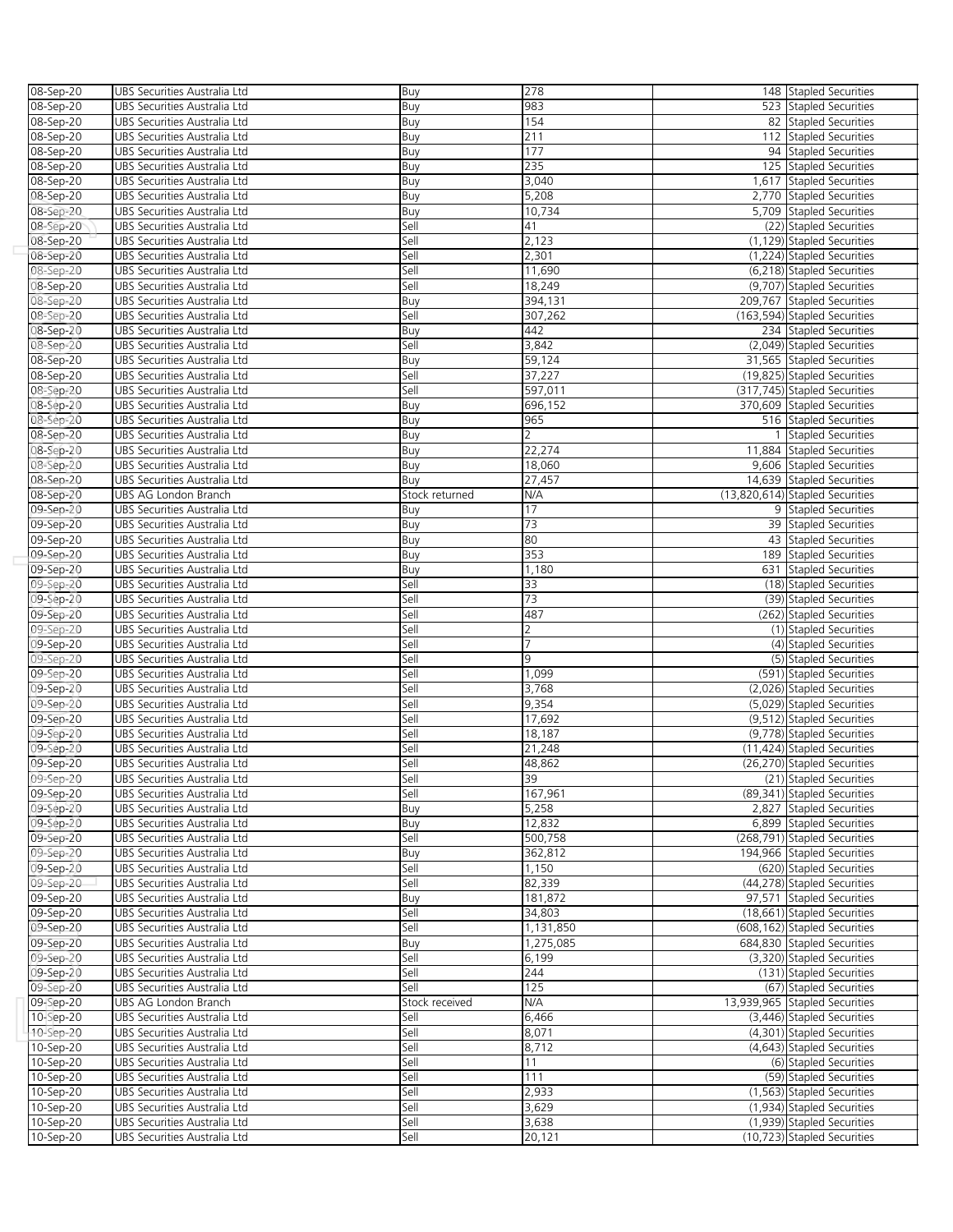| | | | | | |
|---|---|---|---|---|---|
| 08-Sep-20 | UBS Securities Australia Ltd | Buy | 278 | 148 | Stapled Securities |
| 08-Sep-20 | UBS Securities Australia Ltd | Buy | 983 | 523 | Stapled Securities |
| 08-Sep-20 | UBS Securities Australia Ltd | Buy | 154 | 82 | Stapled Securities |
| 08-Sep-20 | UBS Securities Australia Ltd | Buy | 211 | 112 | Stapled Securities |
| 08-Sep-20 | UBS Securities Australia Ltd | Buy | 177 | 94 | Stapled Securities |
| 08-Sep-20 | UBS Securities Australia Ltd | Buy | 235 | 125 | Stapled Securities |
| 08-Sep-20 | UBS Securities Australia Ltd | Buy | 3,040 | 1,617 | Stapled Securities |
| 08-Sep-20 | UBS Securities Australia Ltd | Buy | 5,208 | 2,770 | Stapled Securities |
| 08-Sep-20 | UBS Securities Australia Ltd | Buy | 10,734 | 5,709 | Stapled Securities |
| 08-Sep-20 | UBS Securities Australia Ltd | Sell | 41 | (22) | Stapled Securities |
| 08-Sep-20 | UBS Securities Australia Ltd | Sell | 2,123 | (1,129) | Stapled Securities |
| 08-Sep-20 | UBS Securities Australia Ltd | Sell | 2,301 | (1,224) | Stapled Securities |
| 08-Sep-20 | UBS Securities Australia Ltd | Sell | 11,690 | (6,218) | Stapled Securities |
| 08-Sep-20 | UBS Securities Australia Ltd | Sell | 18,249 | (9,707) | Stapled Securities |
| 08-Sep-20 | UBS Securities Australia Ltd | Buy | 394,131 | 209,767 | Stapled Securities |
| 08-Sep-20 | UBS Securities Australia Ltd | Sell | 307,262 | (163,594) | Stapled Securities |
| 08-Sep-20 | UBS Securities Australia Ltd | Buy | 442 | 234 | Stapled Securities |
| 08-Sep-20 | UBS Securities Australia Ltd | Sell | 3,842 | (2,049) | Stapled Securities |
| 08-Sep-20 | UBS Securities Australia Ltd | Buy | 59,124 | 31,565 | Stapled Securities |
| 08-Sep-20 | UBS Securities Australia Ltd | Sell | 37,227 | (19,825) | Stapled Securities |
| 08-Sep-20 | UBS Securities Australia Ltd | Sell | 597,011 | (317,745) | Stapled Securities |
| 08-Sep-20 | UBS Securities Australia Ltd | Buy | 696,152 | 370,609 | Stapled Securities |
| 08-Sep-20 | UBS Securities Australia Ltd | Buy | 965 | 516 | Stapled Securities |
| 08-Sep-20 | UBS Securities Australia Ltd | Buy | 2 | 1 | Stapled Securities |
| 08-Sep-20 | UBS Securities Australia Ltd | Buy | 22,274 | 11,884 | Stapled Securities |
| 08-Sep-20 | UBS Securities Australia Ltd | Buy | 18,060 | 9,606 | Stapled Securities |
| 08-Sep-20 | UBS Securities Australia Ltd | Buy | 27,457 | 14,639 | Stapled Securities |
| 08-Sep-20 | UBS AG London Branch | Stock returned | N/A | (13,820,614) | Stapled Securities |
| 09-Sep-20 | UBS Securities Australia Ltd | Buy | 17 | 9 | Stapled Securities |
| 09-Sep-20 | UBS Securities Australia Ltd | Buy | 73 | 39 | Stapled Securities |
| 09-Sep-20 | UBS Securities Australia Ltd | Buy | 80 | 43 | Stapled Securities |
| 09-Sep-20 | UBS Securities Australia Ltd | Buy | 353 | 189 | Stapled Securities |
| 09-Sep-20 | UBS Securities Australia Ltd | Buy | 1,180 | 631 | Stapled Securities |
| 09-Sep-20 | UBS Securities Australia Ltd | Sell | 33 | (18) | Stapled Securities |
| 09-Sep-20 | UBS Securities Australia Ltd | Sell | 73 | (39) | Stapled Securities |
| 09-Sep-20 | UBS Securities Australia Ltd | Sell | 487 | (262) | Stapled Securities |
| 09-Sep-20 | UBS Securities Australia Ltd | Sell | 2 | (1) | Stapled Securities |
| 09-Sep-20 | UBS Securities Australia Ltd | Sell | 7 | (4) | Stapled Securities |
| 09-Sep-20 | UBS Securities Australia Ltd | Sell | 9 | (5) | Stapled Securities |
| 09-Sep-20 | UBS Securities Australia Ltd | Sell | 1,099 | (591) | Stapled Securities |
| 09-Sep-20 | UBS Securities Australia Ltd | Sell | 3,768 | (2,026) | Stapled Securities |
| 09-Sep-20 | UBS Securities Australia Ltd | Sell | 9,354 | (5,029) | Stapled Securities |
| 09-Sep-20 | UBS Securities Australia Ltd | Sell | 17,692 | (9,512) | Stapled Securities |
| 09-Sep-20 | UBS Securities Australia Ltd | Sell | 18,187 | (9,778) | Stapled Securities |
| 09-Sep-20 | UBS Securities Australia Ltd | Sell | 21,248 | (11,424) | Stapled Securities |
| 09-Sep-20 | UBS Securities Australia Ltd | Sell | 48,862 | (26,270) | Stapled Securities |
| 09-Sep-20 | UBS Securities Australia Ltd | Sell | 39 | (21) | Stapled Securities |
| 09-Sep-20 | UBS Securities Australia Ltd | Sell | 167,961 | (89,341) | Stapled Securities |
| 09-Sep-20 | UBS Securities Australia Ltd | Buy | 5,258 | 2,827 | Stapled Securities |
| 09-Sep-20 | UBS Securities Australia Ltd | Buy | 12,832 | 6,899 | Stapled Securities |
| 09-Sep-20 | UBS Securities Australia Ltd | Sell | 500,758 | (268,791) | Stapled Securities |
| 09-Sep-20 | UBS Securities Australia Ltd | Buy | 362,812 | 194,966 | Stapled Securities |
| 09-Sep-20 | UBS Securities Australia Ltd | Sell | 1,150 | (620) | Stapled Securities |
| 09-Sep-20 | UBS Securities Australia Ltd | Sell | 82,339 | (44,278) | Stapled Securities |
| 09-Sep-20 | UBS Securities Australia Ltd | Buy | 181,872 | 97,571 | Stapled Securities |
| 09-Sep-20 | UBS Securities Australia Ltd | Sell | 34,803 | (18,661) | Stapled Securities |
| 09-Sep-20 | UBS Securities Australia Ltd | Sell | 1,131,850 | (608,162) | Stapled Securities |
| 09-Sep-20 | UBS Securities Australia Ltd | Buy | 1,275,085 | 684,830 | Stapled Securities |
| 09-Sep-20 | UBS Securities Australia Ltd | Sell | 6,199 | (3,320) | Stapled Securities |
| 09-Sep-20 | UBS Securities Australia Ltd | Sell | 244 | (131) | Stapled Securities |
| 09-Sep-20 | UBS Securities Australia Ltd | Sell | 125 | (67) | Stapled Securities |
| 09-Sep-20 | UBS AG London Branch | Stock received | N/A | 13,939,965 | Stapled Securities |
| 10-Sep-20 | UBS Securities Australia Ltd | Sell | 6,466 | (3,446) | Stapled Securities |
| 10-Sep-20 | UBS Securities Australia Ltd | Sell | 8,071 | (4,301) | Stapled Securities |
| 10-Sep-20 | UBS Securities Australia Ltd | Sell | 8,712 | (4,643) | Stapled Securities |
| 10-Sep-20 | UBS Securities Australia Ltd | Sell | 11 | (6) | Stapled Securities |
| 10-Sep-20 | UBS Securities Australia Ltd | Sell | 111 | (59) | Stapled Securities |
| 10-Sep-20 | UBS Securities Australia Ltd | Sell | 2,933 | (1,563) | Stapled Securities |
| 10-Sep-20 | UBS Securities Australia Ltd | Sell | 3,629 | (1,934) | Stapled Securities |
| 10-Sep-20 | UBS Securities Australia Ltd | Sell | 3,638 | (1,939) | Stapled Securities |
| 10-Sep-20 | UBS Securities Australia Ltd | Sell | 20,121 | (10,723) | Stapled Securities |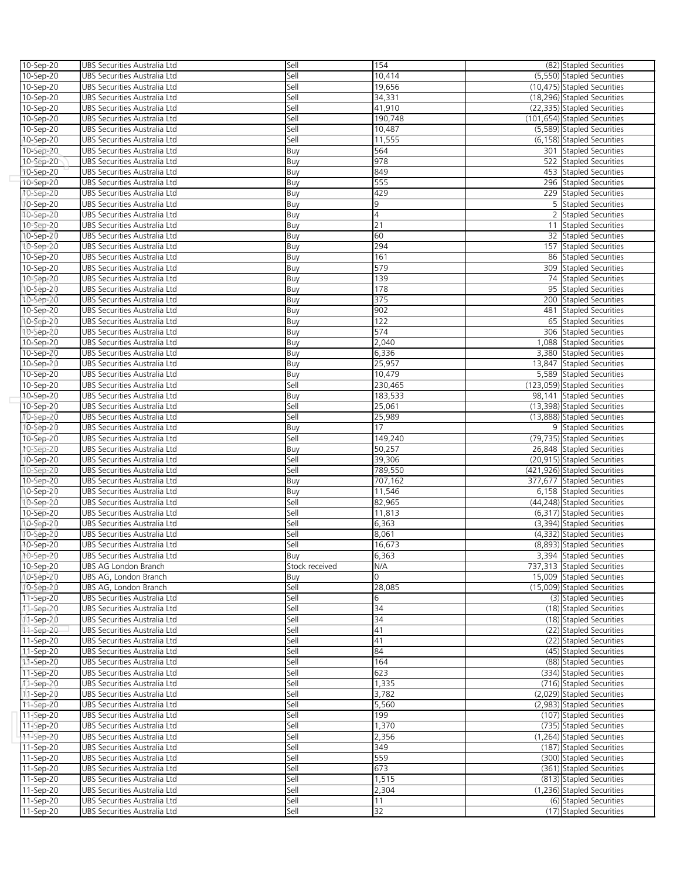| | | | | | |
|---|---|---|---|---|---|
| 10-Sep-20 | UBS Securities Australia Ltd | Sell | 154 | (82) | Stapled Securities |
| 10-Sep-20 | UBS Securities Australia Ltd | Sell | 10,414 | (5,550) | Stapled Securities |
| 10-Sep-20 | UBS Securities Australia Ltd | Sell | 19,656 | (10,475) | Stapled Securities |
| 10-Sep-20 | UBS Securities Australia Ltd | Sell | 34,331 | (18,296) | Stapled Securities |
| 10-Sep-20 | UBS Securities Australia Ltd | Sell | 41,910 | (22,335) | Stapled Securities |
| 10-Sep-20 | UBS Securities Australia Ltd | Sell | 190,748 | (101,654) | Stapled Securities |
| 10-Sep-20 | UBS Securities Australia Ltd | Sell | 10,487 | (5,589) | Stapled Securities |
| 10-Sep-20 | UBS Securities Australia Ltd | Sell | 11,555 | (6,158) | Stapled Securities |
| 10-Sep-20 | UBS Securities Australia Ltd | Buy | 564 | 301 | Stapled Securities |
| 10-Sep-20 | UBS Securities Australia Ltd | Buy | 978 | 522 | Stapled Securities |
| 10-Sep-20 | UBS Securities Australia Ltd | Buy | 849 | 453 | Stapled Securities |
| 10-Sep-20 | UBS Securities Australia Ltd | Buy | 555 | 296 | Stapled Securities |
| 10-Sep-20 | UBS Securities Australia Ltd | Buy | 429 | 229 | Stapled Securities |
| 10-Sep-20 | UBS Securities Australia Ltd | Buy | 9 | 5 | Stapled Securities |
| 10-Sep-20 | UBS Securities Australia Ltd | Buy | 4 | 2 | Stapled Securities |
| 10-Sep-20 | UBS Securities Australia Ltd | Buy | 21 | 11 | Stapled Securities |
| 10-Sep-20 | UBS Securities Australia Ltd | Buy | 60 | 32 | Stapled Securities |
| 10-Sep-20 | UBS Securities Australia Ltd | Buy | 294 | 157 | Stapled Securities |
| 10-Sep-20 | UBS Securities Australia Ltd | Buy | 161 | 86 | Stapled Securities |
| 10-Sep-20 | UBS Securities Australia Ltd | Buy | 579 | 309 | Stapled Securities |
| 10-Sep-20 | UBS Securities Australia Ltd | Buy | 139 | 74 | Stapled Securities |
| 10-Sep-20 | UBS Securities Australia Ltd | Buy | 178 | 95 | Stapled Securities |
| 10-Sep-20 | UBS Securities Australia Ltd | Buy | 375 | 200 | Stapled Securities |
| 10-Sep-20 | UBS Securities Australia Ltd | Buy | 902 | 481 | Stapled Securities |
| 10-Sep-20 | UBS Securities Australia Ltd | Buy | 122 | 65 | Stapled Securities |
| 10-Sep-20 | UBS Securities Australia Ltd | Buy | 574 | 306 | Stapled Securities |
| 10-Sep-20 | UBS Securities Australia Ltd | Buy | 2,040 | 1,088 | Stapled Securities |
| 10-Sep-20 | UBS Securities Australia Ltd | Buy | 6,336 | 3,380 | Stapled Securities |
| 10-Sep-20 | UBS Securities Australia Ltd | Buy | 25,957 | 13,847 | Stapled Securities |
| 10-Sep-20 | UBS Securities Australia Ltd | Buy | 10,479 | 5,589 | Stapled Securities |
| 10-Sep-20 | UBS Securities Australia Ltd | Sell | 230,465 | (123,059) | Stapled Securities |
| 10-Sep-20 | UBS Securities Australia Ltd | Buy | 183,533 | 98,141 | Stapled Securities |
| 10-Sep-20 | UBS Securities Australia Ltd | Sell | 25,061 | (13,398) | Stapled Securities |
| 10-Sep-20 | UBS Securities Australia Ltd | Sell | 25,989 | (13,888) | Stapled Securities |
| 10-Sep-20 | UBS Securities Australia Ltd | Buy | 17 | 9 | Stapled Securities |
| 10-Sep-20 | UBS Securities Australia Ltd | Sell | 149,240 | (79,735) | Stapled Securities |
| 10-Sep-20 | UBS Securities Australia Ltd | Buy | 50,257 | 26,848 | Stapled Securities |
| 10-Sep-20 | UBS Securities Australia Ltd | Sell | 39,306 | (20,915) | Stapled Securities |
| 10-Sep-20 | UBS Securities Australia Ltd | Sell | 789,550 | (421,926) | Stapled Securities |
| 10-Sep-20 | UBS Securities Australia Ltd | Buy | 707,162 | 377,677 | Stapled Securities |
| 10-Sep-20 | UBS Securities Australia Ltd | Buy | 11,546 | 6,158 | Stapled Securities |
| 10-Sep-20 | UBS Securities Australia Ltd | Sell | 82,965 | (44,248) | Stapled Securities |
| 10-Sep-20 | UBS Securities Australia Ltd | Sell | 11,813 | (6,317) | Stapled Securities |
| 10-Sep-20 | UBS Securities Australia Ltd | Sell | 6,363 | (3,394) | Stapled Securities |
| 10-Sep-20 | UBS Securities Australia Ltd | Sell | 8,061 | (4,332) | Stapled Securities |
| 10-Sep-20 | UBS Securities Australia Ltd | Sell | 16,673 | (8,893) | Stapled Securities |
| 10-Sep-20 | UBS Securities Australia Ltd | Buy | 6,363 | 3,394 | Stapled Securities |
| 10-Sep-20 | UBS AG London Branch | Stock received | N/A | 737,313 | Stapled Securities |
| 10-Sep-20 | UBS AG, London Branch | Buy | 0 | 15,009 | Stapled Securities |
| 10-Sep-20 | UBS AG, London Branch | Sell | 28,085 | (15,009) | Stapled Securities |
| 11-Sep-20 | UBS Securities Australia Ltd | Sell | 6 | (3) | Stapled Securities |
| 11-Sep-20 | UBS Securities Australia Ltd | Sell | 34 | (18) | Stapled Securities |
| 11-Sep-20 | UBS Securities Australia Ltd | Sell | 34 | (18) | Stapled Securities |
| 11-Sep-20 | UBS Securities Australia Ltd | Sell | 41 | (22) | Stapled Securities |
| 11-Sep-20 | UBS Securities Australia Ltd | Sell | 41 | (22) | Stapled Securities |
| 11-Sep-20 | UBS Securities Australia Ltd | Sell | 84 | (45) | Stapled Securities |
| 11-Sep-20 | UBS Securities Australia Ltd | Sell | 164 | (88) | Stapled Securities |
| 11-Sep-20 | UBS Securities Australia Ltd | Sell | 623 | (334) | Stapled Securities |
| 11-Sep-20 | UBS Securities Australia Ltd | Sell | 1,335 | (716) | Stapled Securities |
| 11-Sep-20 | UBS Securities Australia Ltd | Sell | 3,782 | (2,029) | Stapled Securities |
| 11-Sep-20 | UBS Securities Australia Ltd | Sell | 5,560 | (2,983) | Stapled Securities |
| 11-Sep-20 | UBS Securities Australia Ltd | Sell | 199 | (107) | Stapled Securities |
| 11-Sep-20 | UBS Securities Australia Ltd | Sell | 1,370 | (735) | Stapled Securities |
| 11-Sep-20 | UBS Securities Australia Ltd | Sell | 2,356 | (1,264) | Stapled Securities |
| 11-Sep-20 | UBS Securities Australia Ltd | Sell | 349 | (187) | Stapled Securities |
| 11-Sep-20 | UBS Securities Australia Ltd | Sell | 559 | (300) | Stapled Securities |
| 11-Sep-20 | UBS Securities Australia Ltd | Sell | 673 | (361) | Stapled Securities |
| 11-Sep-20 | UBS Securities Australia Ltd | Sell | 1,515 | (813) | Stapled Securities |
| 11-Sep-20 | UBS Securities Australia Ltd | Sell | 2,304 | (1,236) | Stapled Securities |
| 11-Sep-20 | UBS Securities Australia Ltd | Sell | 11 | (6) | Stapled Securities |
| 11-Sep-20 | UBS Securities Australia Ltd | Sell | 32 | (17) | Stapled Securities |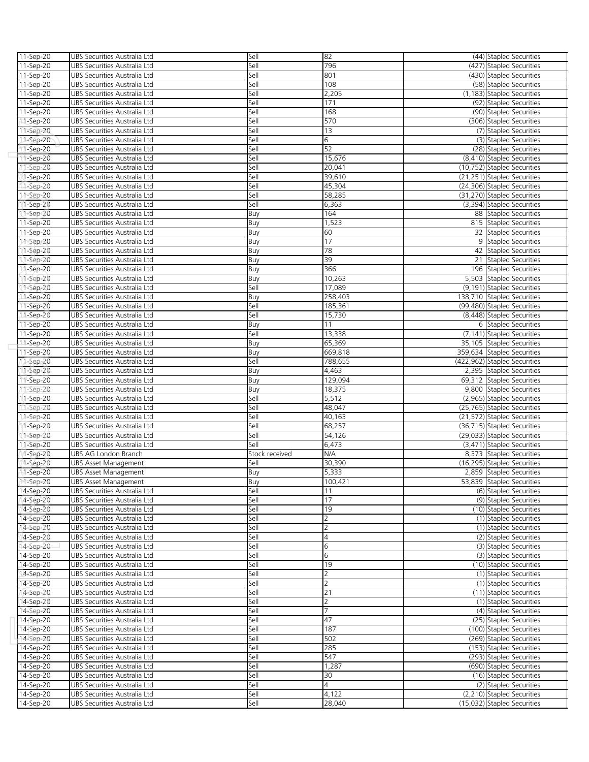| | | | | | |
|---|---|---|---|---|---|
| 11-Sep-20 | UBS Securities Australia Ltd | Sell | 82 | (44) | Stapled Securities |
| 11-Sep-20 | UBS Securities Australia Ltd | Sell | 796 | (427) | Stapled Securities |
| 11-Sep-20 | UBS Securities Australia Ltd | Sell | 801 | (430) | Stapled Securities |
| 11-Sep-20 | UBS Securities Australia Ltd | Sell | 108 | (58) | Stapled Securities |
| 11-Sep-20 | UBS Securities Australia Ltd | Sell | 2,205 | (1,183) | Stapled Securities |
| 11-Sep-20 | UBS Securities Australia Ltd | Sell | 171 | (92) | Stapled Securities |
| 11-Sep-20 | UBS Securities Australia Ltd | Sell | 168 | (90) | Stapled Securities |
| 11-Sep-20 | UBS Securities Australia Ltd | Sell | 570 | (306) | Stapled Securities |
| 11-Sep-20 | UBS Securities Australia Ltd | Sell | 13 | (7) | Stapled Securities |
| 11-Sep-20 | UBS Securities Australia Ltd | Sell | 6 | (3) | Stapled Securities |
| 11-Sep-20 | UBS Securities Australia Ltd | Sell | 52 | (28) | Stapled Securities |
| 11-Sep-20 | UBS Securities Australia Ltd | Sell | 15,676 | (8,410) | Stapled Securities |
| 11-Sep-20 | UBS Securities Australia Ltd | Sell | 20,041 | (10,752) | Stapled Securities |
| 11-Sep-20 | UBS Securities Australia Ltd | Sell | 39,610 | (21,251) | Stapled Securities |
| 11-Sep-20 | UBS Securities Australia Ltd | Sell | 45,304 | (24,306) | Stapled Securities |
| 11-Sep-20 | UBS Securities Australia Ltd | Sell | 58,285 | (31,270) | Stapled Securities |
| 11-Sep-20 | UBS Securities Australia Ltd | Sell | 6,363 | (3,394) | Stapled Securities |
| 11-Sep-20 | UBS Securities Australia Ltd | Buy | 164 | 88 | Stapled Securities |
| 11-Sep-20 | UBS Securities Australia Ltd | Buy | 1,523 | 815 | Stapled Securities |
| 11-Sep-20 | UBS Securities Australia Ltd | Buy | 60 | 32 | Stapled Securities |
| 11-Sep-20 | UBS Securities Australia Ltd | Buy | 17 | 9 | Stapled Securities |
| 11-Sep-20 | UBS Securities Australia Ltd | Buy | 78 | 42 | Stapled Securities |
| 11-Sep-20 | UBS Securities Australia Ltd | Buy | 39 | 21 | Stapled Securities |
| 11-Sep-20 | UBS Securities Australia Ltd | Buy | 366 | 196 | Stapled Securities |
| 11-Sep-20 | UBS Securities Australia Ltd | Buy | 10,263 | 5,503 | Stapled Securities |
| 11-Sep-20 | UBS Securities Australia Ltd | Sell | 17,089 | (9,191) | Stapled Securities |
| 11-Sep-20 | UBS Securities Australia Ltd | Buy | 258,403 | 138,710 | Stapled Securities |
| 11-Sep-20 | UBS Securities Australia Ltd | Sell | 185,361 | (99,480) | Stapled Securities |
| 11-Sep-20 | UBS Securities Australia Ltd | Sell | 15,730 | (8,448) | Stapled Securities |
| 11-Sep-20 | UBS Securities Australia Ltd | Buy | 11 | 6 | Stapled Securities |
| 11-Sep-20 | UBS Securities Australia Ltd | Sell | 13,338 | (7,141) | Stapled Securities |
| 11-Sep-20 | UBS Securities Australia Ltd | Buy | 65,369 | 35,105 | Stapled Securities |
| 11-Sep-20 | UBS Securities Australia Ltd | Buy | 669,818 | 359,634 | Stapled Securities |
| 11-Sep-20 | UBS Securities Australia Ltd | Sell | 788,655 | (422,962) | Stapled Securities |
| 11-Sep-20 | UBS Securities Australia Ltd | Buy | 4,463 | 2,395 | Stapled Securities |
| 11-Sep-20 | UBS Securities Australia Ltd | Buy | 129,094 | 69,312 | Stapled Securities |
| 11-Sep-20 | UBS Securities Australia Ltd | Buy | 18,375 | 9,800 | Stapled Securities |
| 11-Sep-20 | UBS Securities Australia Ltd | Sell | 5,512 | (2,965) | Stapled Securities |
| 11-Sep-20 | UBS Securities Australia Ltd | Sell | 48,047 | (25,765) | Stapled Securities |
| 11-Sep-20 | UBS Securities Australia Ltd | Sell | 40,163 | (21,572) | Stapled Securities |
| 11-Sep-20 | UBS Securities Australia Ltd | Sell | 68,257 | (36,715) | Stapled Securities |
| 11-Sep-20 | UBS Securities Australia Ltd | Sell | 54,126 | (29,033) | Stapled Securities |
| 11-Sep-20 | UBS Securities Australia Ltd | Sell | 6,473 | (3,471) | Stapled Securities |
| 11-Sep-20 | UBS AG London Branch | Stock received | N/A | 8,373 | Stapled Securities |
| 11-Sep-20 | UBS Asset Management | Sell | 30,390 | (16,295) | Stapled Securities |
| 11-Sep-20 | UBS Asset Management | Buy | 5,333 | 2,859 | Stapled Securities |
| 11-Sep-20 | UBS Asset Management | Buy | 100,421 | 53,839 | Stapled Securities |
| 14-Sep-20 | UBS Securities Australia Ltd | Sell | 11 | (6) | Stapled Securities |
| 14-Sep-20 | UBS Securities Australia Ltd | Sell | 17 | (9) | Stapled Securities |
| 14-Sep-20 | UBS Securities Australia Ltd | Sell | 19 | (10) | Stapled Securities |
| 14-Sep-20 | UBS Securities Australia Ltd | Sell | 2 | (1) | Stapled Securities |
| 14-Sep-20 | UBS Securities Australia Ltd | Sell | 2 | (1) | Stapled Securities |
| 14-Sep-20 | UBS Securities Australia Ltd | Sell | 4 | (2) | Stapled Securities |
| 14-Sep-20 | UBS Securities Australia Ltd | Sell | 6 | (3) | Stapled Securities |
| 14-Sep-20 | UBS Securities Australia Ltd | Sell | 6 | (3) | Stapled Securities |
| 14-Sep-20 | UBS Securities Australia Ltd | Sell | 19 | (10) | Stapled Securities |
| 14-Sep-20 | UBS Securities Australia Ltd | Sell | 2 | (1) | Stapled Securities |
| 14-Sep-20 | UBS Securities Australia Ltd | Sell | 2 | (1) | Stapled Securities |
| 14-Sep-20 | UBS Securities Australia Ltd | Sell | 21 | (11) | Stapled Securities |
| 14-Sep-20 | UBS Securities Australia Ltd | Sell | 2 | (1) | Stapled Securities |
| 14-Sep-20 | UBS Securities Australia Ltd | Sell | 7 | (4) | Stapled Securities |
| 14-Sep-20 | UBS Securities Australia Ltd | Sell | 47 | (25) | Stapled Securities |
| 14-Sep-20 | UBS Securities Australia Ltd | Sell | 187 | (100) | Stapled Securities |
| 14-Sep-20 | UBS Securities Australia Ltd | Sell | 502 | (269) | Stapled Securities |
| 14-Sep-20 | UBS Securities Australia Ltd | Sell | 285 | (153) | Stapled Securities |
| 14-Sep-20 | UBS Securities Australia Ltd | Sell | 547 | (293) | Stapled Securities |
| 14-Sep-20 | UBS Securities Australia Ltd | Sell | 1,287 | (690) | Stapled Securities |
| 14-Sep-20 | UBS Securities Australia Ltd | Sell | 30 | (16) | Stapled Securities |
| 14-Sep-20 | UBS Securities Australia Ltd | Sell | 4 | (2) | Stapled Securities |
| 14-Sep-20 | UBS Securities Australia Ltd | Sell | 4,122 | (2,210) | Stapled Securities |
| 14-Sep-20 | UBS Securities Australia Ltd | Sell | 28,040 | (15,032) | Stapled Securities |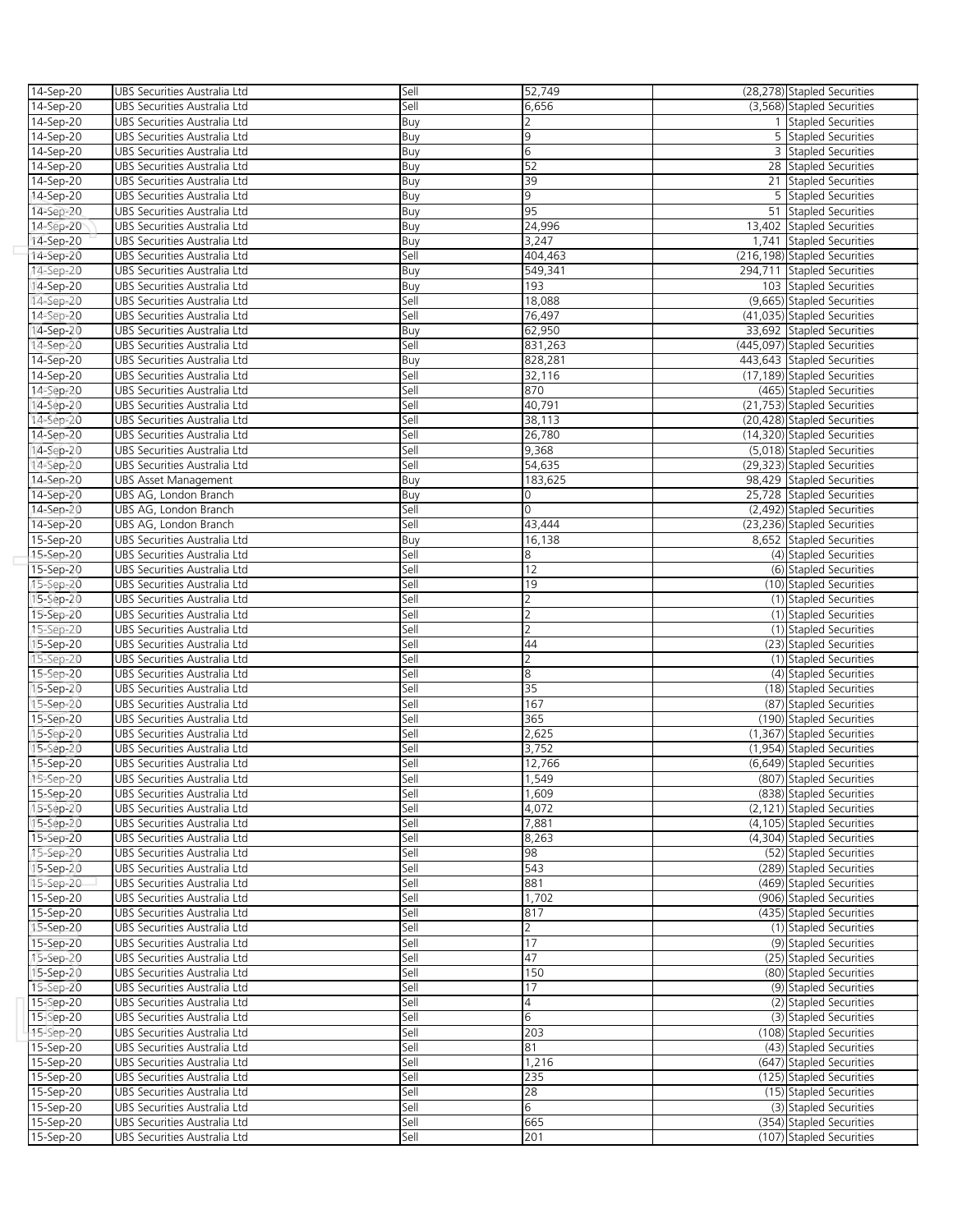| | | | | | |
|---|---|---|---|---|---|
| 14-Sep-20 | UBS Securities Australia Ltd | Sell | 52,749 | (28,278) | Stapled Securities |
| 14-Sep-20 | UBS Securities Australia Ltd | Sell | 6,656 | (3,568) | Stapled Securities |
| 14-Sep-20 | UBS Securities Australia Ltd | Buy | 2 | 1 | Stapled Securities |
| 14-Sep-20 | UBS Securities Australia Ltd | Buy | 9 | 5 | Stapled Securities |
| 14-Sep-20 | UBS Securities Australia Ltd | Buy | 6 | 3 | Stapled Securities |
| 14-Sep-20 | UBS Securities Australia Ltd | Buy | 52 | 28 | Stapled Securities |
| 14-Sep-20 | UBS Securities Australia Ltd | Buy | 39 | 21 | Stapled Securities |
| 14-Sep-20 | UBS Securities Australia Ltd | Buy | 9 | 5 | Stapled Securities |
| 14-Sep-20 | UBS Securities Australia Ltd | Buy | 95 | 51 | Stapled Securities |
| 14-Sep-20 | UBS Securities Australia Ltd | Buy | 24,996 | 13,402 | Stapled Securities |
| 14-Sep-20 | UBS Securities Australia Ltd | Buy | 3,247 | 1,741 | Stapled Securities |
| 14-Sep-20 | UBS Securities Australia Ltd | Sell | 404,463 | (216,198) | Stapled Securities |
| 14-Sep-20 | UBS Securities Australia Ltd | Buy | 549,341 | 294,711 | Stapled Securities |
| 14-Sep-20 | UBS Securities Australia Ltd | Buy | 193 | 103 | Stapled Securities |
| 14-Sep-20 | UBS Securities Australia Ltd | Sell | 18,088 | (9,665) | Stapled Securities |
| 14-Sep-20 | UBS Securities Australia Ltd | Sell | 76,497 | (41,035) | Stapled Securities |
| 14-Sep-20 | UBS Securities Australia Ltd | Buy | 62,950 | 33,692 | Stapled Securities |
| 14-Sep-20 | UBS Securities Australia Ltd | Sell | 831,263 | (445,097) | Stapled Securities |
| 14-Sep-20 | UBS Securities Australia Ltd | Buy | 828,281 | 443,643 | Stapled Securities |
| 14-Sep-20 | UBS Securities Australia Ltd | Sell | 32,116 | (17,189) | Stapled Securities |
| 14-Sep-20 | UBS Securities Australia Ltd | Sell | 870 | (465) | Stapled Securities |
| 14-Sep-20 | UBS Securities Australia Ltd | Sell | 40,791 | (21,753) | Stapled Securities |
| 14-Sep-20 | UBS Securities Australia Ltd | Sell | 38,113 | (20,428) | Stapled Securities |
| 14-Sep-20 | UBS Securities Australia Ltd | Sell | 26,780 | (14,320) | Stapled Securities |
| 14-Sep-20 | UBS Securities Australia Ltd | Sell | 9,368 | (5,018) | Stapled Securities |
| 14-Sep-20 | UBS Securities Australia Ltd | Sell | 54,635 | (29,323) | Stapled Securities |
| 14-Sep-20 | UBS Asset Management | Buy | 183,625 | 98,429 | Stapled Securities |
| 14-Sep-20 | UBS AG, London Branch | Buy | 0 | 25,728 | Stapled Securities |
| 14-Sep-20 | UBS AG, London Branch | Sell | 0 | (2,492) | Stapled Securities |
| 14-Sep-20 | UBS AG, London Branch | Sell | 43,444 | (23,236) | Stapled Securities |
| 15-Sep-20 | UBS Securities Australia Ltd | Buy | 16,138 | 8,652 | Stapled Securities |
| 15-Sep-20 | UBS Securities Australia Ltd | Sell | 8 | (4) | Stapled Securities |
| 15-Sep-20 | UBS Securities Australia Ltd | Sell | 12 | (6) | Stapled Securities |
| 15-Sep-20 | UBS Securities Australia Ltd | Sell | 19 | (10) | Stapled Securities |
| 15-Sep-20 | UBS Securities Australia Ltd | Sell | 2 | (1) | Stapled Securities |
| 15-Sep-20 | UBS Securities Australia Ltd | Sell | 2 | (1) | Stapled Securities |
| 15-Sep-20 | UBS Securities Australia Ltd | Sell | 2 | (1) | Stapled Securities |
| 15-Sep-20 | UBS Securities Australia Ltd | Sell | 44 | (23) | Stapled Securities |
| 15-Sep-20 | UBS Securities Australia Ltd | Sell | 2 | (1) | Stapled Securities |
| 15-Sep-20 | UBS Securities Australia Ltd | Sell | 8 | (4) | Stapled Securities |
| 15-Sep-20 | UBS Securities Australia Ltd | Sell | 35 | (18) | Stapled Securities |
| 15-Sep-20 | UBS Securities Australia Ltd | Sell | 167 | (87) | Stapled Securities |
| 15-Sep-20 | UBS Securities Australia Ltd | Sell | 365 | (190) | Stapled Securities |
| 15-Sep-20 | UBS Securities Australia Ltd | Sell | 2,625 | (1,367) | Stapled Securities |
| 15-Sep-20 | UBS Securities Australia Ltd | Sell | 3,752 | (1,954) | Stapled Securities |
| 15-Sep-20 | UBS Securities Australia Ltd | Sell | 12,766 | (6,649) | Stapled Securities |
| 15-Sep-20 | UBS Securities Australia Ltd | Sell | 1,549 | (807) | Stapled Securities |
| 15-Sep-20 | UBS Securities Australia Ltd | Sell | 1,609 | (838) | Stapled Securities |
| 15-Sep-20 | UBS Securities Australia Ltd | Sell | 4,072 | (2,121) | Stapled Securities |
| 15-Sep-20 | UBS Securities Australia Ltd | Sell | 7,881 | (4,105) | Stapled Securities |
| 15-Sep-20 | UBS Securities Australia Ltd | Sell | 8,263 | (4,304) | Stapled Securities |
| 15-Sep-20 | UBS Securities Australia Ltd | Sell | 98 | (52) | Stapled Securities |
| 15-Sep-20 | UBS Securities Australia Ltd | Sell | 543 | (289) | Stapled Securities |
| 15-Sep-20 | UBS Securities Australia Ltd | Sell | 881 | (469) | Stapled Securities |
| 15-Sep-20 | UBS Securities Australia Ltd | Sell | 1,702 | (906) | Stapled Securities |
| 15-Sep-20 | UBS Securities Australia Ltd | Sell | 817 | (435) | Stapled Securities |
| 15-Sep-20 | UBS Securities Australia Ltd | Sell | 2 | (1) | Stapled Securities |
| 15-Sep-20 | UBS Securities Australia Ltd | Sell | 17 | (9) | Stapled Securities |
| 15-Sep-20 | UBS Securities Australia Ltd | Sell | 47 | (25) | Stapled Securities |
| 15-Sep-20 | UBS Securities Australia Ltd | Sell | 150 | (80) | Stapled Securities |
| 15-Sep-20 | UBS Securities Australia Ltd | Sell | 17 | (9) | Stapled Securities |
| 15-Sep-20 | UBS Securities Australia Ltd | Sell | 4 | (2) | Stapled Securities |
| 15-Sep-20 | UBS Securities Australia Ltd | Sell | 6 | (3) | Stapled Securities |
| 15-Sep-20 | UBS Securities Australia Ltd | Sell | 203 | (108) | Stapled Securities |
| 15-Sep-20 | UBS Securities Australia Ltd | Sell | 81 | (43) | Stapled Securities |
| 15-Sep-20 | UBS Securities Australia Ltd | Sell | 1,216 | (647) | Stapled Securities |
| 15-Sep-20 | UBS Securities Australia Ltd | Sell | 235 | (125) | Stapled Securities |
| 15-Sep-20 | UBS Securities Australia Ltd | Sell | 28 | (15) | Stapled Securities |
| 15-Sep-20 | UBS Securities Australia Ltd | Sell | 6 | (3) | Stapled Securities |
| 15-Sep-20 | UBS Securities Australia Ltd | Sell | 665 | (354) | Stapled Securities |
| 15-Sep-20 | UBS Securities Australia Ltd | Sell | 201 | (107) | Stapled Securities |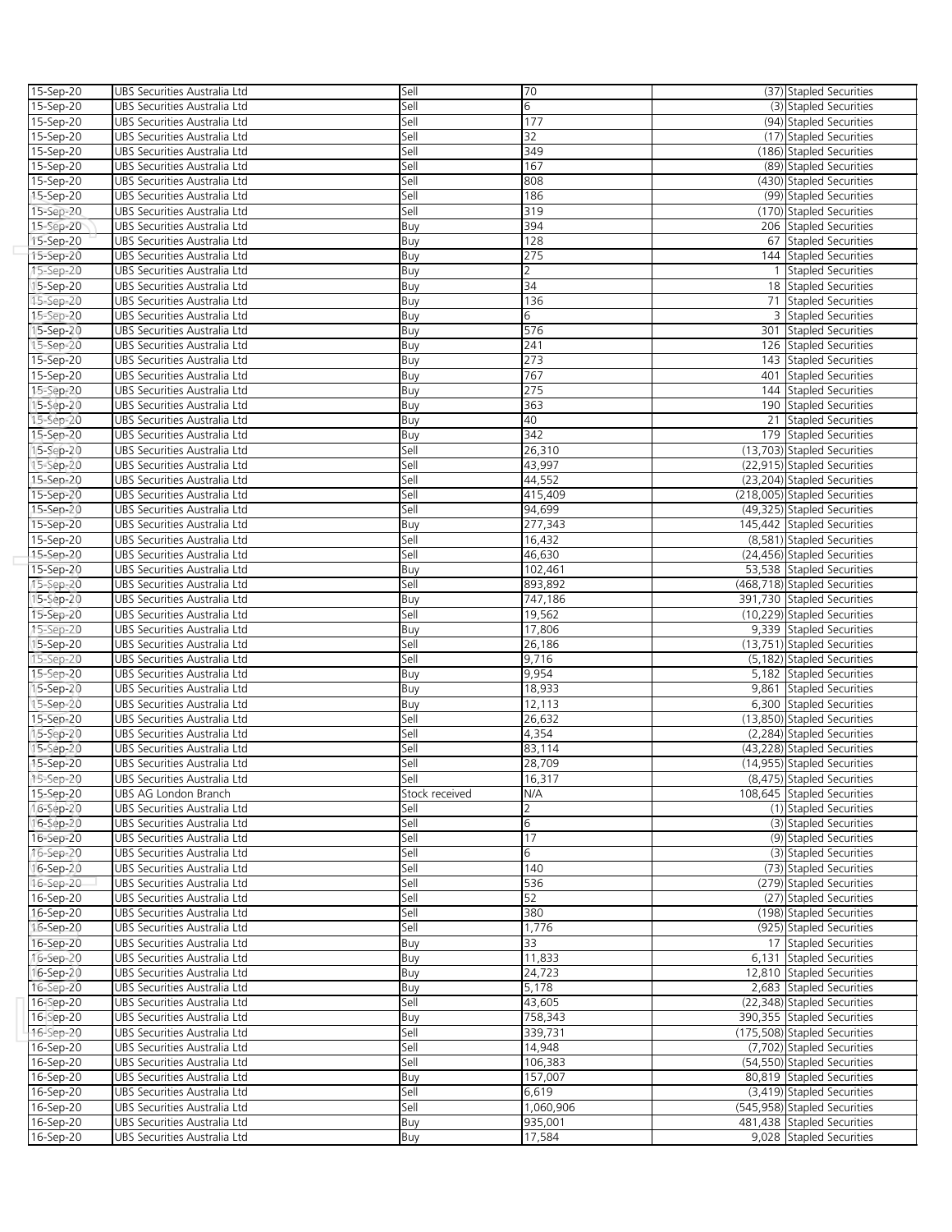| | | | | | |
|---|---|---|---|---|---|
| 15-Sep-20 | UBS Securities Australia Ltd | Sell | 70 | (37) | Stapled Securities |
| 15-Sep-20 | UBS Securities Australia Ltd | Sell | 6 | (3) | Stapled Securities |
| 15-Sep-20 | UBS Securities Australia Ltd | Sell | 177 | (94) | Stapled Securities |
| 15-Sep-20 | UBS Securities Australia Ltd | Sell | 32 | (17) | Stapled Securities |
| 15-Sep-20 | UBS Securities Australia Ltd | Sell | 349 | (186) | Stapled Securities |
| 15-Sep-20 | UBS Securities Australia Ltd | Sell | 167 | (89) | Stapled Securities |
| 15-Sep-20 | UBS Securities Australia Ltd | Sell | 808 | (430) | Stapled Securities |
| 15-Sep-20 | UBS Securities Australia Ltd | Sell | 186 | (99) | Stapled Securities |
| 15-Sep-20 | UBS Securities Australia Ltd | Sell | 319 | (170) | Stapled Securities |
| 15-Sep-20 | UBS Securities Australia Ltd | Buy | 394 | 206 | Stapled Securities |
| 15-Sep-20 | UBS Securities Australia Ltd | Buy | 128 | 67 | Stapled Securities |
| 15-Sep-20 | UBS Securities Australia Ltd | Buy | 275 | 144 | Stapled Securities |
| 15-Sep-20 | UBS Securities Australia Ltd | Buy | 2 | 1 | Stapled Securities |
| 15-Sep-20 | UBS Securities Australia Ltd | Buy | 34 | 18 | Stapled Securities |
| 15-Sep-20 | UBS Securities Australia Ltd | Buy | 136 | 71 | Stapled Securities |
| 15-Sep-20 | UBS Securities Australia Ltd | Buy | 6 | 3 | Stapled Securities |
| 15-Sep-20 | UBS Securities Australia Ltd | Buy | 576 | 301 | Stapled Securities |
| 15-Sep-20 | UBS Securities Australia Ltd | Buy | 241 | 126 | Stapled Securities |
| 15-Sep-20 | UBS Securities Australia Ltd | Buy | 273 | 143 | Stapled Securities |
| 15-Sep-20 | UBS Securities Australia Ltd | Buy | 767 | 401 | Stapled Securities |
| 15-Sep-20 | UBS Securities Australia Ltd | Buy | 275 | 144 | Stapled Securities |
| 15-Sep-20 | UBS Securities Australia Ltd | Buy | 363 | 190 | Stapled Securities |
| 15-Sep-20 | UBS Securities Australia Ltd | Buy | 40 | 21 | Stapled Securities |
| 15-Sep-20 | UBS Securities Australia Ltd | Buy | 342 | 179 | Stapled Securities |
| 15-Sep-20 | UBS Securities Australia Ltd | Sell | 26,310 | (13,703) | Stapled Securities |
| 15-Sep-20 | UBS Securities Australia Ltd | Sell | 43,997 | (22,915) | Stapled Securities |
| 15-Sep-20 | UBS Securities Australia Ltd | Sell | 44,552 | (23,204) | Stapled Securities |
| 15-Sep-20 | UBS Securities Australia Ltd | Sell | 415,409 | (218,005) | Stapled Securities |
| 15-Sep-20 | UBS Securities Australia Ltd | Sell | 94,699 | (49,325) | Stapled Securities |
| 15-Sep-20 | UBS Securities Australia Ltd | Buy | 277,343 | 145,442 | Stapled Securities |
| 15-Sep-20 | UBS Securities Australia Ltd | Sell | 16,432 | (8,581) | Stapled Securities |
| 15-Sep-20 | UBS Securities Australia Ltd | Sell | 46,630 | (24,456) | Stapled Securities |
| 15-Sep-20 | UBS Securities Australia Ltd | Buy | 102,461 | 53,538 | Stapled Securities |
| 15-Sep-20 | UBS Securities Australia Ltd | Sell | 893,892 | (468,718) | Stapled Securities |
| 15-Sep-20 | UBS Securities Australia Ltd | Buy | 747,186 | 391,730 | Stapled Securities |
| 15-Sep-20 | UBS Securities Australia Ltd | Sell | 19,562 | (10,229) | Stapled Securities |
| 15-Sep-20 | UBS Securities Australia Ltd | Buy | 17,806 | 9,339 | Stapled Securities |
| 15-Sep-20 | UBS Securities Australia Ltd | Sell | 26,186 | (13,751) | Stapled Securities |
| 15-Sep-20 | UBS Securities Australia Ltd | Sell | 9,716 | (5,182) | Stapled Securities |
| 15-Sep-20 | UBS Securities Australia Ltd | Buy | 9,954 | 5,182 | Stapled Securities |
| 15-Sep-20 | UBS Securities Australia Ltd | Buy | 18,933 | 9,861 | Stapled Securities |
| 15-Sep-20 | UBS Securities Australia Ltd | Buy | 12,113 | 6,300 | Stapled Securities |
| 15-Sep-20 | UBS Securities Australia Ltd | Sell | 26,632 | (13,850) | Stapled Securities |
| 15-Sep-20 | UBS Securities Australia Ltd | Sell | 4,354 | (2,284) | Stapled Securities |
| 15-Sep-20 | UBS Securities Australia Ltd | Sell | 83,114 | (43,228) | Stapled Securities |
| 15-Sep-20 | UBS Securities Australia Ltd | Sell | 28,709 | (14,955) | Stapled Securities |
| 15-Sep-20 | UBS Securities Australia Ltd | Sell | 16,317 | (8,475) | Stapled Securities |
| 15-Sep-20 | UBS AG London Branch | Stock received | N/A | 108,645 | Stapled Securities |
| 16-Sep-20 | UBS Securities Australia Ltd | Sell | 2 | (1) | Stapled Securities |
| 16-Sep-20 | UBS Securities Australia Ltd | Sell | 6 | (3) | Stapled Securities |
| 16-Sep-20 | UBS Securities Australia Ltd | Sell | 17 | (9) | Stapled Securities |
| 16-Sep-20 | UBS Securities Australia Ltd | Sell | 6 | (3) | Stapled Securities |
| 16-Sep-20 | UBS Securities Australia Ltd | Sell | 140 | (73) | Stapled Securities |
| 16-Sep-20 | UBS Securities Australia Ltd | Sell | 536 | (279) | Stapled Securities |
| 16-Sep-20 | UBS Securities Australia Ltd | Sell | 52 | (27) | Stapled Securities |
| 16-Sep-20 | UBS Securities Australia Ltd | Sell | 380 | (198) | Stapled Securities |
| 16-Sep-20 | UBS Securities Australia Ltd | Sell | 1,776 | (925) | Stapled Securities |
| 16-Sep-20 | UBS Securities Australia Ltd | Buy | 33 | 17 | Stapled Securities |
| 16-Sep-20 | UBS Securities Australia Ltd | Buy | 11,833 | 6,131 | Stapled Securities |
| 16-Sep-20 | UBS Securities Australia Ltd | Buy | 24,723 | 12,810 | Stapled Securities |
| 16-Sep-20 | UBS Securities Australia Ltd | Buy | 5,178 | 2,683 | Stapled Securities |
| 16-Sep-20 | UBS Securities Australia Ltd | Sell | 43,605 | (22,348) | Stapled Securities |
| 16-Sep-20 | UBS Securities Australia Ltd | Buy | 758,343 | 390,355 | Stapled Securities |
| 16-Sep-20 | UBS Securities Australia Ltd | Sell | 339,731 | (175,508) | Stapled Securities |
| 16-Sep-20 | UBS Securities Australia Ltd | Sell | 14,948 | (7,702) | Stapled Securities |
| 16-Sep-20 | UBS Securities Australia Ltd | Sell | 106,383 | (54,550) | Stapled Securities |
| 16-Sep-20 | UBS Securities Australia Ltd | Buy | 157,007 | 80,819 | Stapled Securities |
| 16-Sep-20 | UBS Securities Australia Ltd | Sell | 6,619 | (3,419) | Stapled Securities |
| 16-Sep-20 | UBS Securities Australia Ltd | Sell | 1,060,906 | (545,958) | Stapled Securities |
| 16-Sep-20 | UBS Securities Australia Ltd | Buy | 935,001 | 481,438 | Stapled Securities |
| 16-Sep-20 | UBS Securities Australia Ltd | Buy | 17,584 | 9,028 | Stapled Securities |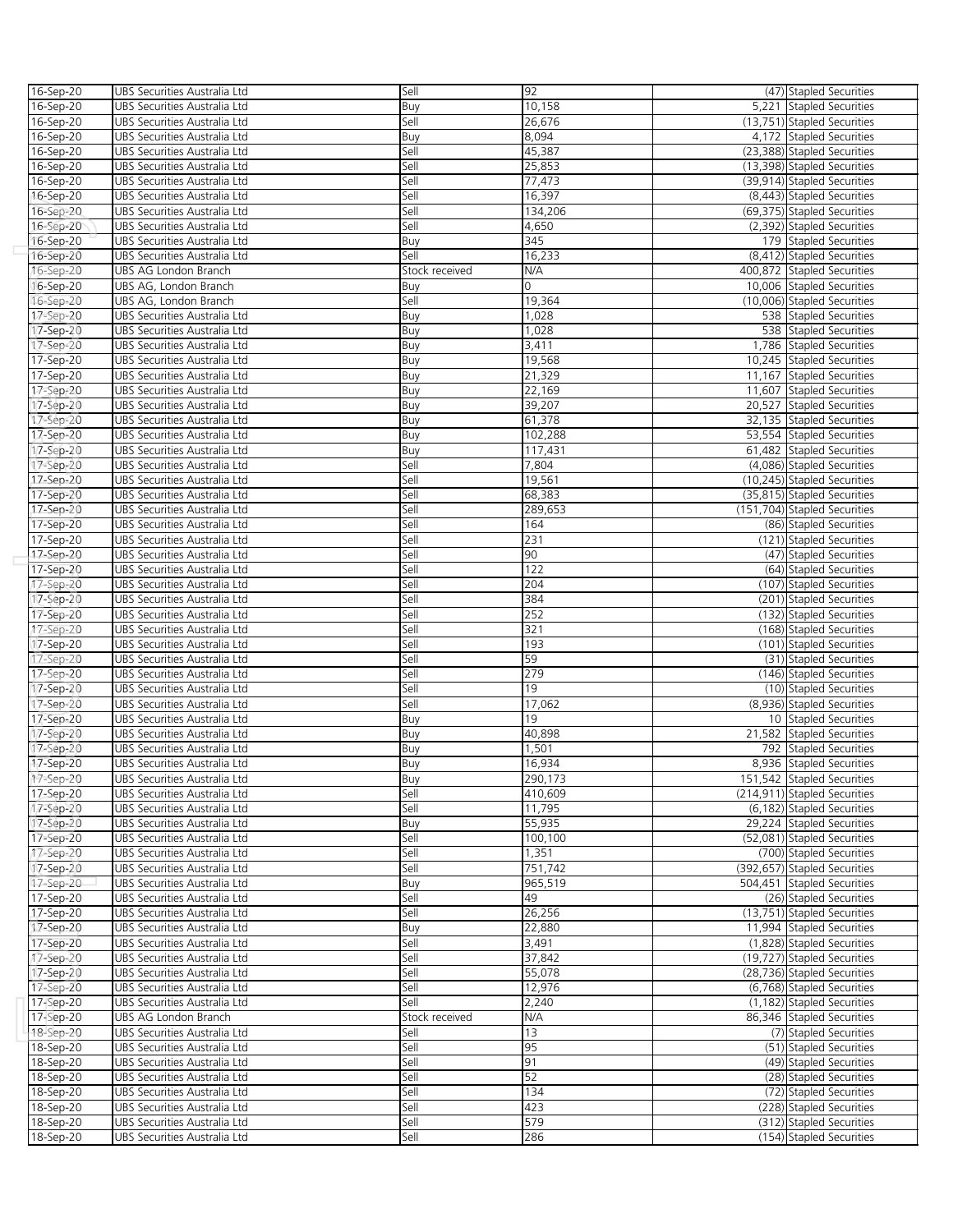| | | | | | |
|---|---|---|---|---|---|
| 16-Sep-20 | UBS Securities Australia Ltd | Sell | 92 | (47) | Stapled Securities |
| 16-Sep-20 | UBS Securities Australia Ltd | Buy | 10,158 | 5,221 | Stapled Securities |
| 16-Sep-20 | UBS Securities Australia Ltd | Sell | 26,676 | (13,751) | Stapled Securities |
| 16-Sep-20 | UBS Securities Australia Ltd | Buy | 8,094 | 4,172 | Stapled Securities |
| 16-Sep-20 | UBS Securities Australia Ltd | Sell | 45,387 | (23,388) | Stapled Securities |
| 16-Sep-20 | UBS Securities Australia Ltd | Sell | 25,853 | (13,398) | Stapled Securities |
| 16-Sep-20 | UBS Securities Australia Ltd | Sell | 77,473 | (39,914) | Stapled Securities |
| 16-Sep-20 | UBS Securities Australia Ltd | Sell | 16,397 | (8,443) | Stapled Securities |
| 16-Sep-20 | UBS Securities Australia Ltd | Sell | 134,206 | (69,375) | Stapled Securities |
| 16-Sep-20 | UBS Securities Australia Ltd | Sell | 4,650 | (2,392) | Stapled Securities |
| 16-Sep-20 | UBS Securities Australia Ltd | Buy | 345 | 179 | Stapled Securities |
| 16-Sep-20 | UBS Securities Australia Ltd | Sell | 16,233 | (8,412) | Stapled Securities |
| 16-Sep-20 | UBS AG London Branch | Stock received | N/A | 400,872 | Stapled Securities |
| 16-Sep-20 | UBS AG, London Branch | Buy | 0 | 10,006 | Stapled Securities |
| 16-Sep-20 | UBS AG, London Branch | Sell | 19,364 | (10,006) | Stapled Securities |
| 17-Sep-20 | UBS Securities Australia Ltd | Buy | 1,028 | 538 | Stapled Securities |
| 17-Sep-20 | UBS Securities Australia Ltd | Buy | 1,028 | 538 | Stapled Securities |
| 17-Sep-20 | UBS Securities Australia Ltd | Buy | 3,411 | 1,786 | Stapled Securities |
| 17-Sep-20 | UBS Securities Australia Ltd | Buy | 19,568 | 10,245 | Stapled Securities |
| 17-Sep-20 | UBS Securities Australia Ltd | Buy | 21,329 | 11,167 | Stapled Securities |
| 17-Sep-20 | UBS Securities Australia Ltd | Buy | 22,169 | 11,607 | Stapled Securities |
| 17-Sep-20 | UBS Securities Australia Ltd | Buy | 39,207 | 20,527 | Stapled Securities |
| 17-Sep-20 | UBS Securities Australia Ltd | Buy | 61,378 | 32,135 | Stapled Securities |
| 17-Sep-20 | UBS Securities Australia Ltd | Buy | 102,288 | 53,554 | Stapled Securities |
| 17-Sep-20 | UBS Securities Australia Ltd | Buy | 117,431 | 61,482 | Stapled Securities |
| 17-Sep-20 | UBS Securities Australia Ltd | Sell | 7,804 | (4,086) | Stapled Securities |
| 17-Sep-20 | UBS Securities Australia Ltd | Sell | 19,561 | (10,245) | Stapled Securities |
| 17-Sep-20 | UBS Securities Australia Ltd | Sell | 68,383 | (35,815) | Stapled Securities |
| 17-Sep-20 | UBS Securities Australia Ltd | Sell | 289,653 | (151,704) | Stapled Securities |
| 17-Sep-20 | UBS Securities Australia Ltd | Sell | 164 | (86) | Stapled Securities |
| 17-Sep-20 | UBS Securities Australia Ltd | Sell | 231 | (121) | Stapled Securities |
| 17-Sep-20 | UBS Securities Australia Ltd | Sell | 90 | (47) | Stapled Securities |
| 17-Sep-20 | UBS Securities Australia Ltd | Sell | 122 | (64) | Stapled Securities |
| 17-Sep-20 | UBS Securities Australia Ltd | Sell | 204 | (107) | Stapled Securities |
| 17-Sep-20 | UBS Securities Australia Ltd | Sell | 384 | (201) | Stapled Securities |
| 17-Sep-20 | UBS Securities Australia Ltd | Sell | 252 | (132) | Stapled Securities |
| 17-Sep-20 | UBS Securities Australia Ltd | Sell | 321 | (168) | Stapled Securities |
| 17-Sep-20 | UBS Securities Australia Ltd | Sell | 193 | (101) | Stapled Securities |
| 17-Sep-20 | UBS Securities Australia Ltd | Sell | 59 | (31) | Stapled Securities |
| 17-Sep-20 | UBS Securities Australia Ltd | Sell | 279 | (146) | Stapled Securities |
| 17-Sep-20 | UBS Securities Australia Ltd | Sell | 19 | (10) | Stapled Securities |
| 17-Sep-20 | UBS Securities Australia Ltd | Sell | 17,062 | (8,936) | Stapled Securities |
| 17-Sep-20 | UBS Securities Australia Ltd | Buy | 19 | 10 | Stapled Securities |
| 17-Sep-20 | UBS Securities Australia Ltd | Buy | 40,898 | 21,582 | Stapled Securities |
| 17-Sep-20 | UBS Securities Australia Ltd | Buy | 1,501 | 792 | Stapled Securities |
| 17-Sep-20 | UBS Securities Australia Ltd | Buy | 16,934 | 8,936 | Stapled Securities |
| 17-Sep-20 | UBS Securities Australia Ltd | Buy | 290,173 | 151,542 | Stapled Securities |
| 17-Sep-20 | UBS Securities Australia Ltd | Sell | 410,609 | (214,911) | Stapled Securities |
| 17-Sep-20 | UBS Securities Australia Ltd | Sell | 11,795 | (6,182) | Stapled Securities |
| 17-Sep-20 | UBS Securities Australia Ltd | Buy | 55,935 | 29,224 | Stapled Securities |
| 17-Sep-20 | UBS Securities Australia Ltd | Sell | 100,100 | (52,081) | Stapled Securities |
| 17-Sep-20 | UBS Securities Australia Ltd | Sell | 1,351 | (700) | Stapled Securities |
| 17-Sep-20 | UBS Securities Australia Ltd | Sell | 751,742 | (392,657) | Stapled Securities |
| 17-Sep-20 | UBS Securities Australia Ltd | Buy | 965,519 | 504,451 | Stapled Securities |
| 17-Sep-20 | UBS Securities Australia Ltd | Sell | 49 | (26) | Stapled Securities |
| 17-Sep-20 | UBS Securities Australia Ltd | Sell | 26,256 | (13,751) | Stapled Securities |
| 17-Sep-20 | UBS Securities Australia Ltd | Buy | 22,880 | 11,994 | Stapled Securities |
| 17-Sep-20 | UBS Securities Australia Ltd | Sell | 3,491 | (1,828) | Stapled Securities |
| 17-Sep-20 | UBS Securities Australia Ltd | Sell | 37,842 | (19,727) | Stapled Securities |
| 17-Sep-20 | UBS Securities Australia Ltd | Sell | 55,078 | (28,736) | Stapled Securities |
| 17-Sep-20 | UBS Securities Australia Ltd | Sell | 12,976 | (6,768) | Stapled Securities |
| 17-Sep-20 | UBS Securities Australia Ltd | Sell | 2,240 | (1,182) | Stapled Securities |
| 17-Sep-20 | UBS AG London Branch | Stock received | N/A | 86,346 | Stapled Securities |
| 18-Sep-20 | UBS Securities Australia Ltd | Sell | 13 | (7) | Stapled Securities |
| 18-Sep-20 | UBS Securities Australia Ltd | Sell | 95 | (51) | Stapled Securities |
| 18-Sep-20 | UBS Securities Australia Ltd | Sell | 91 | (49) | Stapled Securities |
| 18-Sep-20 | UBS Securities Australia Ltd | Sell | 52 | (28) | Stapled Securities |
| 18-Sep-20 | UBS Securities Australia Ltd | Sell | 134 | (72) | Stapled Securities |
| 18-Sep-20 | UBS Securities Australia Ltd | Sell | 423 | (228) | Stapled Securities |
| 18-Sep-20 | UBS Securities Australia Ltd | Sell | 579 | (312) | Stapled Securities |
| 18-Sep-20 | UBS Securities Australia Ltd | Sell | 286 | (154) | Stapled Securities |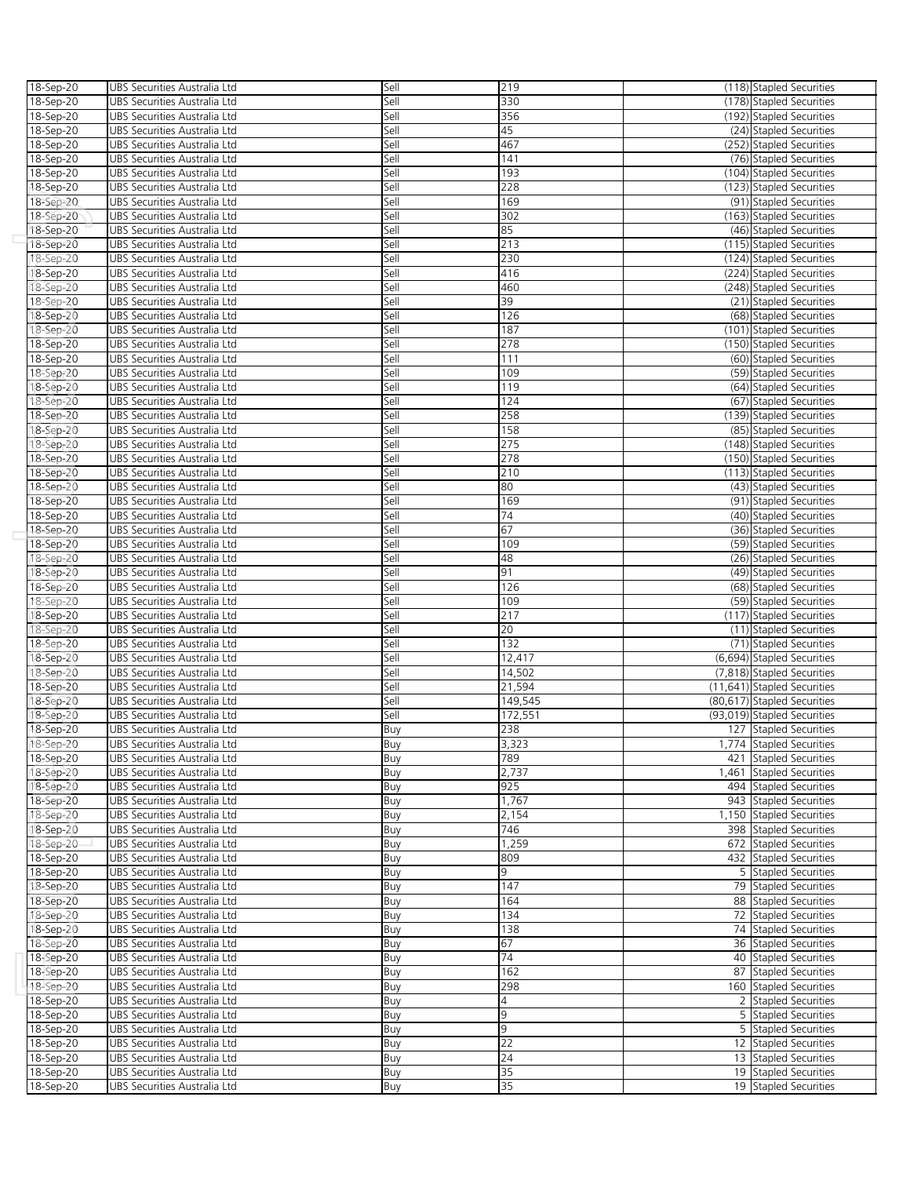| | | | | | |
|---|---|---|---|---|---|
| 18-Sep-20 | UBS Securities Australia Ltd | Sell | 219 | (118) | Stapled Securities |
| 18-Sep-20 | UBS Securities Australia Ltd | Sell | 330 | (178) | Stapled Securities |
| 18-Sep-20 | UBS Securities Australia Ltd | Sell | 356 | (192) | Stapled Securities |
| 18-Sep-20 | UBS Securities Australia Ltd | Sell | 45 | (24) | Stapled Securities |
| 18-Sep-20 | UBS Securities Australia Ltd | Sell | 467 | (252) | Stapled Securities |
| 18-Sep-20 | UBS Securities Australia Ltd | Sell | 141 | (76) | Stapled Securities |
| 18-Sep-20 | UBS Securities Australia Ltd | Sell | 193 | (104) | Stapled Securities |
| 18-Sep-20 | UBS Securities Australia Ltd | Sell | 228 | (123) | Stapled Securities |
| 18-Sep-20 | UBS Securities Australia Ltd | Sell | 169 | (91) | Stapled Securities |
| 18-Sep-20 | UBS Securities Australia Ltd | Sell | 302 | (163) | Stapled Securities |
| 18-Sep-20 | UBS Securities Australia Ltd | Sell | 85 | (46) | Stapled Securities |
| 18-Sep-20 | UBS Securities Australia Ltd | Sell | 213 | (115) | Stapled Securities |
| 18-Sep-20 | UBS Securities Australia Ltd | Sell | 230 | (124) | Stapled Securities |
| 18-Sep-20 | UBS Securities Australia Ltd | Sell | 416 | (224) | Stapled Securities |
| 18-Sep-20 | UBS Securities Australia Ltd | Sell | 460 | (248) | Stapled Securities |
| 18-Sep-20 | UBS Securities Australia Ltd | Sell | 39 | (21) | Stapled Securities |
| 18-Sep-20 | UBS Securities Australia Ltd | Sell | 126 | (68) | Stapled Securities |
| 18-Sep-20 | UBS Securities Australia Ltd | Sell | 187 | (101) | Stapled Securities |
| 18-Sep-20 | UBS Securities Australia Ltd | Sell | 278 | (150) | Stapled Securities |
| 18-Sep-20 | UBS Securities Australia Ltd | Sell | 111 | (60) | Stapled Securities |
| 18-Sep-20 | UBS Securities Australia Ltd | Sell | 109 | (59) | Stapled Securities |
| 18-Sep-20 | UBS Securities Australia Ltd | Sell | 119 | (64) | Stapled Securities |
| 18-Sep-20 | UBS Securities Australia Ltd | Sell | 124 | (67) | Stapled Securities |
| 18-Sep-20 | UBS Securities Australia Ltd | Sell | 258 | (139) | Stapled Securities |
| 18-Sep-20 | UBS Securities Australia Ltd | Sell | 158 | (85) | Stapled Securities |
| 18-Sep-20 | UBS Securities Australia Ltd | Sell | 275 | (148) | Stapled Securities |
| 18-Sep-20 | UBS Securities Australia Ltd | Sell | 278 | (150) | Stapled Securities |
| 18-Sep-20 | UBS Securities Australia Ltd | Sell | 210 | (113) | Stapled Securities |
| 18-Sep-20 | UBS Securities Australia Ltd | Sell | 80 | (43) | Stapled Securities |
| 18-Sep-20 | UBS Securities Australia Ltd | Sell | 169 | (91) | Stapled Securities |
| 18-Sep-20 | UBS Securities Australia Ltd | Sell | 74 | (40) | Stapled Securities |
| 18-Sep-20 | UBS Securities Australia Ltd | Sell | 67 | (36) | Stapled Securities |
| 18-Sep-20 | UBS Securities Australia Ltd | Sell | 109 | (59) | Stapled Securities |
| 18-Sep-20 | UBS Securities Australia Ltd | Sell | 48 | (26) | Stapled Securities |
| 18-Sep-20 | UBS Securities Australia Ltd | Sell | 91 | (49) | Stapled Securities |
| 18-Sep-20 | UBS Securities Australia Ltd | Sell | 126 | (68) | Stapled Securities |
| 18-Sep-20 | UBS Securities Australia Ltd | Sell | 109 | (59) | Stapled Securities |
| 18-Sep-20 | UBS Securities Australia Ltd | Sell | 217 | (117) | Stapled Securities |
| 18-Sep-20 | UBS Securities Australia Ltd | Sell | 20 | (11) | Stapled Securities |
| 18-Sep-20 | UBS Securities Australia Ltd | Sell | 132 | (71) | Stapled Securities |
| 18-Sep-20 | UBS Securities Australia Ltd | Sell | 12,417 | (6,694) | Stapled Securities |
| 18-Sep-20 | UBS Securities Australia Ltd | Sell | 14,502 | (7,818) | Stapled Securities |
| 18-Sep-20 | UBS Securities Australia Ltd | Sell | 21,594 | (11,641) | Stapled Securities |
| 18-Sep-20 | UBS Securities Australia Ltd | Sell | 149,545 | (80,617) | Stapled Securities |
| 18-Sep-20 | UBS Securities Australia Ltd | Sell | 172,551 | (93,019) | Stapled Securities |
| 18-Sep-20 | UBS Securities Australia Ltd | Buy | 238 | 127 | Stapled Securities |
| 18-Sep-20 | UBS Securities Australia Ltd | Buy | 3,323 | 1,774 | Stapled Securities |
| 18-Sep-20 | UBS Securities Australia Ltd | Buy | 789 | 421 | Stapled Securities |
| 18-Sep-20 | UBS Securities Australia Ltd | Buy | 2,737 | 1,461 | Stapled Securities |
| 18-Sep-20 | UBS Securities Australia Ltd | Buy | 925 | 494 | Stapled Securities |
| 18-Sep-20 | UBS Securities Australia Ltd | Buy | 1,767 | 943 | Stapled Securities |
| 18-Sep-20 | UBS Securities Australia Ltd | Buy | 2,154 | 1,150 | Stapled Securities |
| 18-Sep-20 | UBS Securities Australia Ltd | Buy | 746 | 398 | Stapled Securities |
| 18-Sep-20 | UBS Securities Australia Ltd | Buy | 1,259 | 672 | Stapled Securities |
| 18-Sep-20 | UBS Securities Australia Ltd | Buy | 809 | 432 | Stapled Securities |
| 18-Sep-20 | UBS Securities Australia Ltd | Buy | 9 | 5 | Stapled Securities |
| 18-Sep-20 | UBS Securities Australia Ltd | Buy | 147 | 79 | Stapled Securities |
| 18-Sep-20 | UBS Securities Australia Ltd | Buy | 164 | 88 | Stapled Securities |
| 18-Sep-20 | UBS Securities Australia Ltd | Buy | 134 | 72 | Stapled Securities |
| 18-Sep-20 | UBS Securities Australia Ltd | Buy | 138 | 74 | Stapled Securities |
| 18-Sep-20 | UBS Securities Australia Ltd | Buy | 67 | 36 | Stapled Securities |
| 18-Sep-20 | UBS Securities Australia Ltd | Buy | 74 | 40 | Stapled Securities |
| 18-Sep-20 | UBS Securities Australia Ltd | Buy | 162 | 87 | Stapled Securities |
| 18-Sep-20 | UBS Securities Australia Ltd | Buy | 298 | 160 | Stapled Securities |
| 18-Sep-20 | UBS Securities Australia Ltd | Buy | 4 | 2 | Stapled Securities |
| 18-Sep-20 | UBS Securities Australia Ltd | Buy | 9 | 5 | Stapled Securities |
| 18-Sep-20 | UBS Securities Australia Ltd | Buy | 9 | 5 | Stapled Securities |
| 18-Sep-20 | UBS Securities Australia Ltd | Buy | 22 | 12 | Stapled Securities |
| 18-Sep-20 | UBS Securities Australia Ltd | Buy | 24 | 13 | Stapled Securities |
| 18-Sep-20 | UBS Securities Australia Ltd | Buy | 35 | 19 | Stapled Securities |
| 18-Sep-20 | UBS Securities Australia Ltd | Buy | 35 | 19 | Stapled Securities |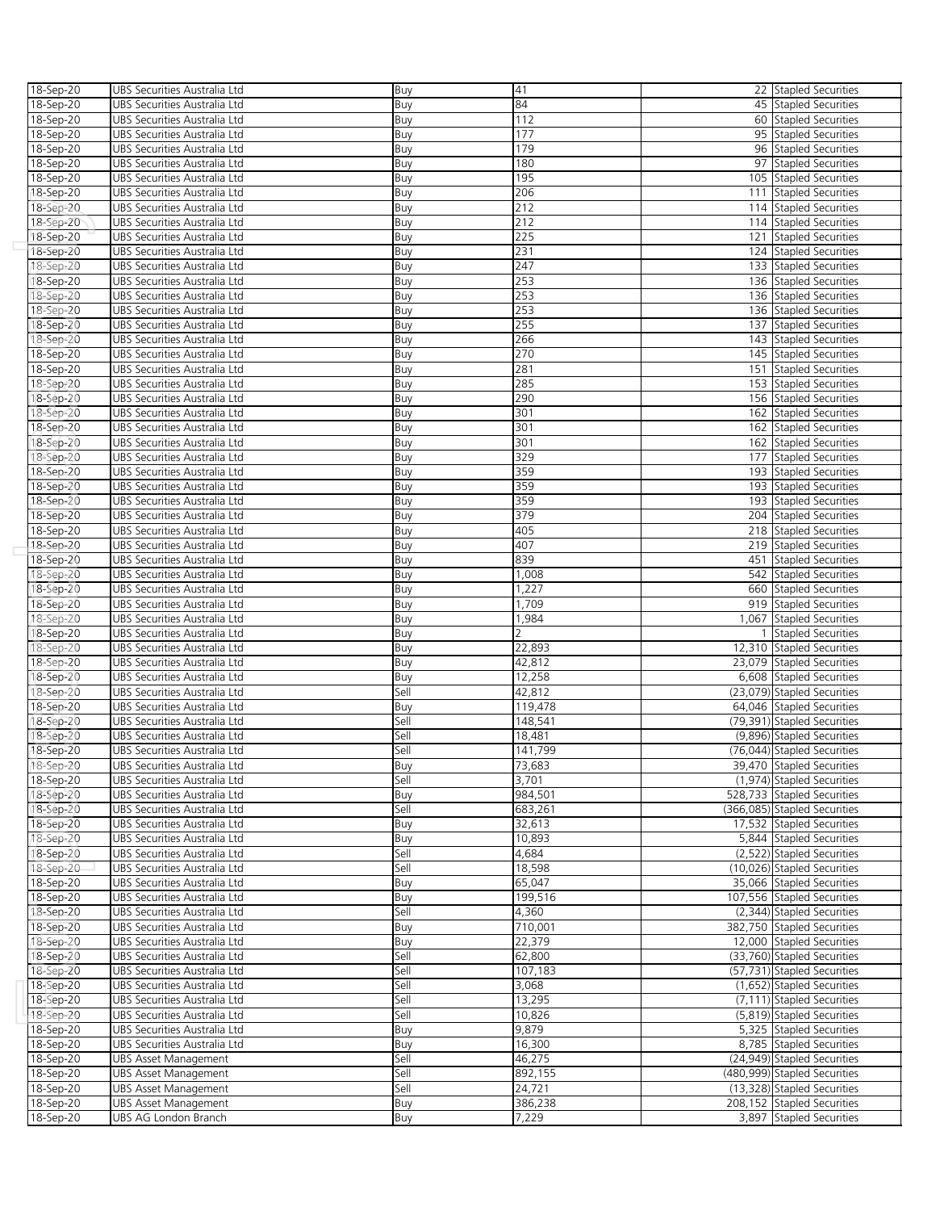| | | | | | |
|---|---|---|---|---|---|
| 18-Sep-20 | UBS Securities Australia Ltd | Buy | 41 | 22 | Stapled Securities |
| 18-Sep-20 | UBS Securities Australia Ltd | Buy | 84 | 45 | Stapled Securities |
| 18-Sep-20 | UBS Securities Australia Ltd | Buy | 112 | 60 | Stapled Securities |
| 18-Sep-20 | UBS Securities Australia Ltd | Buy | 177 | 95 | Stapled Securities |
| 18-Sep-20 | UBS Securities Australia Ltd | Buy | 179 | 96 | Stapled Securities |
| 18-Sep-20 | UBS Securities Australia Ltd | Buy | 180 | 97 | Stapled Securities |
| 18-Sep-20 | UBS Securities Australia Ltd | Buy | 195 | 105 | Stapled Securities |
| 18-Sep-20 | UBS Securities Australia Ltd | Buy | 206 | 111 | Stapled Securities |
| 18-Sep-20 | UBS Securities Australia Ltd | Buy | 212 | 114 | Stapled Securities |
| 18-Sep-20 | UBS Securities Australia Ltd | Buy | 212 | 114 | Stapled Securities |
| 18-Sep-20 | UBS Securities Australia Ltd | Buy | 225 | 121 | Stapled Securities |
| 18-Sep-20 | UBS Securities Australia Ltd | Buy | 231 | 124 | Stapled Securities |
| 18-Sep-20 | UBS Securities Australia Ltd | Buy | 247 | 133 | Stapled Securities |
| 18-Sep-20 | UBS Securities Australia Ltd | Buy | 253 | 136 | Stapled Securities |
| 18-Sep-20 | UBS Securities Australia Ltd | Buy | 253 | 136 | Stapled Securities |
| 18-Sep-20 | UBS Securities Australia Ltd | Buy | 253 | 136 | Stapled Securities |
| 18-Sep-20 | UBS Securities Australia Ltd | Buy | 255 | 137 | Stapled Securities |
| 18-Sep-20 | UBS Securities Australia Ltd | Buy | 266 | 143 | Stapled Securities |
| 18-Sep-20 | UBS Securities Australia Ltd | Buy | 270 | 145 | Stapled Securities |
| 18-Sep-20 | UBS Securities Australia Ltd | Buy | 281 | 151 | Stapled Securities |
| 18-Sep-20 | UBS Securities Australia Ltd | Buy | 285 | 153 | Stapled Securities |
| 18-Sep-20 | UBS Securities Australia Ltd | Buy | 290 | 156 | Stapled Securities |
| 18-Sep-20 | UBS Securities Australia Ltd | Buy | 301 | 162 | Stapled Securities |
| 18-Sep-20 | UBS Securities Australia Ltd | Buy | 301 | 162 | Stapled Securities |
| 18-Sep-20 | UBS Securities Australia Ltd | Buy | 301 | 162 | Stapled Securities |
| 18-Sep-20 | UBS Securities Australia Ltd | Buy | 329 | 177 | Stapled Securities |
| 18-Sep-20 | UBS Securities Australia Ltd | Buy | 359 | 193 | Stapled Securities |
| 18-Sep-20 | UBS Securities Australia Ltd | Buy | 359 | 193 | Stapled Securities |
| 18-Sep-20 | UBS Securities Australia Ltd | Buy | 359 | 193 | Stapled Securities |
| 18-Sep-20 | UBS Securities Australia Ltd | Buy | 379 | 204 | Stapled Securities |
| 18-Sep-20 | UBS Securities Australia Ltd | Buy | 405 | 218 | Stapled Securities |
| 18-Sep-20 | UBS Securities Australia Ltd | Buy | 407 | 219 | Stapled Securities |
| 18-Sep-20 | UBS Securities Australia Ltd | Buy | 839 | 451 | Stapled Securities |
| 18-Sep-20 | UBS Securities Australia Ltd | Buy | 1,008 | 542 | Stapled Securities |
| 18-Sep-20 | UBS Securities Australia Ltd | Buy | 1,227 | 660 | Stapled Securities |
| 18-Sep-20 | UBS Securities Australia Ltd | Buy | 1,709 | 919 | Stapled Securities |
| 18-Sep-20 | UBS Securities Australia Ltd | Buy | 1,984 | 1,067 | Stapled Securities |
| 18-Sep-20 | UBS Securities Australia Ltd | Buy | 2 | 1 | Stapled Securities |
| 18-Sep-20 | UBS Securities Australia Ltd | Buy | 22,893 | 12,310 | Stapled Securities |
| 18-Sep-20 | UBS Securities Australia Ltd | Buy | 42,812 | 23,079 | Stapled Securities |
| 18-Sep-20 | UBS Securities Australia Ltd | Buy | 12,258 | 6,608 | Stapled Securities |
| 18-Sep-20 | UBS Securities Australia Ltd | Sell | 42,812 | (23,079) | Stapled Securities |
| 18-Sep-20 | UBS Securities Australia Ltd | Buy | 119,478 | 64,046 | Stapled Securities |
| 18-Sep-20 | UBS Securities Australia Ltd | Sell | 148,541 | (79,391) | Stapled Securities |
| 18-Sep-20 | UBS Securities Australia Ltd | Sell | 18,481 | (9,896) | Stapled Securities |
| 18-Sep-20 | UBS Securities Australia Ltd | Sell | 141,799 | (76,044) | Stapled Securities |
| 18-Sep-20 | UBS Securities Australia Ltd | Buy | 73,683 | 39,470 | Stapled Securities |
| 18-Sep-20 | UBS Securities Australia Ltd | Sell | 3,701 | (1,974) | Stapled Securities |
| 18-Sep-20 | UBS Securities Australia Ltd | Buy | 984,501 | 528,733 | Stapled Securities |
| 18-Sep-20 | UBS Securities Australia Ltd | Sell | 683,261 | (366,085) | Stapled Securities |
| 18-Sep-20 | UBS Securities Australia Ltd | Buy | 32,613 | 17,532 | Stapled Securities |
| 18-Sep-20 | UBS Securities Australia Ltd | Buy | 10,893 | 5,844 | Stapled Securities |
| 18-Sep-20 | UBS Securities Australia Ltd | Sell | 4,684 | (2,522) | Stapled Securities |
| 18-Sep-20 | UBS Securities Australia Ltd | Sell | 18,598 | (10,026) | Stapled Securities |
| 18-Sep-20 | UBS Securities Australia Ltd | Buy | 65,047 | 35,066 | Stapled Securities |
| 18-Sep-20 | UBS Securities Australia Ltd | Buy | 199,516 | 107,556 | Stapled Securities |
| 18-Sep-20 | UBS Securities Australia Ltd | Sell | 4,360 | (2,344) | Stapled Securities |
| 18-Sep-20 | UBS Securities Australia Ltd | Buy | 710,001 | 382,750 | Stapled Securities |
| 18-Sep-20 | UBS Securities Australia Ltd | Buy | 22,379 | 12,000 | Stapled Securities |
| 18-Sep-20 | UBS Securities Australia Ltd | Sell | 62,800 | (33,760) | Stapled Securities |
| 18-Sep-20 | UBS Securities Australia Ltd | Sell | 107,183 | (57,731) | Stapled Securities |
| 18-Sep-20 | UBS Securities Australia Ltd | Sell | 3,068 | (1,652) | Stapled Securities |
| 18-Sep-20 | UBS Securities Australia Ltd | Sell | 13,295 | (7,111) | Stapled Securities |
| 18-Sep-20 | UBS Securities Australia Ltd | Sell | 10,826 | (5,819) | Stapled Securities |
| 18-Sep-20 | UBS Securities Australia Ltd | Buy | 9,879 | 5,325 | Stapled Securities |
| 18-Sep-20 | UBS Securities Australia Ltd | Buy | 16,300 | 8,785 | Stapled Securities |
| 18-Sep-20 | UBS Asset Management | Sell | 46,275 | (24,949) | Stapled Securities |
| 18-Sep-20 | UBS Asset Management | Sell | 892,155 | (480,999) | Stapled Securities |
| 18-Sep-20 | UBS Asset Management | Sell | 24,721 | (13,328) | Stapled Securities |
| 18-Sep-20 | UBS Asset Management | Buy | 386,238 | 208,152 | Stapled Securities |
| 18-Sep-20 | UBS AG London Branch | Buy | 7,229 | 3,897 | Stapled Securities |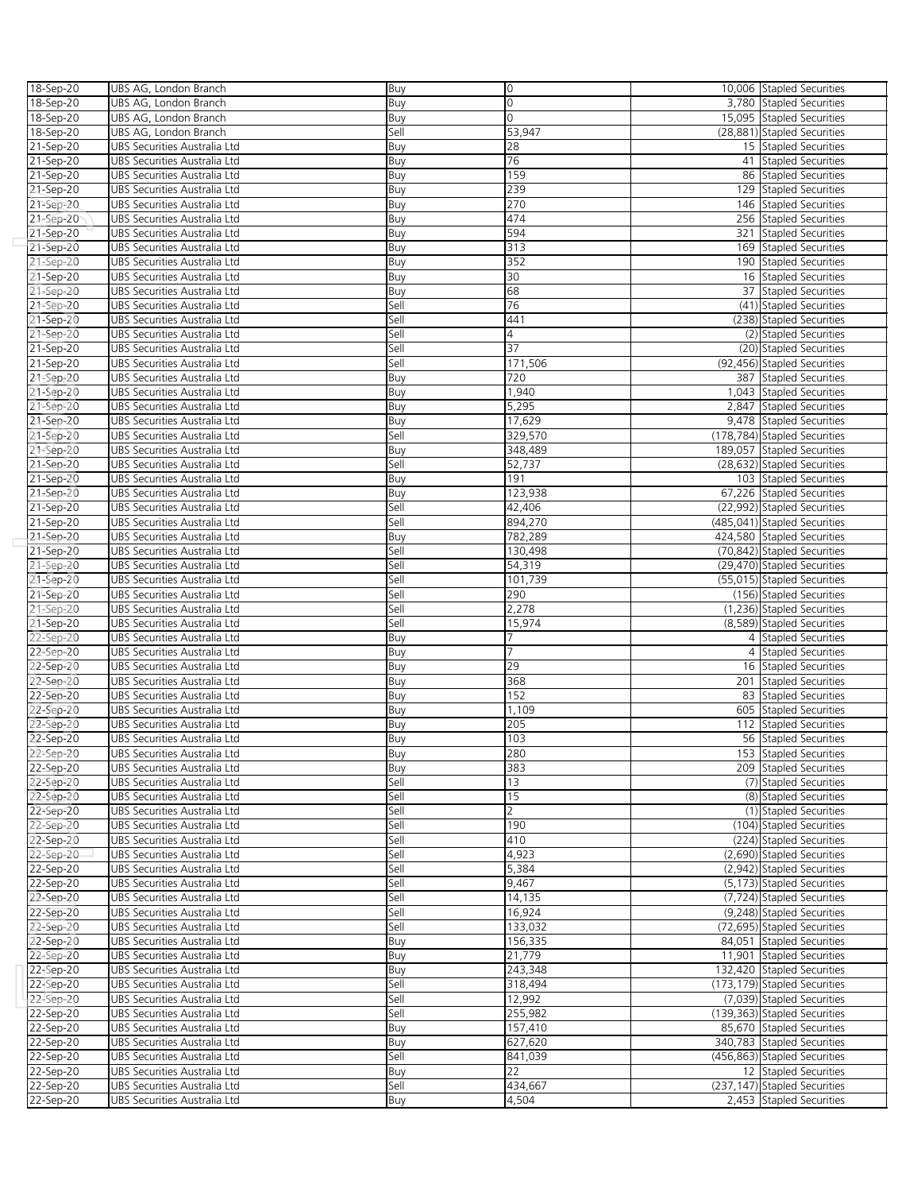| 18-Sep-20 | UBS AG, London Branch | Buy | 0 | 10,006 | Stapled Securities |
|---|---|---|---|---|---|
| 18-Sep-20 | UBS AG, London Branch | Buy | 0 | 3,780 | Stapled Securities |
| 18-Sep-20 | UBS AG, London Branch | Buy | 0 | 15,095 | Stapled Securities |
| 18-Sep-20 | UBS AG, London Branch | Sell | 53,947 | (28,881) | Stapled Securities |
| 21-Sep-20 | UBS Securities Australia Ltd | Buy | 28 | 15 | Stapled Securities |
| 21-Sep-20 | UBS Securities Australia Ltd | Buy | 76 | 41 | Stapled Securities |
| 21-Sep-20 | UBS Securities Australia Ltd | Buy | 159 | 86 | Stapled Securities |
| 21-Sep-20 | UBS Securities Australia Ltd | Buy | 239 | 129 | Stapled Securities |
| 21-Sep-20 | UBS Securities Australia Ltd | Buy | 270 | 146 | Stapled Securities |
| 21-Sep-20 | UBS Securities Australia Ltd | Buy | 474 | 256 | Stapled Securities |
| 21-Sep-20 | UBS Securities Australia Ltd | Buy | 594 | 321 | Stapled Securities |
| 21-Sep-20 | UBS Securities Australia Ltd | Buy | 313 | 169 | Stapled Securities |
| 21-Sep-20 | UBS Securities Australia Ltd | Buy | 352 | 190 | Stapled Securities |
| 21-Sep-20 | UBS Securities Australia Ltd | Buy | 30 | 16 | Stapled Securities |
| 21-Sep-20 | UBS Securities Australia Ltd | Buy | 68 | 37 | Stapled Securities |
| 21-Sep-20 | UBS Securities Australia Ltd | Sell | 76 | (41) | Stapled Securities |
| 21-Sep-20 | UBS Securities Australia Ltd | Sell | 441 | (238) | Stapled Securities |
| 21-Sep-20 | UBS Securities Australia Ltd | Sell | 4 | (2) | Stapled Securities |
| 21-Sep-20 | UBS Securities Australia Ltd | Sell | 37 | (20) | Stapled Securities |
| 21-Sep-20 | UBS Securities Australia Ltd | Sell | 171,506 | (92,456) | Stapled Securities |
| 21-Sep-20 | UBS Securities Australia Ltd | Buy | 720 | 387 | Stapled Securities |
| 21-Sep-20 | UBS Securities Australia Ltd | Buy | 1,940 | 1,043 | Stapled Securities |
| 21-Sep-20 | UBS Securities Australia Ltd | Buy | 5,295 | 2,847 | Stapled Securities |
| 21-Sep-20 | UBS Securities Australia Ltd | Buy | 17,629 | 9,478 | Stapled Securities |
| 21-Sep-20 | UBS Securities Australia Ltd | Sell | 329,570 | (178,784) | Stapled Securities |
| 21-Sep-20 | UBS Securities Australia Ltd | Buy | 348,489 | 189,057 | Stapled Securities |
| 21-Sep-20 | UBS Securities Australia Ltd | Sell | 52,737 | (28,632) | Stapled Securities |
| 21-Sep-20 | UBS Securities Australia Ltd | Buy | 191 | 103 | Stapled Securities |
| 21-Sep-20 | UBS Securities Australia Ltd | Buy | 123,938 | 67,226 | Stapled Securities |
| 21-Sep-20 | UBS Securities Australia Ltd | Sell | 42,406 | (22,992) | Stapled Securities |
| 21-Sep-20 | UBS Securities Australia Ltd | Sell | 894,270 | (485,041) | Stapled Securities |
| 21-Sep-20 | UBS Securities Australia Ltd | Buy | 782,289 | 424,580 | Stapled Securities |
| 21-Sep-20 | UBS Securities Australia Ltd | Sell | 130,498 | (70,842) | Stapled Securities |
| 21-Sep-20 | UBS Securities Australia Ltd | Sell | 54,319 | (29,470) | Stapled Securities |
| 21-Sep-20 | UBS Securities Australia Ltd | Sell | 101,739 | (55,015) | Stapled Securities |
| 21-Sep-20 | UBS Securities Australia Ltd | Sell | 290 | (156) | Stapled Securities |
| 21-Sep-20 | UBS Securities Australia Ltd | Sell | 2,278 | (1,236) | Stapled Securities |
| 21-Sep-20 | UBS Securities Australia Ltd | Sell | 15,974 | (8,589) | Stapled Securities |
| 22-Sep-20 | UBS Securities Australia Ltd | Buy | 7 | 4 | Stapled Securities |
| 22-Sep-20 | UBS Securities Australia Ltd | Buy | 7 | 4 | Stapled Securities |
| 22-Sep-20 | UBS Securities Australia Ltd | Buy | 29 | 16 | Stapled Securities |
| 22-Sep-20 | UBS Securities Australia Ltd | Buy | 368 | 201 | Stapled Securities |
| 22-Sep-20 | UBS Securities Australia Ltd | Buy | 152 | 83 | Stapled Securities |
| 22-Sep-20 | UBS Securities Australia Ltd | Buy | 1,109 | 605 | Stapled Securities |
| 22-Sep-20 | UBS Securities Australia Ltd | Buy | 205 | 112 | Stapled Securities |
| 22-Sep-20 | UBS Securities Australia Ltd | Buy | 103 | 56 | Stapled Securities |
| 22-Sep-20 | UBS Securities Australia Ltd | Buy | 280 | 153 | Stapled Securities |
| 22-Sep-20 | UBS Securities Australia Ltd | Buy | 383 | 209 | Stapled Securities |
| 22-Sep-20 | UBS Securities Australia Ltd | Sell | 13 | (7) | Stapled Securities |
| 22-Sep-20 | UBS Securities Australia Ltd | Sell | 15 | (8) | Stapled Securities |
| 22-Sep-20 | UBS Securities Australia Ltd | Sell | 2 | (1) | Stapled Securities |
| 22-Sep-20 | UBS Securities Australia Ltd | Sell | 190 | (104) | Stapled Securities |
| 22-Sep-20 | UBS Securities Australia Ltd | Sell | 410 | (224) | Stapled Securities |
| 22-Sep-20 | UBS Securities Australia Ltd | Sell | 4,923 | (2,690) | Stapled Securities |
| 22-Sep-20 | UBS Securities Australia Ltd | Sell | 5,384 | (2,942) | Stapled Securities |
| 22-Sep-20 | UBS Securities Australia Ltd | Sell | 9,467 | (5,173) | Stapled Securities |
| 22-Sep-20 | UBS Securities Australia Ltd | Sell | 14,135 | (7,724) | Stapled Securities |
| 22-Sep-20 | UBS Securities Australia Ltd | Sell | 16,924 | (9,248) | Stapled Securities |
| 22-Sep-20 | UBS Securities Australia Ltd | Sell | 133,032 | (72,695) | Stapled Securities |
| 22-Sep-20 | UBS Securities Australia Ltd | Buy | 156,335 | 84,051 | Stapled Securities |
| 22-Sep-20 | UBS Securities Australia Ltd | Buy | 21,779 | 11,901 | Stapled Securities |
| 22-Sep-20 | UBS Securities Australia Ltd | Buy | 243,348 | 132,420 | Stapled Securities |
| 22-Sep-20 | UBS Securities Australia Ltd | Sell | 318,494 | (173,179) | Stapled Securities |
| 22-Sep-20 | UBS Securities Australia Ltd | Sell | 12,992 | (7,039) | Stapled Securities |
| 22-Sep-20 | UBS Securities Australia Ltd | Sell | 255,982 | (139,363) | Stapled Securities |
| 22-Sep-20 | UBS Securities Australia Ltd | Buy | 157,410 | 85,670 | Stapled Securities |
| 22-Sep-20 | UBS Securities Australia Ltd | Buy | 627,620 | 340,783 | Stapled Securities |
| 22-Sep-20 | UBS Securities Australia Ltd | Sell | 841,039 | (456,863) | Stapled Securities |
| 22-Sep-20 | UBS Securities Australia Ltd | Buy | 22 | 12 | Stapled Securities |
| 22-Sep-20 | UBS Securities Australia Ltd | Sell | 434,667 | (237,147) | Stapled Securities |
| 22-Sep-20 | UBS Securities Australia Ltd | Buy | 4,504 | 2,453 | Stapled Securities |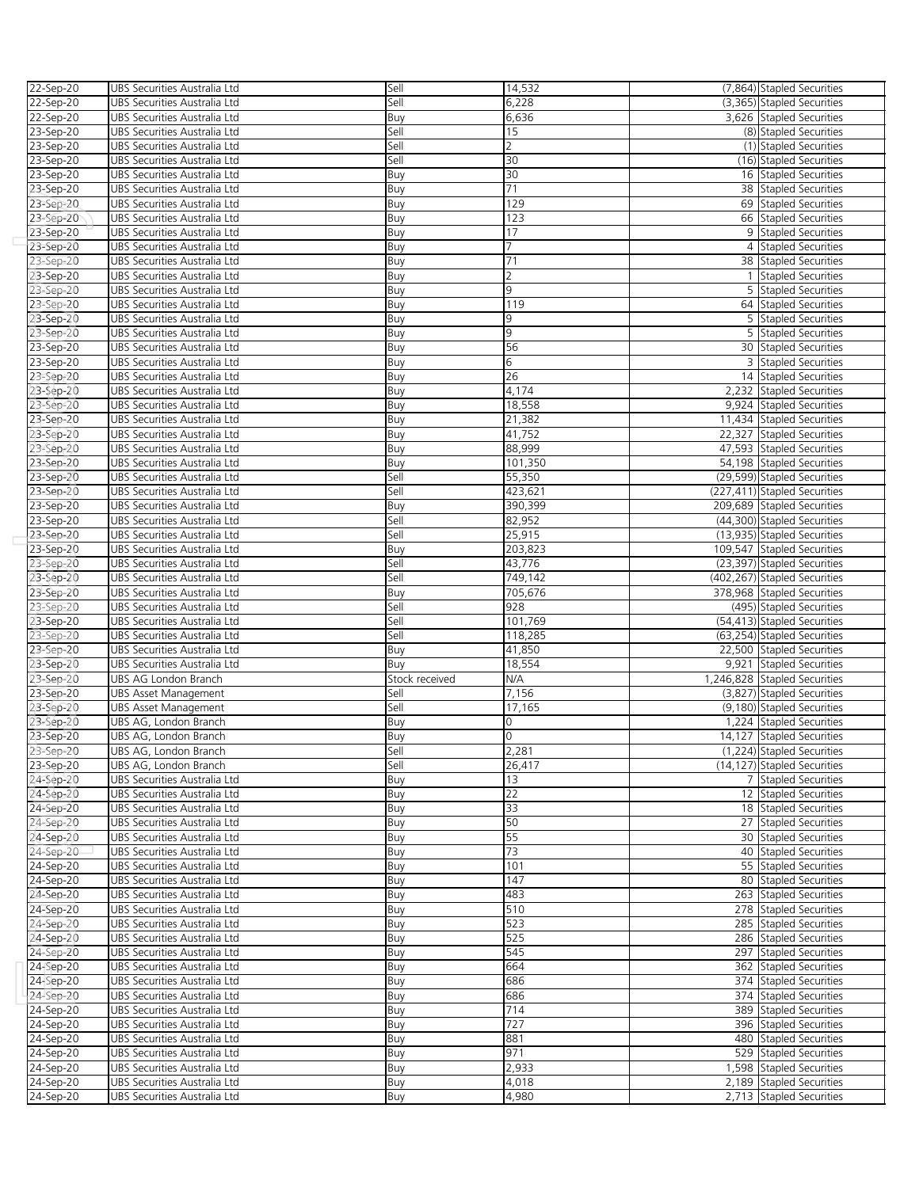| 22-Sep-20 | UBS Securities Australia Ltd | Sell | 14,532 | (7,864) | Stapled Securities |
|---|---|---|---|---|---|
| 22-Sep-20 | UBS Securities Australia Ltd | Sell | 6,228 | (3,365) | Stapled Securities |
| 22-Sep-20 | UBS Securities Australia Ltd | Buy | 6,636 | 3,626 | Stapled Securities |
| 23-Sep-20 | UBS Securities Australia Ltd | Sell | 15 | (8) | Stapled Securities |
| 23-Sep-20 | UBS Securities Australia Ltd | Sell | 2 | (1) | Stapled Securities |
| 23-Sep-20 | UBS Securities Australia Ltd | Sell | 30 | (16) | Stapled Securities |
| 23-Sep-20 | UBS Securities Australia Ltd | Buy | 30 | 16 | Stapled Securities |
| 23-Sep-20 | UBS Securities Australia Ltd | Buy | 71 | 38 | Stapled Securities |
| 23-Sep-20 | UBS Securities Australia Ltd | Buy | 129 | 69 | Stapled Securities |
| 23-Sep-20 | UBS Securities Australia Ltd | Buy | 123 | 66 | Stapled Securities |
| 23-Sep-20 | UBS Securities Australia Ltd | Buy | 17 | 9 | Stapled Securities |
| 23-Sep-20 | UBS Securities Australia Ltd | Buy | 7 | 4 | Stapled Securities |
| 23-Sep-20 | UBS Securities Australia Ltd | Buy | 71 | 38 | Stapled Securities |
| 23-Sep-20 | UBS Securities Australia Ltd | Buy | 2 | 1 | Stapled Securities |
| 23-Sep-20 | UBS Securities Australia Ltd | Buy | 9 | 5 | Stapled Securities |
| 23-Sep-20 | UBS Securities Australia Ltd | Buy | 119 | 64 | Stapled Securities |
| 23-Sep-20 | UBS Securities Australia Ltd | Buy | 9 | 5 | Stapled Securities |
| 23-Sep-20 | UBS Securities Australia Ltd | Buy | 9 | 5 | Stapled Securities |
| 23-Sep-20 | UBS Securities Australia Ltd | Buy | 56 | 30 | Stapled Securities |
| 23-Sep-20 | UBS Securities Australia Ltd | Buy | 6 | 3 | Stapled Securities |
| 23-Sep-20 | UBS Securities Australia Ltd | Buy | 26 | 14 | Stapled Securities |
| 23-Sep-20 | UBS Securities Australia Ltd | Buy | 4,174 | 2,232 | Stapled Securities |
| 23-Sep-20 | UBS Securities Australia Ltd | Buy | 18,558 | 9,924 | Stapled Securities |
| 23-Sep-20 | UBS Securities Australia Ltd | Buy | 21,382 | 11,434 | Stapled Securities |
| 23-Sep-20 | UBS Securities Australia Ltd | Buy | 41,752 | 22,327 | Stapled Securities |
| 23-Sep-20 | UBS Securities Australia Ltd | Buy | 88,999 | 47,593 | Stapled Securities |
| 23-Sep-20 | UBS Securities Australia Ltd | Buy | 101,350 | 54,198 | Stapled Securities |
| 23-Sep-20 | UBS Securities Australia Ltd | Sell | 55,350 | (29,599) | Stapled Securities |
| 23-Sep-20 | UBS Securities Australia Ltd | Sell | 423,621 | (227,411) | Stapled Securities |
| 23-Sep-20 | UBS Securities Australia Ltd | Buy | 390,399 | 209,689 | Stapled Securities |
| 23-Sep-20 | UBS Securities Australia Ltd | Sell | 82,952 | (44,300) | Stapled Securities |
| 23-Sep-20 | UBS Securities Australia Ltd | Sell | 25,915 | (13,935) | Stapled Securities |
| 23-Sep-20 | UBS Securities Australia Ltd | Buy | 203,823 | 109,547 | Stapled Securities |
| 23-Sep-20 | UBS Securities Australia Ltd | Sell | 43,776 | (23,397) | Stapled Securities |
| 23-Sep-20 | UBS Securities Australia Ltd | Sell | 749,142 | (402,267) | Stapled Securities |
| 23-Sep-20 | UBS Securities Australia Ltd | Buy | 705,676 | 378,968 | Stapled Securities |
| 23-Sep-20 | UBS Securities Australia Ltd | Sell | 928 | (495) | Stapled Securities |
| 23-Sep-20 | UBS Securities Australia Ltd | Sell | 101,769 | (54,413) | Stapled Securities |
| 23-Sep-20 | UBS Securities Australia Ltd | Sell | 118,285 | (63,254) | Stapled Securities |
| 23-Sep-20 | UBS Securities Australia Ltd | Buy | 41,850 | 22,500 | Stapled Securities |
| 23-Sep-20 | UBS Securities Australia Ltd | Buy | 18,554 | 9,921 | Stapled Securities |
| 23-Sep-20 | UBS AG London Branch | Stock received | N/A | 1,246,828 | Stapled Securities |
| 23-Sep-20 | UBS Asset Management | Sell | 7,156 | (3,827) | Stapled Securities |
| 23-Sep-20 | UBS Asset Management | Sell | 17,165 | (9,180) | Stapled Securities |
| 23-Sep-20 | UBS AG, London Branch | Buy | 0 | 1,224 | Stapled Securities |
| 23-Sep-20 | UBS AG, London Branch | Buy | 0 | 14,127 | Stapled Securities |
| 23-Sep-20 | UBS AG, London Branch | Sell | 2,281 | (1,224) | Stapled Securities |
| 23-Sep-20 | UBS AG, London Branch | Sell | 26,417 | (14,127) | Stapled Securities |
| 24-Sep-20 | UBS Securities Australia Ltd | Buy | 13 | 7 | Stapled Securities |
| 24-Sep-20 | UBS Securities Australia Ltd | Buy | 22 | 12 | Stapled Securities |
| 24-Sep-20 | UBS Securities Australia Ltd | Buy | 33 | 18 | Stapled Securities |
| 24-Sep-20 | UBS Securities Australia Ltd | Buy | 50 | 27 | Stapled Securities |
| 24-Sep-20 | UBS Securities Australia Ltd | Buy | 55 | 30 | Stapled Securities |
| 24-Sep-20 | UBS Securities Australia Ltd | Buy | 73 | 40 | Stapled Securities |
| 24-Sep-20 | UBS Securities Australia Ltd | Buy | 101 | 55 | Stapled Securities |
| 24-Sep-20 | UBS Securities Australia Ltd | Buy | 147 | 80 | Stapled Securities |
| 24-Sep-20 | UBS Securities Australia Ltd | Buy | 483 | 263 | Stapled Securities |
| 24-Sep-20 | UBS Securities Australia Ltd | Buy | 510 | 278 | Stapled Securities |
| 24-Sep-20 | UBS Securities Australia Ltd | Buy | 523 | 285 | Stapled Securities |
| 24-Sep-20 | UBS Securities Australia Ltd | Buy | 525 | 286 | Stapled Securities |
| 24-Sep-20 | UBS Securities Australia Ltd | Buy | 545 | 297 | Stapled Securities |
| 24-Sep-20 | UBS Securities Australia Ltd | Buy | 664 | 362 | Stapled Securities |
| 24-Sep-20 | UBS Securities Australia Ltd | Buy | 686 | 374 | Stapled Securities |
| 24-Sep-20 | UBS Securities Australia Ltd | Buy | 686 | 374 | Stapled Securities |
| 24-Sep-20 | UBS Securities Australia Ltd | Buy | 714 | 389 | Stapled Securities |
| 24-Sep-20 | UBS Securities Australia Ltd | Buy | 727 | 396 | Stapled Securities |
| 24-Sep-20 | UBS Securities Australia Ltd | Buy | 881 | 480 | Stapled Securities |
| 24-Sep-20 | UBS Securities Australia Ltd | Buy | 971 | 529 | Stapled Securities |
| 24-Sep-20 | UBS Securities Australia Ltd | Buy | 2,933 | 1,598 | Stapled Securities |
| 24-Sep-20 | UBS Securities Australia Ltd | Buy | 4,018 | 2,189 | Stapled Securities |
| 24-Sep-20 | UBS Securities Australia Ltd | Buy | 4,980 | 2,713 | Stapled Securities |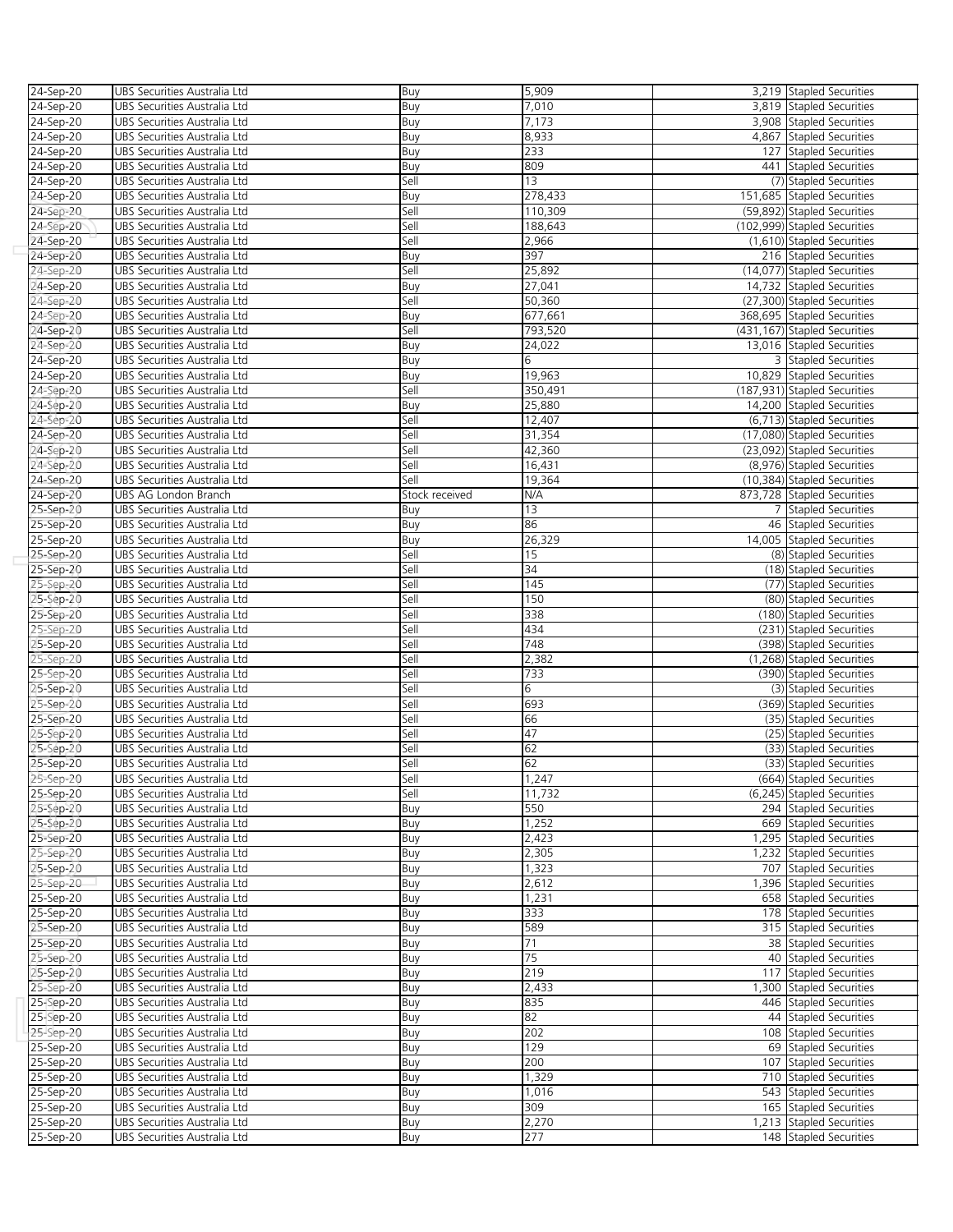| | | | | | |
|---|---|---|---|---|---|
| 24-Sep-20 | UBS Securities Australia Ltd | Buy | 5,909 | 3,219 | Stapled Securities |
| 24-Sep-20 | UBS Securities Australia Ltd | Buy | 7,010 | 3,819 | Stapled Securities |
| 24-Sep-20 | UBS Securities Australia Ltd | Buy | 7,173 | 3,908 | Stapled Securities |
| 24-Sep-20 | UBS Securities Australia Ltd | Buy | 8,933 | 4,867 | Stapled Securities |
| 24-Sep-20 | UBS Securities Australia Ltd | Buy | 233 | 127 | Stapled Securities |
| 24-Sep-20 | UBS Securities Australia Ltd | Buy | 809 | 441 | Stapled Securities |
| 24-Sep-20 | UBS Securities Australia Ltd | Sell | 13 | (7) | Stapled Securities |
| 24-Sep-20 | UBS Securities Australia Ltd | Buy | 278,433 | 151,685 | Stapled Securities |
| 24-Sep-20 | UBS Securities Australia Ltd | Sell | 110,309 | (59,892) | Stapled Securities |
| 24-Sep-20 | UBS Securities Australia Ltd | Sell | 188,643 | (102,999) | Stapled Securities |
| 24-Sep-20 | UBS Securities Australia Ltd | Sell | 2,966 | (1,610) | Stapled Securities |
| 24-Sep-20 | UBS Securities Australia Ltd | Buy | 397 | 216 | Stapled Securities |
| 24-Sep-20 | UBS Securities Australia Ltd | Sell | 25,892 | (14,077) | Stapled Securities |
| 24-Sep-20 | UBS Securities Australia Ltd | Buy | 27,041 | 14,732 | Stapled Securities |
| 24-Sep-20 | UBS Securities Australia Ltd | Sell | 50,360 | (27,300) | Stapled Securities |
| 24-Sep-20 | UBS Securities Australia Ltd | Buy | 677,661 | 368,695 | Stapled Securities |
| 24-Sep-20 | UBS Securities Australia Ltd | Sell | 793,520 | (431,167) | Stapled Securities |
| 24-Sep-20 | UBS Securities Australia Ltd | Buy | 24,022 | 13,016 | Stapled Securities |
| 24-Sep-20 | UBS Securities Australia Ltd | Buy | 6 | 3 | Stapled Securities |
| 24-Sep-20 | UBS Securities Australia Ltd | Buy | 19,963 | 10,829 | Stapled Securities |
| 24-Sep-20 | UBS Securities Australia Ltd | Sell | 350,491 | (187,931) | Stapled Securities |
| 24-Sep-20 | UBS Securities Australia Ltd | Buy | 25,880 | 14,200 | Stapled Securities |
| 24-Sep-20 | UBS Securities Australia Ltd | Sell | 12,407 | (6,713) | Stapled Securities |
| 24-Sep-20 | UBS Securities Australia Ltd | Sell | 31,354 | (17,080) | Stapled Securities |
| 24-Sep-20 | UBS Securities Australia Ltd | Sell | 42,360 | (23,092) | Stapled Securities |
| 24-Sep-20 | UBS Securities Australia Ltd | Sell | 16,431 | (8,976) | Stapled Securities |
| 24-Sep-20 | UBS Securities Australia Ltd | Sell | 19,364 | (10,384) | Stapled Securities |
| 24-Sep-20 | UBS AG London Branch | Stock received | N/A | 873,728 | Stapled Securities |
| 25-Sep-20 | UBS Securities Australia Ltd | Buy | 13 | 7 | Stapled Securities |
| 25-Sep-20 | UBS Securities Australia Ltd | Buy | 86 | 46 | Stapled Securities |
| 25-Sep-20 | UBS Securities Australia Ltd | Buy | 26,329 | 14,005 | Stapled Securities |
| 25-Sep-20 | UBS Securities Australia Ltd | Sell | 15 | (8) | Stapled Securities |
| 25-Sep-20 | UBS Securities Australia Ltd | Sell | 34 | (18) | Stapled Securities |
| 25-Sep-20 | UBS Securities Australia Ltd | Sell | 145 | (77) | Stapled Securities |
| 25-Sep-20 | UBS Securities Australia Ltd | Sell | 150 | (80) | Stapled Securities |
| 25-Sep-20 | UBS Securities Australia Ltd | Sell | 338 | (180) | Stapled Securities |
| 25-Sep-20 | UBS Securities Australia Ltd | Sell | 434 | (231) | Stapled Securities |
| 25-Sep-20 | UBS Securities Australia Ltd | Sell | 748 | (398) | Stapled Securities |
| 25-Sep-20 | UBS Securities Australia Ltd | Sell | 2,382 | (1,268) | Stapled Securities |
| 25-Sep-20 | UBS Securities Australia Ltd | Sell | 733 | (390) | Stapled Securities |
| 25-Sep-20 | UBS Securities Australia Ltd | Sell | 6 | (3) | Stapled Securities |
| 25-Sep-20 | UBS Securities Australia Ltd | Sell | 693 | (369) | Stapled Securities |
| 25-Sep-20 | UBS Securities Australia Ltd | Sell | 66 | (35) | Stapled Securities |
| 25-Sep-20 | UBS Securities Australia Ltd | Sell | 47 | (25) | Stapled Securities |
| 25-Sep-20 | UBS Securities Australia Ltd | Sell | 62 | (33) | Stapled Securities |
| 25-Sep-20 | UBS Securities Australia Ltd | Sell | 62 | (33) | Stapled Securities |
| 25-Sep-20 | UBS Securities Australia Ltd | Sell | 1,247 | (664) | Stapled Securities |
| 25-Sep-20 | UBS Securities Australia Ltd | Sell | 11,732 | (6,245) | Stapled Securities |
| 25-Sep-20 | UBS Securities Australia Ltd | Buy | 550 | 294 | Stapled Securities |
| 25-Sep-20 | UBS Securities Australia Ltd | Buy | 1,252 | 669 | Stapled Securities |
| 25-Sep-20 | UBS Securities Australia Ltd | Buy | 2,423 | 1,295 | Stapled Securities |
| 25-Sep-20 | UBS Securities Australia Ltd | Buy | 2,305 | 1,232 | Stapled Securities |
| 25-Sep-20 | UBS Securities Australia Ltd | Buy | 1,323 | 707 | Stapled Securities |
| 25-Sep-20 | UBS Securities Australia Ltd | Buy | 2,612 | 1,396 | Stapled Securities |
| 25-Sep-20 | UBS Securities Australia Ltd | Buy | 1,231 | 658 | Stapled Securities |
| 25-Sep-20 | UBS Securities Australia Ltd | Buy | 333 | 178 | Stapled Securities |
| 25-Sep-20 | UBS Securities Australia Ltd | Buy | 589 | 315 | Stapled Securities |
| 25-Sep-20 | UBS Securities Australia Ltd | Buy | 71 | 38 | Stapled Securities |
| 25-Sep-20 | UBS Securities Australia Ltd | Buy | 75 | 40 | Stapled Securities |
| 25-Sep-20 | UBS Securities Australia Ltd | Buy | 219 | 117 | Stapled Securities |
| 25-Sep-20 | UBS Securities Australia Ltd | Buy | 2,433 | 1,300 | Stapled Securities |
| 25-Sep-20 | UBS Securities Australia Ltd | Buy | 835 | 446 | Stapled Securities |
| 25-Sep-20 | UBS Securities Australia Ltd | Buy | 82 | 44 | Stapled Securities |
| 25-Sep-20 | UBS Securities Australia Ltd | Buy | 202 | 108 | Stapled Securities |
| 25-Sep-20 | UBS Securities Australia Ltd | Buy | 129 | 69 | Stapled Securities |
| 25-Sep-20 | UBS Securities Australia Ltd | Buy | 200 | 107 | Stapled Securities |
| 25-Sep-20 | UBS Securities Australia Ltd | Buy | 1,329 | 710 | Stapled Securities |
| 25-Sep-20 | UBS Securities Australia Ltd | Buy | 1,016 | 543 | Stapled Securities |
| 25-Sep-20 | UBS Securities Australia Ltd | Buy | 309 | 165 | Stapled Securities |
| 25-Sep-20 | UBS Securities Australia Ltd | Buy | 2,270 | 1,213 | Stapled Securities |
| 25-Sep-20 | UBS Securities Australia Ltd | Buy | 277 | 148 | Stapled Securities |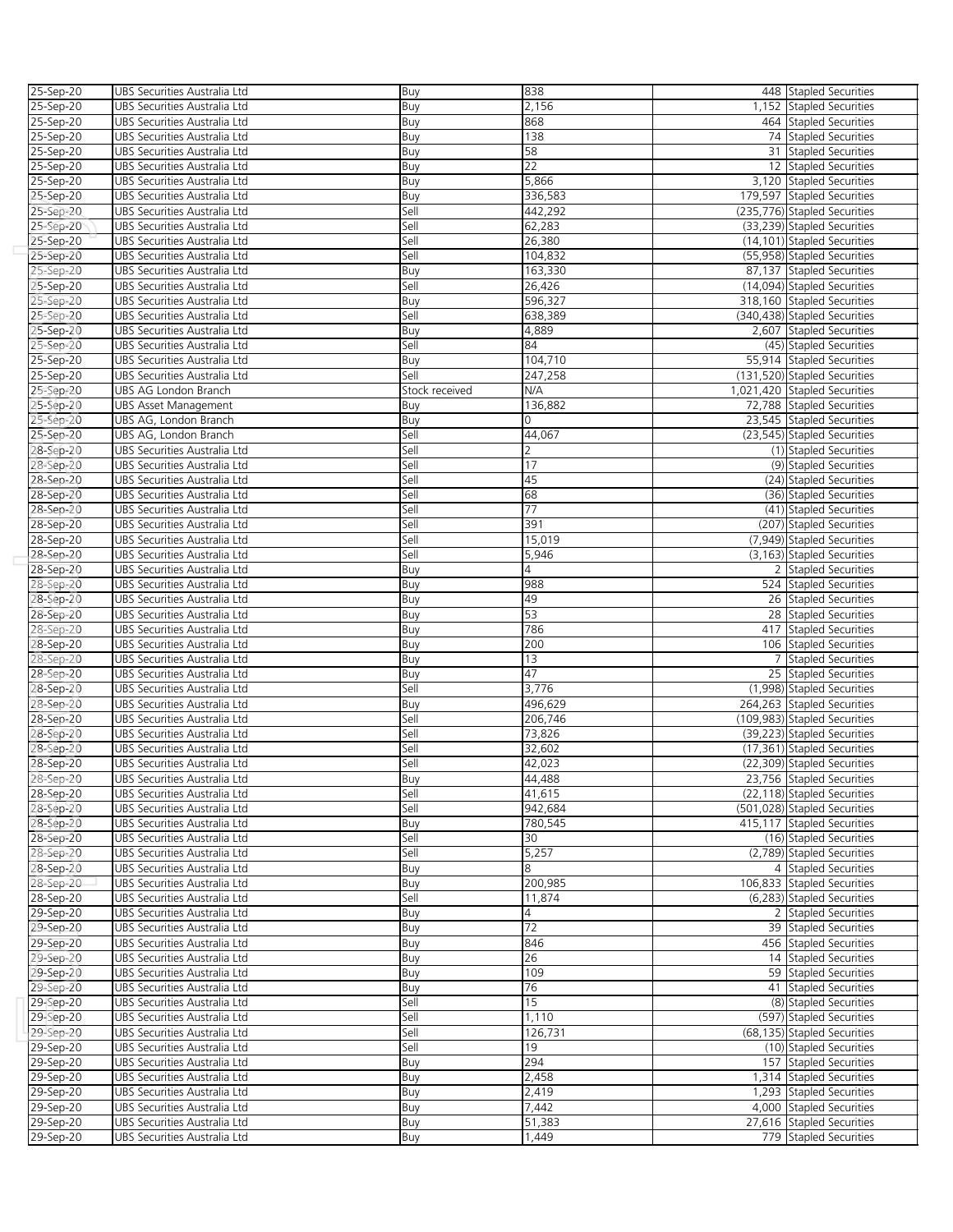| | | | | | |
|---|---|---|---|---|---|
| 25-Sep-20 | UBS Securities Australia Ltd | Buy | 838 | 448 | Stapled Securities |
| 25-Sep-20 | UBS Securities Australia Ltd | Buy | 2,156 | 1,152 | Stapled Securities |
| 25-Sep-20 | UBS Securities Australia Ltd | Buy | 868 | 464 | Stapled Securities |
| 25-Sep-20 | UBS Securities Australia Ltd | Buy | 138 | 74 | Stapled Securities |
| 25-Sep-20 | UBS Securities Australia Ltd | Buy | 58 | 31 | Stapled Securities |
| 25-Sep-20 | UBS Securities Australia Ltd | Buy | 22 | 12 | Stapled Securities |
| 25-Sep-20 | UBS Securities Australia Ltd | Buy | 5,866 | 3,120 | Stapled Securities |
| 25-Sep-20 | UBS Securities Australia Ltd | Buy | 336,583 | 179,597 | Stapled Securities |
| 25-Sep-20 | UBS Securities Australia Ltd | Sell | 442,292 | (235,776) | Stapled Securities |
| 25-Sep-20 | UBS Securities Australia Ltd | Sell | 62,283 | (33,239) | Stapled Securities |
| 25-Sep-20 | UBS Securities Australia Ltd | Sell | 26,380 | (14,101) | Stapled Securities |
| 25-Sep-20 | UBS Securities Australia Ltd | Sell | 104,832 | (55,958) | Stapled Securities |
| 25-Sep-20 | UBS Securities Australia Ltd | Buy | 163,330 | 87,137 | Stapled Securities |
| 25-Sep-20 | UBS Securities Australia Ltd | Sell | 26,426 | (14,094) | Stapled Securities |
| 25-Sep-20 | UBS Securities Australia Ltd | Buy | 596,327 | 318,160 | Stapled Securities |
| 25-Sep-20 | UBS Securities Australia Ltd | Sell | 638,389 | (340,438) | Stapled Securities |
| 25-Sep-20 | UBS Securities Australia Ltd | Buy | 4,889 | 2,607 | Stapled Securities |
| 25-Sep-20 | UBS Securities Australia Ltd | Sell | 84 | (45) | Stapled Securities |
| 25-Sep-20 | UBS Securities Australia Ltd | Buy | 104,710 | 55,914 | Stapled Securities |
| 25-Sep-20 | UBS Securities Australia Ltd | Sell | 247,258 | (131,520) | Stapled Securities |
| 25-Sep-20 | UBS AG London Branch | Stock received | N/A | 1,021,420 | Stapled Securities |
| 25-Sep-20 | UBS Asset Management | Buy | 136,882 | 72,788 | Stapled Securities |
| 25-Sep-20 | UBS AG, London Branch | Buy | 0 | 23,545 | Stapled Securities |
| 25-Sep-20 | UBS AG, London Branch | Sell | 44,067 | (23,545) | Stapled Securities |
| 28-Sep-20 | UBS Securities Australia Ltd | Sell | 2 | (1) | Stapled Securities |
| 28-Sep-20 | UBS Securities Australia Ltd | Sell | 17 | (9) | Stapled Securities |
| 28-Sep-20 | UBS Securities Australia Ltd | Sell | 45 | (24) | Stapled Securities |
| 28-Sep-20 | UBS Securities Australia Ltd | Sell | 68 | (36) | Stapled Securities |
| 28-Sep-20 | UBS Securities Australia Ltd | Sell | 77 | (41) | Stapled Securities |
| 28-Sep-20 | UBS Securities Australia Ltd | Sell | 391 | (207) | Stapled Securities |
| 28-Sep-20 | UBS Securities Australia Ltd | Sell | 15,019 | (7,949) | Stapled Securities |
| 28-Sep-20 | UBS Securities Australia Ltd | Sell | 5,946 | (3,163) | Stapled Securities |
| 28-Sep-20 | UBS Securities Australia Ltd | Buy | 4 | 2 | Stapled Securities |
| 28-Sep-20 | UBS Securities Australia Ltd | Buy | 988 | 524 | Stapled Securities |
| 28-Sep-20 | UBS Securities Australia Ltd | Buy | 49 | 26 | Stapled Securities |
| 28-Sep-20 | UBS Securities Australia Ltd | Buy | 53 | 28 | Stapled Securities |
| 28-Sep-20 | UBS Securities Australia Ltd | Buy | 786 | 417 | Stapled Securities |
| 28-Sep-20 | UBS Securities Australia Ltd | Buy | 200 | 106 | Stapled Securities |
| 28-Sep-20 | UBS Securities Australia Ltd | Buy | 13 | 7 | Stapled Securities |
| 28-Sep-20 | UBS Securities Australia Ltd | Buy | 47 | 25 | Stapled Securities |
| 28-Sep-20 | UBS Securities Australia Ltd | Sell | 3,776 | (1,998) | Stapled Securities |
| 28-Sep-20 | UBS Securities Australia Ltd | Buy | 496,629 | 264,263 | Stapled Securities |
| 28-Sep-20 | UBS Securities Australia Ltd | Sell | 206,746 | (109,983) | Stapled Securities |
| 28-Sep-20 | UBS Securities Australia Ltd | Sell | 73,826 | (39,223) | Stapled Securities |
| 28-Sep-20 | UBS Securities Australia Ltd | Sell | 32,602 | (17,361) | Stapled Securities |
| 28-Sep-20 | UBS Securities Australia Ltd | Sell | 42,023 | (22,309) | Stapled Securities |
| 28-Sep-20 | UBS Securities Australia Ltd | Buy | 44,488 | 23,756 | Stapled Securities |
| 28-Sep-20 | UBS Securities Australia Ltd | Sell | 41,615 | (22,118) | Stapled Securities |
| 28-Sep-20 | UBS Securities Australia Ltd | Sell | 942,684 | (501,028) | Stapled Securities |
| 28-Sep-20 | UBS Securities Australia Ltd | Buy | 780,545 | 415,117 | Stapled Securities |
| 28-Sep-20 | UBS Securities Australia Ltd | Sell | 30 | (16) | Stapled Securities |
| 28-Sep-20 | UBS Securities Australia Ltd | Sell | 5,257 | (2,789) | Stapled Securities |
| 28-Sep-20 | UBS Securities Australia Ltd | Buy | 8 | 4 | Stapled Securities |
| 28-Sep-20 | UBS Securities Australia Ltd | Buy | 200,985 | 106,833 | Stapled Securities |
| 28-Sep-20 | UBS Securities Australia Ltd | Sell | 11,874 | (6,283) | Stapled Securities |
| 29-Sep-20 | UBS Securities Australia Ltd | Buy | 4 | 2 | Stapled Securities |
| 29-Sep-20 | UBS Securities Australia Ltd | Buy | 72 | 39 | Stapled Securities |
| 29-Sep-20 | UBS Securities Australia Ltd | Buy | 846 | 456 | Stapled Securities |
| 29-Sep-20 | UBS Securities Australia Ltd | Buy | 26 | 14 | Stapled Securities |
| 29-Sep-20 | UBS Securities Australia Ltd | Buy | 109 | 59 | Stapled Securities |
| 29-Sep-20 | UBS Securities Australia Ltd | Buy | 76 | 41 | Stapled Securities |
| 29-Sep-20 | UBS Securities Australia Ltd | Sell | 15 | (8) | Stapled Securities |
| 29-Sep-20 | UBS Securities Australia Ltd | Sell | 1,110 | (597) | Stapled Securities |
| 29-Sep-20 | UBS Securities Australia Ltd | Sell | 126,731 | (68,135) | Stapled Securities |
| 29-Sep-20 | UBS Securities Australia Ltd | Sell | 19 | (10) | Stapled Securities |
| 29-Sep-20 | UBS Securities Australia Ltd | Buy | 294 | 157 | Stapled Securities |
| 29-Sep-20 | UBS Securities Australia Ltd | Buy | 2,458 | 1,314 | Stapled Securities |
| 29-Sep-20 | UBS Securities Australia Ltd | Buy | 2,419 | 1,293 | Stapled Securities |
| 29-Sep-20 | UBS Securities Australia Ltd | Buy | 7,442 | 4,000 | Stapled Securities |
| 29-Sep-20 | UBS Securities Australia Ltd | Buy | 51,383 | 27,616 | Stapled Securities |
| 29-Sep-20 | UBS Securities Australia Ltd | Buy | 1,449 | 779 | Stapled Securities |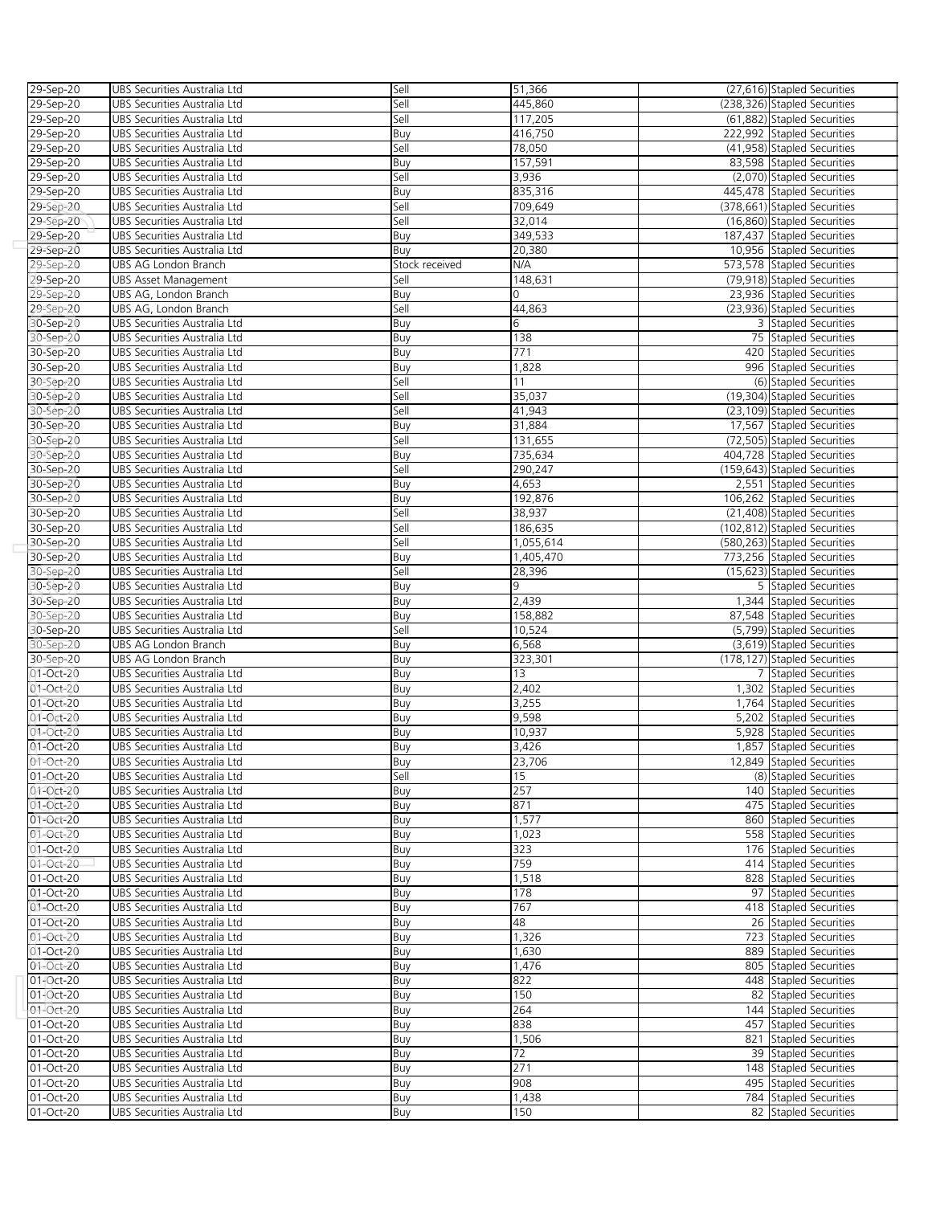| 29-Sep-20 | UBS Securities Australia Ltd | Sell | 51,366 | (27,616) | Stapled Securities |
|---|---|---|---|---|---|
| 29-Sep-20 | UBS Securities Australia Ltd | Sell | 445,860 | (238,326) | Stapled Securities |
| 29-Sep-20 | UBS Securities Australia Ltd | Sell | 117,205 | (61,882) | Stapled Securities |
| 29-Sep-20 | UBS Securities Australia Ltd | Buy | 416,750 | 222,992 | Stapled Securities |
| 29-Sep-20 | UBS Securities Australia Ltd | Sell | 78,050 | (41,958) | Stapled Securities |
| 29-Sep-20 | UBS Securities Australia Ltd | Buy | 157,591 | 83,598 | Stapled Securities |
| 29-Sep-20 | UBS Securities Australia Ltd | Sell | 3,936 | (2,070) | Stapled Securities |
| 29-Sep-20 | UBS Securities Australia Ltd | Buy | 835,316 | 445,478 | Stapled Securities |
| 29-Sep-20 | UBS Securities Australia Ltd | Sell | 709,649 | (378,661) | Stapled Securities |
| 29-Sep-20 | UBS Securities Australia Ltd | Sell | 32,014 | (16,860) | Stapled Securities |
| 29-Sep-20 | UBS Securities Australia Ltd | Buy | 349,533 | 187,437 | Stapled Securities |
| 29-Sep-20 | UBS Securities Australia Ltd | Buy | 20,380 | 10,956 | Stapled Securities |
| 29-Sep-20 | UBS AG London Branch | Stock received | N/A | 573,578 | Stapled Securities |
| 29-Sep-20 | UBS Asset Management | Sell | 148,631 | (79,918) | Stapled Securities |
| 29-Sep-20 | UBS AG, London Branch | Buy | 0 | 23,936 | Stapled Securities |
| 29-Sep-20 | UBS AG, London Branch | Sell | 44,863 | (23,936) | Stapled Securities |
| 30-Sep-20 | UBS Securities Australia Ltd | Buy | 6 | 3 | Stapled Securities |
| 30-Sep-20 | UBS Securities Australia Ltd | Buy | 138 | 75 | Stapled Securities |
| 30-Sep-20 | UBS Securities Australia Ltd | Buy | 771 | 420 | Stapled Securities |
| 30-Sep-20 | UBS Securities Australia Ltd | Buy | 1,828 | 996 | Stapled Securities |
| 30-Sep-20 | UBS Securities Australia Ltd | Sell | 11 | (6) | Stapled Securities |
| 30-Sep-20 | UBS Securities Australia Ltd | Sell | 35,037 | (19,304) | Stapled Securities |
| 30-Sep-20 | UBS Securities Australia Ltd | Sell | 41,943 | (23,109) | Stapled Securities |
| 30-Sep-20 | UBS Securities Australia Ltd | Buy | 31,884 | 17,567 | Stapled Securities |
| 30-Sep-20 | UBS Securities Australia Ltd | Sell | 131,655 | (72,505) | Stapled Securities |
| 30-Sep-20 | UBS Securities Australia Ltd | Buy | 735,634 | 404,728 | Stapled Securities |
| 30-Sep-20 | UBS Securities Australia Ltd | Sell | 290,247 | (159,643) | Stapled Securities |
| 30-Sep-20 | UBS Securities Australia Ltd | Buy | 4,653 | 2,551 | Stapled Securities |
| 30-Sep-20 | UBS Securities Australia Ltd | Buy | 192,876 | 106,262 | Stapled Securities |
| 30-Sep-20 | UBS Securities Australia Ltd | Sell | 38,937 | (21,408) | Stapled Securities |
| 30-Sep-20 | UBS Securities Australia Ltd | Sell | 186,635 | (102,812) | Stapled Securities |
| 30-Sep-20 | UBS Securities Australia Ltd | Sell | 1,055,614 | (580,263) | Stapled Securities |
| 30-Sep-20 | UBS Securities Australia Ltd | Buy | 1,405,470 | 773,256 | Stapled Securities |
| 30-Sep-20 | UBS Securities Australia Ltd | Sell | 28,396 | (15,623) | Stapled Securities |
| 30-Sep-20 | UBS Securities Australia Ltd | Buy | 9 | 5 | Stapled Securities |
| 30-Sep-20 | UBS Securities Australia Ltd | Buy | 2,439 | 1,344 | Stapled Securities |
| 30-Sep-20 | UBS Securities Australia Ltd | Buy | 158,882 | 87,548 | Stapled Securities |
| 30-Sep-20 | UBS Securities Australia Ltd | Sell | 10,524 | (5,799) | Stapled Securities |
| 30-Sep-20 | UBS AG London Branch | Buy | 6,568 | (3,619) | Stapled Securities |
| 30-Sep-20 | UBS AG London Branch | Buy | 323,301 | (178,127) | Stapled Securities |
| 01-Oct-20 | UBS Securities Australia Ltd | Buy | 13 | 7 | Stapled Securities |
| 01-Oct-20 | UBS Securities Australia Ltd | Buy | 2,402 | 1,302 | Stapled Securities |
| 01-Oct-20 | UBS Securities Australia Ltd | Buy | 3,255 | 1,764 | Stapled Securities |
| 01-Oct-20 | UBS Securities Australia Ltd | Buy | 9,598 | 5,202 | Stapled Securities |
| 01-Oct-20 | UBS Securities Australia Ltd | Buy | 10,937 | 5,928 | Stapled Securities |
| 01-Oct-20 | UBS Securities Australia Ltd | Buy | 3,426 | 1,857 | Stapled Securities |
| 01-Oct-20 | UBS Securities Australia Ltd | Buy | 23,706 | 12,849 | Stapled Securities |
| 01-Oct-20 | UBS Securities Australia Ltd | Sell | 15 | (8) | Stapled Securities |
| 01-Oct-20 | UBS Securities Australia Ltd | Buy | 257 | 140 | Stapled Securities |
| 01-Oct-20 | UBS Securities Australia Ltd | Buy | 871 | 475 | Stapled Securities |
| 01-Oct-20 | UBS Securities Australia Ltd | Buy | 1,577 | 860 | Stapled Securities |
| 01-Oct-20 | UBS Securities Australia Ltd | Buy | 1,023 | 558 | Stapled Securities |
| 01-Oct-20 | UBS Securities Australia Ltd | Buy | 323 | 176 | Stapled Securities |
| 01-Oct-20 | UBS Securities Australia Ltd | Buy | 759 | 414 | Stapled Securities |
| 01-Oct-20 | UBS Securities Australia Ltd | Buy | 1,518 | 828 | Stapled Securities |
| 01-Oct-20 | UBS Securities Australia Ltd | Buy | 178 | 97 | Stapled Securities |
| 01-Oct-20 | UBS Securities Australia Ltd | Buy | 767 | 418 | Stapled Securities |
| 01-Oct-20 | UBS Securities Australia Ltd | Buy | 48 | 26 | Stapled Securities |
| 01-Oct-20 | UBS Securities Australia Ltd | Buy | 1,326 | 723 | Stapled Securities |
| 01-Oct-20 | UBS Securities Australia Ltd | Buy | 1,630 | 889 | Stapled Securities |
| 01-Oct-20 | UBS Securities Australia Ltd | Buy | 1,476 | 805 | Stapled Securities |
| 01-Oct-20 | UBS Securities Australia Ltd | Buy | 822 | 448 | Stapled Securities |
| 01-Oct-20 | UBS Securities Australia Ltd | Buy | 150 | 82 | Stapled Securities |
| 01-Oct-20 | UBS Securities Australia Ltd | Buy | 264 | 144 | Stapled Securities |
| 01-Oct-20 | UBS Securities Australia Ltd | Buy | 838 | 457 | Stapled Securities |
| 01-Oct-20 | UBS Securities Australia Ltd | Buy | 1,506 | 821 | Stapled Securities |
| 01-Oct-20 | UBS Securities Australia Ltd | Buy | 72 | 39 | Stapled Securities |
| 01-Oct-20 | UBS Securities Australia Ltd | Buy | 271 | 148 | Stapled Securities |
| 01-Oct-20 | UBS Securities Australia Ltd | Buy | 908 | 495 | Stapled Securities |
| 01-Oct-20 | UBS Securities Australia Ltd | Buy | 1,438 | 784 | Stapled Securities |
| 01-Oct-20 | UBS Securities Australia Ltd | Buy | 150 | 82 | Stapled Securities |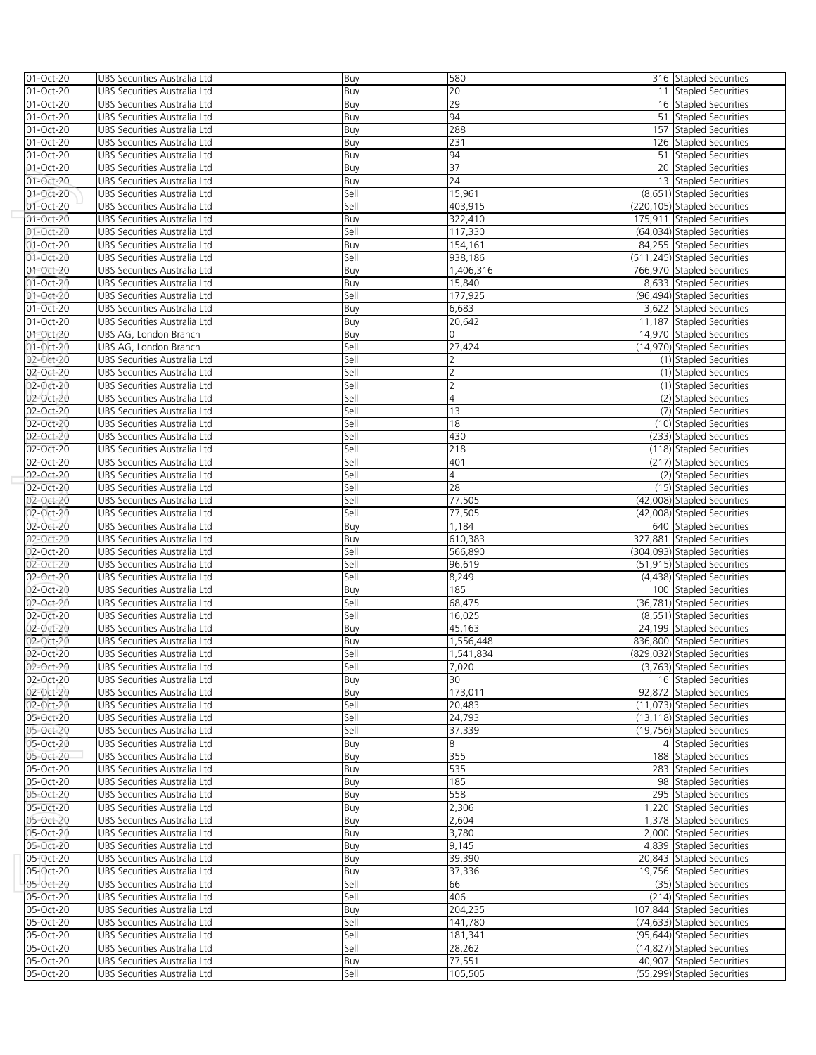| | | | | | |
|---|---|---|---|---|---|
| 01-Oct-20 | UBS Securities Australia Ltd | Buy | 580 | 316 | Stapled Securities |
| 01-Oct-20 | UBS Securities Australia Ltd | Buy | 20 | 11 | Stapled Securities |
| 01-Oct-20 | UBS Securities Australia Ltd | Buy | 29 | 16 | Stapled Securities |
| 01-Oct-20 | UBS Securities Australia Ltd | Buy | 94 | 51 | Stapled Securities |
| 01-Oct-20 | UBS Securities Australia Ltd | Buy | 288 | 157 | Stapled Securities |
| 01-Oct-20 | UBS Securities Australia Ltd | Buy | 231 | 126 | Stapled Securities |
| 01-Oct-20 | UBS Securities Australia Ltd | Buy | 94 | 51 | Stapled Securities |
| 01-Oct-20 | UBS Securities Australia Ltd | Buy | 37 | 20 | Stapled Securities |
| 01-Oct-20 | UBS Securities Australia Ltd | Buy | 24 | 13 | Stapled Securities |
| 01-Oct-20 | UBS Securities Australia Ltd | Sell | 15,961 | (8,651) | Stapled Securities |
| 01-Oct-20 | UBS Securities Australia Ltd | Sell | 403,915 | (220,105) | Stapled Securities |
| 01-Oct-20 | UBS Securities Australia Ltd | Buy | 322,410 | 175,911 | Stapled Securities |
| 01-Oct-20 | UBS Securities Australia Ltd | Sell | 117,330 | (64,034) | Stapled Securities |
| 01-Oct-20 | UBS Securities Australia Ltd | Buy | 154,161 | 84,255 | Stapled Securities |
| 01-Oct-20 | UBS Securities Australia Ltd | Sell | 938,186 | (511,245) | Stapled Securities |
| 01-Oct-20 | UBS Securities Australia Ltd | Buy | 1,406,316 | 766,970 | Stapled Securities |
| 01-Oct-20 | UBS Securities Australia Ltd | Buy | 15,840 | 8,633 | Stapled Securities |
| 01-Oct-20 | UBS Securities Australia Ltd | Sell | 177,925 | (96,494) | Stapled Securities |
| 01-Oct-20 | UBS Securities Australia Ltd | Buy | 6,683 | 3,622 | Stapled Securities |
| 01-Oct-20 | UBS Securities Australia Ltd | Buy | 20,642 | 11,187 | Stapled Securities |
| 01-Oct-20 | UBS AG, London Branch | Buy | 0 | 14,970 | Stapled Securities |
| 01-Oct-20 | UBS AG, London Branch | Sell | 27,424 | (14,970) | Stapled Securities |
| 02-Oct-20 | UBS Securities Australia Ltd | Sell | 2 | (1) | Stapled Securities |
| 02-Oct-20 | UBS Securities Australia Ltd | Sell | 2 | (1) | Stapled Securities |
| 02-Oct-20 | UBS Securities Australia Ltd | Sell | 2 | (1) | Stapled Securities |
| 02-Oct-20 | UBS Securities Australia Ltd | Sell | 4 | (2) | Stapled Securities |
| 02-Oct-20 | UBS Securities Australia Ltd | Sell | 13 | (7) | Stapled Securities |
| 02-Oct-20 | UBS Securities Australia Ltd | Sell | 18 | (10) | Stapled Securities |
| 02-Oct-20 | UBS Securities Australia Ltd | Sell | 430 | (233) | Stapled Securities |
| 02-Oct-20 | UBS Securities Australia Ltd | Sell | 218 | (118) | Stapled Securities |
| 02-Oct-20 | UBS Securities Australia Ltd | Sell | 401 | (217) | Stapled Securities |
| 02-Oct-20 | UBS Securities Australia Ltd | Sell | 4 | (2) | Stapled Securities |
| 02-Oct-20 | UBS Securities Australia Ltd | Sell | 28 | (15) | Stapled Securities |
| 02-Oct-20 | UBS Securities Australia Ltd | Sell | 77,505 | (42,008) | Stapled Securities |
| 02-Oct-20 | UBS Securities Australia Ltd | Sell | 77,505 | (42,008) | Stapled Securities |
| 02-Oct-20 | UBS Securities Australia Ltd | Buy | 1,184 | 640 | Stapled Securities |
| 02-Oct-20 | UBS Securities Australia Ltd | Buy | 610,383 | 327,881 | Stapled Securities |
| 02-Oct-20 | UBS Securities Australia Ltd | Sell | 566,890 | (304,093) | Stapled Securities |
| 02-Oct-20 | UBS Securities Australia Ltd | Sell | 96,619 | (51,915) | Stapled Securities |
| 02-Oct-20 | UBS Securities Australia Ltd | Sell | 8,249 | (4,438) | Stapled Securities |
| 02-Oct-20 | UBS Securities Australia Ltd | Buy | 185 | 100 | Stapled Securities |
| 02-Oct-20 | UBS Securities Australia Ltd | Sell | 68,475 | (36,781) | Stapled Securities |
| 02-Oct-20 | UBS Securities Australia Ltd | Sell | 16,025 | (8,551) | Stapled Securities |
| 02-Oct-20 | UBS Securities Australia Ltd | Buy | 45,163 | 24,199 | Stapled Securities |
| 02-Oct-20 | UBS Securities Australia Ltd | Buy | 1,556,448 | 836,800 | Stapled Securities |
| 02-Oct-20 | UBS Securities Australia Ltd | Sell | 1,541,834 | (829,032) | Stapled Securities |
| 02-Oct-20 | UBS Securities Australia Ltd | Sell | 7,020 | (3,763) | Stapled Securities |
| 02-Oct-20 | UBS Securities Australia Ltd | Buy | 30 | 16 | Stapled Securities |
| 02-Oct-20 | UBS Securities Australia Ltd | Buy | 173,011 | 92,872 | Stapled Securities |
| 02-Oct-20 | UBS Securities Australia Ltd | Sell | 20,483 | (11,073) | Stapled Securities |
| 05-Oct-20 | UBS Securities Australia Ltd | Sell | 24,793 | (13,118) | Stapled Securities |
| 05-Oct-20 | UBS Securities Australia Ltd | Sell | 37,339 | (19,756) | Stapled Securities |
| 05-Oct-20 | UBS Securities Australia Ltd | Buy | 8 | 4 | Stapled Securities |
| 05-Oct-20 | UBS Securities Australia Ltd | Buy | 355 | 188 | Stapled Securities |
| 05-Oct-20 | UBS Securities Australia Ltd | Buy | 535 | 283 | Stapled Securities |
| 05-Oct-20 | UBS Securities Australia Ltd | Buy | 185 | 98 | Stapled Securities |
| 05-Oct-20 | UBS Securities Australia Ltd | Buy | 558 | 295 | Stapled Securities |
| 05-Oct-20 | UBS Securities Australia Ltd | Buy | 2,306 | 1,220 | Stapled Securities |
| 05-Oct-20 | UBS Securities Australia Ltd | Buy | 2,604 | 1,378 | Stapled Securities |
| 05-Oct-20 | UBS Securities Australia Ltd | Buy | 3,780 | 2,000 | Stapled Securities |
| 05-Oct-20 | UBS Securities Australia Ltd | Buy | 9,145 | 4,839 | Stapled Securities |
| 05-Oct-20 | UBS Securities Australia Ltd | Buy | 39,390 | 20,843 | Stapled Securities |
| 05-Oct-20 | UBS Securities Australia Ltd | Buy | 37,336 | 19,756 | Stapled Securities |
| 05-Oct-20 | UBS Securities Australia Ltd | Sell | 66 | (35) | Stapled Securities |
| 05-Oct-20 | UBS Securities Australia Ltd | Sell | 406 | (214) | Stapled Securities |
| 05-Oct-20 | UBS Securities Australia Ltd | Buy | 204,235 | 107,844 | Stapled Securities |
| 05-Oct-20 | UBS Securities Australia Ltd | Sell | 141,780 | (74,633) | Stapled Securities |
| 05-Oct-20 | UBS Securities Australia Ltd | Sell | 181,341 | (95,644) | Stapled Securities |
| 05-Oct-20 | UBS Securities Australia Ltd | Sell | 28,262 | (14,827) | Stapled Securities |
| 05-Oct-20 | UBS Securities Australia Ltd | Buy | 77,551 | 40,907 | Stapled Securities |
| 05-Oct-20 | UBS Securities Australia Ltd | Sell | 105,505 | (55,299) | Stapled Securities |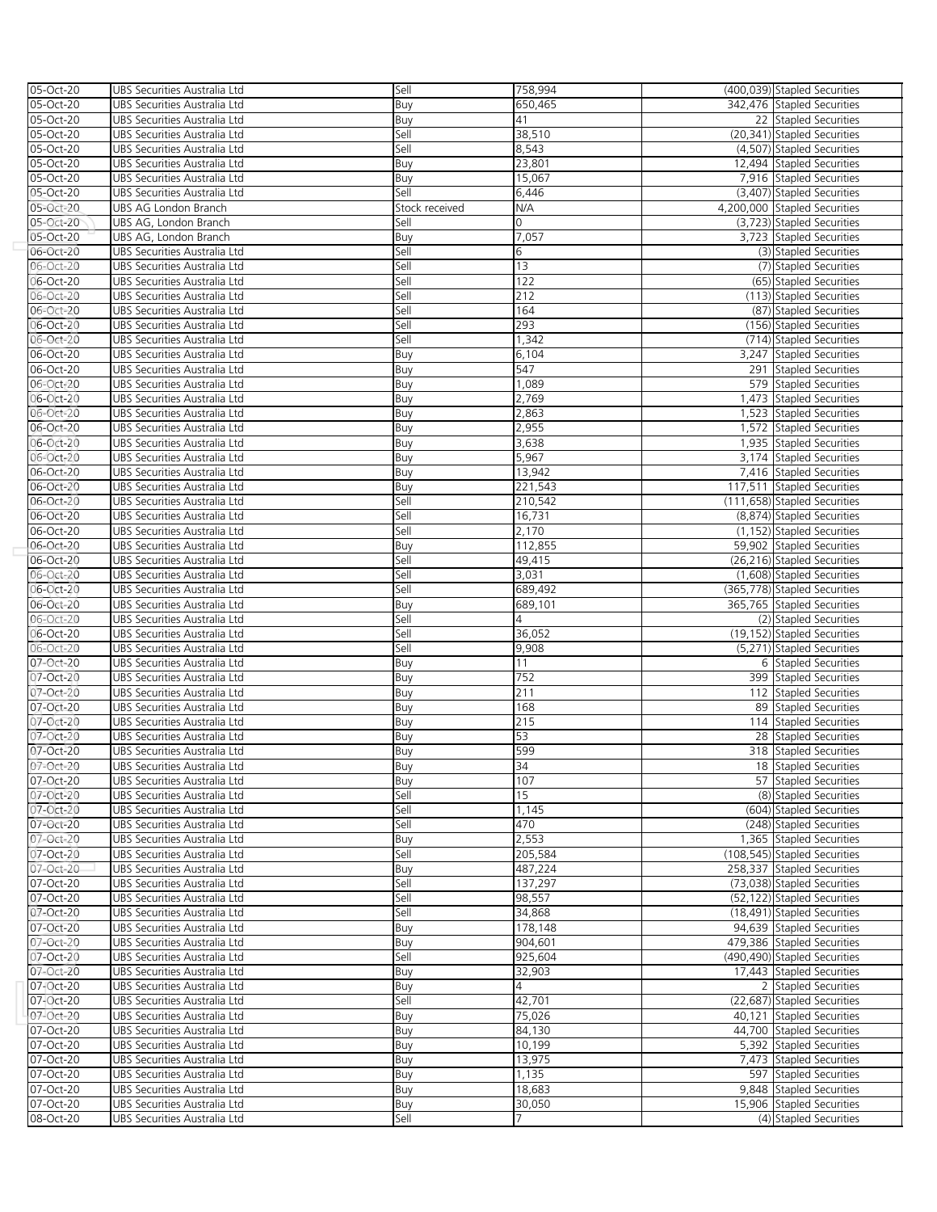| 05-Oct-20 | UBS Securities Australia Ltd | Sell | 758,994 | (400,039) | Stapled Securities |
|---|---|---|---|---|---|
| 05-Oct-20 | UBS Securities Australia Ltd | Buy | 650,465 | 342,476 | Stapled Securities |
| 05-Oct-20 | UBS Securities Australia Ltd | Buy | 41 | 22 | Stapled Securities |
| 05-Oct-20 | UBS Securities Australia Ltd | Sell | 38,510 | (20,341) | Stapled Securities |
| 05-Oct-20 | UBS Securities Australia Ltd | Sell | 8,543 | (4,507) | Stapled Securities |
| 05-Oct-20 | UBS Securities Australia Ltd | Buy | 23,801 | 12,494 | Stapled Securities |
| 05-Oct-20 | UBS Securities Australia Ltd | Buy | 15,067 | 7,916 | Stapled Securities |
| 05-Oct-20 | UBS Securities Australia Ltd | Sell | 6,446 | (3,407) | Stapled Securities |
| 05-Oct-20 | UBS AG London Branch | Stock received | N/A | 4,200,000 | Stapled Securities |
| 05-Oct-20 | UBS AG, London Branch | Sell | 0 | (3,723) | Stapled Securities |
| 05-Oct-20 | UBS AG, London Branch | Buy | 7,057 | 3,723 | Stapled Securities |
| 06-Oct-20 | UBS Securities Australia Ltd | Sell | 6 | (3) | Stapled Securities |
| 06-Oct-20 | UBS Securities Australia Ltd | Sell | 13 | (7) | Stapled Securities |
| 06-Oct-20 | UBS Securities Australia Ltd | Sell | 122 | (65) | Stapled Securities |
| 06-Oct-20 | UBS Securities Australia Ltd | Sell | 212 | (113) | Stapled Securities |
| 06-Oct-20 | UBS Securities Australia Ltd | Sell | 164 | (87) | Stapled Securities |
| 06-Oct-20 | UBS Securities Australia Ltd | Sell | 293 | (156) | Stapled Securities |
| 06-Oct-20 | UBS Securities Australia Ltd | Sell | 1,342 | (714) | Stapled Securities |
| 06-Oct-20 | UBS Securities Australia Ltd | Buy | 6,104 | 3,247 | Stapled Securities |
| 06-Oct-20 | UBS Securities Australia Ltd | Buy | 547 | 291 | Stapled Securities |
| 06-Oct-20 | UBS Securities Australia Ltd | Buy | 1,089 | 579 | Stapled Securities |
| 06-Oct-20 | UBS Securities Australia Ltd | Buy | 2,769 | 1,473 | Stapled Securities |
| 06-Oct-20 | UBS Securities Australia Ltd | Buy | 2,863 | 1,523 | Stapled Securities |
| 06-Oct-20 | UBS Securities Australia Ltd | Buy | 2,955 | 1,572 | Stapled Securities |
| 06-Oct-20 | UBS Securities Australia Ltd | Buy | 3,638 | 1,935 | Stapled Securities |
| 06-Oct-20 | UBS Securities Australia Ltd | Buy | 5,967 | 3,174 | Stapled Securities |
| 06-Oct-20 | UBS Securities Australia Ltd | Buy | 13,942 | 7,416 | Stapled Securities |
| 06-Oct-20 | UBS Securities Australia Ltd | Buy | 221,543 | 117,511 | Stapled Securities |
| 06-Oct-20 | UBS Securities Australia Ltd | Sell | 210,542 | (111,658) | Stapled Securities |
| 06-Oct-20 | UBS Securities Australia Ltd | Sell | 16,731 | (8,874) | Stapled Securities |
| 06-Oct-20 | UBS Securities Australia Ltd | Sell | 2,170 | (1,152) | Stapled Securities |
| 06-Oct-20 | UBS Securities Australia Ltd | Buy | 112,855 | 59,902 | Stapled Securities |
| 06-Oct-20 | UBS Securities Australia Ltd | Sell | 49,415 | (26,216) | Stapled Securities |
| 06-Oct-20 | UBS Securities Australia Ltd | Sell | 3,031 | (1,608) | Stapled Securities |
| 06-Oct-20 | UBS Securities Australia Ltd | Sell | 689,492 | (365,778) | Stapled Securities |
| 06-Oct-20 | UBS Securities Australia Ltd | Buy | 689,101 | 365,765 | Stapled Securities |
| 06-Oct-20 | UBS Securities Australia Ltd | Sell | 4 | (2) | Stapled Securities |
| 06-Oct-20 | UBS Securities Australia Ltd | Sell | 36,052 | (19,152) | Stapled Securities |
| 06-Oct-20 | UBS Securities Australia Ltd | Sell | 9,908 | (5,271) | Stapled Securities |
| 07-Oct-20 | UBS Securities Australia Ltd | Buy | 11 | 6 | Stapled Securities |
| 07-Oct-20 | UBS Securities Australia Ltd | Buy | 752 | 399 | Stapled Securities |
| 07-Oct-20 | UBS Securities Australia Ltd | Buy | 211 | 112 | Stapled Securities |
| 07-Oct-20 | UBS Securities Australia Ltd | Buy | 168 | 89 | Stapled Securities |
| 07-Oct-20 | UBS Securities Australia Ltd | Buy | 215 | 114 | Stapled Securities |
| 07-Oct-20 | UBS Securities Australia Ltd | Buy | 53 | 28 | Stapled Securities |
| 07-Oct-20 | UBS Securities Australia Ltd | Buy | 599 | 318 | Stapled Securities |
| 07-Oct-20 | UBS Securities Australia Ltd | Buy | 34 | 18 | Stapled Securities |
| 07-Oct-20 | UBS Securities Australia Ltd | Buy | 107 | 57 | Stapled Securities |
| 07-Oct-20 | UBS Securities Australia Ltd | Sell | 15 | (8) | Stapled Securities |
| 07-Oct-20 | UBS Securities Australia Ltd | Sell | 1,145 | (604) | Stapled Securities |
| 07-Oct-20 | UBS Securities Australia Ltd | Sell | 470 | (248) | Stapled Securities |
| 07-Oct-20 | UBS Securities Australia Ltd | Buy | 2,553 | 1,365 | Stapled Securities |
| 07-Oct-20 | UBS Securities Australia Ltd | Sell | 205,584 | (108,545) | Stapled Securities |
| 07-Oct-20 | UBS Securities Australia Ltd | Buy | 487,224 | 258,337 | Stapled Securities |
| 07-Oct-20 | UBS Securities Australia Ltd | Sell | 137,297 | (73,038) | Stapled Securities |
| 07-Oct-20 | UBS Securities Australia Ltd | Sell | 98,557 | (52,122) | Stapled Securities |
| 07-Oct-20 | UBS Securities Australia Ltd | Sell | 34,868 | (18,491) | Stapled Securities |
| 07-Oct-20 | UBS Securities Australia Ltd | Buy | 178,148 | 94,639 | Stapled Securities |
| 07-Oct-20 | UBS Securities Australia Ltd | Buy | 904,601 | 479,386 | Stapled Securities |
| 07-Oct-20 | UBS Securities Australia Ltd | Sell | 925,604 | (490,490) | Stapled Securities |
| 07-Oct-20 | UBS Securities Australia Ltd | Buy | 32,903 | 17,443 | Stapled Securities |
| 07-Oct-20 | UBS Securities Australia Ltd | Buy | 4 | 2 | Stapled Securities |
| 07-Oct-20 | UBS Securities Australia Ltd | Sell | 42,701 | (22,687) | Stapled Securities |
| 07-Oct-20 | UBS Securities Australia Ltd | Buy | 75,026 | 40,121 | Stapled Securities |
| 07-Oct-20 | UBS Securities Australia Ltd | Buy | 84,130 | 44,700 | Stapled Securities |
| 07-Oct-20 | UBS Securities Australia Ltd | Buy | 10,199 | 5,392 | Stapled Securities |
| 07-Oct-20 | UBS Securities Australia Ltd | Buy | 13,975 | 7,473 | Stapled Securities |
| 07-Oct-20 | UBS Securities Australia Ltd | Buy | 1,135 | 597 | Stapled Securities |
| 07-Oct-20 | UBS Securities Australia Ltd | Buy | 18,683 | 9,848 | Stapled Securities |
| 07-Oct-20 | UBS Securities Australia Ltd | Buy | 30,050 | 15,906 | Stapled Securities |
| 08-Oct-20 | UBS Securities Australia Ltd | Sell | 7 | (4) | Stapled Securities |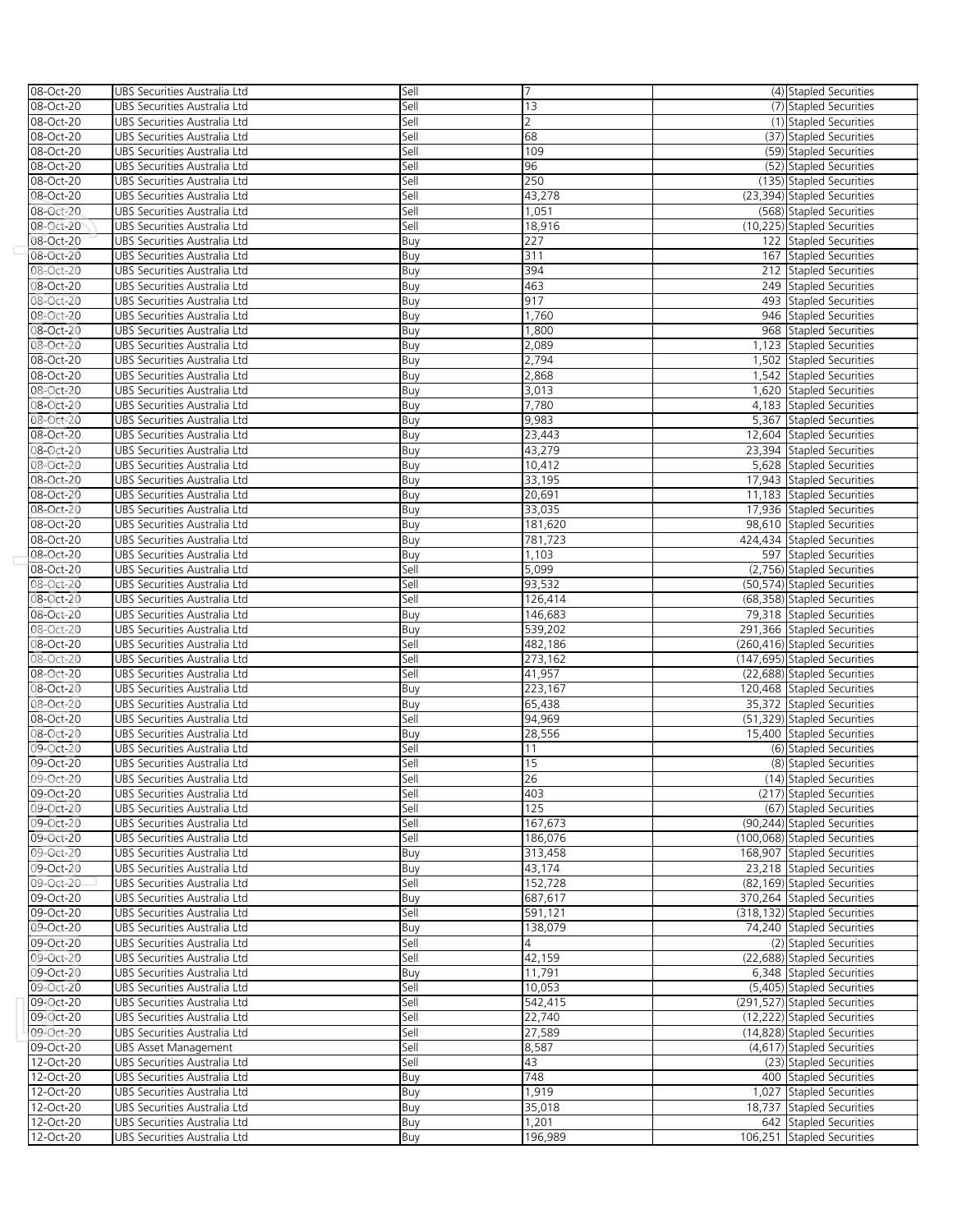| | | | | | |
|---|---|---|---|---|---|
| 08-Oct-20 | UBS Securities Australia Ltd | Sell | 7 | (4) | Stapled Securities |
| 08-Oct-20 | UBS Securities Australia Ltd | Sell | 13 | (7) | Stapled Securities |
| 08-Oct-20 | UBS Securities Australia Ltd | Sell | 2 | (1) | Stapled Securities |
| 08-Oct-20 | UBS Securities Australia Ltd | Sell | 68 | (37) | Stapled Securities |
| 08-Oct-20 | UBS Securities Australia Ltd | Sell | 109 | (59) | Stapled Securities |
| 08-Oct-20 | UBS Securities Australia Ltd | Sell | 96 | (52) | Stapled Securities |
| 08-Oct-20 | UBS Securities Australia Ltd | Sell | 250 | (135) | Stapled Securities |
| 08-Oct-20 | UBS Securities Australia Ltd | Sell | 43,278 | (23,394) | Stapled Securities |
| 08-Oct-20 | UBS Securities Australia Ltd | Sell | 1,051 | (568) | Stapled Securities |
| 08-Oct-20 | UBS Securities Australia Ltd | Sell | 18,916 | (10,225) | Stapled Securities |
| 08-Oct-20 | UBS Securities Australia Ltd | Buy | 227 | 122 | Stapled Securities |
| 08-Oct-20 | UBS Securities Australia Ltd | Buy | 311 | 167 | Stapled Securities |
| 08-Oct-20 | UBS Securities Australia Ltd | Buy | 394 | 212 | Stapled Securities |
| 08-Oct-20 | UBS Securities Australia Ltd | Buy | 463 | 249 | Stapled Securities |
| 08-Oct-20 | UBS Securities Australia Ltd | Buy | 917 | 493 | Stapled Securities |
| 08-Oct-20 | UBS Securities Australia Ltd | Buy | 1,760 | 946 | Stapled Securities |
| 08-Oct-20 | UBS Securities Australia Ltd | Buy | 1,800 | 968 | Stapled Securities |
| 08-Oct-20 | UBS Securities Australia Ltd | Buy | 2,089 | 1,123 | Stapled Securities |
| 08-Oct-20 | UBS Securities Australia Ltd | Buy | 2,794 | 1,502 | Stapled Securities |
| 08-Oct-20 | UBS Securities Australia Ltd | Buy | 2,868 | 1,542 | Stapled Securities |
| 08-Oct-20 | UBS Securities Australia Ltd | Buy | 3,013 | 1,620 | Stapled Securities |
| 08-Oct-20 | UBS Securities Australia Ltd | Buy | 7,780 | 4,183 | Stapled Securities |
| 08-Oct-20 | UBS Securities Australia Ltd | Buy | 9,983 | 5,367 | Stapled Securities |
| 08-Oct-20 | UBS Securities Australia Ltd | Buy | 23,443 | 12,604 | Stapled Securities |
| 08-Oct-20 | UBS Securities Australia Ltd | Buy | 43,279 | 23,394 | Stapled Securities |
| 08-Oct-20 | UBS Securities Australia Ltd | Buy | 10,412 | 5,628 | Stapled Securities |
| 08-Oct-20 | UBS Securities Australia Ltd | Buy | 33,195 | 17,943 | Stapled Securities |
| 08-Oct-20 | UBS Securities Australia Ltd | Buy | 20,691 | 11,183 | Stapled Securities |
| 08-Oct-20 | UBS Securities Australia Ltd | Buy | 33,035 | 17,936 | Stapled Securities |
| 08-Oct-20 | UBS Securities Australia Ltd | Buy | 181,620 | 98,610 | Stapled Securities |
| 08-Oct-20 | UBS Securities Australia Ltd | Buy | 781,723 | 424,434 | Stapled Securities |
| 08-Oct-20 | UBS Securities Australia Ltd | Buy | 1,103 | 597 | Stapled Securities |
| 08-Oct-20 | UBS Securities Australia Ltd | Sell | 5,099 | (2,756) | Stapled Securities |
| 08-Oct-20 | UBS Securities Australia Ltd | Sell | 93,532 | (50,574) | Stapled Securities |
| 08-Oct-20 | UBS Securities Australia Ltd | Sell | 126,414 | (68,358) | Stapled Securities |
| 08-Oct-20 | UBS Securities Australia Ltd | Buy | 146,683 | 79,318 | Stapled Securities |
| 08-Oct-20 | UBS Securities Australia Ltd | Buy | 539,202 | 291,366 | Stapled Securities |
| 08-Oct-20 | UBS Securities Australia Ltd | Sell | 482,186 | (260,416) | Stapled Securities |
| 08-Oct-20 | UBS Securities Australia Ltd | Sell | 273,162 | (147,695) | Stapled Securities |
| 08-Oct-20 | UBS Securities Australia Ltd | Sell | 41,957 | (22,688) | Stapled Securities |
| 08-Oct-20 | UBS Securities Australia Ltd | Buy | 223,167 | 120,468 | Stapled Securities |
| 08-Oct-20 | UBS Securities Australia Ltd | Buy | 65,438 | 35,372 | Stapled Securities |
| 08-Oct-20 | UBS Securities Australia Ltd | Sell | 94,969 | (51,329) | Stapled Securities |
| 08-Oct-20 | UBS Securities Australia Ltd | Buy | 28,556 | 15,400 | Stapled Securities |
| 09-Oct-20 | UBS Securities Australia Ltd | Sell | 11 | (6) | Stapled Securities |
| 09-Oct-20 | UBS Securities Australia Ltd | Sell | 15 | (8) | Stapled Securities |
| 09-Oct-20 | UBS Securities Australia Ltd | Sell | 26 | (14) | Stapled Securities |
| 09-Oct-20 | UBS Securities Australia Ltd | Sell | 403 | (217) | Stapled Securities |
| 09-Oct-20 | UBS Securities Australia Ltd | Sell | 125 | (67) | Stapled Securities |
| 09-Oct-20 | UBS Securities Australia Ltd | Sell | 167,673 | (90,244) | Stapled Securities |
| 09-Oct-20 | UBS Securities Australia Ltd | Sell | 186,076 | (100,068) | Stapled Securities |
| 09-Oct-20 | UBS Securities Australia Ltd | Buy | 313,458 | 168,907 | Stapled Securities |
| 09-Oct-20 | UBS Securities Australia Ltd | Buy | 43,174 | 23,218 | Stapled Securities |
| 09-Oct-20 | UBS Securities Australia Ltd | Sell | 152,728 | (82,169) | Stapled Securities |
| 09-Oct-20 | UBS Securities Australia Ltd | Buy | 687,617 | 370,264 | Stapled Securities |
| 09-Oct-20 | UBS Securities Australia Ltd | Sell | 591,121 | (318,132) | Stapled Securities |
| 09-Oct-20 | UBS Securities Australia Ltd | Buy | 138,079 | 74,240 | Stapled Securities |
| 09-Oct-20 | UBS Securities Australia Ltd | Sell | 4 | (2) | Stapled Securities |
| 09-Oct-20 | UBS Securities Australia Ltd | Sell | 42,159 | (22,688) | Stapled Securities |
| 09-Oct-20 | UBS Securities Australia Ltd | Buy | 11,791 | 6,348 | Stapled Securities |
| 09-Oct-20 | UBS Securities Australia Ltd | Sell | 10,053 | (5,405) | Stapled Securities |
| 09-Oct-20 | UBS Securities Australia Ltd | Sell | 542,415 | (291,527) | Stapled Securities |
| 09-Oct-20 | UBS Securities Australia Ltd | Sell | 22,740 | (12,222) | Stapled Securities |
| 09-Oct-20 | UBS Securities Australia Ltd | Sell | 27,589 | (14,828) | Stapled Securities |
| 09-Oct-20 | UBS Asset Management | Sell | 8,587 | (4,617) | Stapled Securities |
| 12-Oct-20 | UBS Securities Australia Ltd | Sell | 43 | (23) | Stapled Securities |
| 12-Oct-20 | UBS Securities Australia Ltd | Buy | 748 | 400 | Stapled Securities |
| 12-Oct-20 | UBS Securities Australia Ltd | Buy | 1,919 | 1,027 | Stapled Securities |
| 12-Oct-20 | UBS Securities Australia Ltd | Buy | 35,018 | 18,737 | Stapled Securities |
| 12-Oct-20 | UBS Securities Australia Ltd | Buy | 1,201 | 642 | Stapled Securities |
| 12-Oct-20 | UBS Securities Australia Ltd | Buy | 196,989 | 106,251 | Stapled Securities |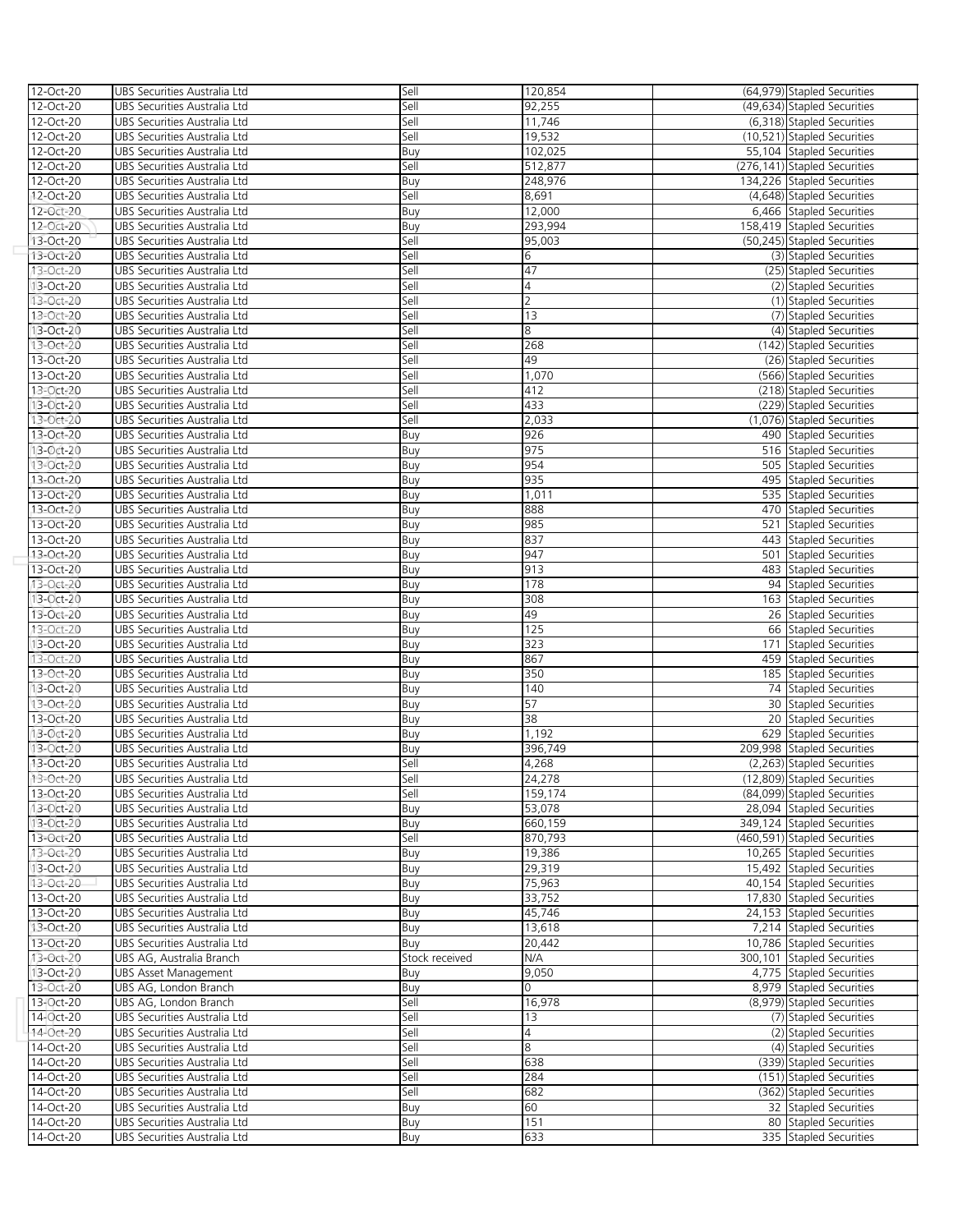| | | | | | |
|---|---|---|---|---|---|
| 12-Oct-20 | UBS Securities Australia Ltd | Sell | 120,854 | (64,979) | Stapled Securities |
| 12-Oct-20 | UBS Securities Australia Ltd | Sell | 92,255 | (49,634) | Stapled Securities |
| 12-Oct-20 | UBS Securities Australia Ltd | Sell | 11,746 | (6,318) | Stapled Securities |
| 12-Oct-20 | UBS Securities Australia Ltd | Sell | 19,532 | (10,521) | Stapled Securities |
| 12-Oct-20 | UBS Securities Australia Ltd | Buy | 102,025 | 55,104 | Stapled Securities |
| 12-Oct-20 | UBS Securities Australia Ltd | Sell | 512,877 | (276,141) | Stapled Securities |
| 12-Oct-20 | UBS Securities Australia Ltd | Buy | 248,976 | 134,226 | Stapled Securities |
| 12-Oct-20 | UBS Securities Australia Ltd | Sell | 8,691 | (4,648) | Stapled Securities |
| 12-Oct-20 | UBS Securities Australia Ltd | Buy | 12,000 | 6,466 | Stapled Securities |
| 12-Oct-20 | UBS Securities Australia Ltd | Buy | 293,994 | 158,419 | Stapled Securities |
| 13-Oct-20 | UBS Securities Australia Ltd | Sell | 95,003 | (50,245) | Stapled Securities |
| 13-Oct-20 | UBS Securities Australia Ltd | Sell | 6 | (3) | Stapled Securities |
| 13-Oct-20 | UBS Securities Australia Ltd | Sell | 47 | (25) | Stapled Securities |
| 13-Oct-20 | UBS Securities Australia Ltd | Sell | 4 | (2) | Stapled Securities |
| 13-Oct-20 | UBS Securities Australia Ltd | Sell | 2 | (1) | Stapled Securities |
| 13-Oct-20 | UBS Securities Australia Ltd | Sell | 13 | (7) | Stapled Securities |
| 13-Oct-20 | UBS Securities Australia Ltd | Sell | 8 | (4) | Stapled Securities |
| 13-Oct-20 | UBS Securities Australia Ltd | Sell | 268 | (142) | Stapled Securities |
| 13-Oct-20 | UBS Securities Australia Ltd | Sell | 49 | (26) | Stapled Securities |
| 13-Oct-20 | UBS Securities Australia Ltd | Sell | 1,070 | (566) | Stapled Securities |
| 13-Oct-20 | UBS Securities Australia Ltd | Sell | 412 | (218) | Stapled Securities |
| 13-Oct-20 | UBS Securities Australia Ltd | Sell | 433 | (229) | Stapled Securities |
| 13-Oct-20 | UBS Securities Australia Ltd | Sell | 2,033 | (1,076) | Stapled Securities |
| 13-Oct-20 | UBS Securities Australia Ltd | Buy | 926 | 490 | Stapled Securities |
| 13-Oct-20 | UBS Securities Australia Ltd | Buy | 975 | 516 | Stapled Securities |
| 13-Oct-20 | UBS Securities Australia Ltd | Buy | 954 | 505 | Stapled Securities |
| 13-Oct-20 | UBS Securities Australia Ltd | Buy | 935 | 495 | Stapled Securities |
| 13-Oct-20 | UBS Securities Australia Ltd | Buy | 1,011 | 535 | Stapled Securities |
| 13-Oct-20 | UBS Securities Australia Ltd | Buy | 888 | 470 | Stapled Securities |
| 13-Oct-20 | UBS Securities Australia Ltd | Buy | 985 | 521 | Stapled Securities |
| 13-Oct-20 | UBS Securities Australia Ltd | Buy | 837 | 443 | Stapled Securities |
| 13-Oct-20 | UBS Securities Australia Ltd | Buy | 947 | 501 | Stapled Securities |
| 13-Oct-20 | UBS Securities Australia Ltd | Buy | 913 | 483 | Stapled Securities |
| 13-Oct-20 | UBS Securities Australia Ltd | Buy | 178 | 94 | Stapled Securities |
| 13-Oct-20 | UBS Securities Australia Ltd | Buy | 308 | 163 | Stapled Securities |
| 13-Oct-20 | UBS Securities Australia Ltd | Buy | 49 | 26 | Stapled Securities |
| 13-Oct-20 | UBS Securities Australia Ltd | Buy | 125 | 66 | Stapled Securities |
| 13-Oct-20 | UBS Securities Australia Ltd | Buy | 323 | 171 | Stapled Securities |
| 13-Oct-20 | UBS Securities Australia Ltd | Buy | 867 | 459 | Stapled Securities |
| 13-Oct-20 | UBS Securities Australia Ltd | Buy | 350 | 185 | Stapled Securities |
| 13-Oct-20 | UBS Securities Australia Ltd | Buy | 140 | 74 | Stapled Securities |
| 13-Oct-20 | UBS Securities Australia Ltd | Buy | 57 | 30 | Stapled Securities |
| 13-Oct-20 | UBS Securities Australia Ltd | Buy | 38 | 20 | Stapled Securities |
| 13-Oct-20 | UBS Securities Australia Ltd | Buy | 1,192 | 629 | Stapled Securities |
| 13-Oct-20 | UBS Securities Australia Ltd | Buy | 396,749 | 209,998 | Stapled Securities |
| 13-Oct-20 | UBS Securities Australia Ltd | Sell | 4,268 | (2,263) | Stapled Securities |
| 13-Oct-20 | UBS Securities Australia Ltd | Sell | 24,278 | (12,809) | Stapled Securities |
| 13-Oct-20 | UBS Securities Australia Ltd | Sell | 159,174 | (84,099) | Stapled Securities |
| 13-Oct-20 | UBS Securities Australia Ltd | Buy | 53,078 | 28,094 | Stapled Securities |
| 13-Oct-20 | UBS Securities Australia Ltd | Buy | 660,159 | 349,124 | Stapled Securities |
| 13-Oct-20 | UBS Securities Australia Ltd | Sell | 870,793 | (460,591) | Stapled Securities |
| 13-Oct-20 | UBS Securities Australia Ltd | Buy | 19,386 | 10,265 | Stapled Securities |
| 13-Oct-20 | UBS Securities Australia Ltd | Buy | 29,319 | 15,492 | Stapled Securities |
| 13-Oct-20 | UBS Securities Australia Ltd | Buy | 75,963 | 40,154 | Stapled Securities |
| 13-Oct-20 | UBS Securities Australia Ltd | Buy | 33,752 | 17,830 | Stapled Securities |
| 13-Oct-20 | UBS Securities Australia Ltd | Buy | 45,746 | 24,153 | Stapled Securities |
| 13-Oct-20 | UBS Securities Australia Ltd | Buy | 13,618 | 7,214 | Stapled Securities |
| 13-Oct-20 | UBS Securities Australia Ltd | Buy | 20,442 | 10,786 | Stapled Securities |
| 13-Oct-20 | UBS AG, Australia Branch | Stock received | N/A | 300,101 | Stapled Securities |
| 13-Oct-20 | UBS Asset Management | Buy | 9,050 | 4,775 | Stapled Securities |
| 13-Oct-20 | UBS AG, London Branch | Buy | 0 | 8,979 | Stapled Securities |
| 13-Oct-20 | UBS AG, London Branch | Sell | 16,978 | (8,979) | Stapled Securities |
| 14-Oct-20 | UBS Securities Australia Ltd | Sell | 13 | (7) | Stapled Securities |
| 14-Oct-20 | UBS Securities Australia Ltd | Sell | 4 | (2) | Stapled Securities |
| 14-Oct-20 | UBS Securities Australia Ltd | Sell | 8 | (4) | Stapled Securities |
| 14-Oct-20 | UBS Securities Australia Ltd | Sell | 638 | (339) | Stapled Securities |
| 14-Oct-20 | UBS Securities Australia Ltd | Sell | 284 | (151) | Stapled Securities |
| 14-Oct-20 | UBS Securities Australia Ltd | Sell | 682 | (362) | Stapled Securities |
| 14-Oct-20 | UBS Securities Australia Ltd | Buy | 60 | 32 | Stapled Securities |
| 14-Oct-20 | UBS Securities Australia Ltd | Buy | 151 | 80 | Stapled Securities |
| 14-Oct-20 | UBS Securities Australia Ltd | Buy | 633 | 335 | Stapled Securities |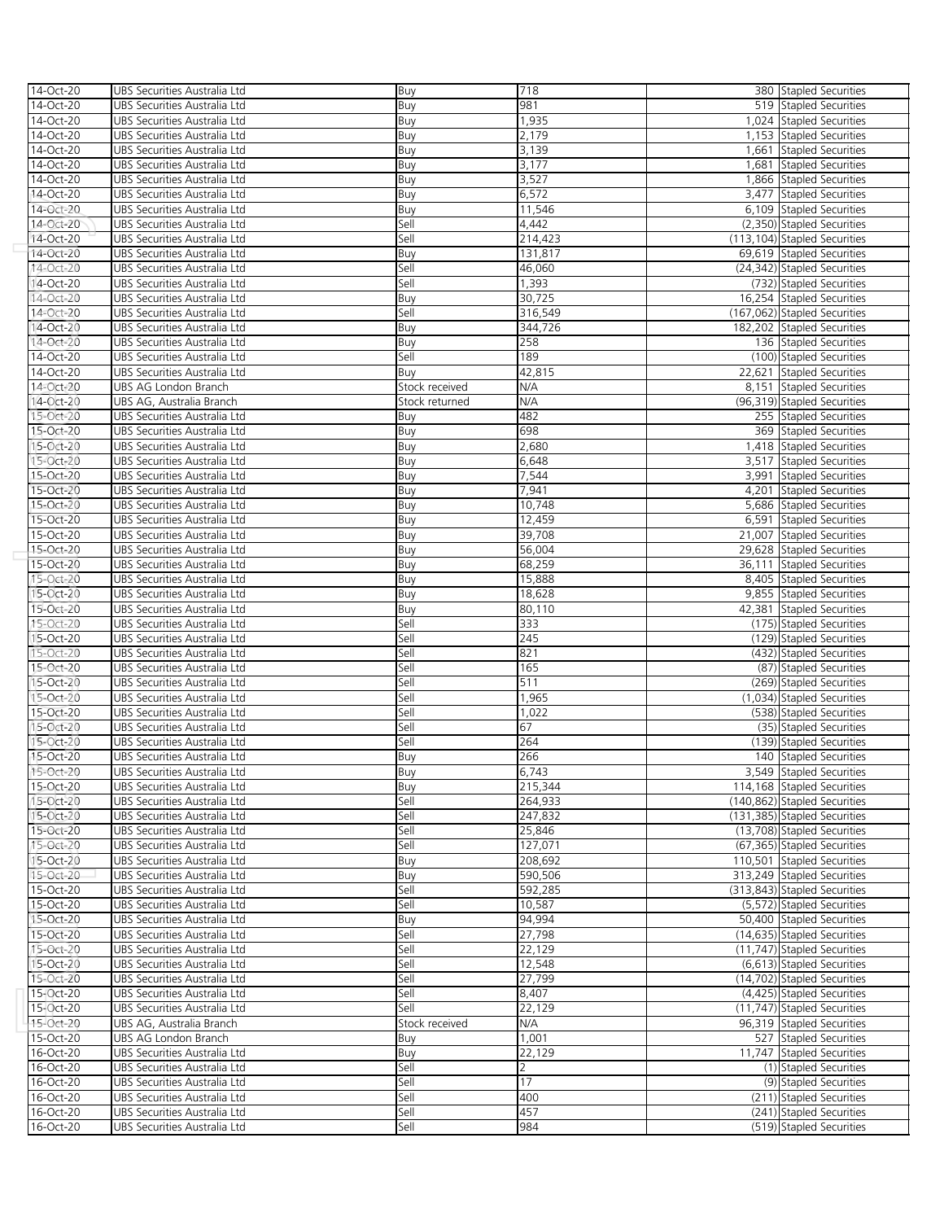| | | | | | |
|---|---|---|---|---|---|
| 14-Oct-20 | UBS Securities Australia Ltd | Buy | 718 | 380 | Stapled Securities |
| 14-Oct-20 | UBS Securities Australia Ltd | Buy | 981 | 519 | Stapled Securities |
| 14-Oct-20 | UBS Securities Australia Ltd | Buy | 1,935 | 1,024 | Stapled Securities |
| 14-Oct-20 | UBS Securities Australia Ltd | Buy | 2,179 | 1,153 | Stapled Securities |
| 14-Oct-20 | UBS Securities Australia Ltd | Buy | 3,139 | 1,661 | Stapled Securities |
| 14-Oct-20 | UBS Securities Australia Ltd | Buy | 3,177 | 1,681 | Stapled Securities |
| 14-Oct-20 | UBS Securities Australia Ltd | Buy | 3,527 | 1,866 | Stapled Securities |
| 14-Oct-20 | UBS Securities Australia Ltd | Buy | 6,572 | 3,477 | Stapled Securities |
| 14-Oct-20 | UBS Securities Australia Ltd | Buy | 11,546 | 6,109 | Stapled Securities |
| 14-Oct-20 | UBS Securities Australia Ltd | Sell | 4,442 | (2,350) | Stapled Securities |
| 14-Oct-20 | UBS Securities Australia Ltd | Sell | 214,423 | (113,104) | Stapled Securities |
| 14-Oct-20 | UBS Securities Australia Ltd | Buy | 131,817 | 69,619 | Stapled Securities |
| 14-Oct-20 | UBS Securities Australia Ltd | Sell | 46,060 | (24,342) | Stapled Securities |
| 14-Oct-20 | UBS Securities Australia Ltd | Sell | 1,393 | (732) | Stapled Securities |
| 14-Oct-20 | UBS Securities Australia Ltd | Buy | 30,725 | 16,254 | Stapled Securities |
| 14-Oct-20 | UBS Securities Australia Ltd | Sell | 316,549 | (167,062) | Stapled Securities |
| 14-Oct-20 | UBS Securities Australia Ltd | Buy | 344,726 | 182,202 | Stapled Securities |
| 14-Oct-20 | UBS Securities Australia Ltd | Buy | 258 | 136 | Stapled Securities |
| 14-Oct-20 | UBS Securities Australia Ltd | Sell | 189 | (100) | Stapled Securities |
| 14-Oct-20 | UBS Securities Australia Ltd | Buy | 42,815 | 22,621 | Stapled Securities |
| 14-Oct-20 | UBS AG London Branch | Stock received | N/A | 8,151 | Stapled Securities |
| 14-Oct-20 | UBS AG, Australia Branch | Stock returned | N/A | (96,319) | Stapled Securities |
| 15-Oct-20 | UBS Securities Australia Ltd | Buy | 482 | 255 | Stapled Securities |
| 15-Oct-20 | UBS Securities Australia Ltd | Buy | 698 | 369 | Stapled Securities |
| 15-Oct-20 | UBS Securities Australia Ltd | Buy | 2,680 | 1,418 | Stapled Securities |
| 15-Oct-20 | UBS Securities Australia Ltd | Buy | 6,648 | 3,517 | Stapled Securities |
| 15-Oct-20 | UBS Securities Australia Ltd | Buy | 7,544 | 3,991 | Stapled Securities |
| 15-Oct-20 | UBS Securities Australia Ltd | Buy | 7,941 | 4,201 | Stapled Securities |
| 15-Oct-20 | UBS Securities Australia Ltd | Buy | 10,748 | 5,686 | Stapled Securities |
| 15-Oct-20 | UBS Securities Australia Ltd | Buy | 12,459 | 6,591 | Stapled Securities |
| 15-Oct-20 | UBS Securities Australia Ltd | Buy | 39,708 | 21,007 | Stapled Securities |
| 15-Oct-20 | UBS Securities Australia Ltd | Buy | 56,004 | 29,628 | Stapled Securities |
| 15-Oct-20 | UBS Securities Australia Ltd | Buy | 68,259 | 36,111 | Stapled Securities |
| 15-Oct-20 | UBS Securities Australia Ltd | Buy | 15,888 | 8,405 | Stapled Securities |
| 15-Oct-20 | UBS Securities Australia Ltd | Buy | 18,628 | 9,855 | Stapled Securities |
| 15-Oct-20 | UBS Securities Australia Ltd | Buy | 80,110 | 42,381 | Stapled Securities |
| 15-Oct-20 | UBS Securities Australia Ltd | Sell | 333 | (175) | Stapled Securities |
| 15-Oct-20 | UBS Securities Australia Ltd | Sell | 245 | (129) | Stapled Securities |
| 15-Oct-20 | UBS Securities Australia Ltd | Sell | 821 | (432) | Stapled Securities |
| 15-Oct-20 | UBS Securities Australia Ltd | Sell | 165 | (87) | Stapled Securities |
| 15-Oct-20 | UBS Securities Australia Ltd | Sell | 511 | (269) | Stapled Securities |
| 15-Oct-20 | UBS Securities Australia Ltd | Sell | 1,965 | (1,034) | Stapled Securities |
| 15-Oct-20 | UBS Securities Australia Ltd | Sell | 1,022 | (538) | Stapled Securities |
| 15-Oct-20 | UBS Securities Australia Ltd | Sell | 67 | (35) | Stapled Securities |
| 15-Oct-20 | UBS Securities Australia Ltd | Sell | 264 | (139) | Stapled Securities |
| 15-Oct-20 | UBS Securities Australia Ltd | Buy | 266 | 140 | Stapled Securities |
| 15-Oct-20 | UBS Securities Australia Ltd | Buy | 6,743 | 3,549 | Stapled Securities |
| 15-Oct-20 | UBS Securities Australia Ltd | Buy | 215,344 | 114,168 | Stapled Securities |
| 15-Oct-20 | UBS Securities Australia Ltd | Sell | 264,933 | (140,862) | Stapled Securities |
| 15-Oct-20 | UBS Securities Australia Ltd | Sell | 247,832 | (131,385) | Stapled Securities |
| 15-Oct-20 | UBS Securities Australia Ltd | Sell | 25,846 | (13,708) | Stapled Securities |
| 15-Oct-20 | UBS Securities Australia Ltd | Sell | 127,071 | (67,365) | Stapled Securities |
| 15-Oct-20 | UBS Securities Australia Ltd | Buy | 208,692 | 110,501 | Stapled Securities |
| 15-Oct-20 | UBS Securities Australia Ltd | Buy | 590,506 | 313,249 | Stapled Securities |
| 15-Oct-20 | UBS Securities Australia Ltd | Sell | 592,285 | (313,843) | Stapled Securities |
| 15-Oct-20 | UBS Securities Australia Ltd | Sell | 10,587 | (5,572) | Stapled Securities |
| 15-Oct-20 | UBS Securities Australia Ltd | Buy | 94,994 | 50,400 | Stapled Securities |
| 15-Oct-20 | UBS Securities Australia Ltd | Sell | 27,798 | (14,635) | Stapled Securities |
| 15-Oct-20 | UBS Securities Australia Ltd | Sell | 22,129 | (11,747) | Stapled Securities |
| 15-Oct-20 | UBS Securities Australia Ltd | Sell | 12,548 | (6,613) | Stapled Securities |
| 15-Oct-20 | UBS Securities Australia Ltd | Sell | 27,799 | (14,702) | Stapled Securities |
| 15-Oct-20 | UBS Securities Australia Ltd | Sell | 8,407 | (4,425) | Stapled Securities |
| 15-Oct-20 | UBS Securities Australia Ltd | Sell | 22,129 | (11,747) | Stapled Securities |
| 15-Oct-20 | UBS AG, Australia Branch | Stock received | N/A | 96,319 | Stapled Securities |
| 15-Oct-20 | UBS AG London Branch | Buy | 1,001 | 527 | Stapled Securities |
| 16-Oct-20 | UBS Securities Australia Ltd | Buy | 22,129 | 11,747 | Stapled Securities |
| 16-Oct-20 | UBS Securities Australia Ltd | Sell | 2 | (1) | Stapled Securities |
| 16-Oct-20 | UBS Securities Australia Ltd | Sell | 17 | (9) | Stapled Securities |
| 16-Oct-20 | UBS Securities Australia Ltd | Sell | 400 | (211) | Stapled Securities |
| 16-Oct-20 | UBS Securities Australia Ltd | Sell | 457 | (241) | Stapled Securities |
| 16-Oct-20 | UBS Securities Australia Ltd | Sell | 984 | (519) | Stapled Securities |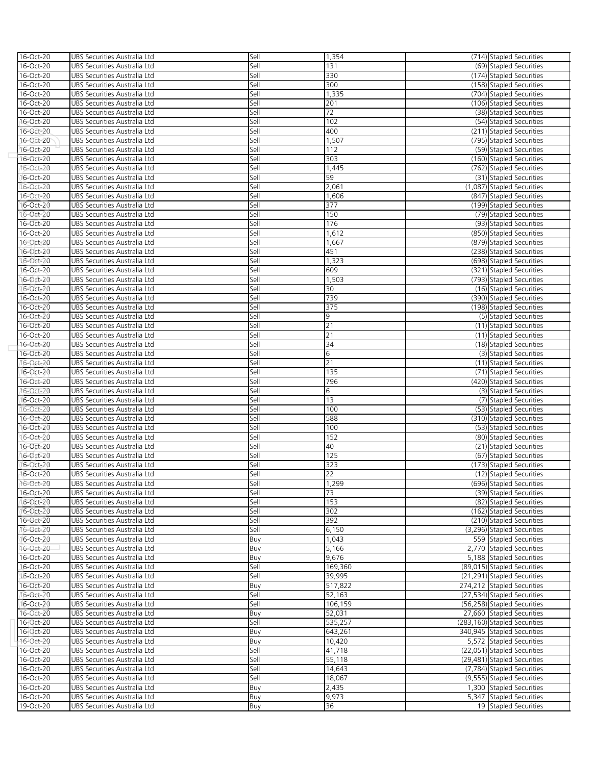| 16-Oct-20 | UBS Securities Australia Ltd | Sell | 1,354 | (714) | Stapled Securities |
|---|---|---|---|---|---|
| 16-Oct-20 | UBS Securities Australia Ltd | Sell | 131 | (69) | Stapled Securities |
| 16-Oct-20 | UBS Securities Australia Ltd | Sell | 330 | (174) | Stapled Securities |
| 16-Oct-20 | UBS Securities Australia Ltd | Sell | 300 | (158) | Stapled Securities |
| 16-Oct-20 | UBS Securities Australia Ltd | Sell | 1,335 | (704) | Stapled Securities |
| 16-Oct-20 | UBS Securities Australia Ltd | Sell | 201 | (106) | Stapled Securities |
| 16-Oct-20 | UBS Securities Australia Ltd | Sell | 72 | (38) | Stapled Securities |
| 16-Oct-20 | UBS Securities Australia Ltd | Sell | 102 | (54) | Stapled Securities |
| 16-Oct-20 | UBS Securities Australia Ltd | Sell | 400 | (211) | Stapled Securities |
| 16-Oct-20 | UBS Securities Australia Ltd | Sell | 1,507 | (795) | Stapled Securities |
| 16-Oct-20 | UBS Securities Australia Ltd | Sell | 112 | (59) | Stapled Securities |
| 16-Oct-20 | UBS Securities Australia Ltd | Sell | 303 | (160) | Stapled Securities |
| 16-Oct-20 | UBS Securities Australia Ltd | Sell | 1,445 | (762) | Stapled Securities |
| 16-Oct-20 | UBS Securities Australia Ltd | Sell | 59 | (31) | Stapled Securities |
| 16-Oct-20 | UBS Securities Australia Ltd | Sell | 2,061 | (1,087) | Stapled Securities |
| 16-Oct-20 | UBS Securities Australia Ltd | Sell | 1,606 | (847) | Stapled Securities |
| 16-Oct-20 | UBS Securities Australia Ltd | Sell | 377 | (199) | Stapled Securities |
| 16-Oct-20 | UBS Securities Australia Ltd | Sell | 150 | (79) | Stapled Securities |
| 16-Oct-20 | UBS Securities Australia Ltd | Sell | 176 | (93) | Stapled Securities |
| 16-Oct-20 | UBS Securities Australia Ltd | Sell | 1,612 | (850) | Stapled Securities |
| 16-Oct-20 | UBS Securities Australia Ltd | Sell | 1,667 | (879) | Stapled Securities |
| 16-Oct-20 | UBS Securities Australia Ltd | Sell | 451 | (238) | Stapled Securities |
| 16-Oct-20 | UBS Securities Australia Ltd | Sell | 1,323 | (698) | Stapled Securities |
| 16-Oct-20 | UBS Securities Australia Ltd | Sell | 609 | (321) | Stapled Securities |
| 16-Oct-20 | UBS Securities Australia Ltd | Sell | 1,503 | (793) | Stapled Securities |
| 16-Oct-20 | UBS Securities Australia Ltd | Sell | 30 | (16) | Stapled Securities |
| 16-Oct-20 | UBS Securities Australia Ltd | Sell | 739 | (390) | Stapled Securities |
| 16-Oct-20 | UBS Securities Australia Ltd | Sell | 375 | (198) | Stapled Securities |
| 16-Oct-20 | UBS Securities Australia Ltd | Sell | 9 | (5) | Stapled Securities |
| 16-Oct-20 | UBS Securities Australia Ltd | Sell | 21 | (11) | Stapled Securities |
| 16-Oct-20 | UBS Securities Australia Ltd | Sell | 21 | (11) | Stapled Securities |
| 16-Oct-20 | UBS Securities Australia Ltd | Sell | 34 | (18) | Stapled Securities |
| 16-Oct-20 | UBS Securities Australia Ltd | Sell | 6 | (3) | Stapled Securities |
| 16-Oct-20 | UBS Securities Australia Ltd | Sell | 21 | (11) | Stapled Securities |
| 16-Oct-20 | UBS Securities Australia Ltd | Sell | 135 | (71) | Stapled Securities |
| 16-Oct-20 | UBS Securities Australia Ltd | Sell | 796 | (420) | Stapled Securities |
| 16-Oct-20 | UBS Securities Australia Ltd | Sell | 6 | (3) | Stapled Securities |
| 16-Oct-20 | UBS Securities Australia Ltd | Sell | 13 | (7) | Stapled Securities |
| 16-Oct-20 | UBS Securities Australia Ltd | Sell | 100 | (53) | Stapled Securities |
| 16-Oct-20 | UBS Securities Australia Ltd | Sell | 588 | (310) | Stapled Securities |
| 16-Oct-20 | UBS Securities Australia Ltd | Sell | 100 | (53) | Stapled Securities |
| 16-Oct-20 | UBS Securities Australia Ltd | Sell | 152 | (80) | Stapled Securities |
| 16-Oct-20 | UBS Securities Australia Ltd | Sell | 40 | (21) | Stapled Securities |
| 16-Oct-20 | UBS Securities Australia Ltd | Sell | 125 | (67) | Stapled Securities |
| 16-Oct-20 | UBS Securities Australia Ltd | Sell | 323 | (173) | Stapled Securities |
| 16-Oct-20 | UBS Securities Australia Ltd | Sell | 22 | (12) | Stapled Securities |
| 16-Oct-20 | UBS Securities Australia Ltd | Sell | 1,299 | (696) | Stapled Securities |
| 16-Oct-20 | UBS Securities Australia Ltd | Sell | 73 | (39) | Stapled Securities |
| 16-Oct-20 | UBS Securities Australia Ltd | Sell | 153 | (82) | Stapled Securities |
| 16-Oct-20 | UBS Securities Australia Ltd | Sell | 302 | (162) | Stapled Securities |
| 16-Oct-20 | UBS Securities Australia Ltd | Sell | 392 | (210) | Stapled Securities |
| 16-Oct-20 | UBS Securities Australia Ltd | Sell | 6,150 | (3,296) | Stapled Securities |
| 16-Oct-20 | UBS Securities Australia Ltd | Buy | 1,043 | 559 | Stapled Securities |
| 16-Oct-20 | UBS Securities Australia Ltd | Buy | 5,166 | 2,770 | Stapled Securities |
| 16-Oct-20 | UBS Securities Australia Ltd | Buy | 9,676 | 5,188 | Stapled Securities |
| 16-Oct-20 | UBS Securities Australia Ltd | Sell | 169,360 | (89,015) | Stapled Securities |
| 16-Oct-20 | UBS Securities Australia Ltd | Sell | 39,995 | (21,291) | Stapled Securities |
| 16-Oct-20 | UBS Securities Australia Ltd | Buy | 517,822 | 274,212 | Stapled Securities |
| 16-Oct-20 | UBS Securities Australia Ltd | Sell | 52,163 | (27,534) | Stapled Securities |
| 16-Oct-20 | UBS Securities Australia Ltd | Sell | 106,159 | (56,258) | Stapled Securities |
| 16-Oct-20 | UBS Securities Australia Ltd | Buy | 52,031 | 27,660 | Stapled Securities |
| 16-Oct-20 | UBS Securities Australia Ltd | Sell | 535,257 | (283,160) | Stapled Securities |
| 16-Oct-20 | UBS Securities Australia Ltd | Buy | 643,261 | 340,945 | Stapled Securities |
| 16-Oct-20 | UBS Securities Australia Ltd | Buy | 10,420 | 5,572 | Stapled Securities |
| 16-Oct-20 | UBS Securities Australia Ltd | Sell | 41,718 | (22,051) | Stapled Securities |
| 16-Oct-20 | UBS Securities Australia Ltd | Sell | 55,118 | (29,481) | Stapled Securities |
| 16-Oct-20 | UBS Securities Australia Ltd | Sell | 14,643 | (7,784) | Stapled Securities |
| 16-Oct-20 | UBS Securities Australia Ltd | Sell | 18,067 | (9,555) | Stapled Securities |
| 16-Oct-20 | UBS Securities Australia Ltd | Buy | 2,435 | 1,300 | Stapled Securities |
| 16-Oct-20 | UBS Securities Australia Ltd | Buy | 9,973 | 5,347 | Stapled Securities |
| 19-Oct-20 | UBS Securities Australia Ltd | Buy | 36 | 19 | Stapled Securities |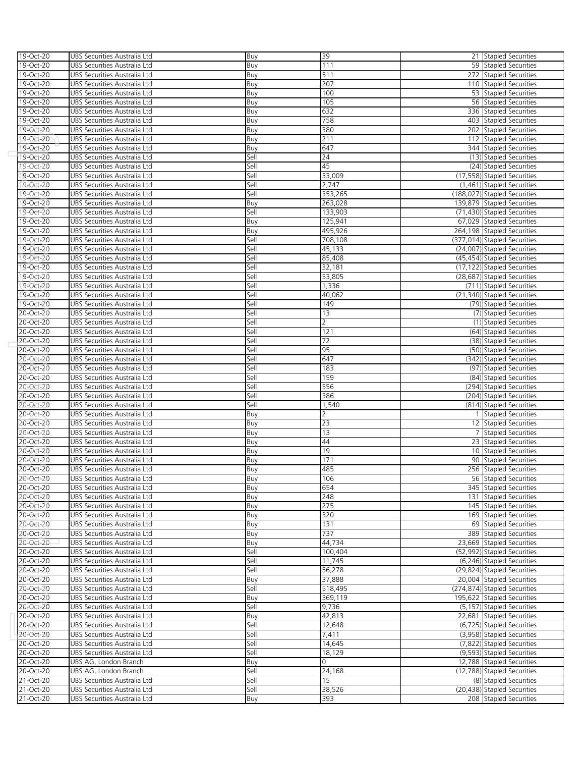| 19-Oct-20 | UBS Securities Australia Ltd | Buy | 39 | 21 | Stapled Securities |
|---|---|---|---|---|---|
| 19-Oct-20 | UBS Securities Australia Ltd | Buy | 111 | 59 | Stapled Securities |
| 19-Oct-20 | UBS Securities Australia Ltd | Buy | 511 | 272 | Stapled Securities |
| 19-Oct-20 | UBS Securities Australia Ltd | Buy | 207 | 110 | Stapled Securities |
| 19-Oct-20 | UBS Securities Australia Ltd | Buy | 100 | 53 | Stapled Securities |
| 19-Oct-20 | UBS Securities Australia Ltd | Buy | 105 | 56 | Stapled Securities |
| 19-Oct-20 | UBS Securities Australia Ltd | Buy | 632 | 336 | Stapled Securities |
| 19-Oct-20 | UBS Securities Australia Ltd | Buy | 758 | 403 | Stapled Securities |
| 19-Oct-20 | UBS Securities Australia Ltd | Buy | 380 | 202 | Stapled Securities |
| 19-Oct-20 | UBS Securities Australia Ltd | Buy | 211 | 112 | Stapled Securities |
| 19-Oct-20 | UBS Securities Australia Ltd | Buy | 647 | 344 | Stapled Securities |
| 19-Oct-20 | UBS Securities Australia Ltd | Sell | 24 | (13) | Stapled Securities |
| 19-Oct-20 | UBS Securities Australia Ltd | Sell | 45 | (24) | Stapled Securities |
| 19-Oct-20 | UBS Securities Australia Ltd | Sell | 33,009 | (17,558) | Stapled Securities |
| 19-Oct-20 | UBS Securities Australia Ltd | Sell | 2,747 | (1,461) | Stapled Securities |
| 19-Oct-20 | UBS Securities Australia Ltd | Sell | 353,265 | (188,027) | Stapled Securities |
| 19-Oct-20 | UBS Securities Australia Ltd | Buy | 263,028 | 139,879 | Stapled Securities |
| 19-Oct-20 | UBS Securities Australia Ltd | Sell | 133,903 | (71,430) | Stapled Securities |
| 19-Oct-20 | UBS Securities Australia Ltd | Buy | 125,941 | 67,029 | Stapled Securities |
| 19-Oct-20 | UBS Securities Australia Ltd | Buy | 495,926 | 264,198 | Stapled Securities |
| 19-Oct-20 | UBS Securities Australia Ltd | Sell | 708,108 | (377,014) | Stapled Securities |
| 19-Oct-20 | UBS Securities Australia Ltd | Sell | 45,133 | (24,007) | Stapled Securities |
| 19-Oct-20 | UBS Securities Australia Ltd | Sell | 85,408 | (45,454) | Stapled Securities |
| 19-Oct-20 | UBS Securities Australia Ltd | Sell | 32,181 | (17,122) | Stapled Securities |
| 19-Oct-20 | UBS Securities Australia Ltd | Sell | 53,805 | (28,687) | Stapled Securities |
| 19-Oct-20 | UBS Securities Australia Ltd | Sell | 1,336 | (711) | Stapled Securities |
| 19-Oct-20 | UBS Securities Australia Ltd | Sell | 40,062 | (21,340) | Stapled Securities |
| 19-Oct-20 | UBS Securities Australia Ltd | Sell | 149 | (79) | Stapled Securities |
| 20-Oct-20 | UBS Securities Australia Ltd | Sell | 13 | (7) | Stapled Securities |
| 20-Oct-20 | UBS Securities Australia Ltd | Sell | 2 | (1) | Stapled Securities |
| 20-Oct-20 | UBS Securities Australia Ltd | Sell | 121 | (64) | Stapled Securities |
| 20-Oct-20 | UBS Securities Australia Ltd | Sell | 72 | (38) | Stapled Securities |
| 20-Oct-20 | UBS Securities Australia Ltd | Sell | 95 | (50) | Stapled Securities |
| 20-Oct-20 | UBS Securities Australia Ltd | Sell | 647 | (342) | Stapled Securities |
| 20-Oct-20 | UBS Securities Australia Ltd | Sell | 183 | (97) | Stapled Securities |
| 20-Oct-20 | UBS Securities Australia Ltd | Sell | 159 | (84) | Stapled Securities |
| 20-Oct-20 | UBS Securities Australia Ltd | Sell | 556 | (294) | Stapled Securities |
| 20-Oct-20 | UBS Securities Australia Ltd | Sell | 386 | (204) | Stapled Securities |
| 20-Oct-20 | UBS Securities Australia Ltd | Sell | 1,540 | (814) | Stapled Securities |
| 20-Oct-20 | UBS Securities Australia Ltd | Buy | 2 | 1 | Stapled Securities |
| 20-Oct-20 | UBS Securities Australia Ltd | Buy | 23 | 12 | Stapled Securities |
| 20-Oct-20 | UBS Securities Australia Ltd | Buy | 13 | 7 | Stapled Securities |
| 20-Oct-20 | UBS Securities Australia Ltd | Buy | 44 | 23 | Stapled Securities |
| 20-Oct-20 | UBS Securities Australia Ltd | Buy | 19 | 10 | Stapled Securities |
| 20-Oct-20 | UBS Securities Australia Ltd | Buy | 171 | 90 | Stapled Securities |
| 20-Oct-20 | UBS Securities Australia Ltd | Buy | 485 | 256 | Stapled Securities |
| 20-Oct-20 | UBS Securities Australia Ltd | Buy | 106 | 56 | Stapled Securities |
| 20-Oct-20 | UBS Securities Australia Ltd | Buy | 654 | 345 | Stapled Securities |
| 20-Oct-20 | UBS Securities Australia Ltd | Buy | 248 | 131 | Stapled Securities |
| 20-Oct-20 | UBS Securities Australia Ltd | Buy | 275 | 145 | Stapled Securities |
| 20-Oct-20 | UBS Securities Australia Ltd | Buy | 320 | 169 | Stapled Securities |
| 20-Oct-20 | UBS Securities Australia Ltd | Buy | 131 | 69 | Stapled Securities |
| 20-Oct-20 | UBS Securities Australia Ltd | Buy | 737 | 389 | Stapled Securities |
| 20-Oct-20 | UBS Securities Australia Ltd | Buy | 44,734 | 23,669 | Stapled Securities |
| 20-Oct-20 | UBS Securities Australia Ltd | Sell | 100,404 | (52,992) | Stapled Securities |
| 20-Oct-20 | UBS Securities Australia Ltd | Sell | 11,745 | (6,246) | Stapled Securities |
| 20-Oct-20 | UBS Securities Australia Ltd | Sell | 56,278 | (29,824) | Stapled Securities |
| 20-Oct-20 | UBS Securities Australia Ltd | Buy | 37,888 | 20,004 | Stapled Securities |
| 20-Oct-20 | UBS Securities Australia Ltd | Sell | 518,495 | (274,874) | Stapled Securities |
| 20-Oct-20 | UBS Securities Australia Ltd | Buy | 369,119 | 195,622 | Stapled Securities |
| 20-Oct-20 | UBS Securities Australia Ltd | Sell | 9,736 | (5,157) | Stapled Securities |
| 20-Oct-20 | UBS Securities Australia Ltd | Buy | 42,813 | 22,681 | Stapled Securities |
| 20-Oct-20 | UBS Securities Australia Ltd | Sell | 12,648 | (6,725) | Stapled Securities |
| 20-Oct-20 | UBS Securities Australia Ltd | Sell | 7,411 | (3,958) | Stapled Securities |
| 20-Oct-20 | UBS Securities Australia Ltd | Sell | 14,645 | (7,822) | Stapled Securities |
| 20-Oct-20 | UBS Securities Australia Ltd | Sell | 18,129 | (9,593) | Stapled Securities |
| 20-Oct-20 | UBS AG, London Branch | Buy | 0 | 12,788 | Stapled Securities |
| 20-Oct-20 | UBS AG, London Branch | Sell | 24,168 | (12,788) | Stapled Securities |
| 21-Oct-20 | UBS Securities Australia Ltd | Sell | 15 | (8) | Stapled Securities |
| 21-Oct-20 | UBS Securities Australia Ltd | Sell | 38,526 | (20,438) | Stapled Securities |
| 21-Oct-20 | UBS Securities Australia Ltd | Buy | 393 | 208 | Stapled Securities |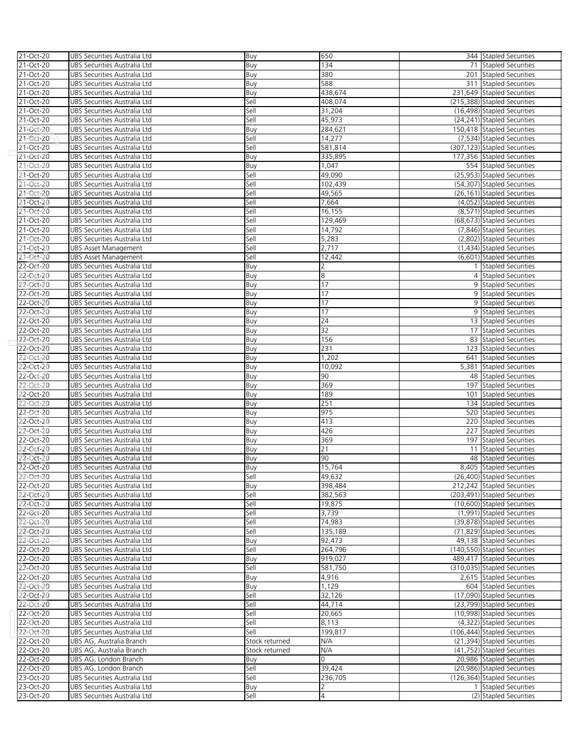| 21-Oct-20 | UBS Securities Australia Ltd | Buy | 650 | 344 | Stapled Securities |
|---|---|---|---|---|---|
| 21-Oct-20 | UBS Securities Australia Ltd | Buy | 134 | 71 | Stapled Securities |
| 21-Oct-20 | UBS Securities Australia Ltd | Buy | 380 | 201 | Stapled Securities |
| 21-Oct-20 | UBS Securities Australia Ltd | Buy | 588 | 311 | Stapled Securities |
| 21-Oct-20 | UBS Securities Australia Ltd | Buy | 438,674 | 231,649 | Stapled Securities |
| 21-Oct-20 | UBS Securities Australia Ltd | Sell | 408,074 | (215,388) | Stapled Securities |
| 21-Oct-20 | UBS Securities Australia Ltd | Sell | 31,204 | (16,498) | Stapled Securities |
| 21-Oct-20 | UBS Securities Australia Ltd | Sell | 45,973 | (24,241) | Stapled Securities |
| 21-Oct-20 | UBS Securities Australia Ltd | Buy | 284,621 | 150,418 | Stapled Securities |
| 21-Oct-20 | UBS Securities Australia Ltd | Sell | 14,277 | (7,534) | Stapled Securities |
| 21-Oct-20 | UBS Securities Australia Ltd | Sell | 581,814 | (307,123) | Stapled Securities |
| 21-Oct-20 | UBS Securities Australia Ltd | Buy | 335,895 | 177,356 | Stapled Securities |
| 21-Oct-20 | UBS Securities Australia Ltd | Buy | 1,047 | 554 | Stapled Securities |
| 21-Oct-20 | UBS Securities Australia Ltd | Sell | 49,090 | (25,953) | Stapled Securities |
| 21-Oct-20 | UBS Securities Australia Ltd | Sell | 102,439 | (54,307) | Stapled Securities |
| 21-Oct-20 | UBS Securities Australia Ltd | Sell | 49,565 | (26,161) | Stapled Securities |
| 21-Oct-20 | UBS Securities Australia Ltd | Sell | 7,664 | (4,052) | Stapled Securities |
| 21-Oct-20 | UBS Securities Australia Ltd | Sell | 16,155 | (8,571) | Stapled Securities |
| 21-Oct-20 | UBS Securities Australia Ltd | Sell | 129,469 | (68,673) | Stapled Securities |
| 21-Oct-20 | UBS Securities Australia Ltd | Sell | 14,792 | (7,846) | Stapled Securities |
| 21-Oct-20 | UBS Securities Australia Ltd | Sell | 5,283 | (2,802) | Stapled Securities |
| 21-Oct-20 | UBS Asset Management | Sell | 2,717 | (1,434) | Stapled Securities |
| 21-Oct-20 | UBS Asset Management | Sell | 12,442 | (6,601) | Stapled Securities |
| 22-Oct-20 | UBS Securities Australia Ltd | Buy | 2 | 1 | Stapled Securities |
| 22-Oct-20 | UBS Securities Australia Ltd | Buy | 8 | 4 | Stapled Securities |
| 22-Oct-20 | UBS Securities Australia Ltd | Buy | 17 | 9 | Stapled Securities |
| 22-Oct-20 | UBS Securities Australia Ltd | Buy | 17 | 9 | Stapled Securities |
| 22-Oct-20 | UBS Securities Australia Ltd | Buy | 17 | 9 | Stapled Securities |
| 22-Oct-20 | UBS Securities Australia Ltd | Buy | 17 | 9 | Stapled Securities |
| 22-Oct-20 | UBS Securities Australia Ltd | Buy | 24 | 13 | Stapled Securities |
| 22-Oct-20 | UBS Securities Australia Ltd | Buy | 32 | 17 | Stapled Securities |
| 22-Oct-20 | UBS Securities Australia Ltd | Buy | 156 | 83 | Stapled Securities |
| 22-Oct-20 | UBS Securities Australia Ltd | Buy | 231 | 123 | Stapled Securities |
| 22-Oct-20 | UBS Securities Australia Ltd | Buy | 1,202 | 641 | Stapled Securities |
| 22-Oct-20 | UBS Securities Australia Ltd | Buy | 10,092 | 5,381 | Stapled Securities |
| 22-Oct-20 | UBS Securities Australia Ltd | Buy | 90 | 48 | Stapled Securities |
| 22-Oct-20 | UBS Securities Australia Ltd | Buy | 369 | 197 | Stapled Securities |
| 22-Oct-20 | UBS Securities Australia Ltd | Buy | 189 | 101 | Stapled Securities |
| 22-Oct-20 | UBS Securities Australia Ltd | Buy | 251 | 134 | Stapled Securities |
| 22-Oct-20 | UBS Securities Australia Ltd | Buy | 975 | 520 | Stapled Securities |
| 22-Oct-20 | UBS Securities Australia Ltd | Buy | 413 | 220 | Stapled Securities |
| 22-Oct-20 | UBS Securities Australia Ltd | Buy | 426 | 227 | Stapled Securities |
| 22-Oct-20 | UBS Securities Australia Ltd | Buy | 369 | 197 | Stapled Securities |
| 22-Oct-20 | UBS Securities Australia Ltd | Buy | 21 | 11 | Stapled Securities |
| 22-Oct-20 | UBS Securities Australia Ltd | Buy | 90 | 48 | Stapled Securities |
| 22-Oct-20 | UBS Securities Australia Ltd | Buy | 15,764 | 8,405 | Stapled Securities |
| 22-Oct-20 | UBS Securities Australia Ltd | Sell | 49,632 | (26,400) | Stapled Securities |
| 22-Oct-20 | UBS Securities Australia Ltd | Buy | 398,484 | 212,242 | Stapled Securities |
| 22-Oct-20 | UBS Securities Australia Ltd | Sell | 382,563 | (203,491) | Stapled Securities |
| 22-Oct-20 | UBS Securities Australia Ltd | Sell | 19,875 | (10,600) | Stapled Securities |
| 22-Oct-20 | UBS Securities Australia Ltd | Sell | 3,739 | (1,991) | Stapled Securities |
| 22-Oct-20 | UBS Securities Australia Ltd | Sell | 74,983 | (39,878) | Stapled Securities |
| 22-Oct-20 | UBS Securities Australia Ltd | Sell | 135,189 | (71,829) | Stapled Securities |
| 22-Oct-20 | UBS Securities Australia Ltd | Buy | 92,473 | 49,138 | Stapled Securities |
| 22-Oct-20 | UBS Securities Australia Ltd | Sell | 264,796 | (140,550) | Stapled Securities |
| 22-Oct-20 | UBS Securities Australia Ltd | Buy | 919,027 | 489,417 | Stapled Securities |
| 22-Oct-20 | UBS Securities Australia Ltd | Sell | 581,750 | (310,035) | Stapled Securities |
| 22-Oct-20 | UBS Securities Australia Ltd | Buy | 4,916 | 2,615 | Stapled Securities |
| 22-Oct-20 | UBS Securities Australia Ltd | Buy | 1,129 | 604 | Stapled Securities |
| 22-Oct-20 | UBS Securities Australia Ltd | Sell | 32,126 | (17,090) | Stapled Securities |
| 22-Oct-20 | UBS Securities Australia Ltd | Sell | 44,714 | (23,799) | Stapled Securities |
| 22-Oct-20 | UBS Securities Australia Ltd | Sell | 20,665 | (10,998) | Stapled Securities |
| 22-Oct-20 | UBS Securities Australia Ltd | Sell | 8,113 | (4,322) | Stapled Securities |
| 22-Oct-20 | UBS Securities Australia Ltd | Sell | 199,817 | (106,444) | Stapled Securities |
| 22-Oct-20 | UBS AG, Australia Branch | Stock returned | N/A | (21,394) | Stapled Securities |
| 22-Oct-20 | UBS AG, Australia Branch | Stock returned | N/A | (41,752) | Stapled Securities |
| 22-Oct-20 | UBS AG, London Branch | Buy | 0 | 20,986 | Stapled Securities |
| 22-Oct-20 | UBS AG, London Branch | Sell | 39,424 | (20,986) | Stapled Securities |
| 23-Oct-20 | UBS Securities Australia Ltd | Sell | 236,705 | (126,364) | Stapled Securities |
| 23-Oct-20 | UBS Securities Australia Ltd | Buy | 2 | 1 | Stapled Securities |
| 23-Oct-20 | UBS Securities Australia Ltd | Sell | 4 | (2) | Stapled Securities |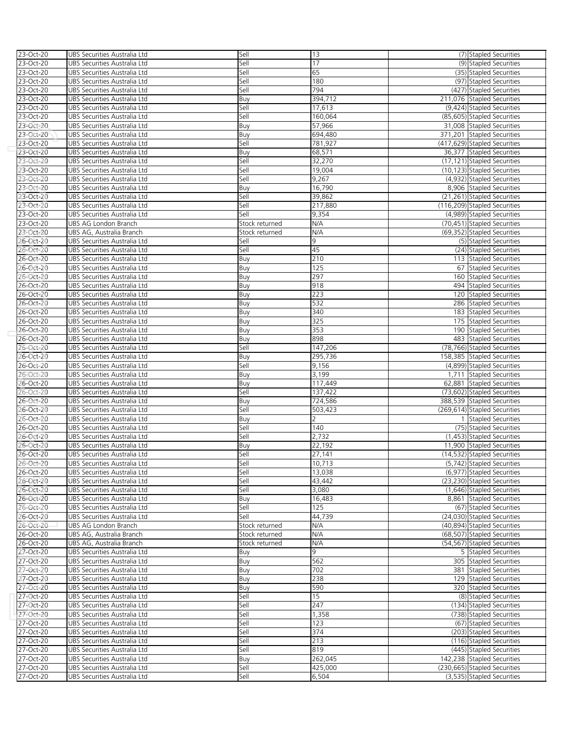| 23-Oct-20 | UBS Securities Australia Ltd | Sell | 13 | (7) | Stapled Securities |
|---|---|---|---|---|---|
| 23-Oct-20 | UBS Securities Australia Ltd | Sell | 17 | (9) | Stapled Securities |
| 23-Oct-20 | UBS Securities Australia Ltd | Sell | 65 | (35) | Stapled Securities |
| 23-Oct-20 | UBS Securities Australia Ltd | Sell | 180 | (97) | Stapled Securities |
| 23-Oct-20 | UBS Securities Australia Ltd | Sell | 794 | (427) | Stapled Securities |
| 23-Oct-20 | UBS Securities Australia Ltd | Buy | 394,712 | 211,076 | Stapled Securities |
| 23-Oct-20 | UBS Securities Australia Ltd | Sell | 17,613 | (9,424) | Stapled Securities |
| 23-Oct-20 | UBS Securities Australia Ltd | Sell | 160,064 | (85,605) | Stapled Securities |
| 23-Oct-20 | UBS Securities Australia Ltd | Buy | 57,966 | 31,008 | Stapled Securities |
| 23-Oct-20 | UBS Securities Australia Ltd | Buy | 694,480 | 371,201 | Stapled Securities |
| 23-Oct-20 | UBS Securities Australia Ltd | Sell | 781,927 | (417,629) | Stapled Securities |
| 23-Oct-20 | UBS Securities Australia Ltd | Buy | 68,571 | 36,377 | Stapled Securities |
| 23-Oct-20 | UBS Securities Australia Ltd | Sell | 32,270 | (17,121) | Stapled Securities |
| 23-Oct-20 | UBS Securities Australia Ltd | Sell | 19,004 | (10,123) | Stapled Securities |
| 23-Oct-20 | UBS Securities Australia Ltd | Sell | 9,267 | (4,932) | Stapled Securities |
| 23-Oct-20 | UBS Securities Australia Ltd | Buy | 16,790 | 8,906 | Stapled Securities |
| 23-Oct-20 | UBS Securities Australia Ltd | Sell | 39,862 | (21,261) | Stapled Securities |
| 23-Oct-20 | UBS Securities Australia Ltd | Sell | 217,880 | (116,209) | Stapled Securities |
| 23-Oct-20 | UBS Securities Australia Ltd | Sell | 9,354 | (4,989) | Stapled Securities |
| 23-Oct-20 | UBS AG London Branch | Stock returned | N/A | (70,451) | Stapled Securities |
| 23-Oct-20 | UBS AG, Australia Branch | Stock returned | N/A | (69,352) | Stapled Securities |
| 26-Oct-20 | UBS Securities Australia Ltd | Sell | 9 | (5) | Stapled Securities |
| 26-Oct-20 | UBS Securities Australia Ltd | Sell | 45 | (24) | Stapled Securities |
| 26-Oct-20 | UBS Securities Australia Ltd | Buy | 210 | 113 | Stapled Securities |
| 26-Oct-20 | UBS Securities Australia Ltd | Buy | 125 | 67 | Stapled Securities |
| 26-Oct-20 | UBS Securities Australia Ltd | Buy | 297 | 160 | Stapled Securities |
| 26-Oct-20 | UBS Securities Australia Ltd | Buy | 918 | 494 | Stapled Securities |
| 26-Oct-20 | UBS Securities Australia Ltd | Buy | 223 | 120 | Stapled Securities |
| 26-Oct-20 | UBS Securities Australia Ltd | Buy | 532 | 286 | Stapled Securities |
| 26-Oct-20 | UBS Securities Australia Ltd | Buy | 340 | 183 | Stapled Securities |
| 26-Oct-20 | UBS Securities Australia Ltd | Buy | 325 | 175 | Stapled Securities |
| 26-Oct-20 | UBS Securities Australia Ltd | Buy | 353 | 190 | Stapled Securities |
| 26-Oct-20 | UBS Securities Australia Ltd | Buy | 898 | 483 | Stapled Securities |
| 26-Oct-20 | UBS Securities Australia Ltd | Sell | 147,206 | (78,766) | Stapled Securities |
| 26-Oct-20 | UBS Securities Australia Ltd | Buy | 295,736 | 158,385 | Stapled Securities |
| 26-Oct-20 | UBS Securities Australia Ltd | Sell | 9,156 | (4,899) | Stapled Securities |
| 26-Oct-20 | UBS Securities Australia Ltd | Buy | 3,199 | 1,711 | Stapled Securities |
| 26-Oct-20 | UBS Securities Australia Ltd | Buy | 117,449 | 62,881 | Stapled Securities |
| 26-Oct-20 | UBS Securities Australia Ltd | Sell | 137,422 | (73,602) | Stapled Securities |
| 26-Oct-20 | UBS Securities Australia Ltd | Buy | 724,586 | 388,539 | Stapled Securities |
| 26-Oct-20 | UBS Securities Australia Ltd | Sell | 503,423 | (269,614) | Stapled Securities |
| 26-Oct-20 | UBS Securities Australia Ltd | Buy | 2 | 1 | Stapled Securities |
| 26-Oct-20 | UBS Securities Australia Ltd | Sell | 140 | (75) | Stapled Securities |
| 26-Oct-20 | UBS Securities Australia Ltd | Sell | 2,732 | (1,453) | Stapled Securities |
| 26-Oct-20 | UBS Securities Australia Ltd | Buy | 22,192 | 11,900 | Stapled Securities |
| 26-Oct-20 | UBS Securities Australia Ltd | Sell | 27,141 | (14,532) | Stapled Securities |
| 26-Oct-20 | UBS Securities Australia Ltd | Sell | 10,713 | (5,742) | Stapled Securities |
| 26-Oct-20 | UBS Securities Australia Ltd | Sell | 13,038 | (6,977) | Stapled Securities |
| 26-Oct-20 | UBS Securities Australia Ltd | Sell | 43,442 | (23,230) | Stapled Securities |
| 26-Oct-20 | UBS Securities Australia Ltd | Sell | 3,080 | (1,646) | Stapled Securities |
| 26-Oct-20 | UBS Securities Australia Ltd | Buy | 16,483 | 8,861 | Stapled Securities |
| 26-Oct-20 | UBS Securities Australia Ltd | Sell | 125 | (67) | Stapled Securities |
| 26-Oct-20 | UBS Securities Australia Ltd | Sell | 44,739 | (24,030) | Stapled Securities |
| 26-Oct-20 | UBS AG London Branch | Stock returned | N/A | (40,894) | Stapled Securities |
| 26-Oct-20 | UBS AG, Australia Branch | Stock returned | N/A | (68,507) | Stapled Securities |
| 26-Oct-20 | UBS AG, Australia Branch | Stock returned | N/A | (54,567) | Stapled Securities |
| 27-Oct-20 | UBS Securities Australia Ltd | Buy | 9 | 5 | Stapled Securities |
| 27-Oct-20 | UBS Securities Australia Ltd | Buy | 562 | 305 | Stapled Securities |
| 27-Oct-20 | UBS Securities Australia Ltd | Buy | 702 | 381 | Stapled Securities |
| 27-Oct-20 | UBS Securities Australia Ltd | Buy | 238 | 129 | Stapled Securities |
| 27-Oct-20 | UBS Securities Australia Ltd | Buy | 590 | 320 | Stapled Securities |
| 27-Oct-20 | UBS Securities Australia Ltd | Sell | 15 | (8) | Stapled Securities |
| 27-Oct-20 | UBS Securities Australia Ltd | Sell | 247 | (134) | Stapled Securities |
| 27-Oct-20 | UBS Securities Australia Ltd | Sell | 1,358 | (738) | Stapled Securities |
| 27-Oct-20 | UBS Securities Australia Ltd | Sell | 123 | (67) | Stapled Securities |
| 27-Oct-20 | UBS Securities Australia Ltd | Sell | 374 | (203) | Stapled Securities |
| 27-Oct-20 | UBS Securities Australia Ltd | Sell | 213 | (116) | Stapled Securities |
| 27-Oct-20 | UBS Securities Australia Ltd | Sell | 819 | (445) | Stapled Securities |
| 27-Oct-20 | UBS Securities Australia Ltd | Buy | 262,045 | 142,238 | Stapled Securities |
| 27-Oct-20 | UBS Securities Australia Ltd | Sell | 425,000 | (230,665) | Stapled Securities |
| 27-Oct-20 | UBS Securities Australia Ltd | Sell | 6,504 | (3,535) | Stapled Securities |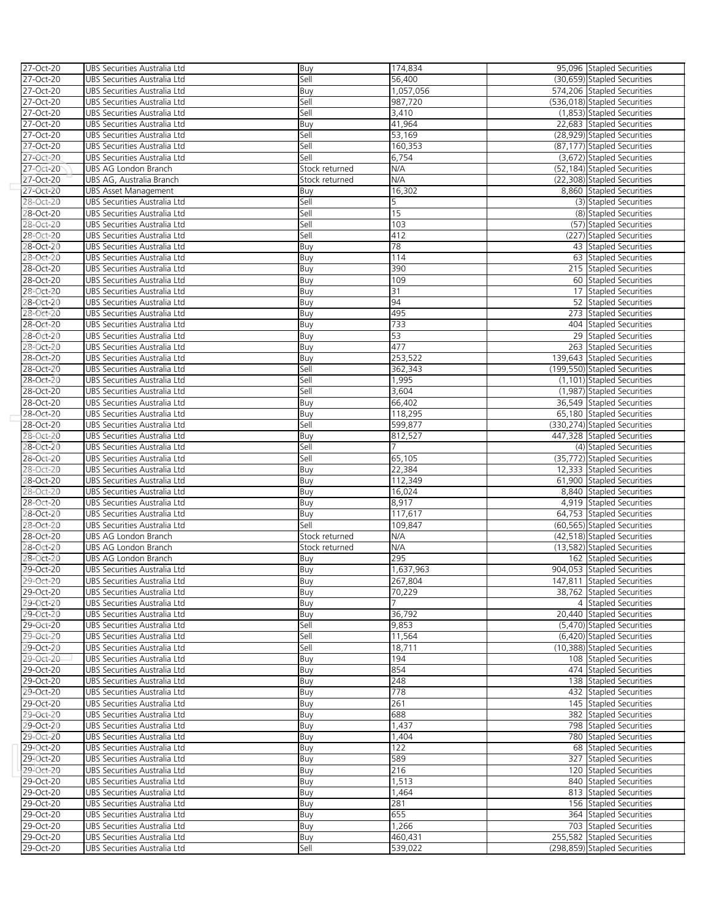| 27-Oct-20 | UBS Securities Australia Ltd | Buy | 174,834 | 95,096 | Stapled Securities |
|---|---|---|---|---|---|
| 27-Oct-20 | UBS Securities Australia Ltd | Sell | 56,400 | (30,659) | Stapled Securities |
| 27-Oct-20 | UBS Securities Australia Ltd | Buy | 1,057,056 | 574,206 | Stapled Securities |
| 27-Oct-20 | UBS Securities Australia Ltd | Sell | 987,720 | (536,018) | Stapled Securities |
| 27-Oct-20 | UBS Securities Australia Ltd | Sell | 3,410 | (1,853) | Stapled Securities |
| 27-Oct-20 | UBS Securities Australia Ltd | Buy | 41,964 | 22,683 | Stapled Securities |
| 27-Oct-20 | UBS Securities Australia Ltd | Sell | 53,169 | (28,929) | Stapled Securities |
| 27-Oct-20 | UBS Securities Australia Ltd | Sell | 160,353 | (87,177) | Stapled Securities |
| 27-Oct-20 | UBS Securities Australia Ltd | Sell | 6,754 | (3,672) | Stapled Securities |
| 27-Oct-20 | UBS AG London Branch | Stock returned | N/A | (52,184) | Stapled Securities |
| 27-Oct-20 | UBS AG, Australia Branch | Stock returned | N/A | (22,308) | Stapled Securities |
| 27-Oct-20 | UBS Asset Management | Buy | 16,302 | 8,860 | Stapled Securities |
| 28-Oct-20 | UBS Securities Australia Ltd | Sell | 5 | (3) | Stapled Securities |
| 28-Oct-20 | UBS Securities Australia Ltd | Sell | 15 | (8) | Stapled Securities |
| 28-Oct-20 | UBS Securities Australia Ltd | Sell | 103 | (57) | Stapled Securities |
| 28-Oct-20 | UBS Securities Australia Ltd | Sell | 412 | (227) | Stapled Securities |
| 28-Oct-20 | UBS Securities Australia Ltd | Buy | 78 | 43 | Stapled Securities |
| 28-Oct-20 | UBS Securities Australia Ltd | Buy | 114 | 63 | Stapled Securities |
| 28-Oct-20 | UBS Securities Australia Ltd | Buy | 390 | 215 | Stapled Securities |
| 28-Oct-20 | UBS Securities Australia Ltd | Buy | 109 | 60 | Stapled Securities |
| 28-Oct-20 | UBS Securities Australia Ltd | Buy | 31 | 17 | Stapled Securities |
| 28-Oct-20 | UBS Securities Australia Ltd | Buy | 94 | 52 | Stapled Securities |
| 28-Oct-20 | UBS Securities Australia Ltd | Buy | 495 | 273 | Stapled Securities |
| 28-Oct-20 | UBS Securities Australia Ltd | Buy | 733 | 404 | Stapled Securities |
| 28-Oct-20 | UBS Securities Australia Ltd | Buy | 53 | 29 | Stapled Securities |
| 28-Oct-20 | UBS Securities Australia Ltd | Buy | 477 | 263 | Stapled Securities |
| 28-Oct-20 | UBS Securities Australia Ltd | Buy | 253,522 | 139,643 | Stapled Securities |
| 28-Oct-20 | UBS Securities Australia Ltd | Sell | 362,343 | (199,550) | Stapled Securities |
| 28-Oct-20 | UBS Securities Australia Ltd | Sell | 1,995 | (1,101) | Stapled Securities |
| 28-Oct-20 | UBS Securities Australia Ltd | Sell | 3,604 | (1,987) | Stapled Securities |
| 28-Oct-20 | UBS Securities Australia Ltd | Buy | 66,402 | 36,549 | Stapled Securities |
| 28-Oct-20 | UBS Securities Australia Ltd | Buy | 118,295 | 65,180 | Stapled Securities |
| 28-Oct-20 | UBS Securities Australia Ltd | Sell | 599,877 | (330,274) | Stapled Securities |
| 28-Oct-20 | UBS Securities Australia Ltd | Buy | 812,527 | 447,328 | Stapled Securities |
| 28-Oct-20 | UBS Securities Australia Ltd | Sell | 7 | (4) | Stapled Securities |
| 28-Oct-20 | UBS Securities Australia Ltd | Sell | 65,105 | (35,772) | Stapled Securities |
| 28-Oct-20 | UBS Securities Australia Ltd | Buy | 22,384 | 12,333 | Stapled Securities |
| 28-Oct-20 | UBS Securities Australia Ltd | Buy | 112,349 | 61,900 | Stapled Securities |
| 28-Oct-20 | UBS Securities Australia Ltd | Buy | 16,024 | 8,840 | Stapled Securities |
| 28-Oct-20 | UBS Securities Australia Ltd | Buy | 8,917 | 4,919 | Stapled Securities |
| 28-Oct-20 | UBS Securities Australia Ltd | Buy | 117,617 | 64,753 | Stapled Securities |
| 28-Oct-20 | UBS Securities Australia Ltd | Sell | 109,847 | (60,565) | Stapled Securities |
| 28-Oct-20 | UBS AG London Branch | Stock returned | N/A | (42,518) | Stapled Securities |
| 28-Oct-20 | UBS AG London Branch | Stock returned | N/A | (13,582) | Stapled Securities |
| 28-Oct-20 | UBS AG London Branch | Buy | 295 | 162 | Stapled Securities |
| 29-Oct-20 | UBS Securities Australia Ltd | Buy | 1,637,963 | 904,053 | Stapled Securities |
| 29-Oct-20 | UBS Securities Australia Ltd | Buy | 267,804 | 147,811 | Stapled Securities |
| 29-Oct-20 | UBS Securities Australia Ltd | Buy | 70,229 | 38,762 | Stapled Securities |
| 29-Oct-20 | UBS Securities Australia Ltd | Buy | 7 | 4 | Stapled Securities |
| 29-Oct-20 | UBS Securities Australia Ltd | Buy | 36,792 | 20,440 | Stapled Securities |
| 29-Oct-20 | UBS Securities Australia Ltd | Sell | 9,853 | (5,470) | Stapled Securities |
| 29-Oct-20 | UBS Securities Australia Ltd | Sell | 11,564 | (6,420) | Stapled Securities |
| 29-Oct-20 | UBS Securities Australia Ltd | Sell | 18,711 | (10,388) | Stapled Securities |
| 29-Oct-20 | UBS Securities Australia Ltd | Buy | 194 | 108 | Stapled Securities |
| 29-Oct-20 | UBS Securities Australia Ltd | Buy | 854 | 474 | Stapled Securities |
| 29-Oct-20 | UBS Securities Australia Ltd | Buy | 248 | 138 | Stapled Securities |
| 29-Oct-20 | UBS Securities Australia Ltd | Buy | 778 | 432 | Stapled Securities |
| 29-Oct-20 | UBS Securities Australia Ltd | Buy | 261 | 145 | Stapled Securities |
| 29-Oct-20 | UBS Securities Australia Ltd | Buy | 688 | 382 | Stapled Securities |
| 29-Oct-20 | UBS Securities Australia Ltd | Buy | 1,437 | 798 | Stapled Securities |
| 29-Oct-20 | UBS Securities Australia Ltd | Buy | 1,404 | 780 | Stapled Securities |
| 29-Oct-20 | UBS Securities Australia Ltd | Buy | 122 | 68 | Stapled Securities |
| 29-Oct-20 | UBS Securities Australia Ltd | Buy | 589 | 327 | Stapled Securities |
| 29-Oct-20 | UBS Securities Australia Ltd | Buy | 216 | 120 | Stapled Securities |
| 29-Oct-20 | UBS Securities Australia Ltd | Buy | 1,513 | 840 | Stapled Securities |
| 29-Oct-20 | UBS Securities Australia Ltd | Buy | 1,464 | 813 | Stapled Securities |
| 29-Oct-20 | UBS Securities Australia Ltd | Buy | 281 | 156 | Stapled Securities |
| 29-Oct-20 | UBS Securities Australia Ltd | Buy | 655 | 364 | Stapled Securities |
| 29-Oct-20 | UBS Securities Australia Ltd | Buy | 1,266 | 703 | Stapled Securities |
| 29-Oct-20 | UBS Securities Australia Ltd | Buy | 460,431 | 255,582 | Stapled Securities |
| 29-Oct-20 | UBS Securities Australia Ltd | Sell | 539,022 | (298,859) | Stapled Securities |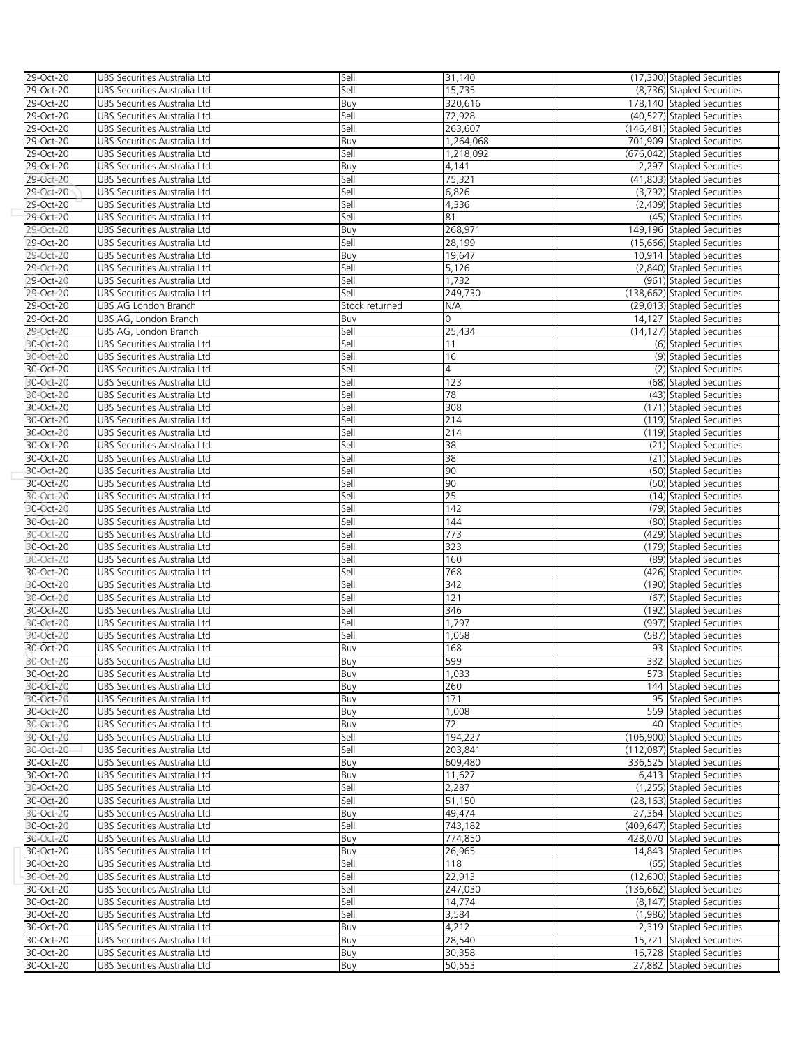| 29-Oct-20 | UBS Securities Australia Ltd | Sell | 31,140 | (17,300) | Stapled Securities |
|---|---|---|---|---|---|
| 29-Oct-20 | UBS Securities Australia Ltd | Sell | 15,735 | (8,736) | Stapled Securities |
| 29-Oct-20 | UBS Securities Australia Ltd | Buy | 320,616 | 178,140 | Stapled Securities |
| 29-Oct-20 | UBS Securities Australia Ltd | Sell | 72,928 | (40,527) | Stapled Securities |
| 29-Oct-20 | UBS Securities Australia Ltd | Sell | 263,607 | (146,481) | Stapled Securities |
| 29-Oct-20 | UBS Securities Australia Ltd | Buy | 1,264,068 | 701,909 | Stapled Securities |
| 29-Oct-20 | UBS Securities Australia Ltd | Sell | 1,218,092 | (676,042) | Stapled Securities |
| 29-Oct-20 | UBS Securities Australia Ltd | Buy | 4,141 | 2,297 | Stapled Securities |
| 29-Oct-20 | UBS Securities Australia Ltd | Sell | 75,321 | (41,803) | Stapled Securities |
| 29-Oct-20 | UBS Securities Australia Ltd | Sell | 6,826 | (3,792) | Stapled Securities |
| 29-Oct-20 | UBS Securities Australia Ltd | Sell | 4,336 | (2,409) | Stapled Securities |
| 29-Oct-20 | UBS Securities Australia Ltd | Sell | 81 | (45) | Stapled Securities |
| 29-Oct-20 | UBS Securities Australia Ltd | Buy | 268,971 | 149,196 | Stapled Securities |
| 29-Oct-20 | UBS Securities Australia Ltd | Sell | 28,199 | (15,666) | Stapled Securities |
| 29-Oct-20 | UBS Securities Australia Ltd | Buy | 19,647 | 10,914 | Stapled Securities |
| 29-Oct-20 | UBS Securities Australia Ltd | Sell | 5,126 | (2,840) | Stapled Securities |
| 29-Oct-20 | UBS Securities Australia Ltd | Sell | 1,732 | (961) | Stapled Securities |
| 29-Oct-20 | UBS Securities Australia Ltd | Sell | 249,730 | (138,662) | Stapled Securities |
| 29-Oct-20 | UBS AG London Branch | Stock returned | N/A | (29,013) | Stapled Securities |
| 29-Oct-20 | UBS AG, London Branch | Buy | 0 | 14,127 | Stapled Securities |
| 29-Oct-20 | UBS AG, London Branch | Sell | 25,434 | (14,127) | Stapled Securities |
| 30-Oct-20 | UBS Securities Australia Ltd | Sell | 11 | (6) | Stapled Securities |
| 30-Oct-20 | UBS Securities Australia Ltd | Sell | 16 | (9) | Stapled Securities |
| 30-Oct-20 | UBS Securities Australia Ltd | Sell | 4 | (2) | Stapled Securities |
| 30-Oct-20 | UBS Securities Australia Ltd | Sell | 123 | (68) | Stapled Securities |
| 30-Oct-20 | UBS Securities Australia Ltd | Sell | 78 | (43) | Stapled Securities |
| 30-Oct-20 | UBS Securities Australia Ltd | Sell | 308 | (171) | Stapled Securities |
| 30-Oct-20 | UBS Securities Australia Ltd | Sell | 214 | (119) | Stapled Securities |
| 30-Oct-20 | UBS Securities Australia Ltd | Sell | 214 | (119) | Stapled Securities |
| 30-Oct-20 | UBS Securities Australia Ltd | Sell | 38 | (21) | Stapled Securities |
| 30-Oct-20 | UBS Securities Australia Ltd | Sell | 38 | (21) | Stapled Securities |
| 30-Oct-20 | UBS Securities Australia Ltd | Sell | 90 | (50) | Stapled Securities |
| 30-Oct-20 | UBS Securities Australia Ltd | Sell | 90 | (50) | Stapled Securities |
| 30-Oct-20 | UBS Securities Australia Ltd | Sell | 25 | (14) | Stapled Securities |
| 30-Oct-20 | UBS Securities Australia Ltd | Sell | 142 | (79) | Stapled Securities |
| 30-Oct-20 | UBS Securities Australia Ltd | Sell | 144 | (80) | Stapled Securities |
| 30-Oct-20 | UBS Securities Australia Ltd | Sell | 773 | (429) | Stapled Securities |
| 30-Oct-20 | UBS Securities Australia Ltd | Sell | 323 | (179) | Stapled Securities |
| 30-Oct-20 | UBS Securities Australia Ltd | Sell | 160 | (89) | Stapled Securities |
| 30-Oct-20 | UBS Securities Australia Ltd | Sell | 768 | (426) | Stapled Securities |
| 30-Oct-20 | UBS Securities Australia Ltd | Sell | 342 | (190) | Stapled Securities |
| 30-Oct-20 | UBS Securities Australia Ltd | Sell | 121 | (67) | Stapled Securities |
| 30-Oct-20 | UBS Securities Australia Ltd | Sell | 346 | (192) | Stapled Securities |
| 30-Oct-20 | UBS Securities Australia Ltd | Sell | 1,797 | (997) | Stapled Securities |
| 30-Oct-20 | UBS Securities Australia Ltd | Sell | 1,058 | (587) | Stapled Securities |
| 30-Oct-20 | UBS Securities Australia Ltd | Buy | 168 | 93 | Stapled Securities |
| 30-Oct-20 | UBS Securities Australia Ltd | Buy | 599 | 332 | Stapled Securities |
| 30-Oct-20 | UBS Securities Australia Ltd | Buy | 1,033 | 573 | Stapled Securities |
| 30-Oct-20 | UBS Securities Australia Ltd | Buy | 260 | 144 | Stapled Securities |
| 30-Oct-20 | UBS Securities Australia Ltd | Buy | 171 | 95 | Stapled Securities |
| 30-Oct-20 | UBS Securities Australia Ltd | Buy | 1,008 | 559 | Stapled Securities |
| 30-Oct-20 | UBS Securities Australia Ltd | Buy | 72 | 40 | Stapled Securities |
| 30-Oct-20 | UBS Securities Australia Ltd | Sell | 194,227 | (106,900) | Stapled Securities |
| 30-Oct-20 | UBS Securities Australia Ltd | Sell | 203,841 | (112,087) | Stapled Securities |
| 30-Oct-20 | UBS Securities Australia Ltd | Buy | 609,480 | 336,525 | Stapled Securities |
| 30-Oct-20 | UBS Securities Australia Ltd | Buy | 11,627 | 6,413 | Stapled Securities |
| 30-Oct-20 | UBS Securities Australia Ltd | Sell | 2,287 | (1,255) | Stapled Securities |
| 30-Oct-20 | UBS Securities Australia Ltd | Sell | 51,150 | (28,163) | Stapled Securities |
| 30-Oct-20 | UBS Securities Australia Ltd | Buy | 49,474 | 27,364 | Stapled Securities |
| 30-Oct-20 | UBS Securities Australia Ltd | Sell | 743,182 | (409,647) | Stapled Securities |
| 30-Oct-20 | UBS Securities Australia Ltd | Buy | 774,850 | 428,070 | Stapled Securities |
| 30-Oct-20 | UBS Securities Australia Ltd | Buy | 26,965 | 14,843 | Stapled Securities |
| 30-Oct-20 | UBS Securities Australia Ltd | Sell | 118 | (65) | Stapled Securities |
| 30-Oct-20 | UBS Securities Australia Ltd | Sell | 22,913 | (12,600) | Stapled Securities |
| 30-Oct-20 | UBS Securities Australia Ltd | Sell | 247,030 | (136,662) | Stapled Securities |
| 30-Oct-20 | UBS Securities Australia Ltd | Sell | 14,774 | (8,147) | Stapled Securities |
| 30-Oct-20 | UBS Securities Australia Ltd | Sell | 3,584 | (1,986) | Stapled Securities |
| 30-Oct-20 | UBS Securities Australia Ltd | Buy | 4,212 | 2,319 | Stapled Securities |
| 30-Oct-20 | UBS Securities Australia Ltd | Buy | 28,540 | 15,721 | Stapled Securities |
| 30-Oct-20 | UBS Securities Australia Ltd | Buy | 30,358 | 16,728 | Stapled Securities |
| 30-Oct-20 | UBS Securities Australia Ltd | Buy | 50,553 | 27,882 | Stapled Securities |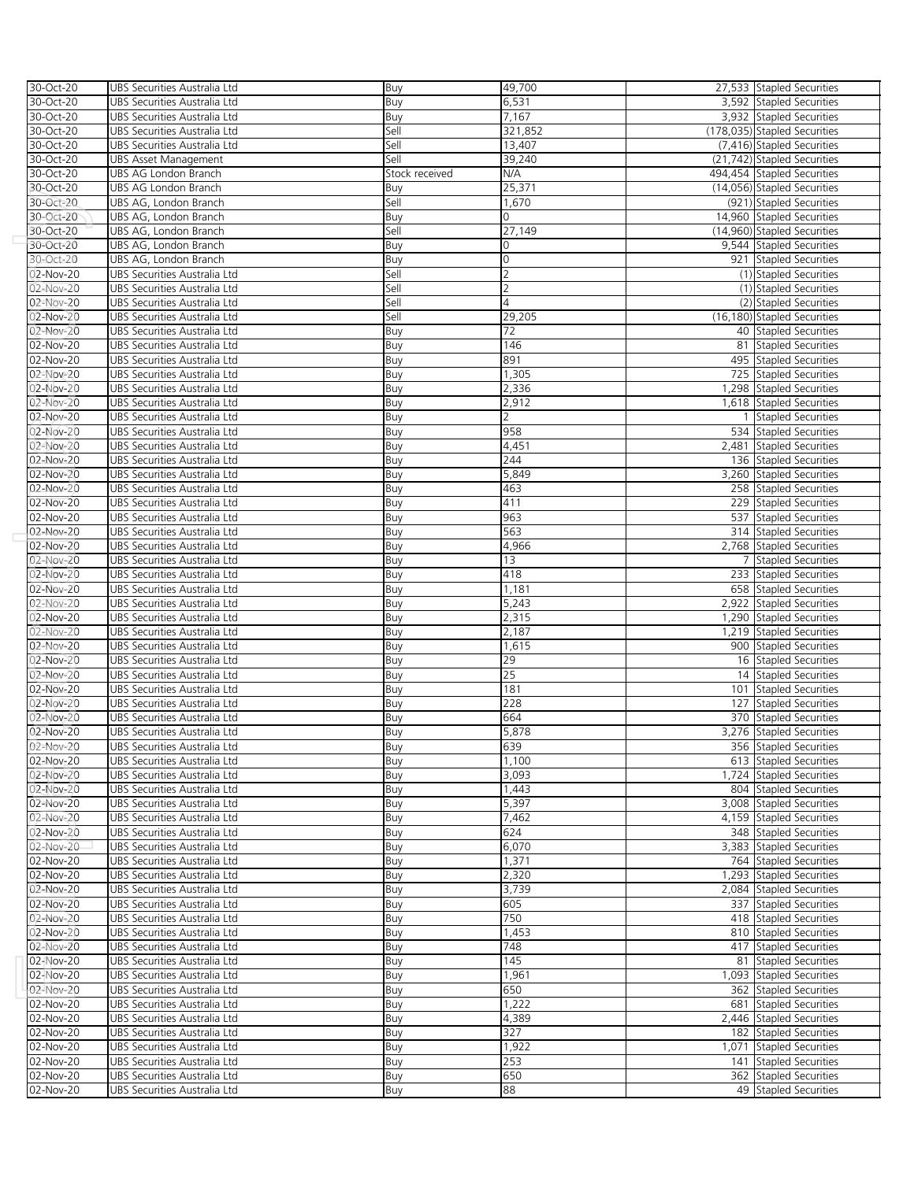| 30-Oct-20 | UBS Securities Australia Ltd | Buy | 49,700 | 27,533 | Stapled Securities |
|---|---|---|---|---|---|
| 30-Oct-20 | UBS Securities Australia Ltd | Buy | 6,531 | 3,592 | Stapled Securities |
| 30-Oct-20 | UBS Securities Australia Ltd | Buy | 7,167 | 3,932 | Stapled Securities |
| 30-Oct-20 | UBS Securities Australia Ltd | Sell | 321,852 | (178,035) | Stapled Securities |
| 30-Oct-20 | UBS Securities Australia Ltd | Sell | 13,407 | (7,416) | Stapled Securities |
| 30-Oct-20 | UBS Asset Management | Sell | 39,240 | (21,742) | Stapled Securities |
| 30-Oct-20 | UBS AG London Branch | Stock received | N/A | 494,454 | Stapled Securities |
| 30-Oct-20 | UBS AG London Branch | Buy | 25,371 | (14,056) | Stapled Securities |
| 30-Oct-20 | UBS AG, London Branch | Sell | 1,670 | (921) | Stapled Securities |
| 30-Oct-20 | UBS AG, London Branch | Buy | 0 | 14,960 | Stapled Securities |
| 30-Oct-20 | UBS AG, London Branch | Sell | 27,149 | (14,960) | Stapled Securities |
| 30-Oct-20 | UBS AG, London Branch | Buy | 0 | 9,544 | Stapled Securities |
| 30-Oct-20 | UBS AG, London Branch | Buy | 0 | 921 | Stapled Securities |
| 02-Nov-20 | UBS Securities Australia Ltd | Sell | 2 | (1) | Stapled Securities |
| 02-Nov-20 | UBS Securities Australia Ltd | Sell | 2 | (1) | Stapled Securities |
| 02-Nov-20 | UBS Securities Australia Ltd | Sell | 4 | (2) | Stapled Securities |
| 02-Nov-20 | UBS Securities Australia Ltd | Sell | 29,205 | (16,180) | Stapled Securities |
| 02-Nov-20 | UBS Securities Australia Ltd | Buy | 72 | 40 | Stapled Securities |
| 02-Nov-20 | UBS Securities Australia Ltd | Buy | 146 | 81 | Stapled Securities |
| 02-Nov-20 | UBS Securities Australia Ltd | Buy | 891 | 495 | Stapled Securities |
| 02-Nov-20 | UBS Securities Australia Ltd | Buy | 1,305 | 725 | Stapled Securities |
| 02-Nov-20 | UBS Securities Australia Ltd | Buy | 2,336 | 1,298 | Stapled Securities |
| 02-Nov-20 | UBS Securities Australia Ltd | Buy | 2,912 | 1,618 | Stapled Securities |
| 02-Nov-20 | UBS Securities Australia Ltd | Buy | 2 | 1 | Stapled Securities |
| 02-Nov-20 | UBS Securities Australia Ltd | Buy | 958 | 534 | Stapled Securities |
| 02-Nov-20 | UBS Securities Australia Ltd | Buy | 4,451 | 2,481 | Stapled Securities |
| 02-Nov-20 | UBS Securities Australia Ltd | Buy | 244 | 136 | Stapled Securities |
| 02-Nov-20 | UBS Securities Australia Ltd | Buy | 5,849 | 3,260 | Stapled Securities |
| 02-Nov-20 | UBS Securities Australia Ltd | Buy | 463 | 258 | Stapled Securities |
| 02-Nov-20 | UBS Securities Australia Ltd | Buy | 411 | 229 | Stapled Securities |
| 02-Nov-20 | UBS Securities Australia Ltd | Buy | 963 | 537 | Stapled Securities |
| 02-Nov-20 | UBS Securities Australia Ltd | Buy | 563 | 314 | Stapled Securities |
| 02-Nov-20 | UBS Securities Australia Ltd | Buy | 4,966 | 2,768 | Stapled Securities |
| 02-Nov-20 | UBS Securities Australia Ltd | Buy | 13 | 7 | Stapled Securities |
| 02-Nov-20 | UBS Securities Australia Ltd | Buy | 418 | 233 | Stapled Securities |
| 02-Nov-20 | UBS Securities Australia Ltd | Buy | 1,181 | 658 | Stapled Securities |
| 02-Nov-20 | UBS Securities Australia Ltd | Buy | 5,243 | 2,922 | Stapled Securities |
| 02-Nov-20 | UBS Securities Australia Ltd | Buy | 2,315 | 1,290 | Stapled Securities |
| 02-Nov-20 | UBS Securities Australia Ltd | Buy | 2,187 | 1,219 | Stapled Securities |
| 02-Nov-20 | UBS Securities Australia Ltd | Buy | 1,615 | 900 | Stapled Securities |
| 02-Nov-20 | UBS Securities Australia Ltd | Buy | 29 | 16 | Stapled Securities |
| 02-Nov-20 | UBS Securities Australia Ltd | Buy | 25 | 14 | Stapled Securities |
| 02-Nov-20 | UBS Securities Australia Ltd | Buy | 181 | 101 | Stapled Securities |
| 02-Nov-20 | UBS Securities Australia Ltd | Buy | 228 | 127 | Stapled Securities |
| 02-Nov-20 | UBS Securities Australia Ltd | Buy | 664 | 370 | Stapled Securities |
| 02-Nov-20 | UBS Securities Australia Ltd | Buy | 5,878 | 3,276 | Stapled Securities |
| 02-Nov-20 | UBS Securities Australia Ltd | Buy | 639 | 356 | Stapled Securities |
| 02-Nov-20 | UBS Securities Australia Ltd | Buy | 1,100 | 613 | Stapled Securities |
| 02-Nov-20 | UBS Securities Australia Ltd | Buy | 3,093 | 1,724 | Stapled Securities |
| 02-Nov-20 | UBS Securities Australia Ltd | Buy | 1,443 | 804 | Stapled Securities |
| 02-Nov-20 | UBS Securities Australia Ltd | Buy | 5,397 | 3,008 | Stapled Securities |
| 02-Nov-20 | UBS Securities Australia Ltd | Buy | 7,462 | 4,159 | Stapled Securities |
| 02-Nov-20 | UBS Securities Australia Ltd | Buy | 624 | 348 | Stapled Securities |
| 02-Nov-20 | UBS Securities Australia Ltd | Buy | 6,070 | 3,383 | Stapled Securities |
| 02-Nov-20 | UBS Securities Australia Ltd | Buy | 1,371 | 764 | Stapled Securities |
| 02-Nov-20 | UBS Securities Australia Ltd | Buy | 2,320 | 1,293 | Stapled Securities |
| 02-Nov-20 | UBS Securities Australia Ltd | Buy | 3,739 | 2,084 | Stapled Securities |
| 02-Nov-20 | UBS Securities Australia Ltd | Buy | 605 | 337 | Stapled Securities |
| 02-Nov-20 | UBS Securities Australia Ltd | Buy | 750 | 418 | Stapled Securities |
| 02-Nov-20 | UBS Securities Australia Ltd | Buy | 1,453 | 810 | Stapled Securities |
| 02-Nov-20 | UBS Securities Australia Ltd | Buy | 748 | 417 | Stapled Securities |
| 02-Nov-20 | UBS Securities Australia Ltd | Buy | 145 | 81 | Stapled Securities |
| 02-Nov-20 | UBS Securities Australia Ltd | Buy | 1,961 | 1,093 | Stapled Securities |
| 02-Nov-20 | UBS Securities Australia Ltd | Buy | 650 | 362 | Stapled Securities |
| 02-Nov-20 | UBS Securities Australia Ltd | Buy | 1,222 | 681 | Stapled Securities |
| 02-Nov-20 | UBS Securities Australia Ltd | Buy | 4,389 | 2,446 | Stapled Securities |
| 02-Nov-20 | UBS Securities Australia Ltd | Buy | 327 | 182 | Stapled Securities |
| 02-Nov-20 | UBS Securities Australia Ltd | Buy | 1,922 | 1,071 | Stapled Securities |
| 02-Nov-20 | UBS Securities Australia Ltd | Buy | 253 | 141 | Stapled Securities |
| 02-Nov-20 | UBS Securities Australia Ltd | Buy | 650 | 362 | Stapled Securities |
| 02-Nov-20 | UBS Securities Australia Ltd | Buy | 88 | 49 | Stapled Securities |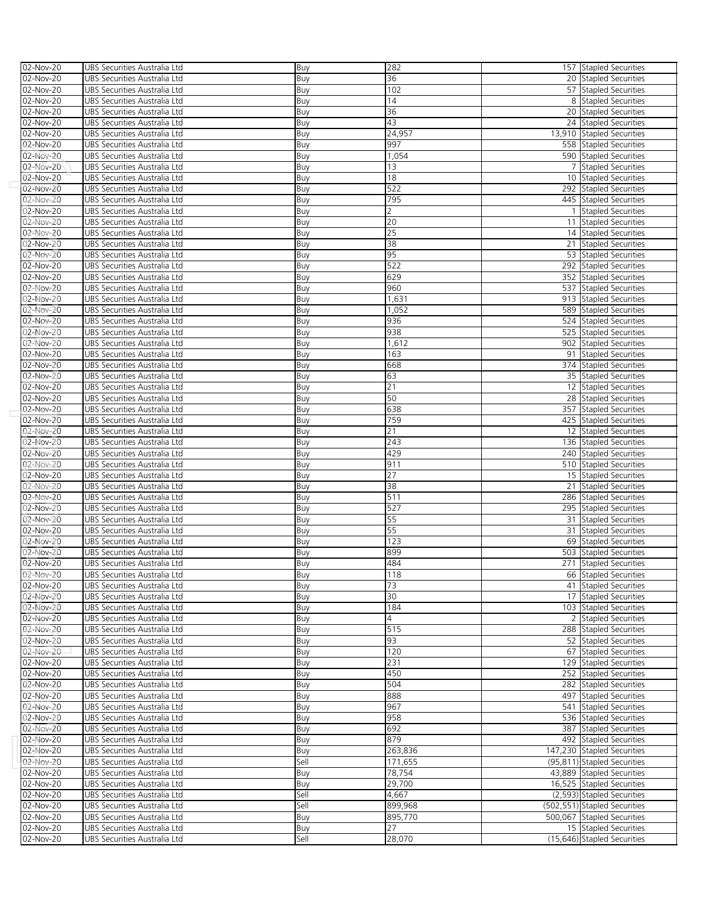| | | | | | |
|---|---|---|---|---|---|
| 02-Nov-20 | UBS Securities Australia Ltd | Buy | 282 | 157 | Stapled Securities |
| 02-Nov-20 | UBS Securities Australia Ltd | Buy | 36 | 20 | Stapled Securities |
| 02-Nov-20 | UBS Securities Australia Ltd | Buy | 102 | 57 | Stapled Securities |
| 02-Nov-20 | UBS Securities Australia Ltd | Buy | 14 | 8 | Stapled Securities |
| 02-Nov-20 | UBS Securities Australia Ltd | Buy | 36 | 20 | Stapled Securities |
| 02-Nov-20 | UBS Securities Australia Ltd | Buy | 43 | 24 | Stapled Securities |
| 02-Nov-20 | UBS Securities Australia Ltd | Buy | 24,957 | 13,910 | Stapled Securities |
| 02-Nov-20 | UBS Securities Australia Ltd | Buy | 997 | 558 | Stapled Securities |
| 02-Nov-20 | UBS Securities Australia Ltd | Buy | 1,054 | 590 | Stapled Securities |
| 02-Nov-20 | UBS Securities Australia Ltd | Buy | 13 | 7 | Stapled Securities |
| 02-Nov-20 | UBS Securities Australia Ltd | Buy | 18 | 10 | Stapled Securities |
| 02-Nov-20 | UBS Securities Australia Ltd | Buy | 522 | 292 | Stapled Securities |
| 02-Nov-20 | UBS Securities Australia Ltd | Buy | 795 | 445 | Stapled Securities |
| 02-Nov-20 | UBS Securities Australia Ltd | Buy | 2 | 1 | Stapled Securities |
| 02-Nov-20 | UBS Securities Australia Ltd | Buy | 20 | 11 | Stapled Securities |
| 02-Nov-20 | UBS Securities Australia Ltd | Buy | 25 | 14 | Stapled Securities |
| 02-Nov-20 | UBS Securities Australia Ltd | Buy | 38 | 21 | Stapled Securities |
| 02-Nov-20 | UBS Securities Australia Ltd | Buy | 95 | 53 | Stapled Securities |
| 02-Nov-20 | UBS Securities Australia Ltd | Buy | 522 | 292 | Stapled Securities |
| 02-Nov-20 | UBS Securities Australia Ltd | Buy | 629 | 352 | Stapled Securities |
| 02-Nov-20 | UBS Securities Australia Ltd | Buy | 960 | 537 | Stapled Securities |
| 02-Nov-20 | UBS Securities Australia Ltd | Buy | 1,631 | 913 | Stapled Securities |
| 02-Nov-20 | UBS Securities Australia Ltd | Buy | 1,052 | 589 | Stapled Securities |
| 02-Nov-20 | UBS Securities Australia Ltd | Buy | 936 | 524 | Stapled Securities |
| 02-Nov-20 | UBS Securities Australia Ltd | Buy | 938 | 525 | Stapled Securities |
| 02-Nov-20 | UBS Securities Australia Ltd | Buy | 1,612 | 902 | Stapled Securities |
| 02-Nov-20 | UBS Securities Australia Ltd | Buy | 163 | 91 | Stapled Securities |
| 02-Nov-20 | UBS Securities Australia Ltd | Buy | 668 | 374 | Stapled Securities |
| 02-Nov-20 | UBS Securities Australia Ltd | Buy | 63 | 35 | Stapled Securities |
| 02-Nov-20 | UBS Securities Australia Ltd | Buy | 21 | 12 | Stapled Securities |
| 02-Nov-20 | UBS Securities Australia Ltd | Buy | 50 | 28 | Stapled Securities |
| 02-Nov-20 | UBS Securities Australia Ltd | Buy | 638 | 357 | Stapled Securities |
| 02-Nov-20 | UBS Securities Australia Ltd | Buy | 759 | 425 | Stapled Securities |
| 02-Nov-20 | UBS Securities Australia Ltd | Buy | 21 | 12 | Stapled Securities |
| 02-Nov-20 | UBS Securities Australia Ltd | Buy | 243 | 136 | Stapled Securities |
| 02-Nov-20 | UBS Securities Australia Ltd | Buy | 429 | 240 | Stapled Securities |
| 02-Nov-20 | UBS Securities Australia Ltd | Buy | 911 | 510 | Stapled Securities |
| 02-Nov-20 | UBS Securities Australia Ltd | Buy | 27 | 15 | Stapled Securities |
| 02-Nov-20 | UBS Securities Australia Ltd | Buy | 38 | 21 | Stapled Securities |
| 02-Nov-20 | UBS Securities Australia Ltd | Buy | 511 | 286 | Stapled Securities |
| 02-Nov-20 | UBS Securities Australia Ltd | Buy | 527 | 295 | Stapled Securities |
| 02-Nov-20 | UBS Securities Australia Ltd | Buy | 55 | 31 | Stapled Securities |
| 02-Nov-20 | UBS Securities Australia Ltd | Buy | 55 | 31 | Stapled Securities |
| 02-Nov-20 | UBS Securities Australia Ltd | Buy | 123 | 69 | Stapled Securities |
| 02-Nov-20 | UBS Securities Australia Ltd | Buy | 899 | 503 | Stapled Securities |
| 02-Nov-20 | UBS Securities Australia Ltd | Buy | 484 | 271 | Stapled Securities |
| 02-Nov-20 | UBS Securities Australia Ltd | Buy | 118 | 66 | Stapled Securities |
| 02-Nov-20 | UBS Securities Australia Ltd | Buy | 73 | 41 | Stapled Securities |
| 02-Nov-20 | UBS Securities Australia Ltd | Buy | 30 | 17 | Stapled Securities |
| 02-Nov-20 | UBS Securities Australia Ltd | Buy | 184 | 103 | Stapled Securities |
| 02-Nov-20 | UBS Securities Australia Ltd | Buy | 4 | 2 | Stapled Securities |
| 02-Nov-20 | UBS Securities Australia Ltd | Buy | 515 | 288 | Stapled Securities |
| 02-Nov-20 | UBS Securities Australia Ltd | Buy | 93 | 52 | Stapled Securities |
| 02-Nov-20 | UBS Securities Australia Ltd | Buy | 120 | 67 | Stapled Securities |
| 02-Nov-20 | UBS Securities Australia Ltd | Buy | 231 | 129 | Stapled Securities |
| 02-Nov-20 | UBS Securities Australia Ltd | Buy | 450 | 252 | Stapled Securities |
| 02-Nov-20 | UBS Securities Australia Ltd | Buy | 504 | 282 | Stapled Securities |
| 02-Nov-20 | UBS Securities Australia Ltd | Buy | 888 | 497 | Stapled Securities |
| 02-Nov-20 | UBS Securities Australia Ltd | Buy | 967 | 541 | Stapled Securities |
| 02-Nov-20 | UBS Securities Australia Ltd | Buy | 958 | 536 | Stapled Securities |
| 02-Nov-20 | UBS Securities Australia Ltd | Buy | 692 | 387 | Stapled Securities |
| 02-Nov-20 | UBS Securities Australia Ltd | Buy | 879 | 492 | Stapled Securities |
| 02-Nov-20 | UBS Securities Australia Ltd | Buy | 263,836 | 147,230 | Stapled Securities |
| 02-Nov-20 | UBS Securities Australia Ltd | Sell | 171,655 | (95,811) | Stapled Securities |
| 02-Nov-20 | UBS Securities Australia Ltd | Buy | 78,754 | 43,889 | Stapled Securities |
| 02-Nov-20 | UBS Securities Australia Ltd | Buy | 29,700 | 16,525 | Stapled Securities |
| 02-Nov-20 | UBS Securities Australia Ltd | Sell | 4,667 | (2,593) | Stapled Securities |
| 02-Nov-20 | UBS Securities Australia Ltd | Sell | 899,968 | (502,551) | Stapled Securities |
| 02-Nov-20 | UBS Securities Australia Ltd | Buy | 895,770 | 500,067 | Stapled Securities |
| 02-Nov-20 | UBS Securities Australia Ltd | Buy | 27 | 15 | Stapled Securities |
| 02-Nov-20 | UBS Securities Australia Ltd | Sell | 28,070 | (15,646) | Stapled Securities |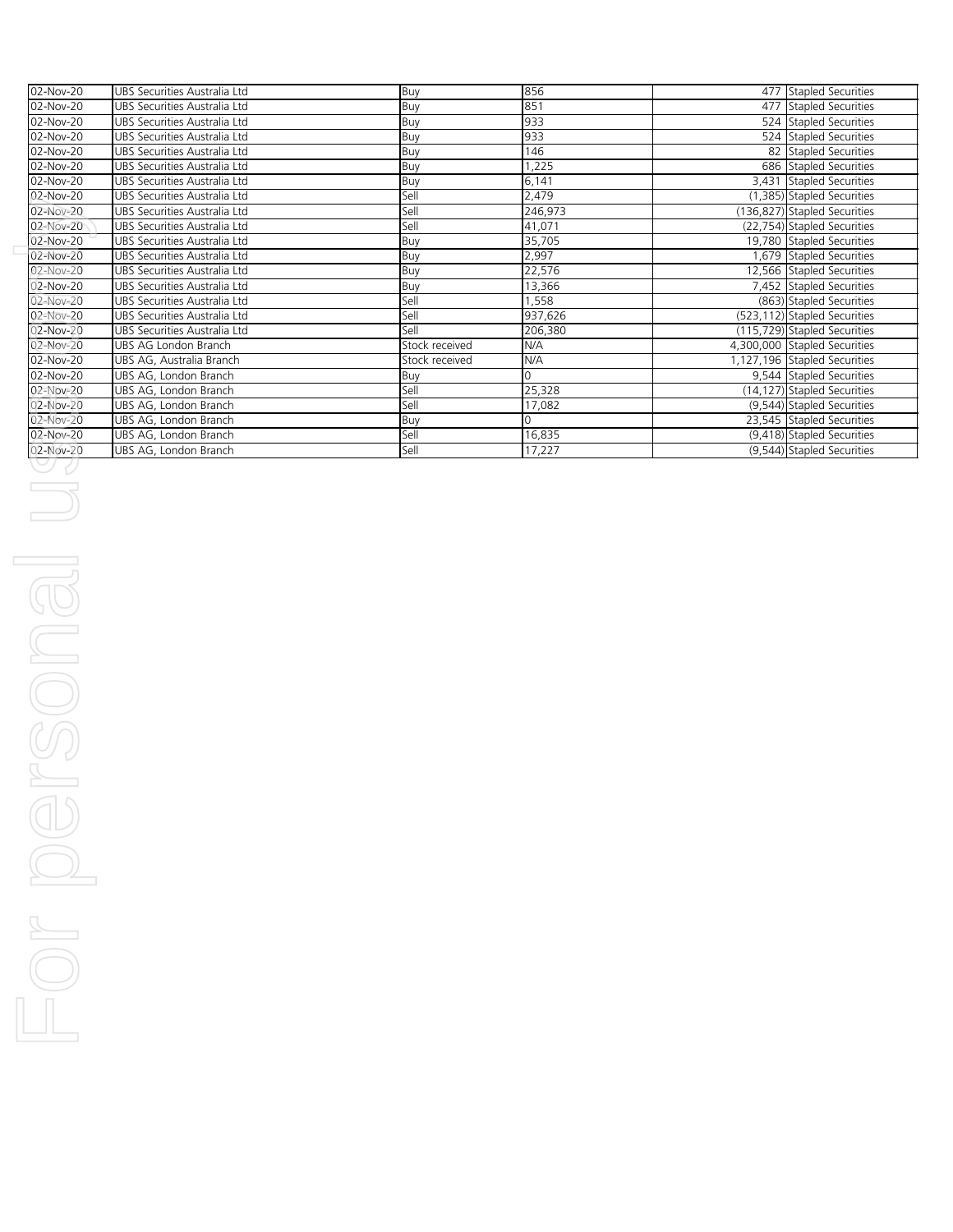| | | | | | |
|---|---|---|---|---|---|
| 02-Nov-20 | UBS Securities Australia Ltd | Buy | 856 | 477 | Stapled Securities |
| 02-Nov-20 | UBS Securities Australia Ltd | Buy | 851 | 477 | Stapled Securities |
| 02-Nov-20 | UBS Securities Australia Ltd | Buy | 933 | 524 | Stapled Securities |
| 02-Nov-20 | UBS Securities Australia Ltd | Buy | 933 | 524 | Stapled Securities |
| 02-Nov-20 | UBS Securities Australia Ltd | Buy | 146 | 82 | Stapled Securities |
| 02-Nov-20 | UBS Securities Australia Ltd | Buy | 1,225 | 686 | Stapled Securities |
| 02-Nov-20 | UBS Securities Australia Ltd | Buy | 6,141 | 3,431 | Stapled Securities |
| 02-Nov-20 | UBS Securities Australia Ltd | Sell | 2,479 | (1,385) | Stapled Securities |
| 02-Nov-20 | UBS Securities Australia Ltd | Sell | 246,973 | (136,827) | Stapled Securities |
| 02-Nov-20 | UBS Securities Australia Ltd | Sell | 41,071 | (22,754) | Stapled Securities |
| 02-Nov-20 | UBS Securities Australia Ltd | Buy | 35,705 | 19,780 | Stapled Securities |
| 02-Nov-20 | UBS Securities Australia Ltd | Buy | 2,997 | 1,679 | Stapled Securities |
| 02-Nov-20 | UBS Securities Australia Ltd | Buy | 22,576 | 12,566 | Stapled Securities |
| 02-Nov-20 | UBS Securities Australia Ltd | Buy | 13,366 | 7,452 | Stapled Securities |
| 02-Nov-20 | UBS Securities Australia Ltd | Sell | 1,558 | (863) | Stapled Securities |
| 02-Nov-20 | UBS Securities Australia Ltd | Sell | 937,626 | (523,112) | Stapled Securities |
| 02-Nov-20 | UBS Securities Australia Ltd | Sell | 206,380 | (115,729) | Stapled Securities |
| 02-Nov-20 | UBS AG London Branch | Stock received | N/A | 4,300,000 | Stapled Securities |
| 02-Nov-20 | UBS AG, Australia Branch | Stock received | N/A | 1,127,196 | Stapled Securities |
| 02-Nov-20 | UBS AG, London Branch | Buy | 0 | 9,544 | Stapled Securities |
| 02-Nov-20 | UBS AG, London Branch | Sell | 25,328 | (14,127) | Stapled Securities |
| 02-Nov-20 | UBS AG, London Branch | Sell | 17,082 | (9,544) | Stapled Securities |
| 02-Nov-20 | UBS AG, London Branch | Buy | 0 | 23,545 | Stapled Securities |
| 02-Nov-20 | UBS AG, London Branch | Sell | 16,835 | (9,418) | Stapled Securities |
| 02-Nov-20 | UBS AG, London Branch | Sell | 17,227 | (9,544) | Stapled Securities |